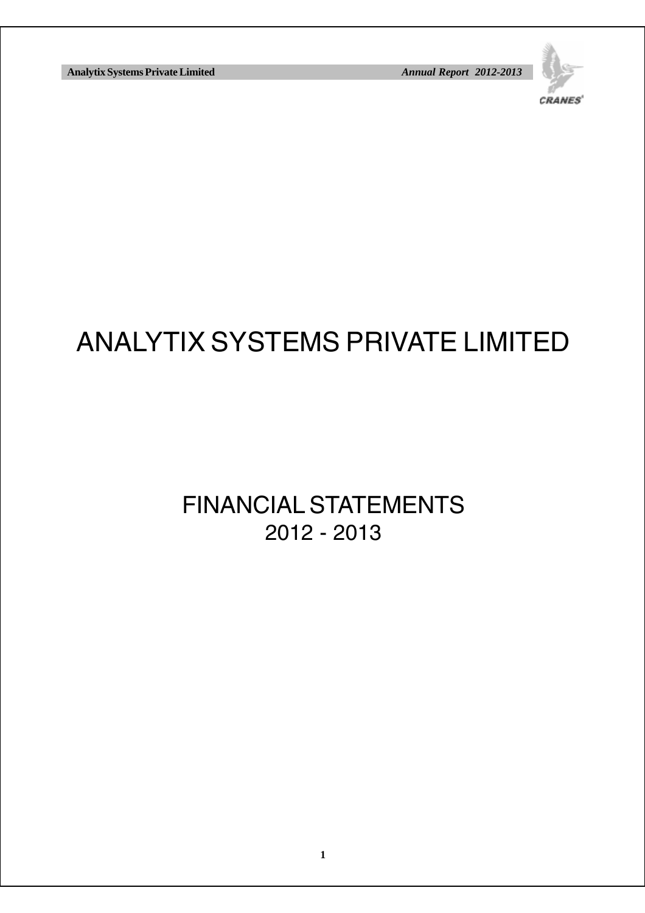# ANALYTIX SYSTEMS PRIVATE LIMITED

## FINANCIAL STATEMENTS
## 2012 - 2013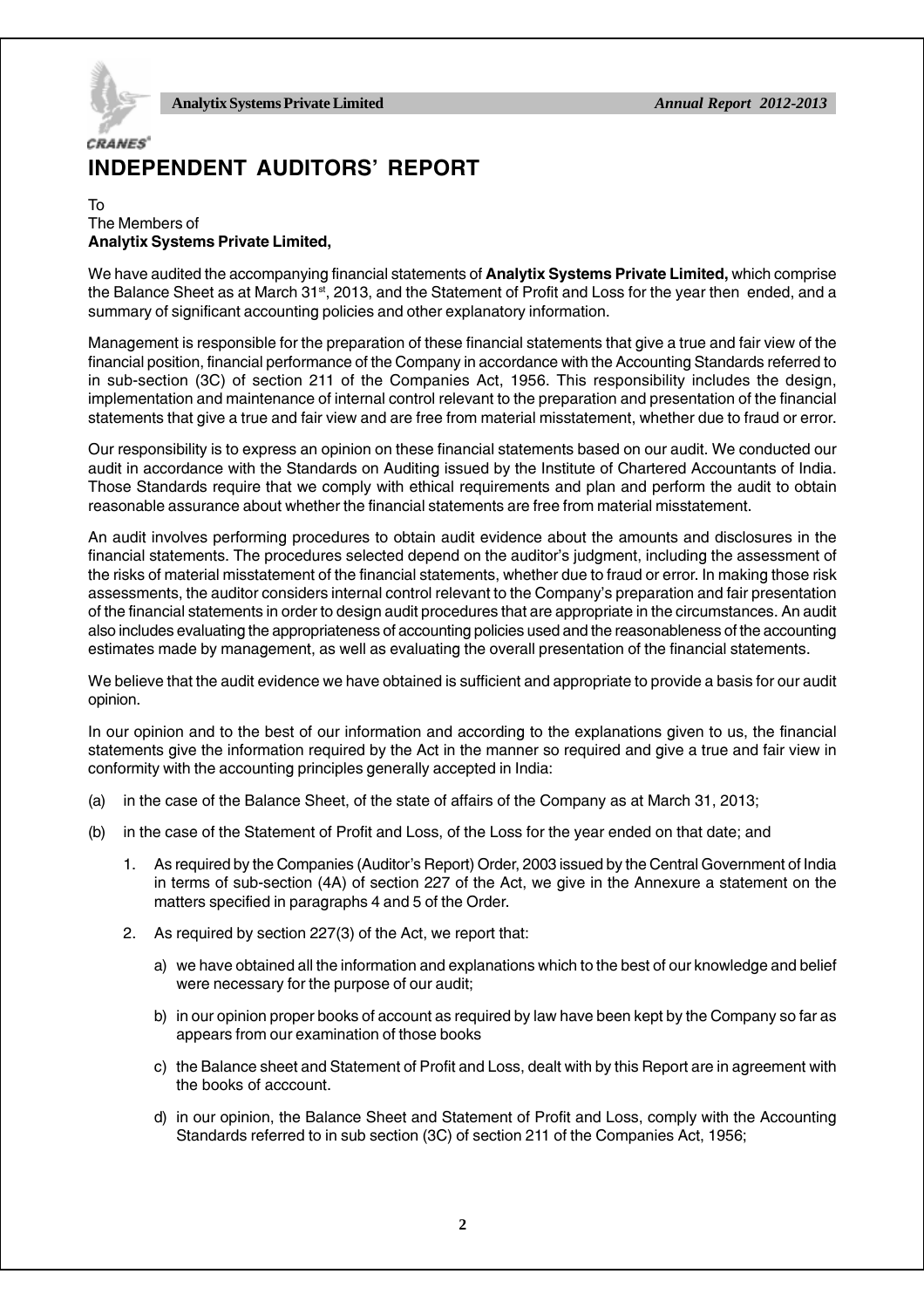# INDEPENDENT AUDITORS' REPORT

To
The Members of
**Analytix Systems Private Limited,**

We have audited the accompanying financial statements of **Analytix Systems Private Limited,** which comprise the Balance Sheet as at March 31st, 2013, and the Statement of Profit and Loss for the year then ended, and a summary of significant accounting policies and other explanatory information.

Management is responsible for the preparation of these financial statements that give a true and fair view of the financial position, financial performance of the Company in accordance with the Accounting Standards referred to in sub-section (3C) of section 211 of the Companies Act, 1956. This responsibility includes the design, implementation and maintenance of internal control relevant to the preparation and presentation of the financial statements that give a true and fair view and are free from material misstatement, whether due to fraud or error.

Our responsibility is to express an opinion on these financial statements based on our audit. We conducted our audit in accordance with the Standards on Auditing issued by the Institute of Chartered Accountants of India. Those Standards require that we comply with ethical requirements and plan and perform the audit to obtain reasonable assurance about whether the financial statements are free from material misstatement.

An audit involves performing procedures to obtain audit evidence about the amounts and disclosures in the financial statements. The procedures selected depend on the auditor's judgment, including the assessment of the risks of material misstatement of the financial statements, whether due to fraud or error. In making those risk assessments, the auditor considers internal control relevant to the Company's preparation and fair presentation of the financial statements in order to design audit procedures that are appropriate in the circumstances. An audit also includes evaluating the appropriateness of accounting policies used and the reasonableness of the accounting estimates made by management, as well as evaluating the overall presentation of the financial statements.

We believe that the audit evidence we have obtained is sufficient and appropriate to provide a basis for our audit opinion.

In our opinion and to the best of our information and according to the explanations given to us, the financial statements give the information required by the Act in the manner so required and give a true and fair view in conformity with the accounting principles generally accepted in India:

(a) in the case of the Balance Sheet, of the state of affairs of the Company as at March 31, 2013;

(b) in the case of the Statement of Profit and Loss, of the Loss for the year ended on that date; and

1. As required by the Companies (Auditor's Report) Order, 2003 issued by the Central Government of India in terms of sub-section (4A) of section 227 of the Act, we give in the Annexure a statement on the matters specified in paragraphs 4 and 5 of the Order.

2. As required by section 227(3) of the Act, we report that:

   a) we have obtained all the information and explanations which to the best of our knowledge and belief were necessary for the purpose of our audit;

   b) in our opinion proper books of account as required by law have been kept by the Company so far as appears from our examination of those books

   c) the Balance sheet and Statement of Profit and Loss, dealt with by this Report are in agreement with the books of acccount.

   d) in our opinion, the Balance Sheet and Statement of Profit and Loss, comply with the Accounting Standards referred to in sub section (3C) of section 211 of the Companies Act, 1956;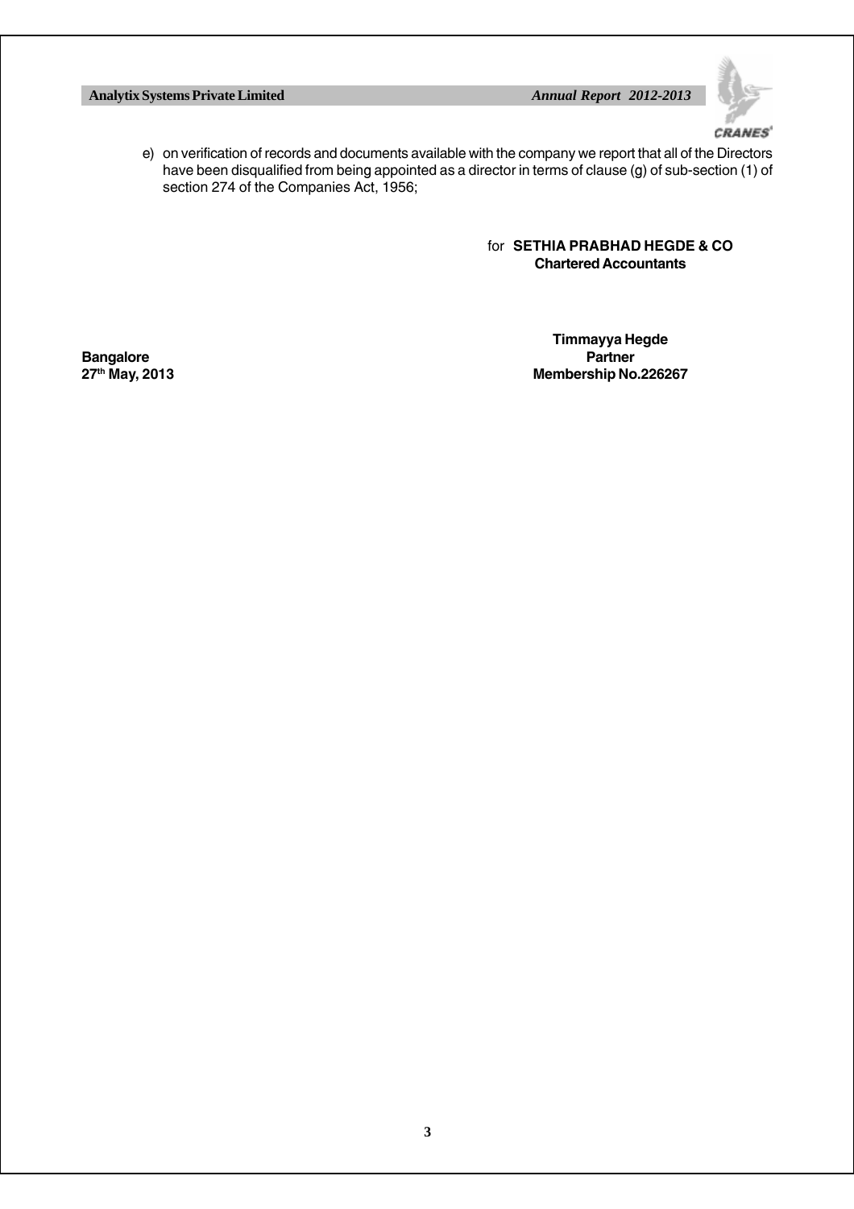e) on verification of records and documents available with the company we report that all of the Directors have been disqualified from being appointed as a director in terms of clause (g) of sub-section (1) of section 274 of the Companies Act, 1956;

for **SETHIA PRABHAD HEGDE & CO**
**Chartered Accountants**

**Timmayya Hegde**
**Partner**
**Membership No.226267**

**Bangalore**
**27th May, 2013**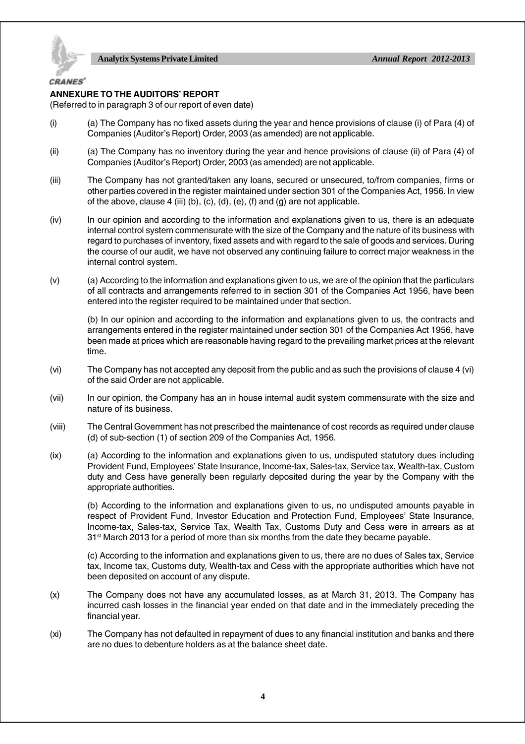## ANNEXURE TO THE AUDITORS' REPORT

(Referred to in paragraph 3 of our report of even date)

(i) (a) The Company has no fixed assets during the year and hence provisions of clause (i) of Para (4) of Companies (Auditor's Report) Order, 2003 (as amended) are not applicable.

(ii) (a) The Company has no inventory during the year and hence provisions of clause (ii) of Para (4) of Companies (Auditor's Report) Order, 2003 (as amended) are not applicable.

(iii) The Company has not granted/taken any loans, secured or unsecured, to/from companies, firms or other parties covered in the register maintained under section 301 of the Companies Act, 1956. In view of the above, clause 4 (iii) (b), (c), (d), (e), (f) and (g) are not applicable.

(iv) In our opinion and according to the information and explanations given to us, there is an adequate internal control system commensurate with the size of the Company and the nature of its business with regard to purchases of inventory, fixed assets and with regard to the sale of goods and services. During the course of our audit, we have not observed any continuing failure to correct major weakness in the internal control system.

(v) (a) According to the information and explanations given to us, we are of the opinion that the particulars of all contracts and arrangements referred to in section 301 of the Companies Act 1956, have been entered into the register required to be maintained under that section.

(b) In our opinion and according to the information and explanations given to us, the contracts and arrangements entered in the register maintained under section 301 of the Companies Act 1956, have been made at prices which are reasonable having regard to the prevailing market prices at the relevant time.

(vi) The Company has not accepted any deposit from the public and as such the provisions of clause 4 (vi) of the said Order are not applicable.

(vii) In our opinion, the Company has an in house internal audit system commensurate with the size and nature of its business.

(viii) The Central Government has not prescribed the maintenance of cost records as required under clause (d) of sub-section (1) of section 209 of the Companies Act, 1956.

(ix) (a) According to the information and explanations given to us, undisputed statutory dues including Provident Fund, Employees' State Insurance, Income-tax, Sales-tax, Service tax, Wealth-tax, Custom duty and Cess have generally been regularly deposited during the year by the Company with the appropriate authorities.

(b) According to the information and explanations given to us, no undisputed amounts payable in respect of Provident Fund, Investor Education and Protection Fund, Employees' State Insurance, Income-tax, Sales-tax, Service Tax, Wealth Tax, Customs Duty and Cess were in arrears as at 31st March 2013 for a period of more than six months from the date they became payable.

(c) According to the information and explanations given to us, there are no dues of Sales tax, Service tax, Income tax, Customs duty, Wealth-tax and Cess with the appropriate authorities which have not been deposited on account of any dispute.

(x) The Company does not have any accumulated losses, as at March 31, 2013. The Company has incurred cash losses in the financial year ended on that date and in the immediately preceding the financial year.

(xi) The Company has not defaulted in repayment of dues to any financial institution and banks and there are no dues to debenture holders as at the balance sheet date.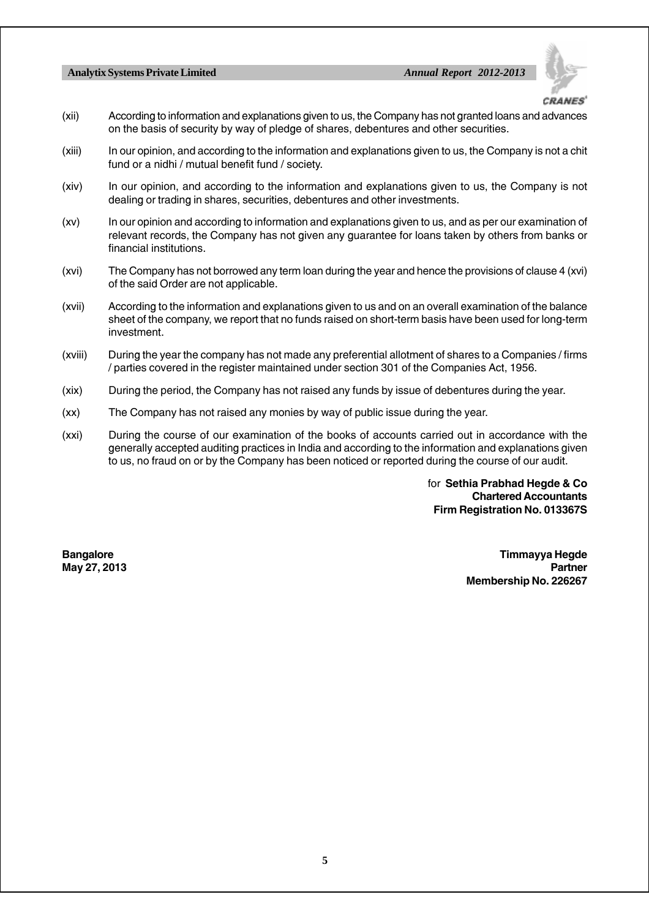(xii) According to information and explanations given to us, the Company has not granted loans and advances on the basis of security by way of pledge of shares, debentures and other securities.

(xiii) In our opinion, and according to the information and explanations given to us, the Company is not a chit fund or a nidhi / mutual benefit fund / society.

(xiv) In our opinion, and according to the information and explanations given to us, the Company is not dealing or trading in shares, securities, debentures and other investments.

(xv) In our opinion and according to information and explanations given to us, and as per our examination of relevant records, the Company has not given any guarantee for loans taken by others from banks or financial institutions.

(xvi) The Company has not borrowed any term loan during the year and hence the provisions of clause 4 (xvi) of the said Order are not applicable.

(xvii) According to the information and explanations given to us and on an overall examination of the balance sheet of the company, we report that no funds raised on short-term basis have been used for long-term investment.

(xviii) During the year the company has not made any preferential allotment of shares to a Companies / firms / parties covered in the register maintained under section 301 of the Companies Act, 1956.

(xix) During the period, the Company has not raised any funds by issue of debentures during the year.

(xx) The Company has not raised any monies by way of public issue during the year.

(xxi) During the course of our examination of the books of accounts carried out in accordance with the generally accepted auditing practices in India and according to the information and explanations given to us, no fraud on or by the Company has been noticed or reported during the course of our audit.

for **Sethia Prabhad Hegde & Co**
**Chartered Accountants**
**Firm Registration No. 013367S**

**Bangalore**
**May 27, 2013**

**Timmayya Hegde**
**Partner**
**Membership No. 226267**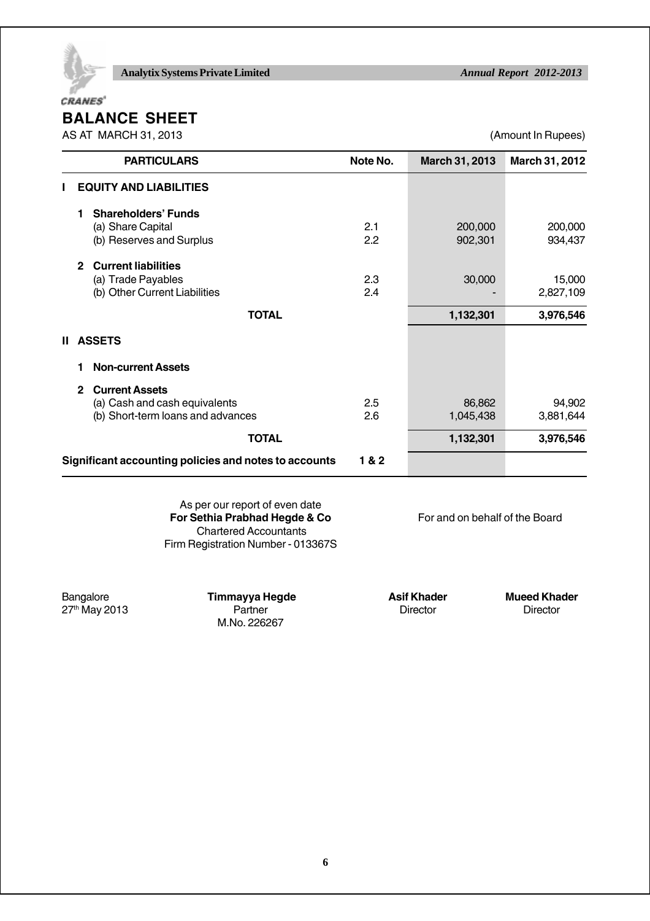# BALANCE SHEET

AS AT MARCH 31, 2013 (Amount In Rupees)

| PARTICULARS | Note No. | March 31, 2013 | March 31, 2012 |
|---|---|---|---|
| **I EQUITY AND LIABILITIES** | | | |
| **1 Shareholders' Funds** | | | |
| (a) Share Capital | 2.1 | 200,000 | 200,000 |
| (b) Reserves and Surplus | 2.2 | 902,301 | 934,437 |
| **2 Current liabilities** | | | |
| (a) Trade Payables | 2.3 | 30,000 | 15,000 |
| (b) Other Current Liabilities | 2.4 | - | 2,827,109 |
| **TOTAL** | | **1,132,301** | **3,976,546** |
| **II ASSETS** | | | |
| **1 Non-current Assets** | | | |
| **2 Current Assets** | | | |
| (a) Cash and cash equivalents | 2.5 | 86,862 | 94,902 |
| (b) Short-term loans and advances | 2.6 | 1,045,438 | 3,881,644 |
| **TOTAL** | | **1,132,301** | **3,976,546** |
| **Significant accounting policies and notes to accounts** | **1 & 2** | | |

As per our report of even date
**For Sethia Prabhad Hegde & Co**
Chartered Accountants
Firm Registration Number - 013367S

For and on behalf of the Board

Bangalore
27th May 2013

**Timmayya Hegde**
Partner
M.No. 226267

**Asif Khader**
Director

**Mueed Khader**
Director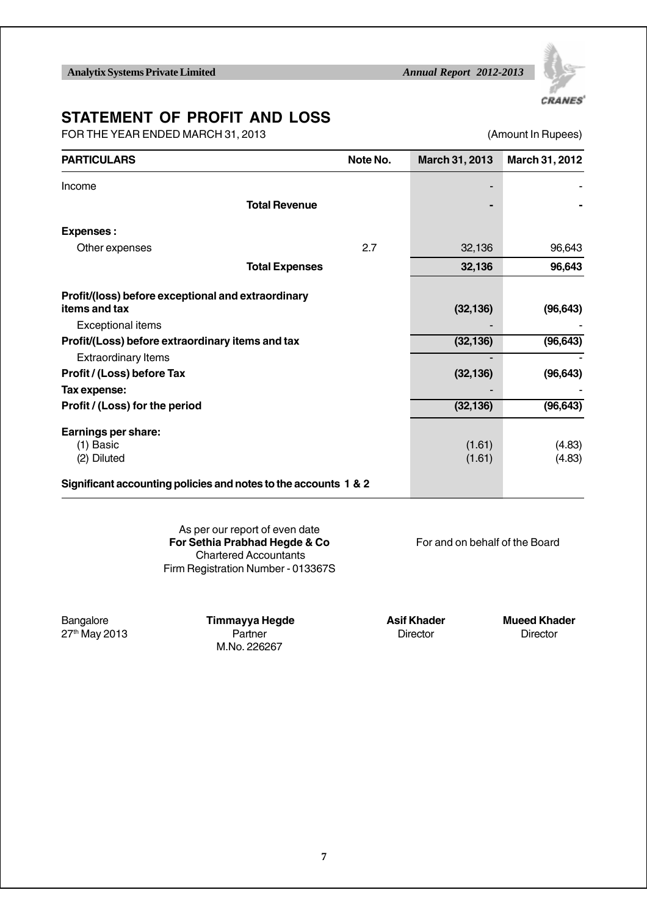# STATEMENT OF PROFIT AND LOSS

FOR THE YEAR ENDED MARCH 31, 2013 (Amount In Rupees)

| PARTICULARS | Note No. | March 31, 2013 | March 31, 2012 |
|---|---|---|---|
| Income | | - | - |
| **Total Revenue** | | **-** | **-** |
| **Expenses :** | | | |
| Other expenses | 2.7 | 32,136 | 96,643 |
| **Total Expenses** | | **32,136** | **96,643** |
| **Profit/(loss) before exceptional and extraordinary items and tax** | | **(32,136)** | **(96,643)** |
| Exceptional items | | - | - |
| **Profit/(Loss) before extraordinary items and tax** | | **(32,136)** | **(96,643)** |
| Extraordinary Items | | - | - |
| **Profit / (Loss) before Tax** | | **(32,136)** | **(96,643)** |
| **Tax expense:** | | - | - |
| **Profit / (Loss) for the period** | | **(32,136)** | **(96,643)** |
| **Earnings per share:** | | | |
| (1) Basic | | (1.61) | (4.83) |
| (2) Diluted | | (1.61) | (4.83) |
| **Significant accounting policies and notes to the accounts 1 & 2** | | | |

As per our report of even date
**For Sethia Prabhad Hegde & Co**
Chartered Accountants
Firm Registration Number - 013367S

For and on behalf of the Board

Bangalore
27th May 2013

**Timmayya Hegde**
Partner
M.No. 226267

**Asif Khader**
Director

**Mueed Khader**
Director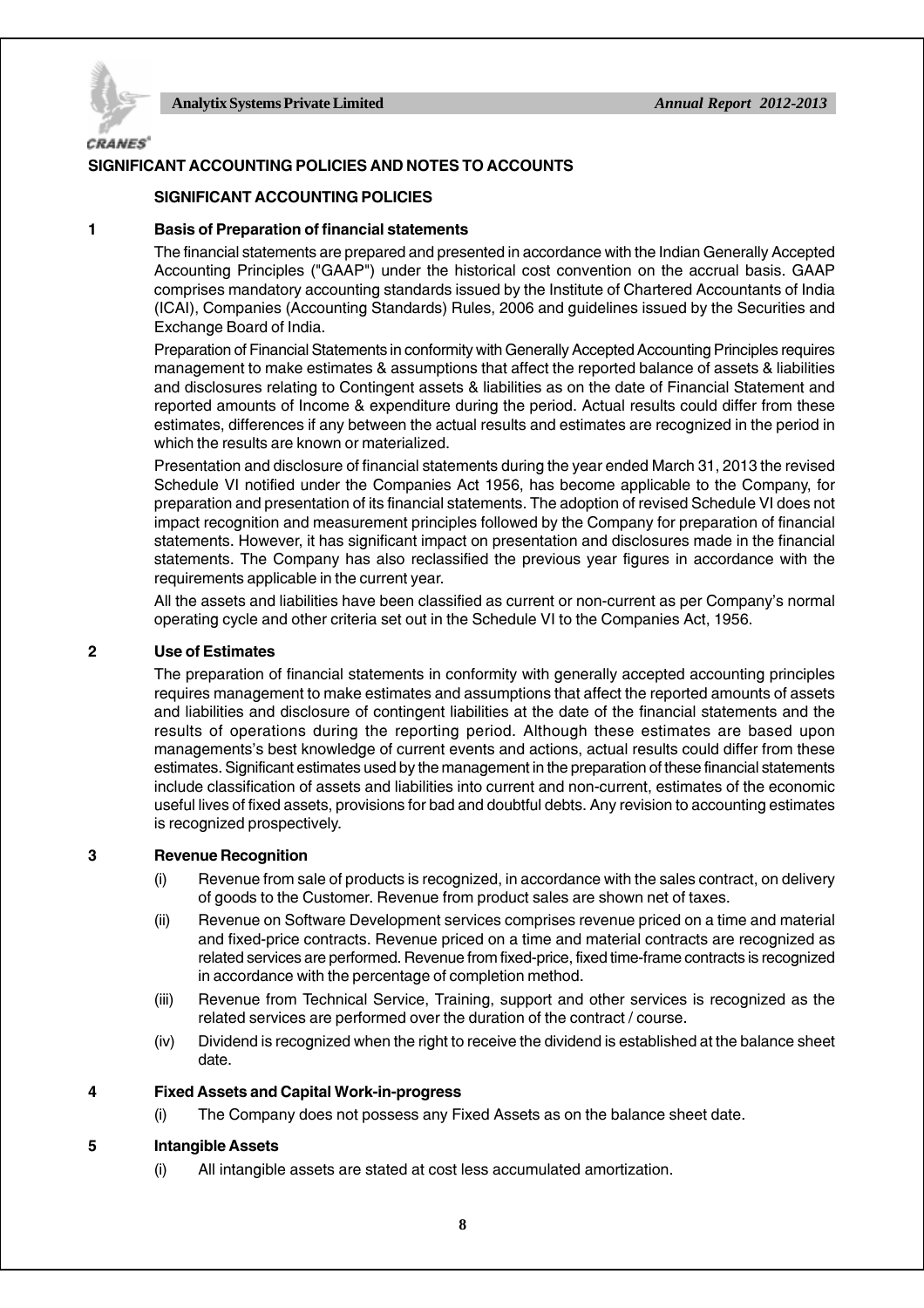## SIGNIFICANT ACCOUNTING POLICIES AND NOTES TO ACCOUNTS

### SIGNIFICANT ACCOUNTING POLICIES

**1 Basis of Preparation of financial statements**

The financial statements are prepared and presented in accordance with the Indian Generally Accepted Accounting Principles ("GAAP") under the historical cost convention on the accrual basis. GAAP comprises mandatory accounting standards issued by the Institute of Chartered Accountants of India (ICAI), Companies (Accounting Standards) Rules, 2006 and guidelines issued by the Securities and Exchange Board of India.

Preparation of Financial Statements in conformity with Generally Accepted Accounting Principles requires management to make estimates & assumptions that affect the reported balance of assets & liabilities and disclosures relating to Contingent assets & liabilities as on the date of Financial Statement and reported amounts of Income & expenditure during the period. Actual results could differ from these estimates, differences if any between the actual results and estimates are recognized in the period in which the results are known or materialized.

Presentation and disclosure of financial statements during the year ended March 31, 2013 the revised Schedule VI notified under the Companies Act 1956, has become applicable to the Company, for preparation and presentation of its financial statements. The adoption of revised Schedule VI does not impact recognition and measurement principles followed by the Company for preparation of financial statements. However, it has significant impact on presentation and disclosures made in the financial statements. The Company has also reclassified the previous year figures in accordance with the requirements applicable in the current year.

All the assets and liabilities have been classified as current or non-current as per Company's normal operating cycle and other criteria set out in the Schedule VI to the Companies Act, 1956.

**2 Use of Estimates**

The preparation of financial statements in conformity with generally accepted accounting principles requires management to make estimates and assumptions that affect the reported amounts of assets and liabilities and disclosure of contingent liabilities at the date of the financial statements and the results of operations during the reporting period. Although these estimates are based upon managements's best knowledge of current events and actions, actual results could differ from these estimates. Significant estimates used by the management in the preparation of these financial statements include classification of assets and liabilities into current and non-current, estimates of the economic useful lives of fixed assets, provisions for bad and doubtful debts. Any revision to accounting estimates is recognized prospectively.

**3 Revenue Recognition**

(i) Revenue from sale of products is recognized, in accordance with the sales contract, on delivery of goods to the Customer. Revenue from product sales are shown net of taxes.

(ii) Revenue on Software Development services comprises revenue priced on a time and material and fixed-price contracts. Revenue priced on a time and material contracts are recognized as related services are performed. Revenue from fixed-price, fixed time-frame contracts is recognized in accordance with the percentage of completion method.

(iii) Revenue from Technical Service, Training, support and other services is recognized as the related services are performed over the duration of the contract / course.

(iv) Dividend is recognized when the right to receive the dividend is established at the balance sheet date.

**4 Fixed Assets and Capital Work-in-progress**

(i) The Company does not possess any Fixed Assets as on the balance sheet date.

**5 Intangible Assets**

(i) All intangible assets are stated at cost less accumulated amortization.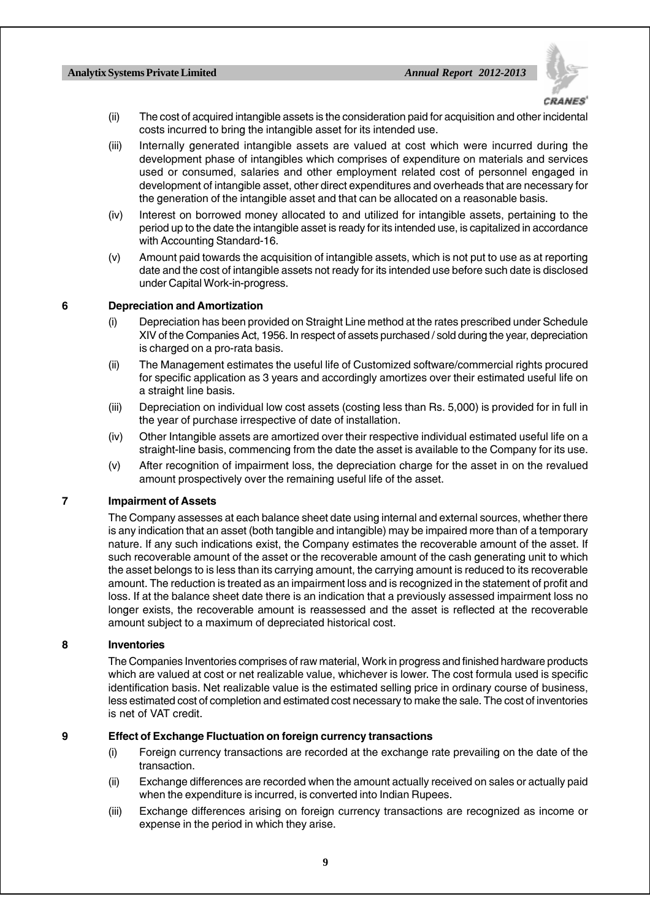(ii) The cost of acquired intangible assets is the consideration paid for acquisition and other incidental costs incurred to bring the intangible asset for its intended use.

(iii) Internally generated intangible assets are valued at cost which were incurred during the development phase of intangibles which comprises of expenditure on materials and services used or consumed, salaries and other employment related cost of personnel engaged in development of intangible asset, other direct expenditures and overheads that are necessary for the generation of the intangible asset and that can be allocated on a reasonable basis.

(iv) Interest on borrowed money allocated to and utilized for intangible assets, pertaining to the period up to the date the intangible asset is ready for its intended use, is capitalized in accordance with Accounting Standard-16.

(v) Amount paid towards the acquisition of intangible assets, which is not put to use as at reporting date and the cost of intangible assets not ready for its intended use before such date is disclosed under Capital Work-in-progress.

## 6 Depreciation and Amortization

(i) Depreciation has been provided on Straight Line method at the rates prescribed under Schedule XIV of the Companies Act, 1956. In respect of assets purchased / sold during the year, depreciation is charged on a pro-rata basis.

(ii) The Management estimates the useful life of Customized software/commercial rights procured for specific application as 3 years and accordingly amortizes over their estimated useful life on a straight line basis.

(iii) Depreciation on individual low cost assets (costing less than Rs. 5,000) is provided for in full in the year of purchase irrespective of date of installation.

(iv) Other Intangible assets are amortized over their respective individual estimated useful life on a straight-line basis, commencing from the date the asset is available to the Company for its use.

(v) After recognition of impairment loss, the depreciation charge for the asset in on the revalued amount prospectively over the remaining useful life of the asset.

## 7 Impairment of Assets

The Company assesses at each balance sheet date using internal and external sources, whether there is any indication that an asset (both tangible and intangible) may be impaired more than of a temporary nature. If any such indications exist, the Company estimates the recoverable amount of the asset. If such recoverable amount of the asset or the recoverable amount of the cash generating unit to which the asset belongs to is less than its carrying amount, the carrying amount is reduced to its recoverable amount. The reduction is treated as an impairment loss and is recognized in the statement of profit and loss. If at the balance sheet date there is an indication that a previously assessed impairment loss no longer exists, the recoverable amount is reassessed and the asset is reflected at the recoverable amount subject to a maximum of depreciated historical cost.

## 8 Inventories

The Companies Inventories comprises of raw material, Work in progress and finished hardware products which are valued at cost or net realizable value, whichever is lower. The cost formula used is specific identification basis. Net realizable value is the estimated selling price in ordinary course of business, less estimated cost of completion and estimated cost necessary to make the sale. The cost of inventories is net of VAT credit.

## 9 Effect of Exchange Fluctuation on foreign currency transactions

(i) Foreign currency transactions are recorded at the exchange rate prevailing on the date of the transaction.

(ii) Exchange differences are recorded when the amount actually received on sales or actually paid when the expenditure is incurred, is converted into Indian Rupees.

(iii) Exchange differences arising on foreign currency transactions are recognized as income or expense in the period in which they arise.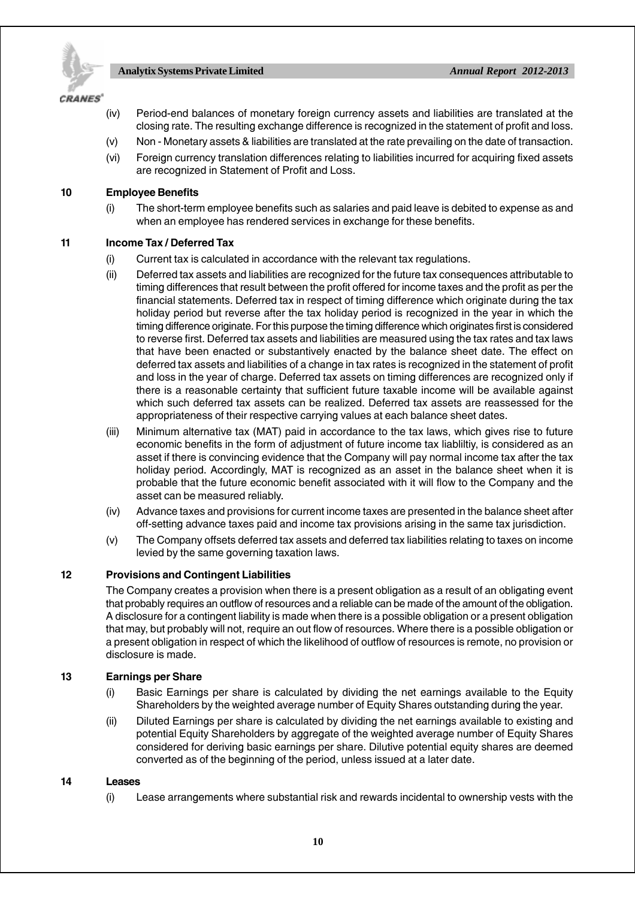(iv) Period-end balances of monetary foreign currency assets and liabilities are translated at the closing rate. The resulting exchange difference is recognized in the statement of profit and loss.

(v) Non - Monetary assets & liabilities are translated at the rate prevailing on the date of transaction.

(vi) Foreign currency translation differences relating to liabilities incurred for acquiring fixed assets are recognized in Statement of Profit and Loss.

### 10 Employee Benefits

(i) The short-term employee benefits such as salaries and paid leave is debited to expense as and when an employee has rendered services in exchange for these benefits.

### 11 Income Tax / Deferred Tax

(i) Current tax is calculated in accordance with the relevant tax regulations.

(ii) Deferred tax assets and liabilities are recognized for the future tax consequences attributable to timing differences that result between the profit offered for income taxes and the profit as per the financial statements. Deferred tax in respect of timing difference which originate during the tax holiday period but reverse after the tax holiday period is recognized in the year in which the timing difference originate. For this purpose the timing difference which originates first is considered to reverse first. Deferred tax assets and liabilities are measured using the tax rates and tax laws that have been enacted or substantively enacted by the balance sheet date. The effect on deferred tax assets and liabilities of a change in tax rates is recognized in the statement of profit and loss in the year of charge. Deferred tax assets on timing differences are recognized only if there is a reasonable certainty that sufficient future taxable income will be available against which such deferred tax assets can be realized. Deferred tax assets are reassessed for the appropriateness of their respective carrying values at each balance sheet dates.

(iii) Minimum alternative tax (MAT) paid in accordance to the tax laws, which gives rise to future economic benefits in the form of adjustment of future income tax liabliltiy, is considered as an asset if there is convincing evidence that the Company will pay normal income tax after the tax holiday period. Accordingly, MAT is recognized as an asset in the balance sheet when it is probable that the future economic benefit associated with it will flow to the Company and the asset can be measured reliably.

(iv) Advance taxes and provisions for current income taxes are presented in the balance sheet after off-setting advance taxes paid and income tax provisions arising in the same tax jurisdiction.

(v) The Company offsets deferred tax assets and deferred tax liabilities relating to taxes on income levied by the same governing taxation laws.

### 12 Provisions and Contingent Liabilities

The Company creates a provision when there is a present obligation as a result of an obligating event that probably requires an outflow of resources and a reliable can be made of the amount of the obligation. A disclosure for a contingent liability is made when there is a possible obligation or a present obligation that may, but probably will not, require an out flow of resources. Where there is a possible obligation or a present obligation in respect of which the likelihood of outflow of resources is remote, no provision or disclosure is made.

### 13 Earnings per Share

(i) Basic Earnings per share is calculated by dividing the net earnings available to the Equity Shareholders by the weighted average number of Equity Shares outstanding during the year.

(ii) Diluted Earnings per share is calculated by dividing the net earnings available to existing and potential Equity Shareholders by aggregate of the weighted average number of Equity Shares considered for deriving basic earnings per share. Dilutive potential equity shares are deemed converted as of the beginning of the period, unless issued at a later date.

### 14 Leases

(i) Lease arrangements where substantial risk and rewards incidental to ownership vests with the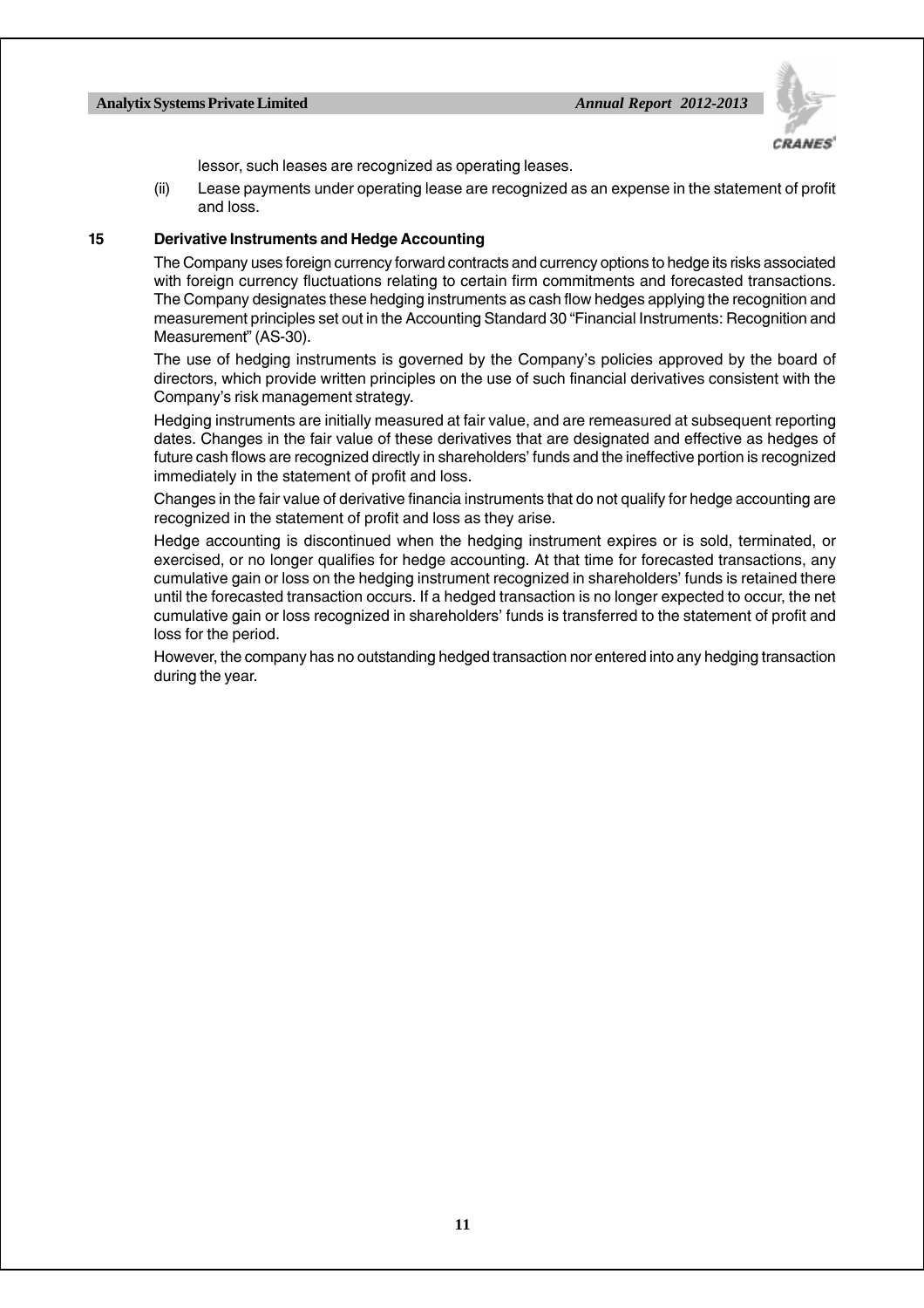lessor, such leases are recognized as operating leases.

(ii) Lease payments under operating lease are recognized as an expense in the statement of profit and loss.

**15 Derivative Instruments and Hedge Accounting**

The Company uses foreign currency forward contracts and currency options to hedge its risks associated with foreign currency fluctuations relating to certain firm commitments and forecasted transactions. The Company designates these hedging instruments as cash flow hedges applying the recognition and measurement principles set out in the Accounting Standard 30 "Financial Instruments: Recognition and Measurement" (AS-30).

The use of hedging instruments is governed by the Company's policies approved by the board of directors, which provide written principles on the use of such financial derivatives consistent with the Company's risk management strategy.

Hedging instruments are initially measured at fair value, and are remeasured at subsequent reporting dates. Changes in the fair value of these derivatives that are designated and effective as hedges of future cash flows are recognized directly in shareholders' funds and the ineffective portion is recognized immediately in the statement of profit and loss.

Changes in the fair value of derivative financia instruments that do not qualify for hedge accounting are recognized in the statement of profit and loss as they arise.

Hedge accounting is discontinued when the hedging instrument expires or is sold, terminated, or exercised, or no longer qualifies for hedge accounting. At that time for forecasted transactions, any cumulative gain or loss on the hedging instrument recognized in shareholders' funds is retained there until the forecasted transaction occurs. If a hedged transaction is no longer expected to occur, the net cumulative gain or loss recognized in shareholders' funds is transferred to the statement of profit and loss for the period.

However, the company has no outstanding hedged transaction nor entered into any hedging transaction during the year.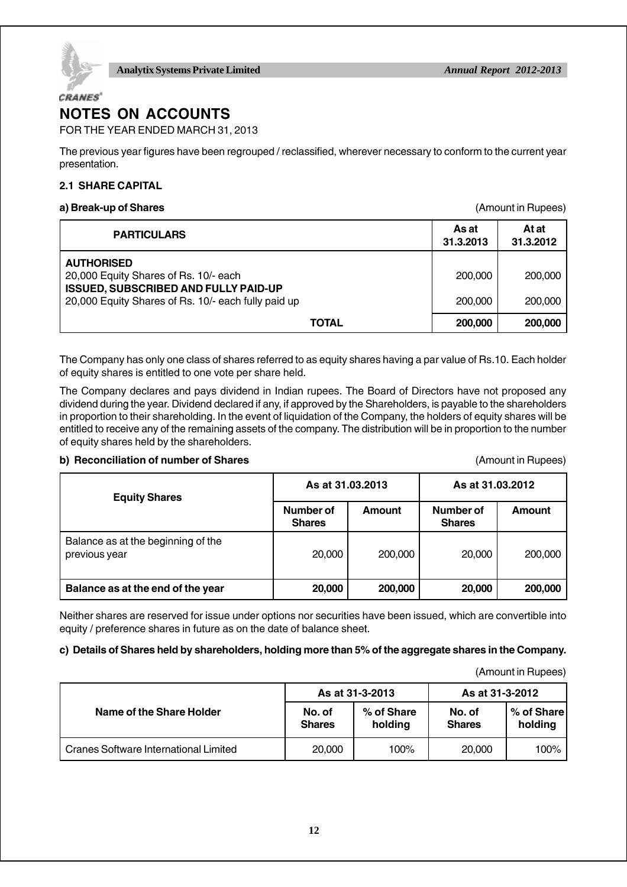# NOTES ON ACCOUNTS

FOR THE YEAR ENDED MARCH 31, 2013

The previous year figures have been regrouped / reclassified, wherever necessary to conform to the current year presentation.

### 2.1 SHARE CAPITAL

**a) Break-up of Shares** (Amount in Rupees)

| PARTICULARS | As at 31.3.2013 | At at 31.3.2012 |
|---|---|---|
| **AUTHORISED** | | |
| 20,000 Equity Shares of Rs. 10/- each | 200,000 | 200,000 |
| **ISSUED, SUBSCRIBED AND FULLY PAID-UP** | | |
| 20,000 Equity Shares of Rs. 10/- each fully paid up | 200,000 | 200,000 |
| **TOTAL** | **200,000** | **200,000** |

The Company has only one class of shares referred to as equity shares having a par value of Rs.10. Each holder of equity shares is entitled to one vote per share held.

The Company declares and pays dividend in Indian rupees. The Board of Directors have not proposed any dividend during the year. Dividend declared if any, if approved by the Shareholders, is payable to the shareholders in proportion to their shareholding. In the event of liquidation of the Company, the holders of equity shares will be entitled to receive any of the remaining assets of the company. The distribution will be in proportion to the number of equity shares held by the shareholders.

**b) Reconciliation of number of Shares** (Amount in Rupees)

| Equity Shares | As at 31.03.2013 | | As at 31.03.2012 | |
|---|---|---|---|---|
| | Number of Shares | Amount | Number of Shares | Amount |
| Balance as at the beginning of the previous year | 20,000 | 200,000 | 20,000 | 200,000 |
| **Balance as at the end of the year** | **20,000** | **200,000** | **20,000** | **200,000** |

Neither shares are reserved for issue under options nor securities have been issued, which are convertible into equity / preference shares in future as on the date of balance sheet.

**c) Details of Shares held by shareholders, holding more than 5% of the aggregate shares in the Company.**

(Amount in Rupees)

| Name of the Share Holder | As at 31-3-2013 | | As at 31-3-2012 | |
|---|---|---|---|---|
| | No. of Shares | % of Share holding | No. of Shares | % of Share holding |
| Cranes Software International Limited | 20,000 | 100% | 20,000 | 100% |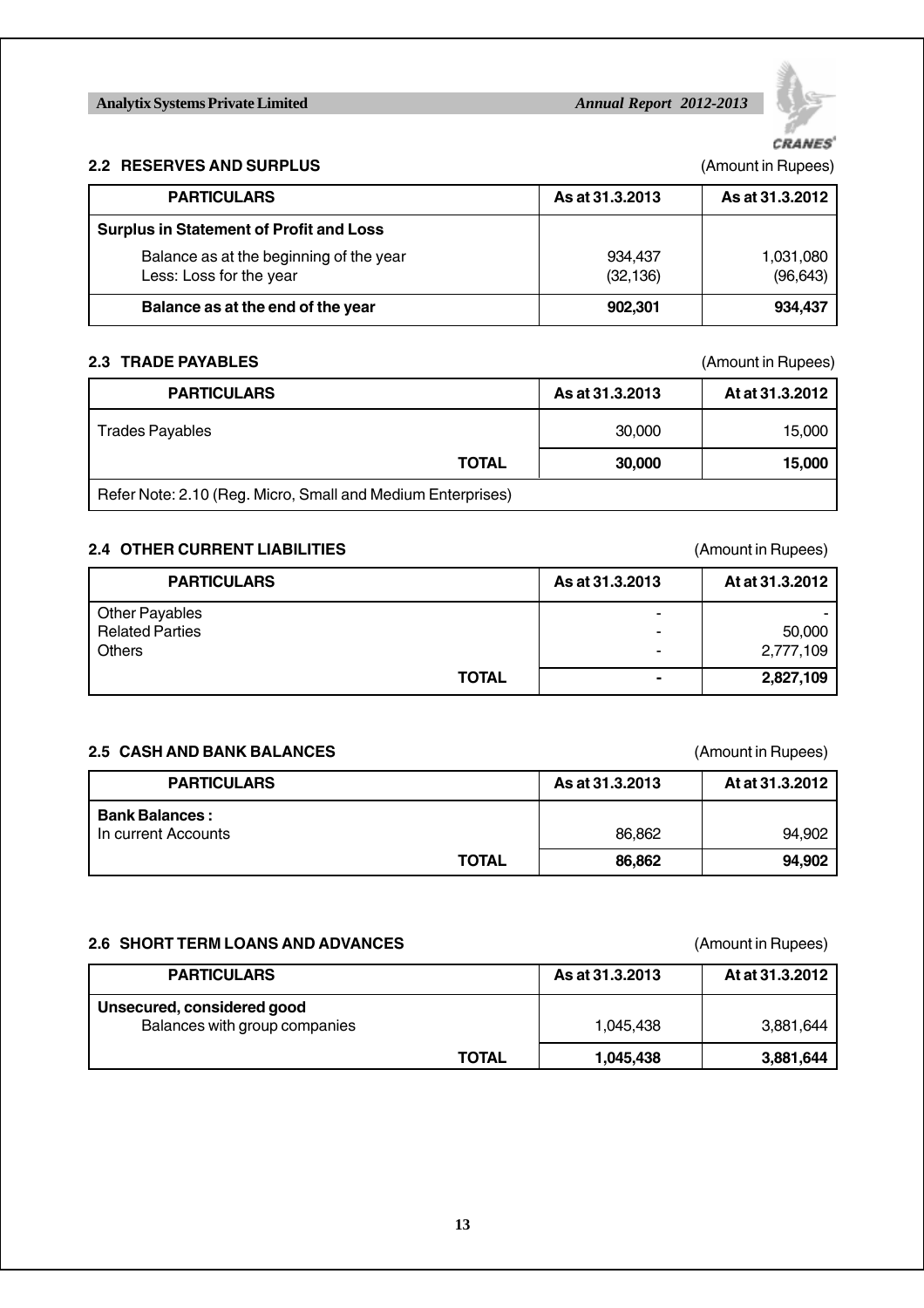### 2.2 RESERVES AND SURPLUS

(Amount in Rupees)

| PARTICULARS | As at 31.3.2013 | As at 31.3.2012 |
|---|---|---|
| **Surplus in Statement of Profit and Loss** | | |
| Balance as at the beginning of the year | 934,437 | 1,031,080 |
| Less: Loss for the year | (32,136) | (96,643) |
| **Balance as at the end of the year** | **902,301** | **934,437** |

### 2.3 TRADE PAYABLES

(Amount in Rupees)

| PARTICULARS | As at 31.3.2013 | At at 31.3.2012 |
|---|---|---|
| Trades Payables | 30,000 | 15,000 |
| **TOTAL** | **30,000** | **15,000** |
| Refer Note: 2.10 (Reg. Micro, Small and Medium Enterprises) | | |

### 2.4 OTHER CURRENT LIABILITIES

(Amount in Rupees)

| PARTICULARS | As at 31.3.2013 | At at 31.3.2012 |
|---|---|---|
| Other Payables | - | - |
| Related Parties | - | 50,000 |
| Others | - | 2,777,109 |
| **TOTAL** | **-** | **2,827,109** |

### 2.5 CASH AND BANK BALANCES

(Amount in Rupees)

| PARTICULARS | As at 31.3.2013 | At at 31.3.2012 |
|---|---|---|
| **Bank Balances :** | | |
| In current Accounts | 86,862 | 94,902 |
| **TOTAL** | **86,862** | **94,902** |

### 2.6 SHORT TERM LOANS AND ADVANCES

(Amount in Rupees)

| PARTICULARS | As at 31.3.2013 | At at 31.3.2012 |
|---|---|---|
| **Unsecured, considered good** | | |
| Balances with group companies | 1,045,438 | 3,881,644 |
| **TOTAL** | **1,045,438** | **3,881,644** |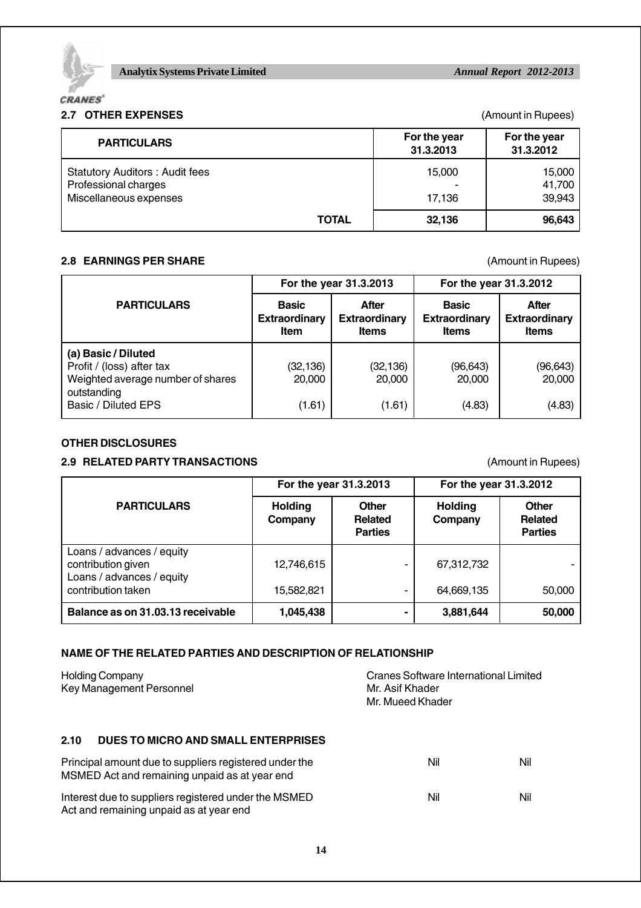## 2.7 OTHER EXPENSES

(Amount in Rupees)

| PARTICULARS | For the year 31.3.2013 | For the year 31.3.2012 |
|---|---|---|
| Statutory Auditors : Audit fees | 15,000 | 15,000 |
| Professional charges | - | 41,700 |
| Miscellaneous expenses | 17,136 | 39,943 |
| **TOTAL** | **32,136** | **96,643** |

## 2.8 EARNINGS PER SHARE

(Amount in Rupees)

| PARTICULARS | For the year 31.3.2013 | | For the year 31.3.2012 | |
|---|---|---|---|---|
| | Basic Extraordinary Item | After Extraordinary Items | Basic Extraordinary Items | After Extraordinary Items |
| **(a) Basic / Diluted** | | | | |
| Profit / (loss) after tax | (32,136) | (32,136) | (96,643) | (96,643) |
| Weighted average number of shares outstanding | 20,000 | 20,000 | 20,000 | 20,000 |
| Basic / Diluted EPS | (1.61) | (1.61) | (4.83) | (4.83) |

## OTHER DISCLOSURES

## 2.9 RELATED PARTY TRANSACTIONS

(Amount in Rupees)

| PARTICULARS | For the year 31.3.2013 | | For the year 31.3.2012 | |
|---|---|---|---|---|
| | Holding Company | Other Related Parties | Holding Company | Other Related Parties |
| Loans / advances / equity contribution given | 12,746,615 | - | 67,312,732 | - |
| Loans / advances / equity contribution taken | 15,582,821 | - | 64,669,135 | 50,000 |
| **Balance as on 31.03.13 receivable** | **1,045,438** | **-** | **3,881,644** | **50,000** |

### NAME OF THE RELATED PARTIES AND DESCRIPTION OF RELATIONSHIP

| | |
|---|---|
| Holding Company | Cranes Software International Limited |
| Key Management Personnel | Mr. Asif Khader<br>Mr. Mueed Khader |

## 2.10 DUES TO MICRO AND SMALL ENTERPRISES

| | | |
|---|---|---|
| Principal amount due to suppliers registered under the MSMED Act and remaining unpaid as at year end | Nil | Nil |
| Interest due to suppliers registered under the MSMED Act and remaining unpaid as at year end | Nil | Nil |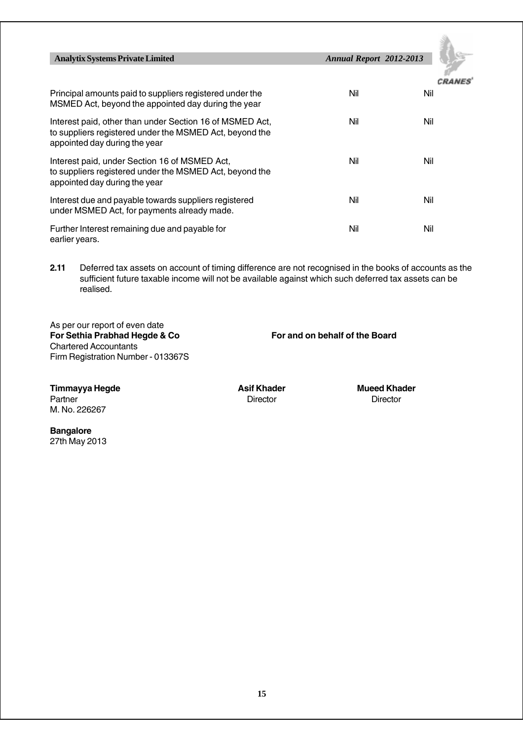| | | |
|---|---|---|
| Principal amounts paid to suppliers registered under the MSMED Act, beyond the appointed day during the year | Nil | Nil |
| Interest paid, other than under Section 16 of MSMED Act, to suppliers registered under the MSMED Act, beyond the appointed day during the year | Nil | Nil |
| Interest paid, under Section 16 of MSMED Act, to suppliers registered under the MSMED Act, beyond the appointed day during the year | Nil | Nil |
| Interest due and payable towards suppliers registered under MSMED Act, for payments already made. | Nil | Nil |
| Further Interest remaining due and payable for earlier years. | Nil | Nil |

**2.11** Deferred tax assets on account of timing difference are not recognised in the books of accounts as the sufficient future taxable income will not be available against which such deferred tax assets can be realised.

As per our report of even date
**For Sethia Prabhad Hegde & Co**
Chartered Accountants
Firm Registration Number - 013367S

**For and on behalf of the Board**

**Timmayya Hegde**
Partner
M. No. 226267

**Asif Khader**
Director

**Mueed Khader**
Director

**Bangalore**
27th May 2013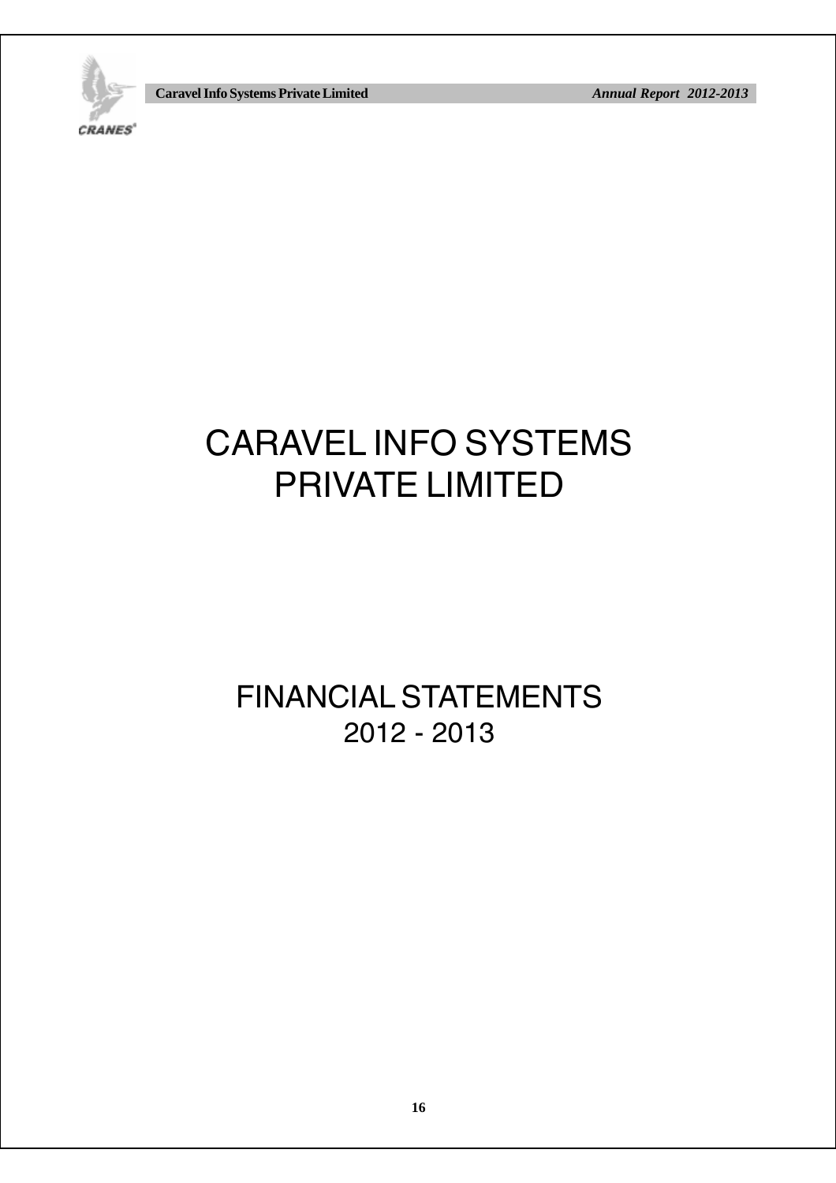# CARAVEL INFO SYSTEMS PRIVATE LIMITED

## FINANCIAL STATEMENTS 2012 - 2013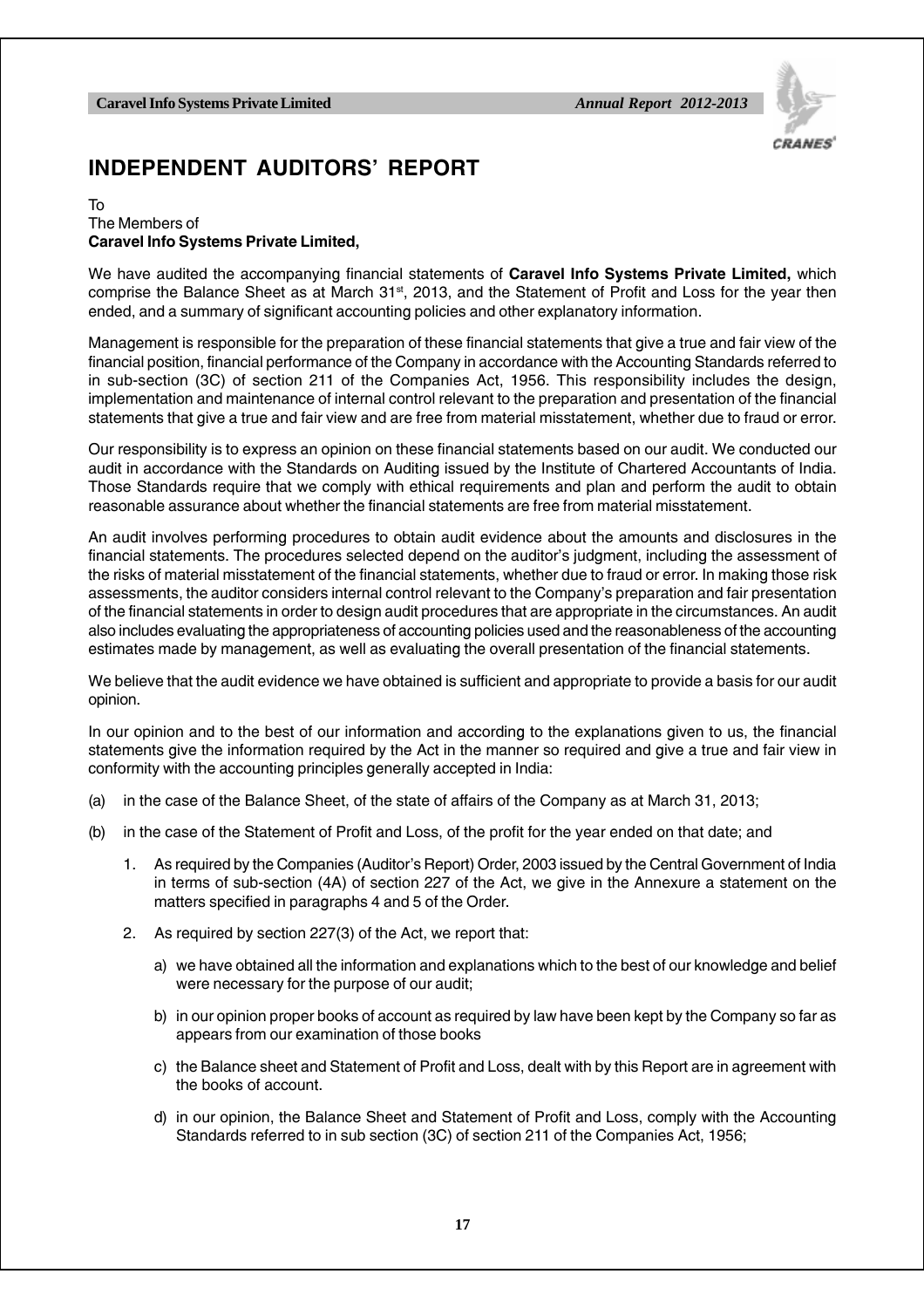# INDEPENDENT AUDITORS' REPORT

To
The Members of
**Caravel Info Systems Private Limited,**

We have audited the accompanying financial statements of **Caravel Info Systems Private Limited,** which comprise the Balance Sheet as at March 31st, 2013, and the Statement of Profit and Loss for the year then ended, and a summary of significant accounting policies and other explanatory information.

Management is responsible for the preparation of these financial statements that give a true and fair view of the financial position, financial performance of the Company in accordance with the Accounting Standards referred to in sub-section (3C) of section 211 of the Companies Act, 1956. This responsibility includes the design, implementation and maintenance of internal control relevant to the preparation and presentation of the financial statements that give a true and fair view and are free from material misstatement, whether due to fraud or error.

Our responsibility is to express an opinion on these financial statements based on our audit. We conducted our audit in accordance with the Standards on Auditing issued by the Institute of Chartered Accountants of India. Those Standards require that we comply with ethical requirements and plan and perform the audit to obtain reasonable assurance about whether the financial statements are free from material misstatement.

An audit involves performing procedures to obtain audit evidence about the amounts and disclosures in the financial statements. The procedures selected depend on the auditor's judgment, including the assessment of the risks of material misstatement of the financial statements, whether due to fraud or error. In making those risk assessments, the auditor considers internal control relevant to the Company's preparation and fair presentation of the financial statements in order to design audit procedures that are appropriate in the circumstances. An audit also includes evaluating the appropriateness of accounting policies used and the reasonableness of the accounting estimates made by management, as well as evaluating the overall presentation of the financial statements.

We believe that the audit evidence we have obtained is sufficient and appropriate to provide a basis for our audit opinion.

In our opinion and to the best of our information and according to the explanations given to us, the financial statements give the information required by the Act in the manner so required and give a true and fair view in conformity with the accounting principles generally accepted in India:

(a) in the case of the Balance Sheet, of the state of affairs of the Company as at March 31, 2013;

(b) in the case of the Statement of Profit and Loss, of the profit for the year ended on that date; and

1. As required by the Companies (Auditor's Report) Order, 2003 issued by the Central Government of India in terms of sub-section (4A) of section 227 of the Act, we give in the Annexure a statement on the matters specified in paragraphs 4 and 5 of the Order.

2. As required by section 227(3) of the Act, we report that:

    a) we have obtained all the information and explanations which to the best of our knowledge and belief were necessary for the purpose of our audit;

    b) in our opinion proper books of account as required by law have been kept by the Company so far as appears from our examination of those books

    c) the Balance sheet and Statement of Profit and Loss, dealt with by this Report are in agreement with the books of account.

    d) in our opinion, the Balance Sheet and Statement of Profit and Loss, comply with the Accounting Standards referred to in sub section (3C) of section 211 of the Companies Act, 1956;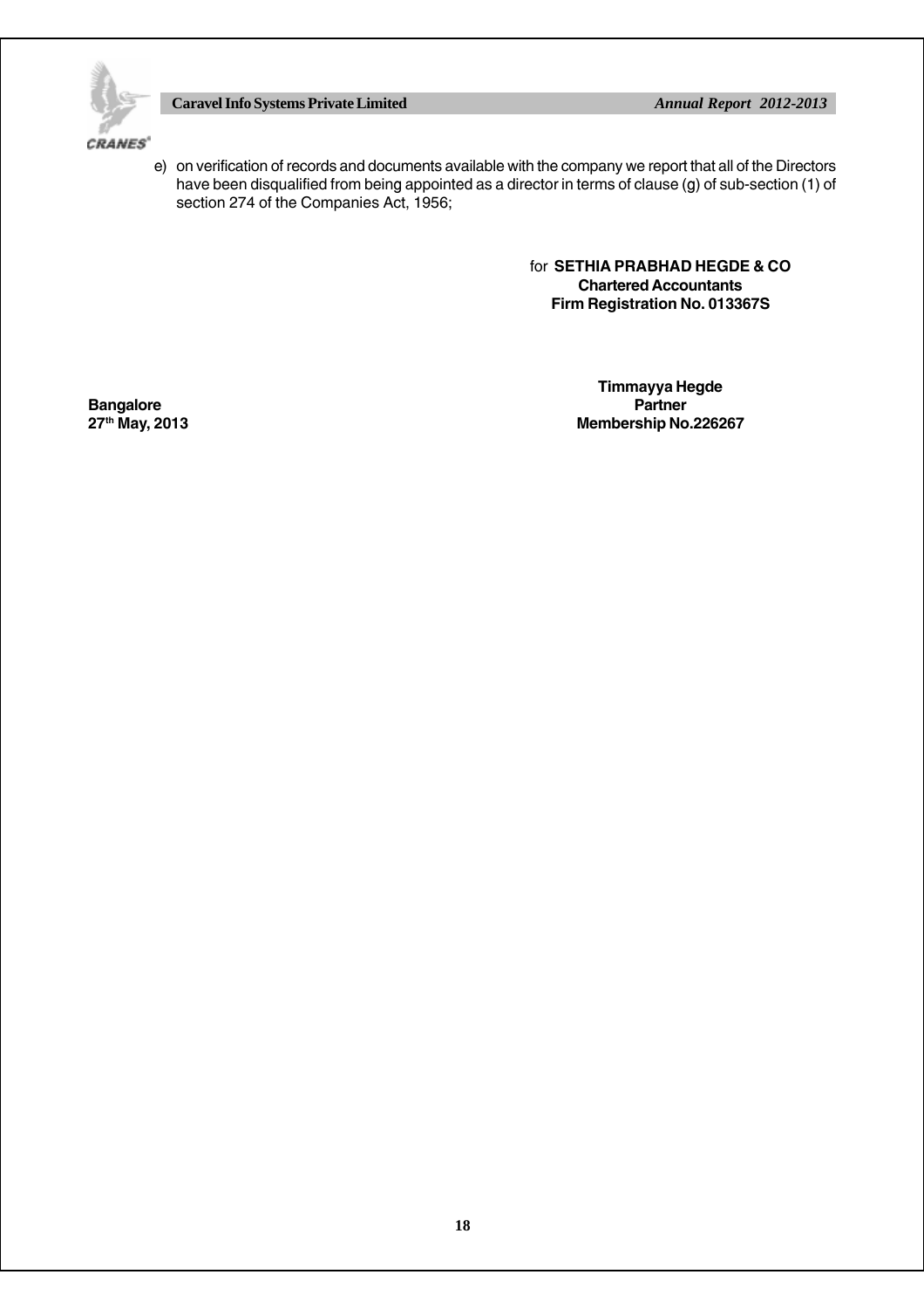e) on verification of records and documents available with the company we report that all of the Directors have been disqualified from being appointed as a director in terms of clause (g) of sub-section (1) of section 274 of the Companies Act, 1956;

for **SETHIA PRABHAD HEGDE & CO**
**Chartered Accountants**
**Firm Registration No. 013367S**

**Timmayya Hegde**
**Partner**
**Membership No.226267**

**Bangalore**
**27th May, 2013**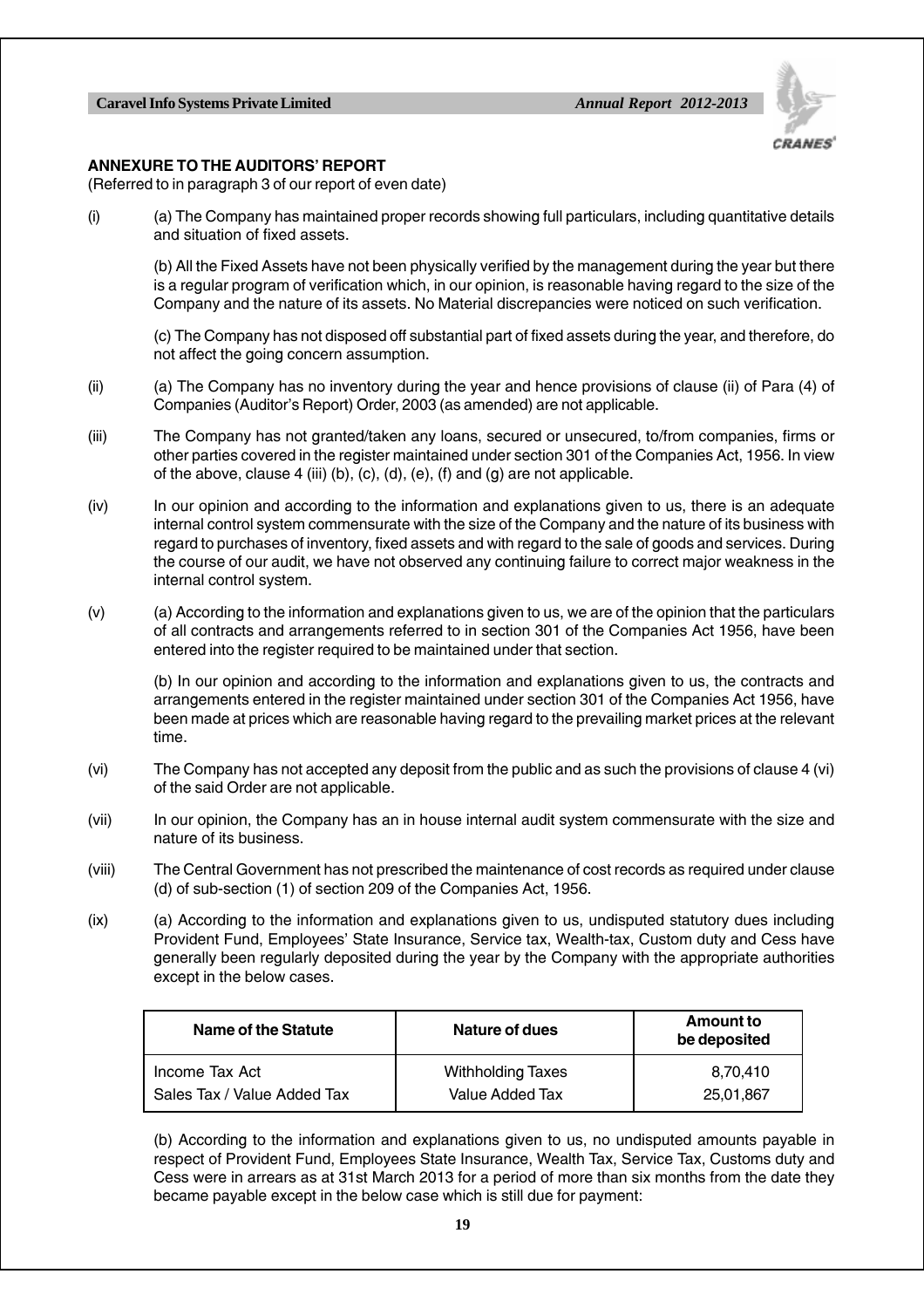## ANNEXURE TO THE AUDITORS' REPORT

(Referred to in paragraph 3 of our report of even date)

(i) (a) The Company has maintained proper records showing full particulars, including quantitative details and situation of fixed assets.

(b) All the Fixed Assets have not been physically verified by the management during the year but there is a regular program of verification which, in our opinion, is reasonable having regard to the size of the Company and the nature of its assets. No Material discrepancies were noticed on such verification.

(c) The Company has not disposed off substantial part of fixed assets during the year, and therefore, do not affect the going concern assumption.

(ii) (a) The Company has no inventory during the year and hence provisions of clause (ii) of Para (4) of Companies (Auditor's Report) Order, 2003 (as amended) are not applicable.

(iii) The Company has not granted/taken any loans, secured or unsecured, to/from companies, firms or other parties covered in the register maintained under section 301 of the Companies Act, 1956. In view of the above, clause 4 (iii) (b), (c), (d), (e), (f) and (g) are not applicable.

(iv) In our opinion and according to the information and explanations given to us, there is an adequate internal control system commensurate with the size of the Company and the nature of its business with regard to purchases of inventory, fixed assets and with regard to the sale of goods and services. During the course of our audit, we have not observed any continuing failure to correct major weakness in the internal control system.

(v) (a) According to the information and explanations given to us, we are of the opinion that the particulars of all contracts and arrangements referred to in section 301 of the Companies Act 1956, have been entered into the register required to be maintained under that section.

(b) In our opinion and according to the information and explanations given to us, the contracts and arrangements entered in the register maintained under section 301 of the Companies Act 1956, have been made at prices which are reasonable having regard to the prevailing market prices at the relevant time.

(vi) The Company has not accepted any deposit from the public and as such the provisions of clause 4 (vi) of the said Order are not applicable.

(vii) In our opinion, the Company has an in house internal audit system commensurate with the size and nature of its business.

(viii) The Central Government has not prescribed the maintenance of cost records as required under clause (d) of sub-section (1) of section 209 of the Companies Act, 1956.

(ix) (a) According to the information and explanations given to us, undisputed statutory dues including Provident Fund, Employees' State Insurance, Service tax, Wealth-tax, Custom duty and Cess have generally been regularly deposited during the year by the Company with the appropriate authorities except in the below cases.

| Name of the Statute | Nature of dues | Amount to be deposited |
|---|---|---|
| Income Tax Act | Withholding Taxes | 8,70,410 |
| Sales Tax / Value Added Tax | Value Added Tax | 25,01,867 |

(b) According to the information and explanations given to us, no undisputed amounts payable in respect of Provident Fund, Employees State Insurance, Wealth Tax, Service Tax, Customs duty and Cess were in arrears as at 31st March 2013 for a period of more than six months from the date they became payable except in the below case which is still due for payment: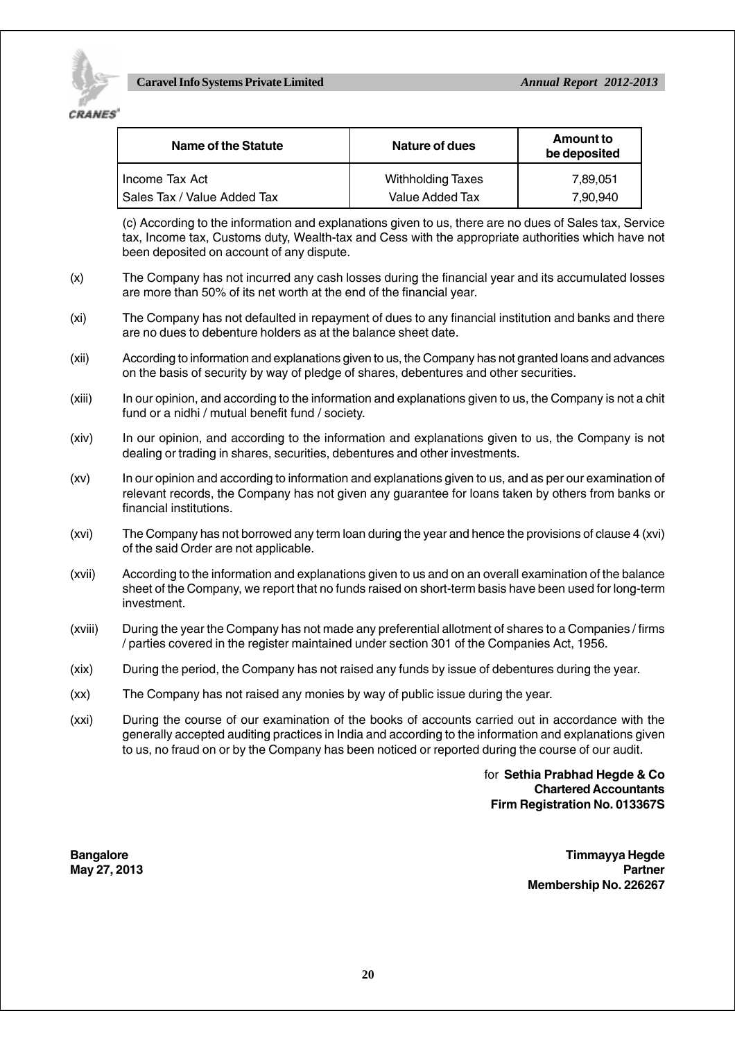| Name of the Statute | Nature of dues | Amount to be deposited |
|---|---|---|
| Income Tax Act | Withholding Taxes | 7,89,051 |
| Sales Tax / Value Added Tax | Value Added Tax | 7,90,940 |

(c) According to the information and explanations given to us, there are no dues of Sales tax, Service tax, Income tax, Customs duty, Wealth-tax and Cess with the appropriate authorities which have not been deposited on account of any dispute.

(x) The Company has not incurred any cash losses during the financial year and its accumulated losses are more than 50% of its net worth at the end of the financial year.

(xi) The Company has not defaulted in repayment of dues to any financial institution and banks and there are no dues to debenture holders as at the balance sheet date.

(xii) According to information and explanations given to us, the Company has not granted loans and advances on the basis of security by way of pledge of shares, debentures and other securities.

(xiii) In our opinion, and according to the information and explanations given to us, the Company is not a chit fund or a nidhi / mutual benefit fund / society.

(xiv) In our opinion, and according to the information and explanations given to us, the Company is not dealing or trading in shares, securities, debentures and other investments.

(xv) In our opinion and according to information and explanations given to us, and as per our examination of relevant records, the Company has not given any guarantee for loans taken by others from banks or financial institutions.

(xvi) The Company has not borrowed any term loan during the year and hence the provisions of clause 4 (xvi) of the said Order are not applicable.

(xvii) According to the information and explanations given to us and on an overall examination of the balance sheet of the Company, we report that no funds raised on short-term basis have been used for long-term investment.

(xviii) During the year the Company has not made any preferential allotment of shares to a Companies / firms / parties covered in the register maintained under section 301 of the Companies Act, 1956.

(xix) During the period, the Company has not raised any funds by issue of debentures during the year.

(xx) The Company has not raised any monies by way of public issue during the year.

(xxi) During the course of our examination of the books of accounts carried out in accordance with the generally accepted auditing practices in India and according to the information and explanations given to us, no fraud on or by the Company has been noticed or reported during the course of our audit.

for **Sethia Prabhad Hegde & Co**
**Chartered Accountants**
**Firm Registration No. 013367S**

**Bangalore**
**May 27, 2013**

**Timmayya Hegde**
**Partner**
**Membership No. 226267**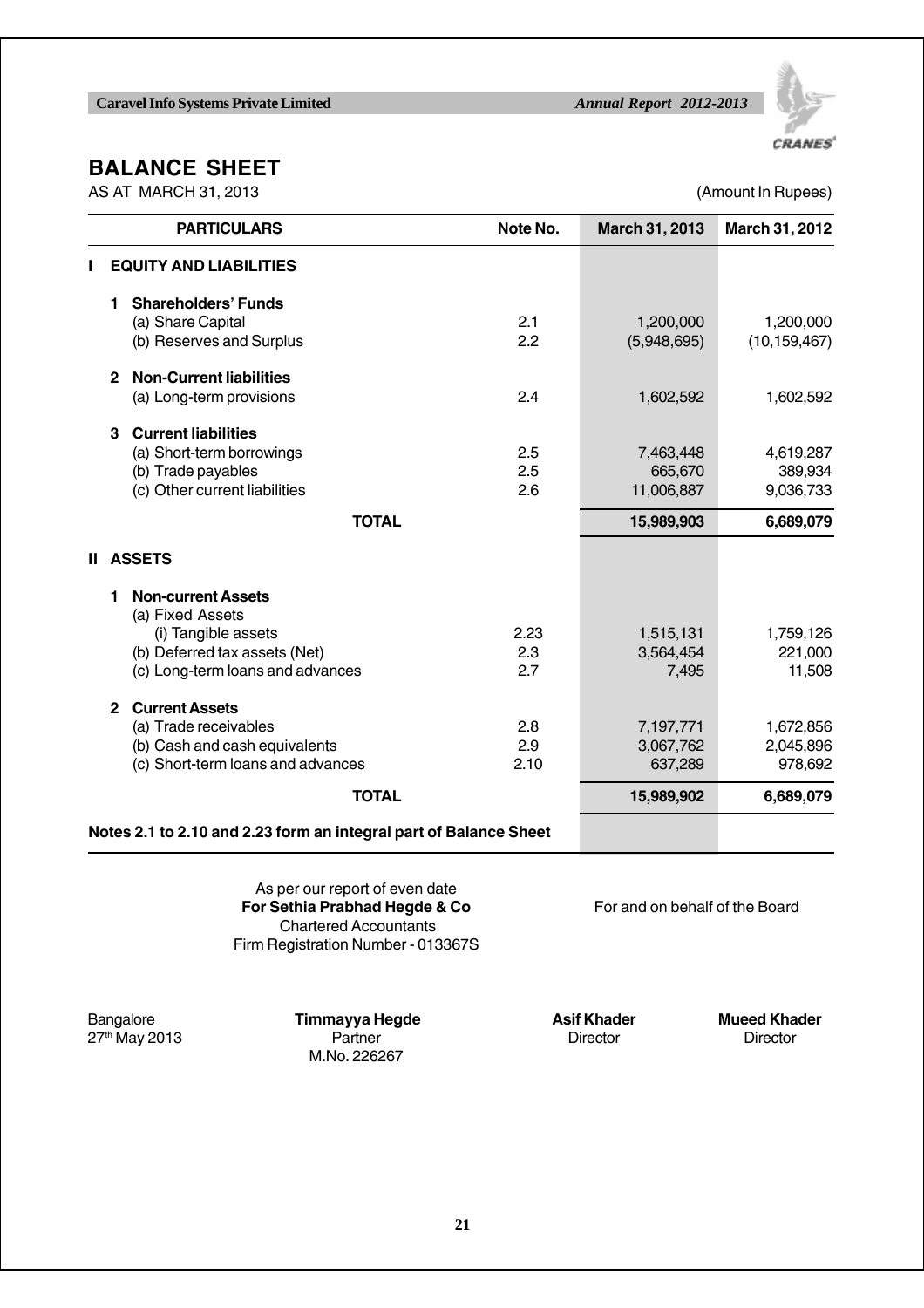# BALANCE SHEET

AS AT MARCH 31, 2013

(Amount In Rupees)

| PARTICULARS | Note No. | March 31, 2013 | March 31, 2012 |
|---|---|---|---|
| **I EQUITY AND LIABILITIES** | | | |
| **1 Shareholders' Funds** | | | |
| (a) Share Capital | 2.1 | 1,200,000 | 1,200,000 |
| (b) Reserves and Surplus | 2.2 | (5,948,695) | (10,159,467) |
| **2 Non-Current liabilities** | | | |
| (a) Long-term provisions | 2.4 | 1,602,592 | 1,602,592 |
| **3 Current liabilities** | | | |
| (a) Short-term borrowings | 2.5 | 7,463,448 | 4,619,287 |
| (b) Trade payables | 2.5 | 665,670 | 389,934 |
| (c) Other current liabilities | 2.6 | 11,006,887 | 9,036,733 |
| **TOTAL** | | **15,989,903** | **6,689,079** |
| **II ASSETS** | | | |
| **1 Non-current Assets** | | | |
| (a) Fixed Assets | | | |
| (i) Tangible assets | 2.23 | 1,515,131 | 1,759,126 |
| (b) Deferred tax assets (Net) | 2.3 | 3,564,454 | 221,000 |
| (c) Long-term loans and advances | 2.7 | 7,495 | 11,508 |
| **2 Current Assets** | | | |
| (a) Trade receivables | 2.8 | 7,197,771 | 1,672,856 |
| (b) Cash and cash equivalents | 2.9 | 3,067,762 | 2,045,896 |
| (c) Short-term loans and advances | 2.10 | 637,289 | 978,692 |
| **TOTAL** | | **15,989,902** | **6,689,079** |

**Notes 2.1 to 2.10 and 2.23 form an integral part of Balance Sheet**

As per our report of even date
**For Sethia Prabhad Hegde & Co**
Chartered Accountants
Firm Registration Number - 013367S

For and on behalf of the Board

Bangalore
27th May 2013

**Timmayya Hegde**
Partner
M.No. 226267

**Asif Khader**
Director

**Mueed Khader**
Director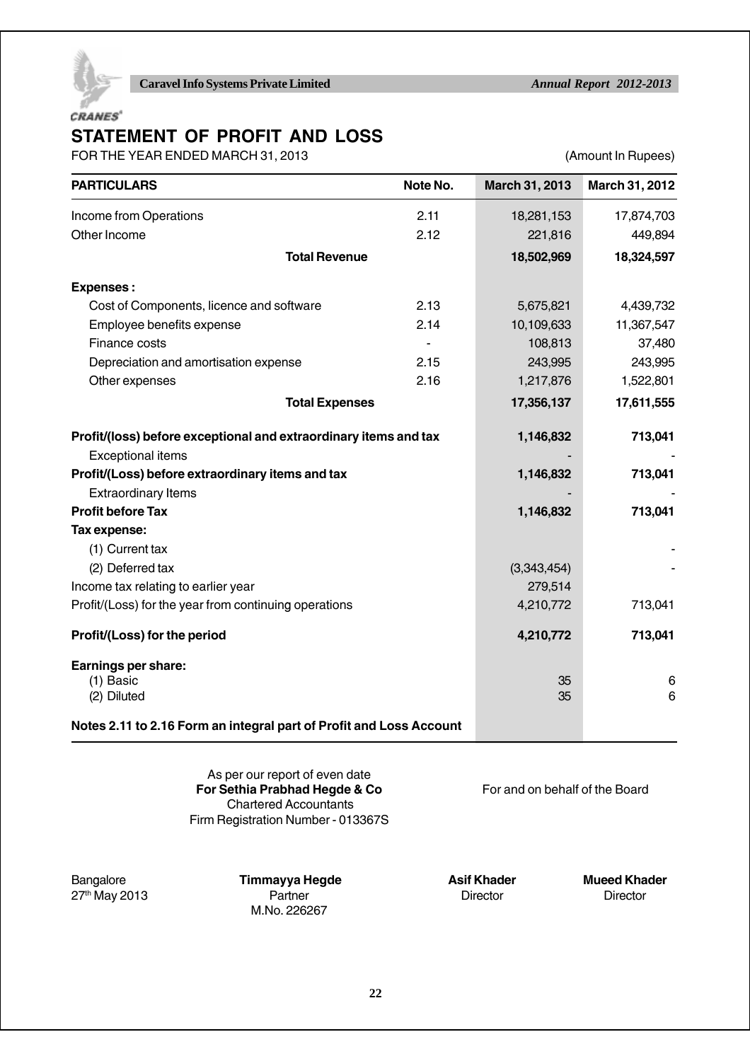# STATEMENT OF PROFIT AND LOSS

FOR THE YEAR ENDED MARCH 31, 2013 (Amount In Rupees)

| PARTICULARS | Note No. | March 31, 2013 | March 31, 2012 |
|---|---|---|---|
| Income from Operations | 2.11 | 18,281,153 | 17,874,703 |
| Other Income | 2.12 | 221,816 | 449,894 |
| **Total Revenue** | | **18,502,969** | **18,324,597** |
| **Expenses :** | | | |
| Cost of Components, licence and software | 2.13 | 5,675,821 | 4,439,732 |
| Employee benefits expense | 2.14 | 10,109,633 | 11,367,547 |
| Finance costs | - | 108,813 | 37,480 |
| Depreciation and amortisation expense | 2.15 | 243,995 | 243,995 |
| Other expenses | 2.16 | 1,217,876 | 1,522,801 |
| **Total Expenses** | | **17,356,137** | **17,611,555** |
| **Profit/(loss) before exceptional and extraordinary items and tax** | | **1,146,832** | **713,041** |
| Exceptional items | | - | - |
| **Profit/(Loss) before extraordinary items and tax** | | **1,146,832** | **713,041** |
| Extraordinary Items | | - | - |
| **Profit before Tax** | | **1,146,832** | **713,041** |
| **Tax expense:** | | | |
| (1) Current tax | | | - |
| (2) Deferred tax | | (3,343,454) | - |
| Income tax relating to earlier year | | 279,514 | |
| Profit/(Loss) for the year from continuing operations | | 4,210,772 | 713,041 |
| **Profit/(Loss) for the period** | | **4,210,772** | **713,041** |
| **Earnings per share:** | | | |
| (1) Basic | | 35 | 6 |
| (2) Diluted | | 35 | 6 |
| **Notes 2.11 to 2.16 Form an integral part of Profit and Loss Account** | | | |

As per our report of even date
**For Sethia Prabhad Hegde & Co**
Chartered Accountants
Firm Registration Number - 013367S

For and on behalf of the Board

Bangalore
27th May 2013

**Timmayya Hegde**
Partner
M.No. 226267

**Asif Khader**
Director

**Mueed Khader**
Director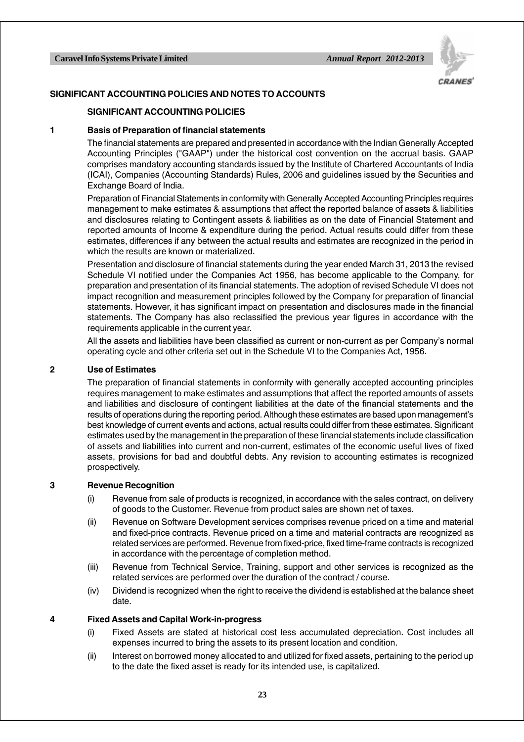## SIGNIFICANT ACCOUNTING POLICIES AND NOTES TO ACCOUNTS

### SIGNIFICANT ACCOUNTING POLICIES

**1 Basis of Preparation of financial statements**

The financial statements are prepared and presented in accordance with the Indian Generally Accepted Accounting Principles ("GAAP") under the historical cost convention on the accrual basis. GAAP comprises mandatory accounting standards issued by the Institute of Chartered Accountants of India (ICAI), Companies (Accounting Standards) Rules, 2006 and guidelines issued by the Securities and Exchange Board of India.

Preparation of Financial Statements in conformity with Generally Accepted Accounting Principles requires management to make estimates & assumptions that affect the reported balance of assets & liabilities and disclosures relating to Contingent assets & liabilities as on the date of Financial Statement and reported amounts of Income & expenditure during the period. Actual results could differ from these estimates, differences if any between the actual results and estimates are recognized in the period in which the results are known or materialized.

Presentation and disclosure of financial statements during the year ended March 31, 2013 the revised Schedule VI notified under the Companies Act 1956, has become applicable to the Company, for preparation and presentation of its financial statements. The adoption of revised Schedule VI does not impact recognition and measurement principles followed by the Company for preparation of financial statements. However, it has significant impact on presentation and disclosures made in the financial statements. The Company has also reclassified the previous year figures in accordance with the requirements applicable in the current year.

All the assets and liabilities have been classified as current or non-current as per Company's normal operating cycle and other criteria set out in the Schedule VI to the Companies Act, 1956.

**2 Use of Estimates**

The preparation of financial statements in conformity with generally accepted accounting principles requires management to make estimates and assumptions that affect the reported amounts of assets and liabilities and disclosure of contingent liabilities at the date of the financial statements and the results of operations during the reporting period. Although these estimates are based upon management's best knowledge of current events and actions, actual results could differ from these estimates. Significant estimates used by the management in the preparation of these financial statements include classification of assets and liabilities into current and non-current, estimates of the economic useful lives of fixed assets, provisions for bad and doubtful debts. Any revision to accounting estimates is recognized prospectively.

**3 Revenue Recognition**

(i) Revenue from sale of products is recognized, in accordance with the sales contract, on delivery of goods to the Customer. Revenue from product sales are shown net of taxes.

(ii) Revenue on Software Development services comprises revenue priced on a time and material and fixed-price contracts. Revenue priced on a time and material contracts are recognized as related services are performed. Revenue from fixed-price, fixed time-frame contracts is recognized in accordance with the percentage of completion method.

(iii) Revenue from Technical Service, Training, support and other services is recognized as the related services are performed over the duration of the contract / course.

(iv) Dividend is recognized when the right to receive the dividend is established at the balance sheet date.

**4 Fixed Assets and Capital Work-in-progress**

(i) Fixed Assets are stated at historical cost less accumulated depreciation. Cost includes all expenses incurred to bring the assets to its present location and condition.

(ii) Interest on borrowed money allocated to and utilized for fixed assets, pertaining to the period up to the date the fixed asset is ready for its intended use, is capitalized.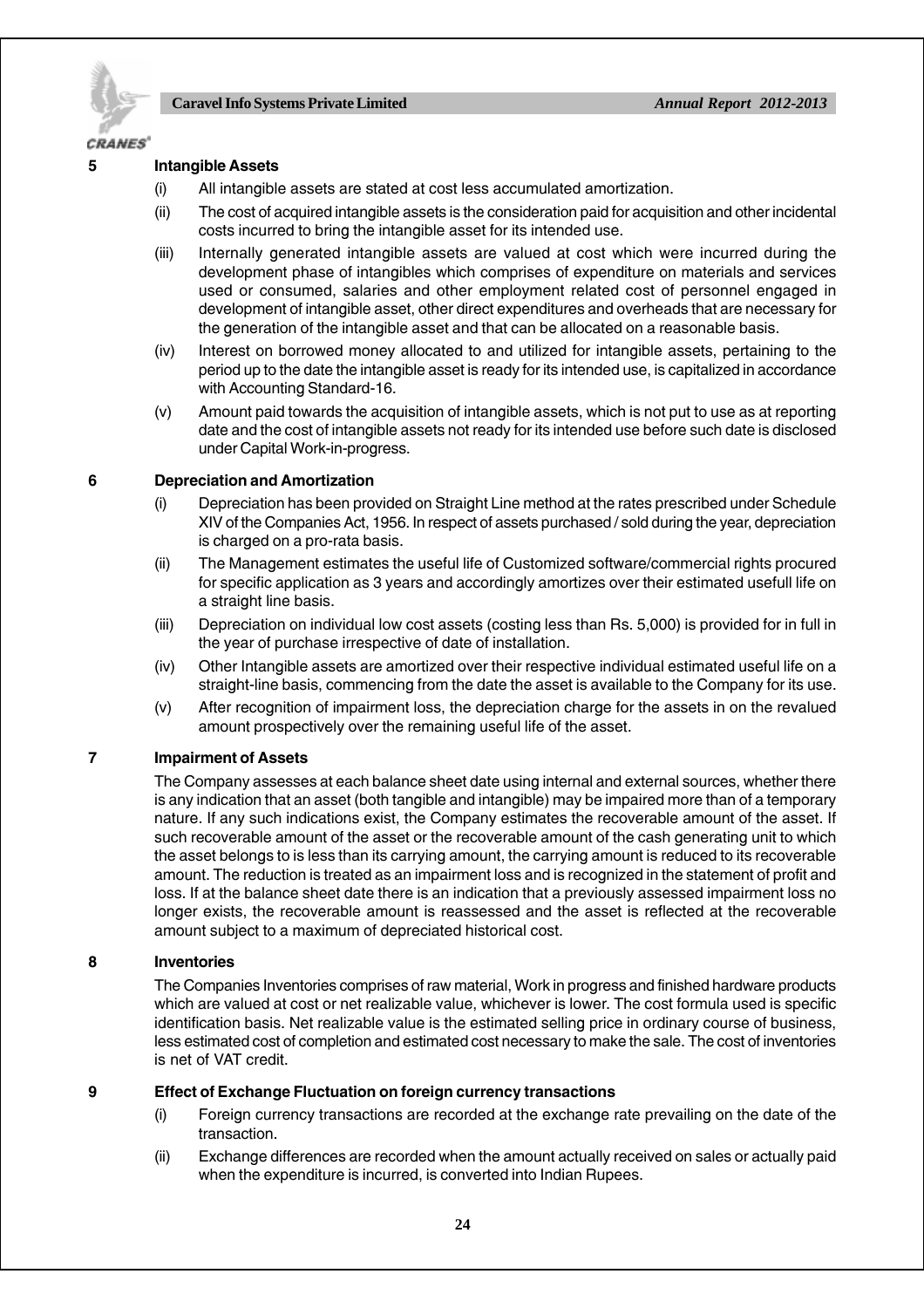## 5 Intangible Assets

(i) All intangible assets are stated at cost less accumulated amortization.

(ii) The cost of acquired intangible assets is the consideration paid for acquisition and other incidental costs incurred to bring the intangible asset for its intended use.

(iii) Internally generated intangible assets are valued at cost which were incurred during the development phase of intangibles which comprises of expenditure on materials and services used or consumed, salaries and other employment related cost of personnel engaged in development of intangible asset, other direct expenditures and overheads that are necessary for the generation of the intangible asset and that can be allocated on a reasonable basis.

(iv) Interest on borrowed money allocated to and utilized for intangible assets, pertaining to the period up to the date the intangible asset is ready for its intended use, is capitalized in accordance with Accounting Standard-16.

(v) Amount paid towards the acquisition of intangible assets, which is not put to use as at reporting date and the cost of intangible assets not ready for its intended use before such date is disclosed under Capital Work-in-progress.

## 6 Depreciation and Amortization

(i) Depreciation has been provided on Straight Line method at the rates prescribed under Schedule XIV of the Companies Act, 1956. In respect of assets purchased / sold during the year, depreciation is charged on a pro-rata basis.

(ii) The Management estimates the useful life of Customized software/commercial rights procured for specific application as 3 years and accordingly amortizes over their estimated usefull life on a straight line basis.

(iii) Depreciation on individual low cost assets (costing less than Rs. 5,000) is provided for in full in the year of purchase irrespective of date of installation.

(iv) Other Intangible assets are amortized over their respective individual estimated useful life on a straight-line basis, commencing from the date the asset is available to the Company for its use.

(v) After recognition of impairment loss, the depreciation charge for the assets in on the revalued amount prospectively over the remaining useful life of the asset.

## 7 Impairment of Assets

The Company assesses at each balance sheet date using internal and external sources, whether there is any indication that an asset (both tangible and intangible) may be impaired more than of a temporary nature. If any such indications exist, the Company estimates the recoverable amount of the asset. If such recoverable amount of the asset or the recoverable amount of the cash generating unit to which the asset belongs to is less than its carrying amount, the carrying amount is reduced to its recoverable amount. The reduction is treated as an impairment loss and is recognized in the statement of profit and loss. If at the balance sheet date there is an indication that a previously assessed impairment loss no longer exists, the recoverable amount is reassessed and the asset is reflected at the recoverable amount subject to a maximum of depreciated historical cost.

## 8 Inventories

The Companies Inventories comprises of raw material, Work in progress and finished hardware products which are valued at cost or net realizable value, whichever is lower. The cost formula used is specific identification basis. Net realizable value is the estimated selling price in ordinary course of business, less estimated cost of completion and estimated cost necessary to make the sale. The cost of inventories is net of VAT credit.

## 9 Effect of Exchange Fluctuation on foreign currency transactions

(i) Foreign currency transactions are recorded at the exchange rate prevailing on the date of the transaction.

(ii) Exchange differences are recorded when the amount actually received on sales or actually paid when the expenditure is incurred, is converted into Indian Rupees.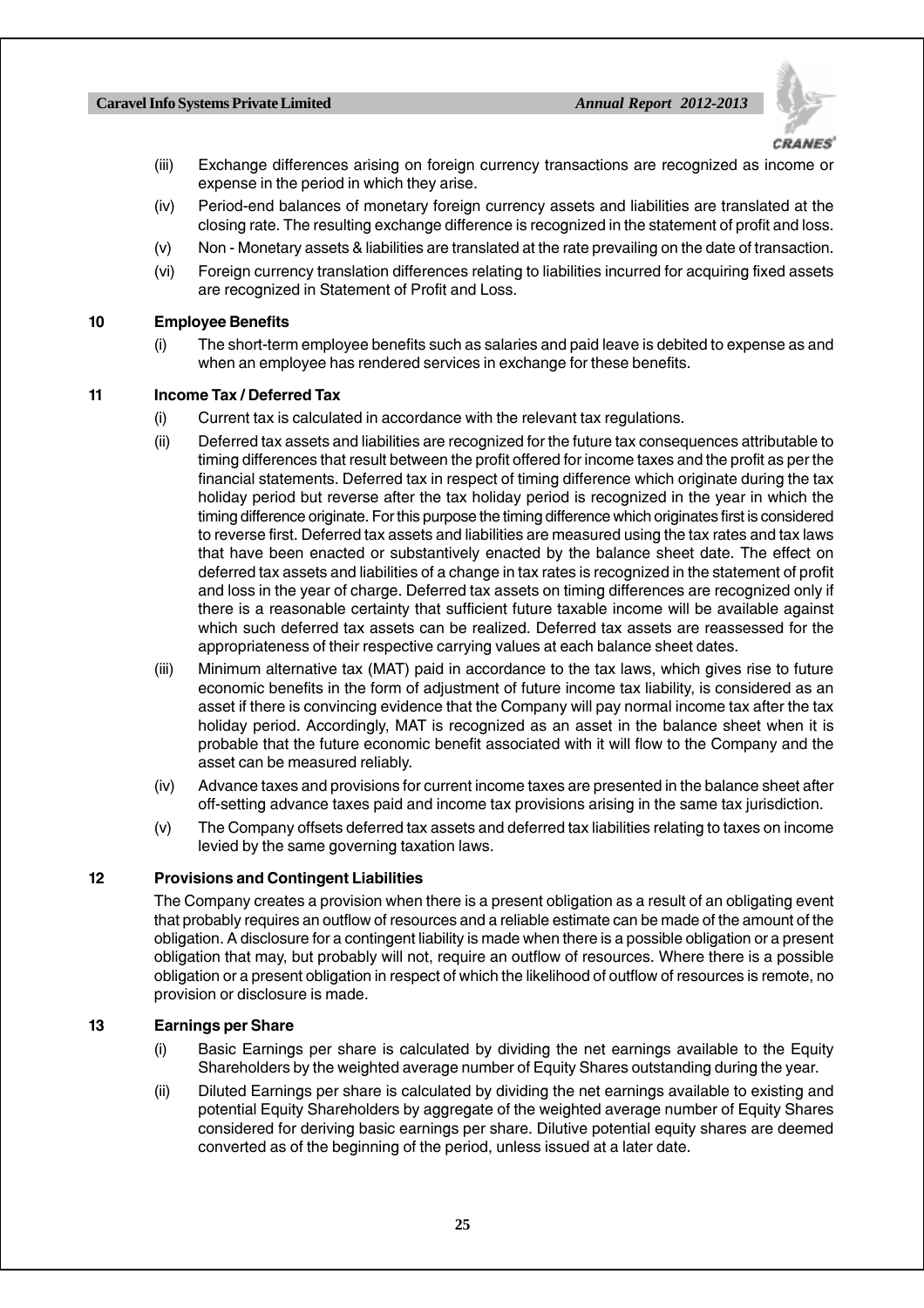(iii) Exchange differences arising on foreign currency transactions are recognized as income or expense in the period in which they arise.

(iv) Period-end balances of monetary foreign currency assets and liabilities are translated at the closing rate. The resulting exchange difference is recognized in the statement of profit and loss.

(v) Non - Monetary assets & liabilities are translated at the rate prevailing on the date of transaction.

(vi) Foreign currency translation differences relating to liabilities incurred for acquiring fixed assets are recognized in Statement of Profit and Loss.

**10 Employee Benefits**

(i) The short-term employee benefits such as salaries and paid leave is debited to expense as and when an employee has rendered services in exchange for these benefits.

**11 Income Tax / Deferred Tax**

(i) Current tax is calculated in accordance with the relevant tax regulations.

(ii) Deferred tax assets and liabilities are recognized for the future tax consequences attributable to timing differences that result between the profit offered for income taxes and the profit as per the financial statements. Deferred tax in respect of timing difference which originate during the tax holiday period but reverse after the tax holiday period is recognized in the year in which the timing difference originate. For this purpose the timing difference which originates first is considered to reverse first. Deferred tax assets and liabilities are measured using the tax rates and tax laws that have been enacted or substantively enacted by the balance sheet date. The effect on deferred tax assets and liabilities of a change in tax rates is recognized in the statement of profit and loss in the year of charge. Deferred tax assets on timing differences are recognized only if there is a reasonable certainty that sufficient future taxable income will be available against which such deferred tax assets can be realized. Deferred tax assets are reassessed for the appropriateness of their respective carrying values at each balance sheet dates.

(iii) Minimum alternative tax (MAT) paid in accordance to the tax laws, which gives rise to future economic benefits in the form of adjustment of future income tax liability, is considered as an asset if there is convincing evidence that the Company will pay normal income tax after the tax holiday period. Accordingly, MAT is recognized as an asset in the balance sheet when it is probable that the future economic benefit associated with it will flow to the Company and the asset can be measured reliably.

(iv) Advance taxes and provisions for current income taxes are presented in the balance sheet after off-setting advance taxes paid and income tax provisions arising in the same tax jurisdiction.

(v) The Company offsets deferred tax assets and deferred tax liabilities relating to taxes on income levied by the same governing taxation laws.

**12 Provisions and Contingent Liabilities**

The Company creates a provision when there is a present obligation as a result of an obligating event that probably requires an outflow of resources and a reliable estimate can be made of the amount of the obligation. A disclosure for a contingent liability is made when there is a possible obligation or a present obligation that may, but probably will not, require an outflow of resources. Where there is a possible obligation or a present obligation in respect of which the likelihood of outflow of resources is remote, no provision or disclosure is made.

**13 Earnings per Share**

(i) Basic Earnings per share is calculated by dividing the net earnings available to the Equity Shareholders by the weighted average number of Equity Shares outstanding during the year.

(ii) Diluted Earnings per share is calculated by dividing the net earnings available to existing and potential Equity Shareholders by aggregate of the weighted average number of Equity Shares considered for deriving basic earnings per share. Dilutive potential equity shares are deemed converted as of the beginning of the period, unless issued at a later date.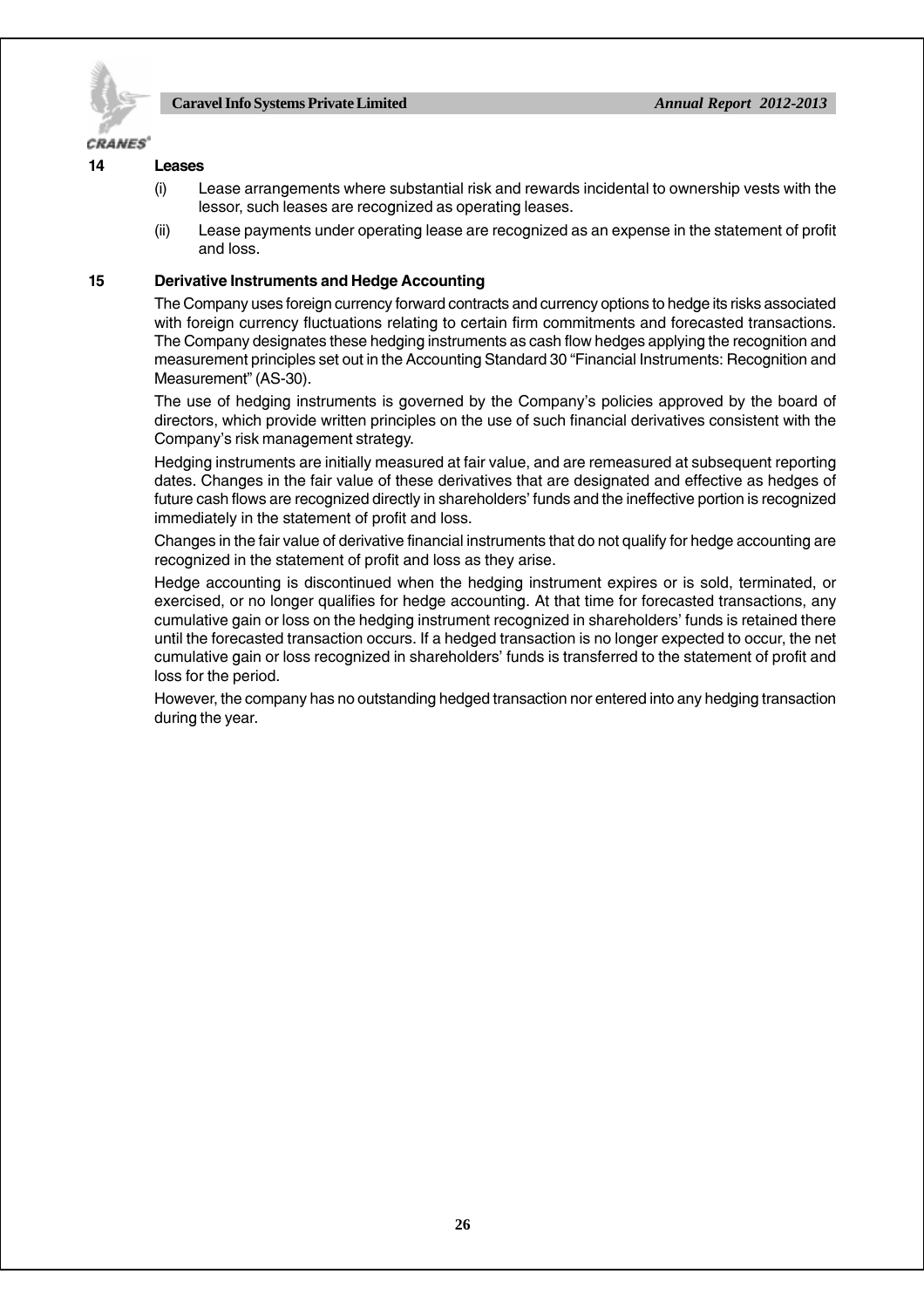## 14 Leases

(i) Lease arrangements where substantial risk and rewards incidental to ownership vests with the lessor, such leases are recognized as operating leases.

(ii) Lease payments under operating lease are recognized as an expense in the statement of profit and loss.

## 15 Derivative Instruments and Hedge Accounting

The Company uses foreign currency forward contracts and currency options to hedge its risks associated with foreign currency fluctuations relating to certain firm commitments and forecasted transactions. The Company designates these hedging instruments as cash flow hedges applying the recognition and measurement principles set out in the Accounting Standard 30 "Financial Instruments: Recognition and Measurement" (AS-30).

The use of hedging instruments is governed by the Company's policies approved by the board of directors, which provide written principles on the use of such financial derivatives consistent with the Company's risk management strategy.

Hedging instruments are initially measured at fair value, and are remeasured at subsequent reporting dates. Changes in the fair value of these derivatives that are designated and effective as hedges of future cash flows are recognized directly in shareholders' funds and the ineffective portion is recognized immediately in the statement of profit and loss.

Changes in the fair value of derivative financial instruments that do not qualify for hedge accounting are recognized in the statement of profit and loss as they arise.

Hedge accounting is discontinued when the hedging instrument expires or is sold, terminated, or exercised, or no longer qualifies for hedge accounting. At that time for forecasted transactions, any cumulative gain or loss on the hedging instrument recognized in shareholders' funds is retained there until the forecasted transaction occurs. If a hedged transaction is no longer expected to occur, the net cumulative gain or loss recognized in shareholders' funds is transferred to the statement of profit and loss for the period.

However, the company has no outstanding hedged transaction nor entered into any hedging transaction during the year.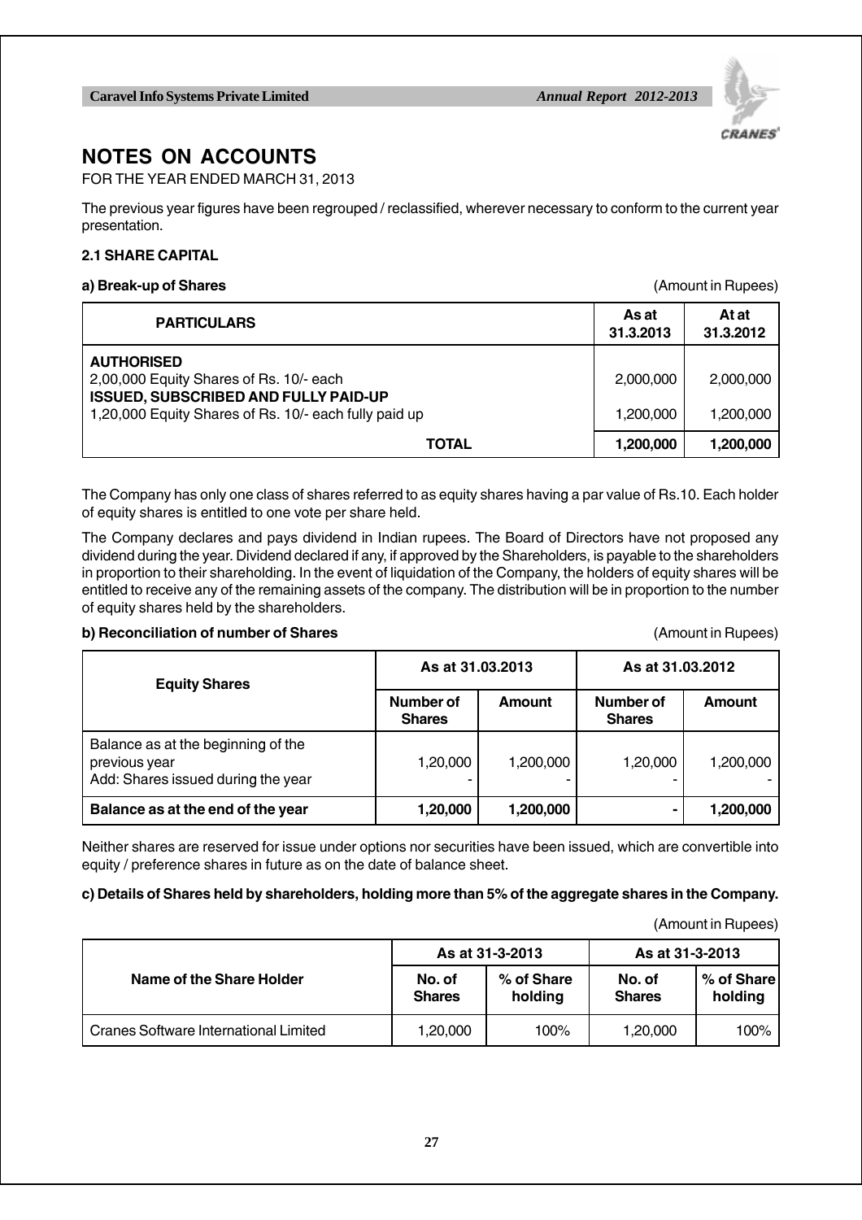# NOTES ON ACCOUNTS

FOR THE YEAR ENDED MARCH 31, 2013

The previous year figures have been regrouped / reclassified, wherever necessary to conform to the current year presentation.

### 2.1 SHARE CAPITAL

**a) Break-up of Shares** (Amount in Rupees)

| PARTICULARS | As at 31.3.2013 | At at 31.3.2012 |
|---|---|---|
| **AUTHORISED** | | |
| 2,00,000 Equity Shares of Rs. 10/- each | 2,000,000 | 2,000,000 |
| **ISSUED, SUBSCRIBED AND FULLY PAID-UP** | | |
| 1,20,000 Equity Shares of Rs. 10/- each fully paid up | 1,200,000 | 1,200,000 |
| **TOTAL** | **1,200,000** | **1,200,000** |

The Company has only one class of shares referred to as equity shares having a par value of Rs.10. Each holder of equity shares is entitled to one vote per share held.

The Company declares and pays dividend in Indian rupees. The Board of Directors have not proposed any dividend during the year. Dividend declared if any, if approved by the Shareholders, is payable to the shareholders in proportion to their shareholding. In the event of liquidation of the Company, the holders of equity shares will be entitled to receive any of the remaining assets of the company. The distribution will be in proportion to the number of equity shares held by the shareholders.

**b) Reconciliation of number of Shares** (Amount in Rupees)

| Equity Shares | As at 31.03.2013 | | As at 31.03.2012 | |
|---|---|---|---|---|
| | Number of Shares | Amount | Number of Shares | Amount |
| Balance as at the beginning of the previous year | 1,20,000 | 1,200,000 | 1,20,000 | 1,200,000 |
| Add: Shares issued during the year | - | - | - | - |
| **Balance as at the end of the year** | **1,20,000** | **1,200,000** | **-** | **1,200,000** |

Neither shares are reserved for issue under options nor securities have been issued, which are convertible into equity / preference shares in future as on the date of balance sheet.

**c) Details of Shares held by shareholders, holding more than 5% of the aggregate shares in the Company.**

(Amount in Rupees)

| Name of the Share Holder | As at 31-3-2013 | | As at 31-3-2013 | |
|---|---|---|---|---|
| | No. of Shares | % of Share holding | No. of Shares | % of Share holding |
| Cranes Software International Limited | 1,20,000 | 100% | 1,20,000 | 100% |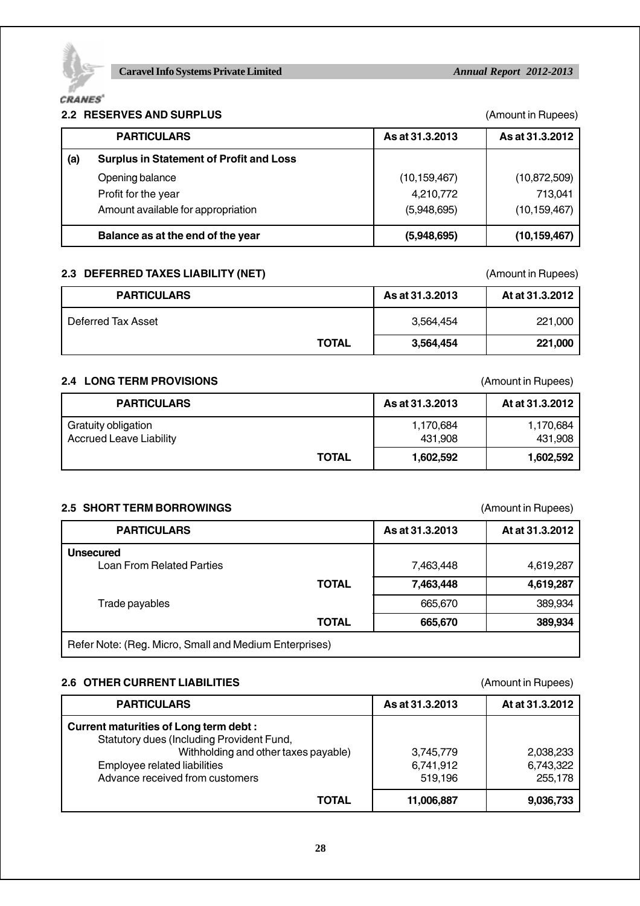### 2.2 RESERVES AND SURPLUS

(Amount in Rupees)

| | PARTICULARS | As at 31.3.2013 | As at 31.3.2012 |
|---|---|---|---|
| **(a)** | **Surplus in Statement of Profit and Loss** | | |
| | Opening balance | (10,159,467) | (10,872,509) |
| | Profit for the year | 4,210,772 | 713,041 |
| | Amount available for appropriation | (5,948,695) | (10,159,467) |
| | **Balance as at the end of the year** | **(5,948,695)** | **(10,159,467)** |

### 2.3 DEFERRED TAXES LIABILITY (NET)

(Amount in Rupees)

| PARTICULARS | As at 31.3.2013 | At at 31.3.2012 |
|---|---|---|
| Deferred Tax Asset | 3,564,454 | 221,000 |
| **TOTAL** | **3,564,454** | **221,000** |

### 2.4 LONG TERM PROVISIONS

(Amount in Rupees)

| PARTICULARS | As at 31.3.2013 | At at 31.3.2012 |
|---|---|---|
| Gratuity obligation | 1,170,684 | 1,170,684 |
| Accrued Leave Liability | 431,908 | 431,908 |
| **TOTAL** | **1,602,592** | **1,602,592** |

### 2.5 SHORT TERM BORROWINGS

(Amount in Rupees)

| PARTICULARS | As at 31.3.2013 | At at 31.3.2012 |
|---|---|---|
| **Unsecured** | | |
| Loan From Related Parties | 7,463,448 | 4,619,287 |
| **TOTAL** | **7,463,448** | **4,619,287** |
| Trade payables | 665,670 | 389,934 |
| **TOTAL** | **665,670** | **389,934** |
| Refer Note: (Reg. Micro, Small and Medium Enterprises) | | |

### 2.6 OTHER CURRENT LIABILITIES

(Amount in Rupees)

| PARTICULARS | As at 31.3.2013 | At at 31.3.2012 |
|---|---|---|
| **Current maturities of Long term debt :** | | |
| Statutory dues (Including Provident Fund, Withholding and other taxes payable) | 3,745,779 | 2,038,233 |
| Employee related liabilities | 6,741,912 | 6,743,322 |
| Advance received from customers | 519,196 | 255,178 |
| **TOTAL** | **11,006,887** | **9,036,733** |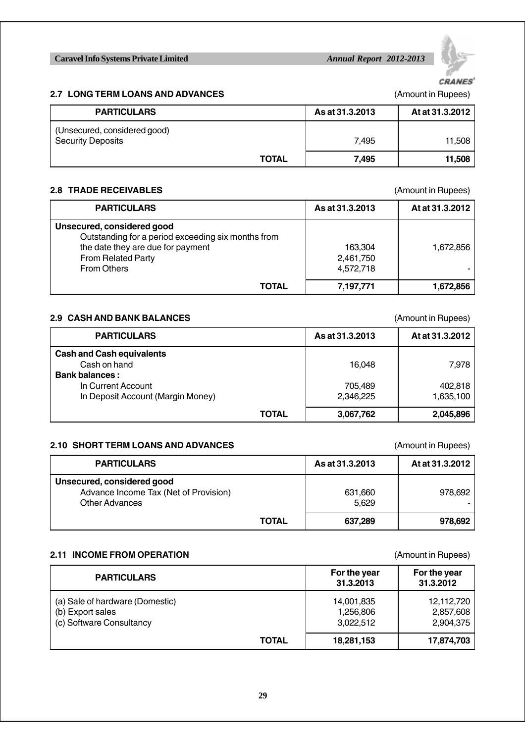### 2.7 LONG TERM LOANS AND ADVANCES

(Amount in Rupees)

| PARTICULARS | As at 31.3.2013 | At at 31.3.2012 |
|---|---|---|
| (Unsecured, considered good) | | |
| Security Deposits | 7,495 | 11,508 |
| **TOTAL** | **7,495** | **11,508** |

### 2.8 TRADE RECEIVABLES

(Amount in Rupees)

| PARTICULARS | As at 31.3.2013 | At at 31.3.2012 |
|---|---|---|
| **Unsecured, considered good** | | |
| Outstanding for a period exceeding six months from the date they are due for payment | 163,304 | 1,672,856 |
| From Related Party | 2,461,750 | |
| From Others | 4,572,718 | - |
| **TOTAL** | **7,197,771** | **1,672,856** |

### 2.9 CASH AND BANK BALANCES

(Amount in Rupees)

| PARTICULARS | As at 31.3.2013 | At at 31.3.2012 |
|---|---|---|
| **Cash and Cash equivalents** | | |
| Cash on hand | 16,048 | 7,978 |
| **Bank balances :** | | |
| In Current Account | 705,489 | 402,818 |
| In Deposit Account (Margin Money) | 2,346,225 | 1,635,100 |
| **TOTAL** | **3,067,762** | **2,045,896** |

### 2.10 SHORT TERM LOANS AND ADVANCES

(Amount in Rupees)

| PARTICULARS | As at 31.3.2013 | At at 31.3.2012 |
|---|---|---|
| **Unsecured, considered good** | | |
| Advance Income Tax (Net of Provision) | 631,660 | 978,692 |
| Other Advances | 5,629 | - |
| **TOTAL** | **637,289** | **978,692** |

### 2.11 INCOME FROM OPERATION

(Amount in Rupees)

| PARTICULARS | For the year 31.3.2013 | For the year 31.3.2012 |
|---|---|---|
| (a) Sale of hardware (Domestic) | 14,001,835 | 12,112,720 |
| (b) Export sales | 1,256,806 | 2,857,608 |
| (c) Software Consultancy | 3,022,512 | 2,904,375 |
| **TOTAL** | **18,281,153** | **17,874,703** |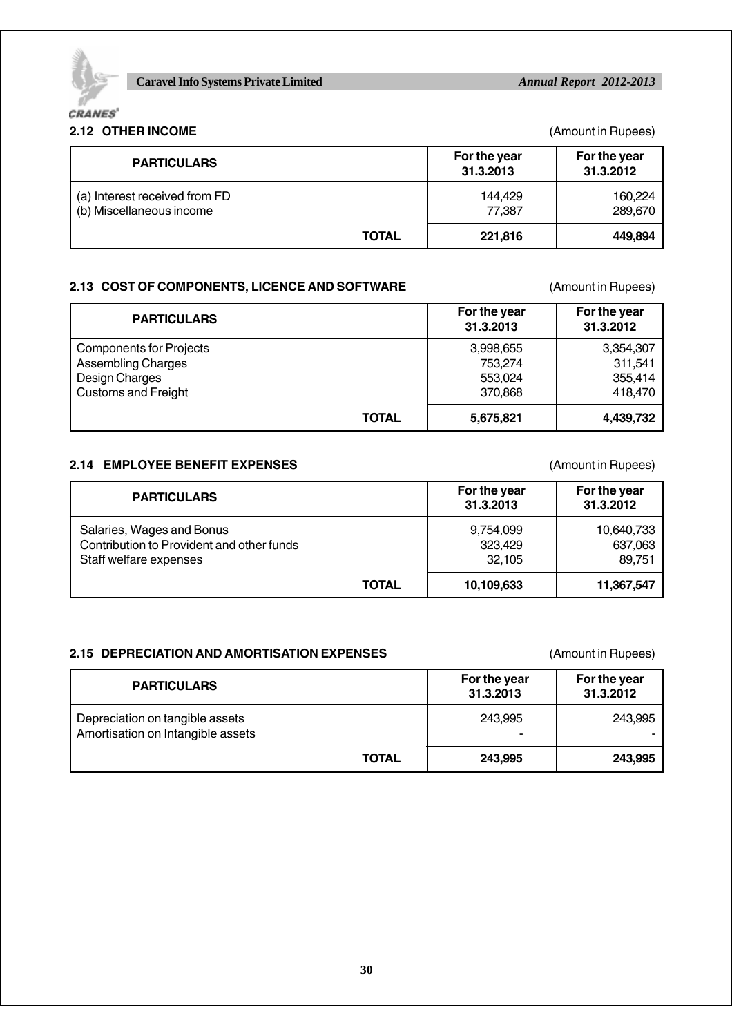## 2.12 OTHER INCOME

(Amount in Rupees)

| PARTICULARS | For the year 31.3.2013 | For the year 31.3.2012 |
|---|---|---|
| (a) Interest received from FD | 144,429 | 160,224 |
| (b) Miscellaneous income | 77,387 | 289,670 |
| **TOTAL** | **221,816** | **449,894** |

## 2.13 COST OF COMPONENTS, LICENCE AND SOFTWARE

(Amount in Rupees)

| PARTICULARS | For the year 31.3.2013 | For the year 31.3.2012 |
|---|---|---|
| Components for Projects | 3,998,655 | 3,354,307 |
| Assembling Charges | 753,274 | 311,541 |
| Design Charges | 553,024 | 355,414 |
| Customs and Freight | 370,868 | 418,470 |
| **TOTAL** | **5,675,821** | **4,439,732** |

## 2.14 EMPLOYEE BENEFIT EXPENSES

(Amount in Rupees)

| PARTICULARS | For the year 31.3.2013 | For the year 31.3.2012 |
|---|---|---|
| Salaries, Wages and Bonus | 9,754,099 | 10,640,733 |
| Contribution to Provident and other funds | 323,429 | 637,063 |
| Staff welfare expenses | 32,105 | 89,751 |
| **TOTAL** | **10,109,633** | **11,367,547** |

## 2.15 DEPRECIATION AND AMORTISATION EXPENSES

(Amount in Rupees)

| PARTICULARS | For the year 31.3.2013 | For the year 31.3.2012 |
|---|---|---|
| Depreciation on tangible assets | 243,995 | 243,995 |
| Amortisation on Intangible assets | - | - |
| **TOTAL** | **243,995** | **243,995** |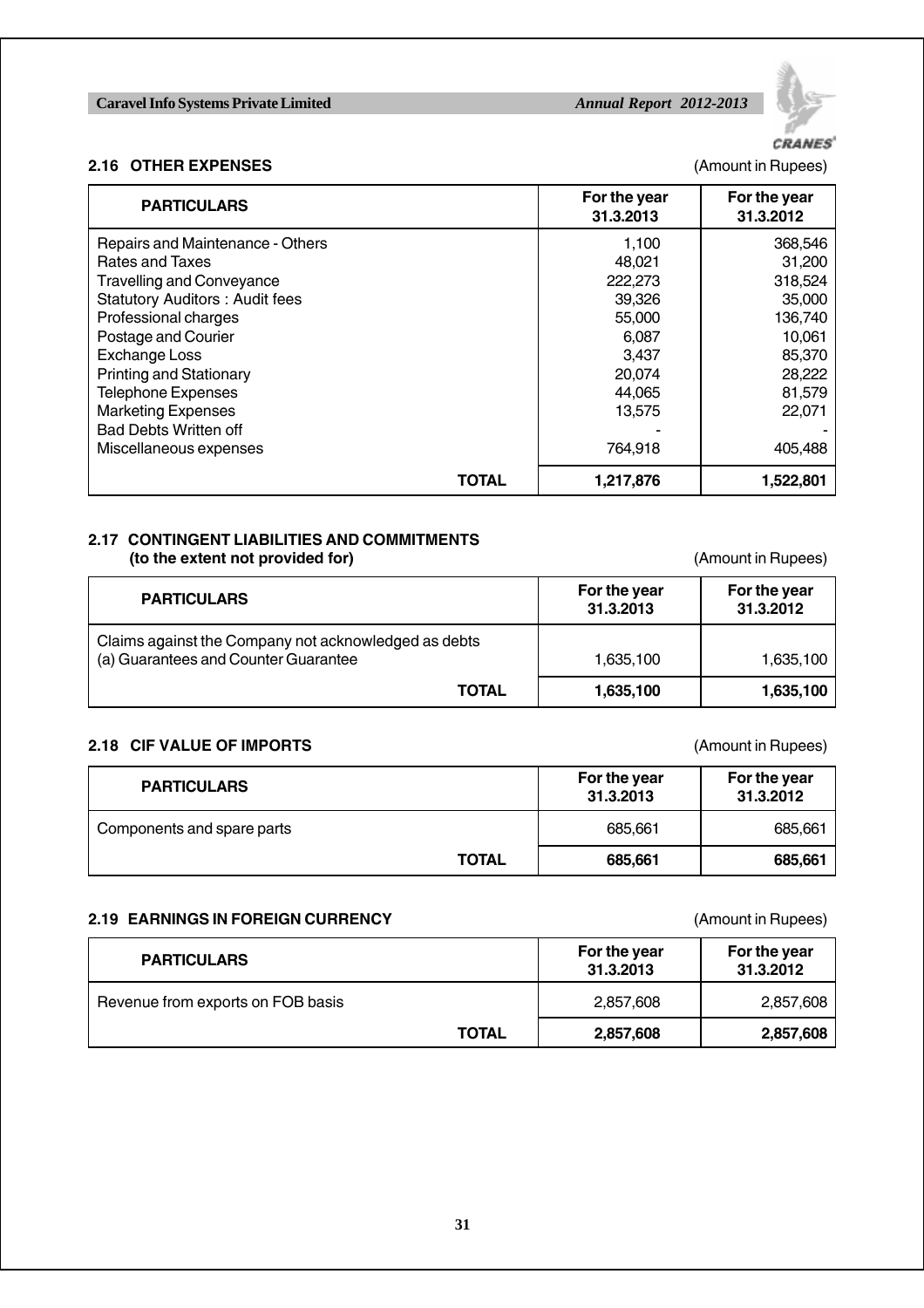### 2.16 OTHER EXPENSES

(Amount in Rupees)

| PARTICULARS | For the year 31.3.2013 | For the year 31.3.2012 |
|---|---|---|
| Repairs and Maintenance - Others | 1,100 | 368,546 |
| Rates and Taxes | 48,021 | 31,200 |
| Travelling and Conveyance | 222,273 | 318,524 |
| Statutory Auditors : Audit fees | 39,326 | 35,000 |
| Professional charges | 55,000 | 136,740 |
| Postage and Courier | 6,087 | 10,061 |
| Exchange Loss | 3,437 | 85,370 |
| Printing and Stationary | 20,074 | 28,222 |
| Telephone Expenses | 44,065 | 81,579 |
| Marketing Expenses | 13,575 | 22,071 |
| Bad Debts Written off | - | - |
| Miscellaneous expenses | 764,918 | 405,488 |
| **TOTAL** | **1,217,876** | **1,522,801** |

### 2.17 CONTINGENT LIABILITIES AND COMMITMENTS (to the extent not provided for)

(Amount in Rupees)

| PARTICULARS | For the year 31.3.2013 | For the year 31.3.2012 |
|---|---|---|
| Claims against the Company not acknowledged as debts (a) Guarantees and Counter Guarantee | 1,635,100 | 1,635,100 |
| **TOTAL** | **1,635,100** | **1,635,100** |

### 2.18 CIF VALUE OF IMPORTS

(Amount in Rupees)

| PARTICULARS | For the year 31.3.2013 | For the year 31.3.2012 |
|---|---|---|
| Components and spare parts | 685,661 | 685,661 |
| **TOTAL** | **685,661** | **685,661** |

### 2.19 EARNINGS IN FOREIGN CURRENCY

(Amount in Rupees)

| PARTICULARS | For the year 31.3.2013 | For the year 31.3.2012 |
|---|---|---|
| Revenue from exports on FOB basis | 2,857,608 | 2,857,608 |
| **TOTAL** | **2,857,608** | **2,857,608** |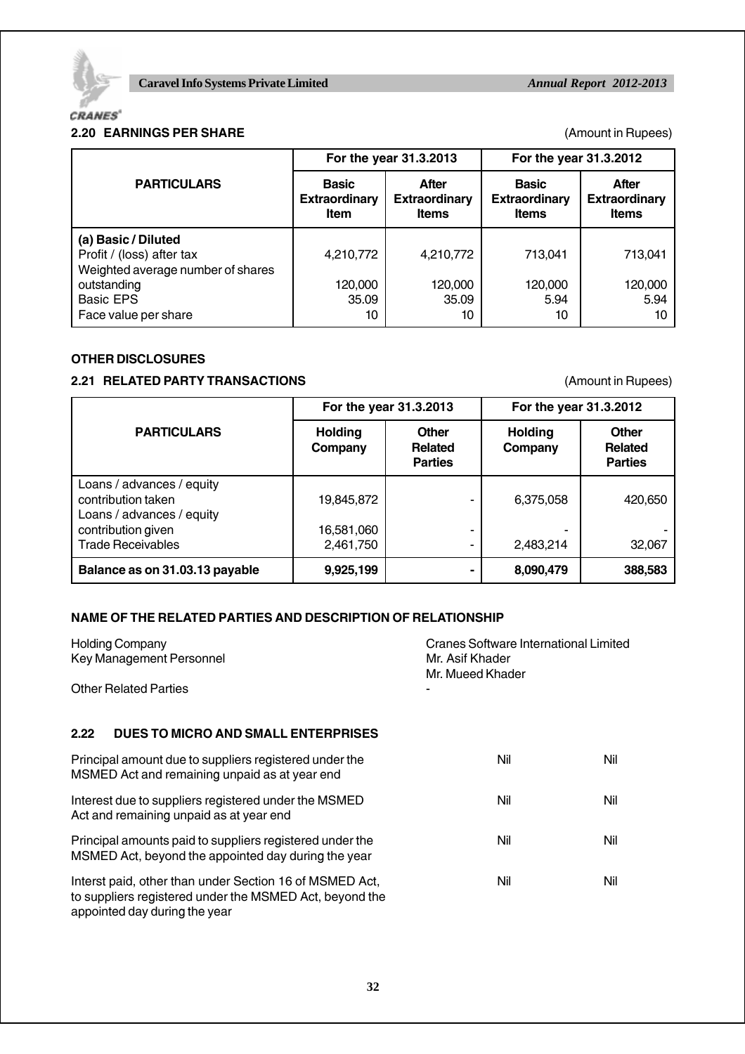## 2.20 EARNINGS PER SHARE

(Amount in Rupees)

| PARTICULARS | For the year 31.3.2013 | | For the year 31.3.2012 | |
|---|---|---|---|---|
| | Basic Extraordinary Item | After Extraordinary Items | Basic Extraordinary Items | After Extraordinary Items |
| **(a) Basic / Diluted** | | | | |
| Profit / (loss) after tax | 4,210,772 | 4,210,772 | 713,041 | 713,041 |
| Weighted average number of shares outstanding | 120,000 | 120,000 | 120,000 | 120,000 |
| Basic EPS | 35.09 | 35.09 | 5.94 | 5.94 |
| Face value per share | 10 | 10 | 10 | 10 |

### OTHER DISCLOSURES

## 2.21 RELATED PARTY TRANSACTIONS

(Amount in Rupees)

| PARTICULARS | For the year 31.3.2013 | | For the year 31.3.2012 | |
|---|---|---|---|---|
| | Holding Company | Other Related Parties | Holding Company | Other Related Parties |
| Loans / advances / equity contribution taken | 19,845,872 | - | 6,375,058 | 420,650 |
| Loans / advances / equity contribution given | 16,581,060 | - | - | - |
| Trade Receivables | 2,461,750 | - | 2,483,214 | 32,067 |
| **Balance as on 31.03.13 payable** | **9,925,199** | **-** | **8,090,479** | **388,583** |

### NAME OF THE RELATED PARTIES AND DESCRIPTION OF RELATIONSHIP

| | |
|---|---|
| Holding Company | Cranes Software International Limited |
| Key Management Personnel | Mr. Asif Khader<br>Mr. Mueed Khader |
| Other Related Parties | - |

## 2.22 DUES TO MICRO AND SMALL ENTERPRISES

| | | |
|---|---|---|
| Principal amount due to suppliers registered under the MSMED Act and remaining unpaid as at year end | Nil | Nil |
| Interest due to suppliers registered under the MSMED Act and remaining unpaid as at year end | Nil | Nil |
| Principal amounts paid to suppliers registered under the MSMED Act, beyond the appointed day during the year | Nil | Nil |
| Interst paid, other than under Section 16 of MSMED Act, to suppliers registered under the MSMED Act, beyond the appointed day during the year | Nil | Nil |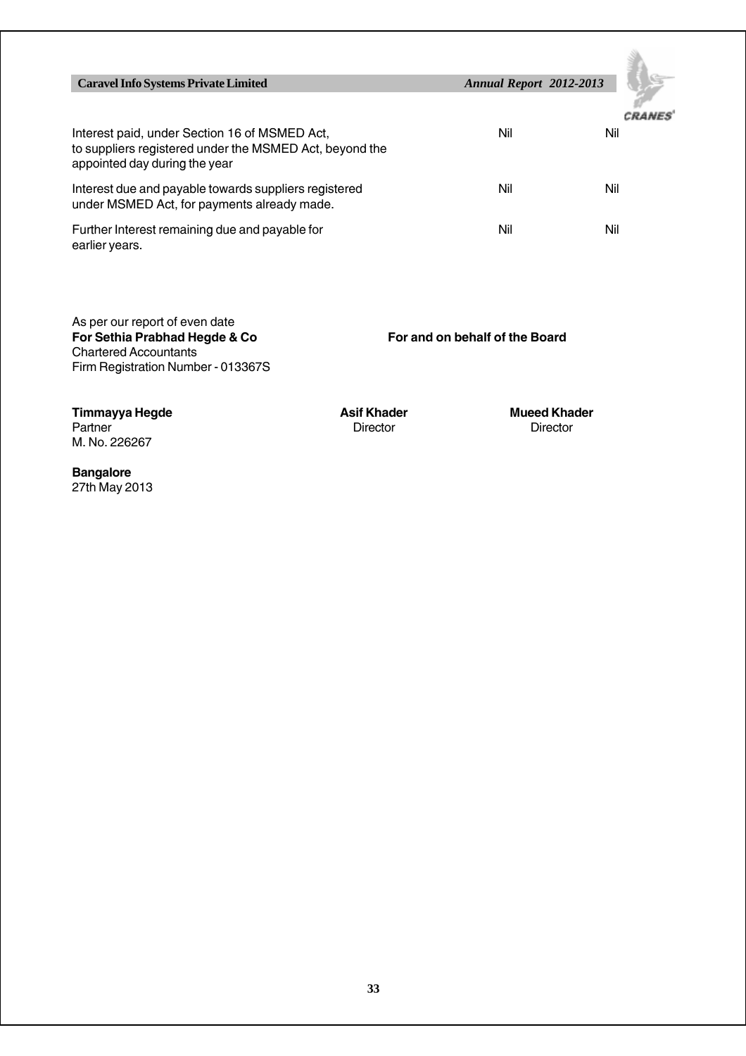| | | |
|---|---|---|
| Interest paid, under Section 16 of MSMED Act, to suppliers registered under the MSMED Act, beyond the appointed day during the year | Nil | Nil |
| Interest due and payable towards suppliers registered under MSMED Act, for payments already made. | Nil | Nil |
| Further Interest remaining due and payable for earlier years. | Nil | Nil |

As per our report of even date
**For Sethia Prabhad Hegde & Co**
Chartered Accountants
Firm Registration Number - 013367S

**For and on behalf of the Board**

**Timmayya Hegde**
Partner
M. No. 226267

**Asif Khader**
Director

**Mueed Khader**
Director

**Bangalore**
27th May 2013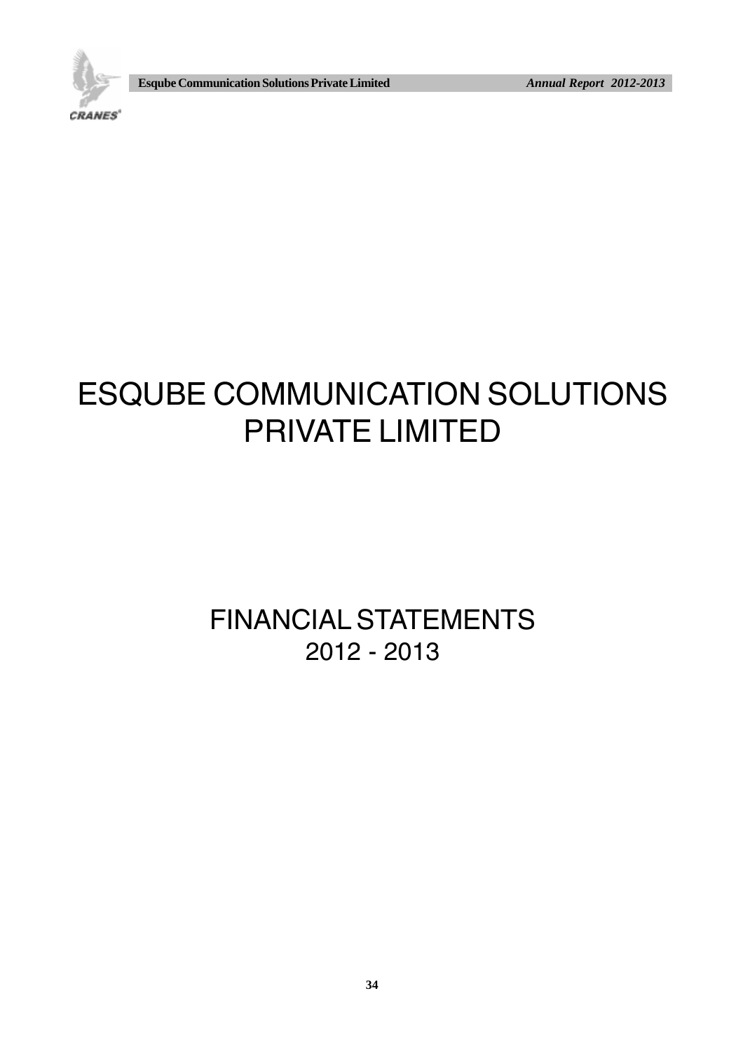# ESQUBE COMMUNICATION SOLUTIONS PRIVATE LIMITED

## FINANCIAL STATEMENTS 2012 - 2013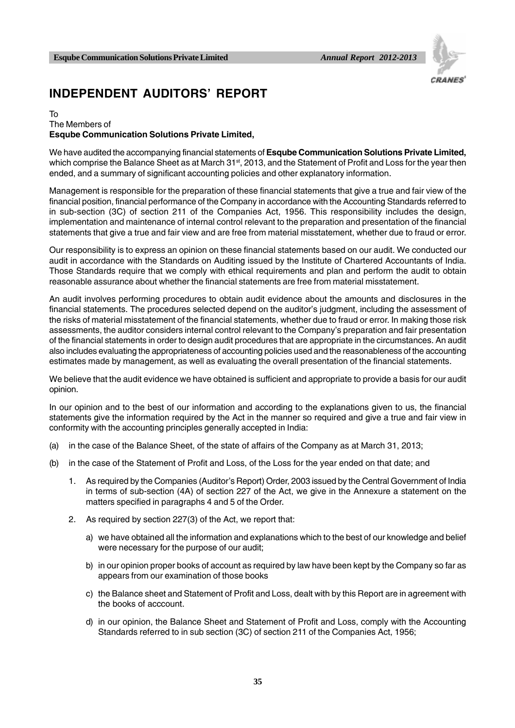# INDEPENDENT AUDITORS' REPORT

To
The Members of
**Esqube Communication Solutions Private Limited,**

We have audited the accompanying financial statements of **Esqube Communication Solutions Private Limited,** which comprise the Balance Sheet as at March 31st, 2013, and the Statement of Profit and Loss for the year then ended, and a summary of significant accounting policies and other explanatory information.

Management is responsible for the preparation of these financial statements that give a true and fair view of the financial position, financial performance of the Company in accordance with the Accounting Standards referred to in sub-section (3C) of section 211 of the Companies Act, 1956. This responsibility includes the design, implementation and maintenance of internal control relevant to the preparation and presentation of the financial statements that give a true and fair view and are free from material misstatement, whether due to fraud or error.

Our responsibility is to express an opinion on these financial statements based on our audit. We conducted our audit in accordance with the Standards on Auditing issued by the Institute of Chartered Accountants of India. Those Standards require that we comply with ethical requirements and plan and perform the audit to obtain reasonable assurance about whether the financial statements are free from material misstatement.

An audit involves performing procedures to obtain audit evidence about the amounts and disclosures in the financial statements. The procedures selected depend on the auditor's judgment, including the assessment of the risks of material misstatement of the financial statements, whether due to fraud or error. In making those risk assessments, the auditor considers internal control relevant to the Company's preparation and fair presentation of the financial statements in order to design audit procedures that are appropriate in the circumstances. An audit also includes evaluating the appropriateness of accounting policies used and the reasonableness of the accounting estimates made by management, as well as evaluating the overall presentation of the financial statements.

We believe that the audit evidence we have obtained is sufficient and appropriate to provide a basis for our audit opinion.

In our opinion and to the best of our information and according to the explanations given to us, the financial statements give the information required by the Act in the manner so required and give a true and fair view in conformity with the accounting principles generally accepted in India:

(a) in the case of the Balance Sheet, of the state of affairs of the Company as at March 31, 2013;

(b) in the case of the Statement of Profit and Loss, of the Loss for the year ended on that date; and

1. As required by the Companies (Auditor's Report) Order, 2003 issued by the Central Government of India in terms of sub-section (4A) of section 227 of the Act, we give in the Annexure a statement on the matters specified in paragraphs 4 and 5 of the Order.

2. As required by section 227(3) of the Act, we report that:

   a) we have obtained all the information and explanations which to the best of our knowledge and belief were necessary for the purpose of our audit;

   b) in our opinion proper books of account as required by law have been kept by the Company so far as appears from our examination of those books

   c) the Balance sheet and Statement of Profit and Loss, dealt with by this Report are in agreement with the books of acccount.

   d) in our opinion, the Balance Sheet and Statement of Profit and Loss, comply with the Accounting Standards referred to in sub section (3C) of section 211 of the Companies Act, 1956;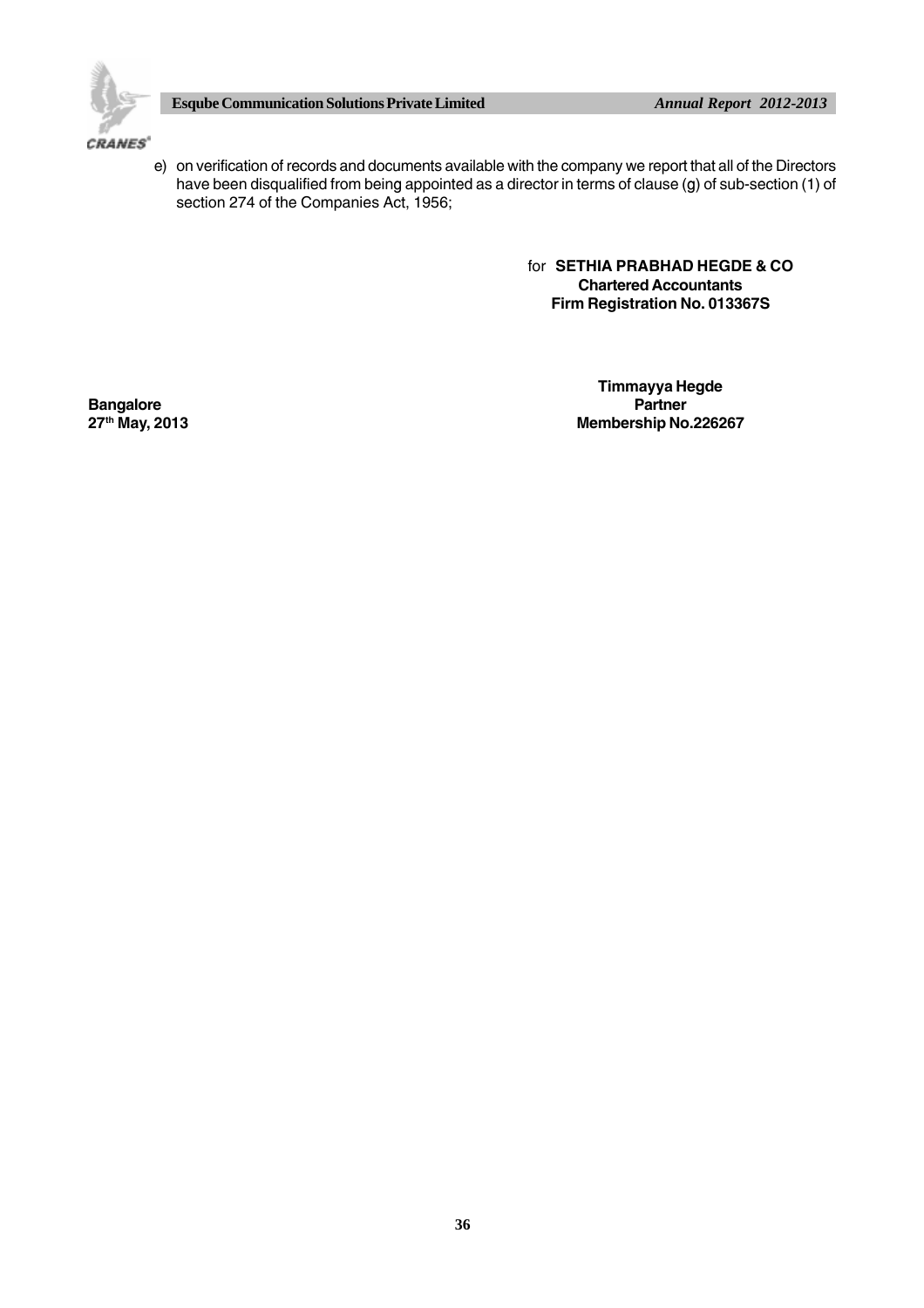e) on verification of records and documents available with the company we report that all of the Directors have been disqualified from being appointed as a director in terms of clause (g) of sub-section (1) of section 274 of the Companies Act, 1956;

for **SETHIA PRABHAD HEGDE & CO**
**Chartered Accountants**
**Firm Registration No. 013367S**

**Timmayya Hegde**
**Partner**
**Membership No.226267**

**Bangalore**
**27th May, 2013**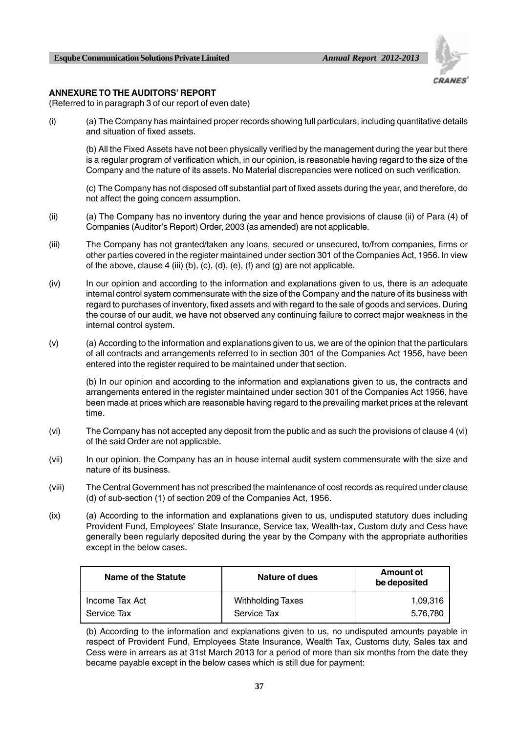## ANNEXURE TO THE AUDITORS' REPORT

(Referred to in paragraph 3 of our report of even date)

(i) (a) The Company has maintained proper records showing full particulars, including quantitative details and situation of fixed assets.

(b) All the Fixed Assets have not been physically verified by the management during the year but there is a regular program of verification which, in our opinion, is reasonable having regard to the size of the Company and the nature of its assets. No Material discrepancies were noticed on such verification.

(c) The Company has not disposed off substantial part of fixed assets during the year, and therefore, do not affect the going concern assumption.

(ii) (a) The Company has no inventory during the year and hence provisions of clause (ii) of Para (4) of Companies (Auditor's Report) Order, 2003 (as amended) are not applicable.

(iii) The Company has not granted/taken any loans, secured or unsecured, to/from companies, firms or other parties covered in the register maintained under section 301 of the Companies Act, 1956. In view of the above, clause 4 (iii) (b), (c), (d), (e), (f) and (g) are not applicable.

(iv) In our opinion and according to the information and explanations given to us, there is an adequate internal control system commensurate with the size of the Company and the nature of its business with regard to purchases of inventory, fixed assets and with regard to the sale of goods and services. During the course of our audit, we have not observed any continuing failure to correct major weakness in the internal control system.

(v) (a) According to the information and explanations given to us, we are of the opinion that the particulars of all contracts and arrangements referred to in section 301 of the Companies Act 1956, have been entered into the register required to be maintained under that section.

(b) In our opinion and according to the information and explanations given to us, the contracts and arrangements entered in the register maintained under section 301 of the Companies Act 1956, have been made at prices which are reasonable having regard to the prevailing market prices at the relevant time.

(vi) The Company has not accepted any deposit from the public and as such the provisions of clause 4 (vi) of the said Order are not applicable.

(vii) In our opinion, the Company has an in house internal audit system commensurate with the size and nature of its business.

(viii) The Central Government has not prescribed the maintenance of cost records as required under clause (d) of sub-section (1) of section 209 of the Companies Act, 1956.

(ix) (a) According to the information and explanations given to us, undisputed statutory dues including Provident Fund, Employees' State Insurance, Service tax, Wealth-tax, Custom duty and Cess have generally been regularly deposited during the year by the Company with the appropriate authorities except in the below cases.

| Name of the Statute | Nature of dues | Amount ot be deposited |
|---|---|---|
| Income Tax Act | Withholding Taxes | 1,09,316 |
| Service Tax | Service Tax | 5,76,780 |

(b) According to the information and explanations given to us, no undisputed amounts payable in respect of Provident Fund, Employees State Insurance, Wealth Tax, Customs duty, Sales tax and Cess were in arrears as at 31st March 2013 for a period of more than six months from the date they became payable except in the below cases which is still due for payment: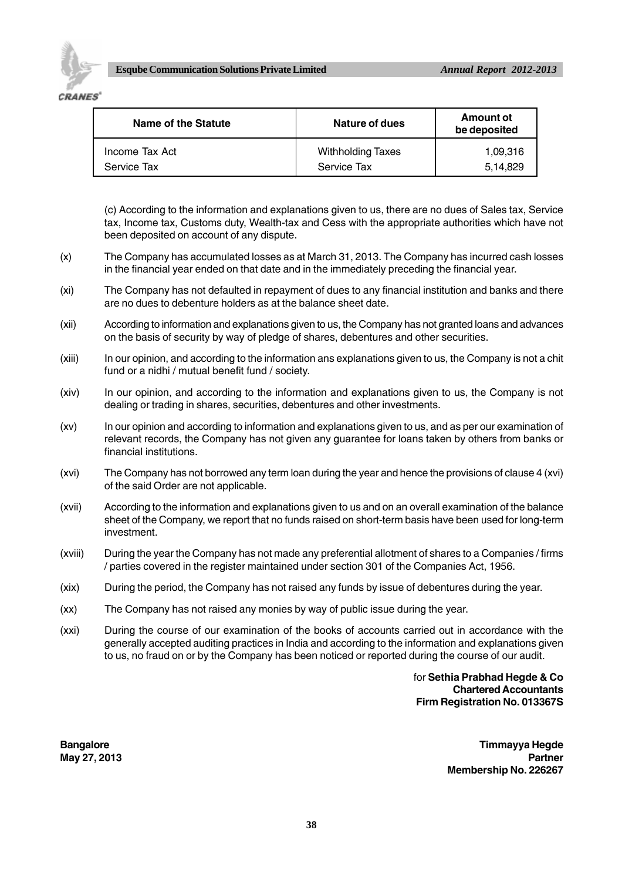| Name of the Statute | Nature of dues | Amount ot be deposited |
|---|---|---|
| Income Tax Act | Withholding Taxes | 1,09,316 |
| Service Tax | Service Tax | 5,14,829 |

(c) According to the information and explanations given to us, there are no dues of Sales tax, Service tax, Income tax, Customs duty, Wealth-tax and Cess with the appropriate authorities which have not been deposited on account of any dispute.

(x) The Company has accumulated losses as at March 31, 2013. The Company has incurred cash losses in the financial year ended on that date and in the immediately preceding the financial year.

(xi) The Company has not defaulted in repayment of dues to any financial institution and banks and there are no dues to debenture holders as at the balance sheet date.

(xii) According to information and explanations given to us, the Company has not granted loans and advances on the basis of security by way of pledge of shares, debentures and other securities.

(xiii) In our opinion, and according to the information ans explanations given to us, the Company is not a chit fund or a nidhi / mutual benefit fund / society.

(xiv) In our opinion, and according to the information and explanations given to us, the Company is not dealing or trading in shares, securities, debentures and other investments.

(xv) In our opinion and according to information and explanations given to us, and as per our examination of relevant records, the Company has not given any guarantee for loans taken by others from banks or financial institutions.

(xvi) The Company has not borrowed any term loan during the year and hence the provisions of clause 4 (xvi) of the said Order are not applicable.

(xvii) According to the information and explanations given to us and on an overall examination of the balance sheet of the Company, we report that no funds raised on short-term basis have been used for long-term investment.

(xviii) During the year the Company has not made any preferential allotment of shares to a Companies / firms / parties covered in the register maintained under section 301 of the Companies Act, 1956.

(xix) During the period, the Company has not raised any funds by issue of debentures during the year.

(xx) The Company has not raised any monies by way of public issue during the year.

(xxi) During the course of our examination of the books of accounts carried out in accordance with the generally accepted auditing practices in India and according to the information and explanations given to us, no fraud on or by the Company has been noticed or reported during the course of our audit.

for **Sethia Prabhad Hegde & Co**
**Chartered Accountants**
**Firm Registration No. 013367S**

**Bangalore**
**May 27, 2013**

**Timmayya Hegde**
**Partner**
**Membership No. 226267**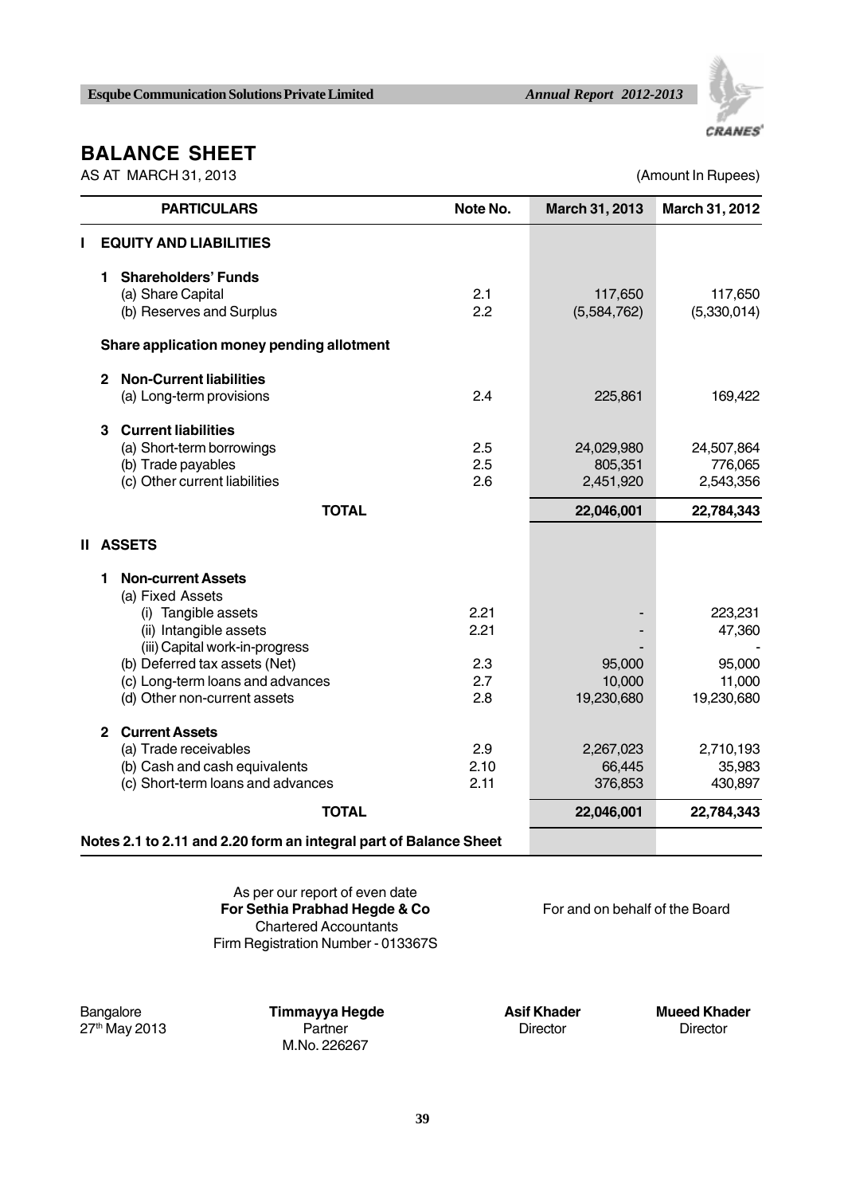# BALANCE SHEET

AS AT MARCH 31, 2013

(Amount In Rupees)

| PARTICULARS | Note No. | March 31, 2013 | March 31, 2012 |
|---|---|---|---|
| **I EQUITY AND LIABILITIES** | | | |
| **1 Shareholders' Funds** | | | |
| (a) Share Capital | 2.1 | 117,650 | 117,650 |
| (b) Reserves and Surplus | 2.2 | (5,584,762) | (5,330,014) |
| **Share application money pending allotment** | | | |
| **2 Non-Current liabilities** | | | |
| (a) Long-term provisions | 2.4 | 225,861 | 169,422 |
| **3 Current liabilities** | | | |
| (a) Short-term borrowings | 2.5 | 24,029,980 | 24,507,864 |
| (b) Trade payables | 2.5 | 805,351 | 776,065 |
| (c) Other current liabilities | 2.6 | 2,451,920 | 2,543,356 |
| **TOTAL** | | **22,046,001** | **22,784,343** |
| **II ASSETS** | | | |
| **1 Non-current Assets** | | | |
| (a) Fixed Assets | | | |
| (i) Tangible assets | 2.21 | - | 223,231 |
| (ii) Intangible assets | 2.21 | - | 47,360 |
| (iii) Capital work-in-progress | | - | - |
| (b) Deferred tax assets (Net) | 2.3 | 95,000 | 95,000 |
| (c) Long-term loans and advances | 2.7 | 10,000 | 11,000 |
| (d) Other non-current assets | 2.8 | 19,230,680 | 19,230,680 |
| **2 Current Assets** | | | |
| (a) Trade receivables | 2.9 | 2,267,023 | 2,710,193 |
| (b) Cash and cash equivalents | 2.10 | 66,445 | 35,983 |
| (c) Short-term loans and advances | 2.11 | 376,853 | 430,897 |
| **TOTAL** | | **22,046,001** | **22,784,343** |
| **Notes 2.1 to 2.11 and 2.20 form an integral part of Balance Sheet** | | | |

As per our report of even date
**For Sethia Prabhad Hegde & Co**
Chartered Accountants
Firm Registration Number - 013367S

For and on behalf of the Board

Bangalore
27th May 2013

**Timmayya Hegde**
Partner
M.No. 226267

**Asif Khader**
Director

**Mueed Khader**
Director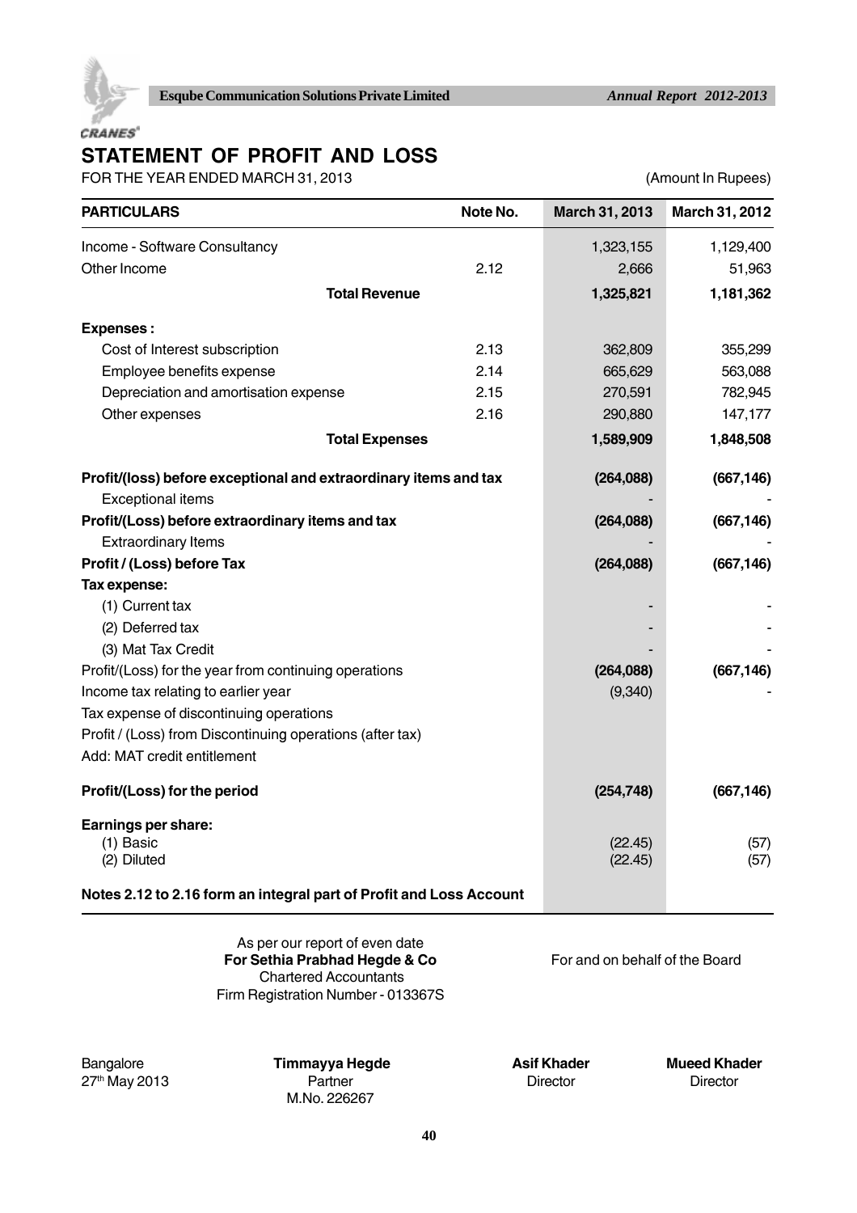# STATEMENT OF PROFIT AND LOSS

FOR THE YEAR ENDED MARCH 31, 2013

(Amount In Rupees)

| PARTICULARS | Note No. | March 31, 2013 | March 31, 2012 |
|---|---|---|---|
| Income - Software Consultancy | | 1,323,155 | 1,129,400 |
| Other Income | 2.12 | 2,666 | 51,963 |
| **Total Revenue** | | **1,325,821** | **1,181,362** |
| **Expenses :** | | | |
| Cost of Interest subscription | 2.13 | 362,809 | 355,299 |
| Employee benefits expense | 2.14 | 665,629 | 563,088 |
| Depreciation and amortisation expense | 2.15 | 270,591 | 782,945 |
| Other expenses | 2.16 | 290,880 | 147,177 |
| **Total Expenses** | | **1,589,909** | **1,848,508** |
| **Profit/(loss) before exceptional and extraordinary items and tax** | | **(264,088)** | **(667,146)** |
| Exceptional items | | - | - |
| **Profit/(Loss) before extraordinary items and tax** | | **(264,088)** | **(667,146)** |
| Extraordinary Items | | - | - |
| **Profit / (Loss) before Tax** | | **(264,088)** | **(667,146)** |
| **Tax expense:** | | | |
| (1) Current tax | | - | - |
| (2) Deferred tax | | - | - |
| (3) Mat Tax Credit | | - | - |
| Profit/(Loss) for the year from continuing operations | | **(264,088)** | **(667,146)** |
| Income tax relating to earlier year | | (9,340) | - |
| Tax expense of discontinuing operations | | | |
| Profit / (Loss) from Discontinuing operations (after tax) | | | |
| Add: MAT credit entitlement | | | |
| **Profit/(Loss) for the period** | | **(254,748)** | **(667,146)** |
| **Earnings per share:** | | | |
| (1) Basic | | (22.45) | (57) |
| (2) Diluted | | (22.45) | (57) |
| **Notes 2.12 to 2.16 form an integral part of Profit and Loss Account** | | | |

As per our report of even date
**For Sethia Prabhad Hegde & Co**
Chartered Accountants
Firm Registration Number - 013367S

For and on behalf of the Board

Bangalore
27th May 2013

**Timmayya Hegde**
Partner
M.No. 226267

**Asif Khader**
Director

**Mueed Khader**
Director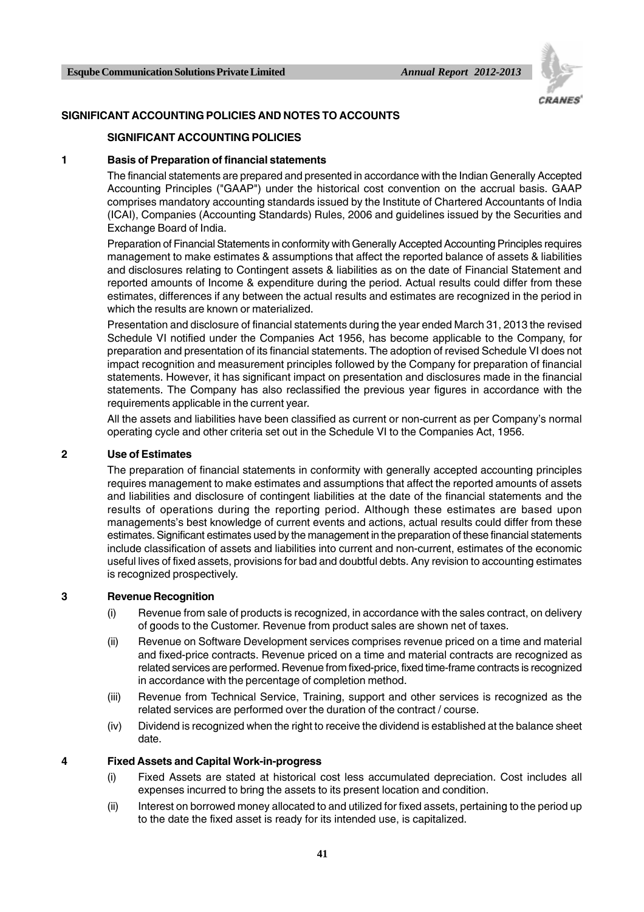## SIGNIFICANT ACCOUNTING POLICIES AND NOTES TO ACCOUNTS

### SIGNIFICANT ACCOUNTING POLICIES

**1 Basis of Preparation of financial statements**

The financial statements are prepared and presented in accordance with the Indian Generally Accepted Accounting Principles ("GAAP") under the historical cost convention on the accrual basis. GAAP comprises mandatory accounting standards issued by the Institute of Chartered Accountants of India (ICAI), Companies (Accounting Standards) Rules, 2006 and guidelines issued by the Securities and Exchange Board of India.

Preparation of Financial Statements in conformity with Generally Accepted Accounting Principles requires management to make estimates & assumptions that affect the reported balance of assets & liabilities and disclosures relating to Contingent assets & liabilities as on the date of Financial Statement and reported amounts of Income & expenditure during the period. Actual results could differ from these estimates, differences if any between the actual results and estimates are recognized in the period in which the results are known or materialized.

Presentation and disclosure of financial statements during the year ended March 31, 2013 the revised Schedule VI notified under the Companies Act 1956, has become applicable to the Company, for preparation and presentation of its financial statements. The adoption of revised Schedule VI does not impact recognition and measurement principles followed by the Company for preparation of financial statements. However, it has significant impact on presentation and disclosures made in the financial statements. The Company has also reclassified the previous year figures in accordance with the requirements applicable in the current year.

All the assets and liabilities have been classified as current or non-current as per Company's normal operating cycle and other criteria set out in the Schedule VI to the Companies Act, 1956.

**2 Use of Estimates**

The preparation of financial statements in conformity with generally accepted accounting principles requires management to make estimates and assumptions that affect the reported amounts of assets and liabilities and disclosure of contingent liabilities at the date of the financial statements and the results of operations during the reporting period. Although these estimates are based upon managements's best knowledge of current events and actions, actual results could differ from these estimates. Significant estimates used by the management in the preparation of these financial statements include classification of assets and liabilities into current and non-current, estimates of the economic useful lives of fixed assets, provisions for bad and doubtful debts. Any revision to accounting estimates is recognized prospectively.

**3 Revenue Recognition**

(i) Revenue from sale of products is recognized, in accordance with the sales contract, on delivery of goods to the Customer. Revenue from product sales are shown net of taxes.

(ii) Revenue on Software Development services comprises revenue priced on a time and material and fixed-price contracts. Revenue priced on a time and material contracts are recognized as related services are performed. Revenue from fixed-price, fixed time-frame contracts is recognized in accordance with the percentage of completion method.

(iii) Revenue from Technical Service, Training, support and other services is recognized as the related services are performed over the duration of the contract / course.

(iv) Dividend is recognized when the right to receive the dividend is established at the balance sheet date.

**4 Fixed Assets and Capital Work-in-progress**

(i) Fixed Assets are stated at historical cost less accumulated depreciation. Cost includes all expenses incurred to bring the assets to its present location and condition.

(ii) Interest on borrowed money allocated to and utilized for fixed assets, pertaining to the period up to the date the fixed asset is ready for its intended use, is capitalized.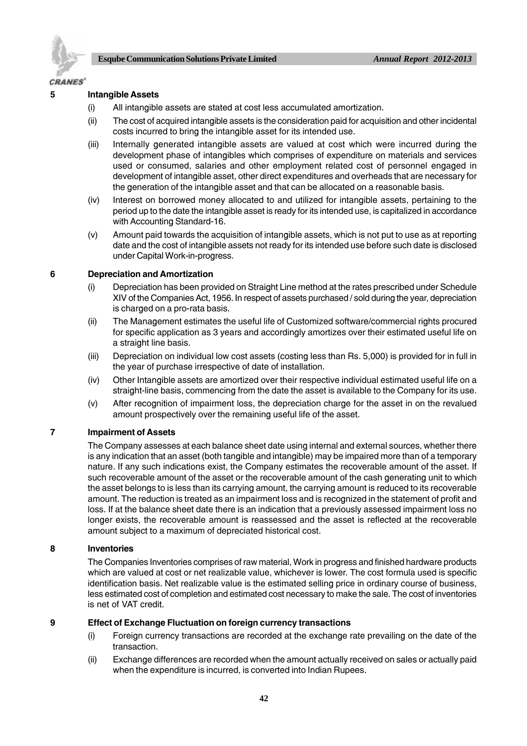## 5 Intangible Assets

(i) All intangible assets are stated at cost less accumulated amortization.

(ii) The cost of acquired intangible assets is the consideration paid for acquisition and other incidental costs incurred to bring the intangible asset for its intended use.

(iii) Internally generated intangible assets are valued at cost which were incurred during the development phase of intangibles which comprises of expenditure on materials and services used or consumed, salaries and other employment related cost of personnel engaged in development of intangible asset, other direct expenditures and overheads that are necessary for the generation of the intangible asset and that can be allocated on a reasonable basis.

(iv) Interest on borrowed money allocated to and utilized for intangible assets, pertaining to the period up to the date the intangible asset is ready for its intended use, is capitalized in accordance with Accounting Standard-16.

(v) Amount paid towards the acquisition of intangible assets, which is not put to use as at reporting date and the cost of intangible assets not ready for its intended use before such date is disclosed under Capital Work-in-progress.

## 6 Depreciation and Amortization

(i) Depreciation has been provided on Straight Line method at the rates prescribed under Schedule XIV of the Companies Act, 1956. In respect of assets purchased / sold during the year, depreciation is charged on a pro-rata basis.

(ii) The Management estimates the useful life of Customized software/commercial rights procured for specific application as 3 years and accordingly amortizes over their estimated useful life on a straight line basis.

(iii) Depreciation on individual low cost assets (costing less than Rs. 5,000) is provided for in full in the year of purchase irrespective of date of installation.

(iv) Other Intangible assets are amortized over their respective individual estimated useful life on a straight-line basis, commencing from the date the asset is available to the Company for its use.

(v) After recognition of impairment loss, the depreciation charge for the asset in on the revalued amount prospectively over the remaining useful life of the asset.

## 7 Impairment of Assets

The Company assesses at each balance sheet date using internal and external sources, whether there is any indication that an asset (both tangible and intangible) may be impaired more than of a temporary nature. If any such indications exist, the Company estimates the recoverable amount of the asset. If such recoverable amount of the asset or the recoverable amount of the cash generating unit to which the asset belongs to is less than its carrying amount, the carrying amount is reduced to its recoverable amount. The reduction is treated as an impairment loss and is recognized in the statement of profit and loss. If at the balance sheet date there is an indication that a previously assessed impairment loss no longer exists, the recoverable amount is reassessed and the asset is reflected at the recoverable amount subject to a maximum of depreciated historical cost.

## 8 Inventories

The Companies Inventories comprises of raw material, Work in progress and finished hardware products which are valued at cost or net realizable value, whichever is lower. The cost formula used is specific identification basis. Net realizable value is the estimated selling price in ordinary course of business, less estimated cost of completion and estimated cost necessary to make the sale. The cost of inventories is net of VAT credit.

## 9 Effect of Exchange Fluctuation on foreign currency transactions

(i) Foreign currency transactions are recorded at the exchange rate prevailing on the date of the transaction.

(ii) Exchange differences are recorded when the amount actually received on sales or actually paid when the expenditure is incurred, is converted into Indian Rupees.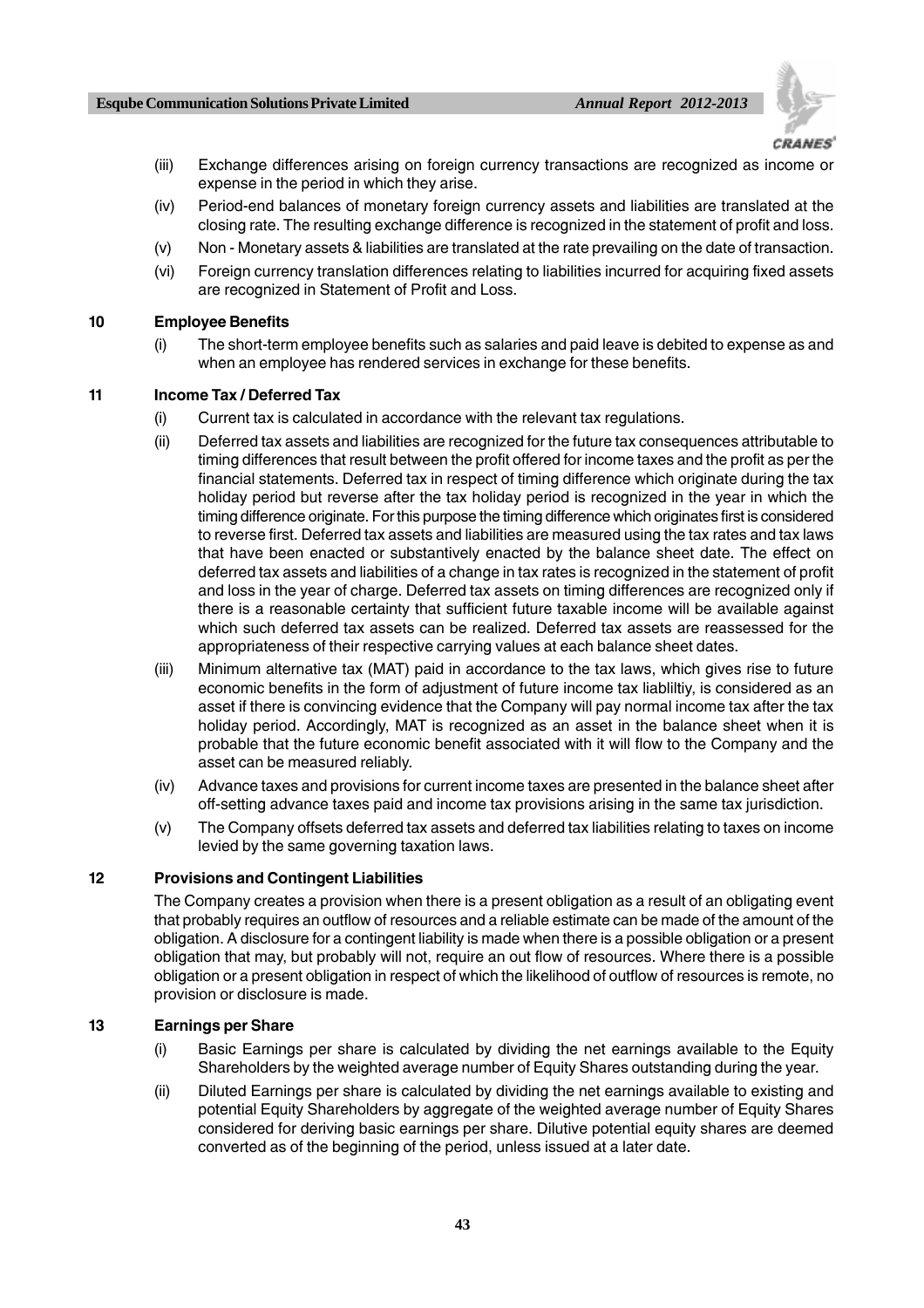(iii) Exchange differences arising on foreign currency transactions are recognized as income or expense in the period in which they arise.

(iv) Period-end balances of monetary foreign currency assets and liabilities are translated at the closing rate. The resulting exchange difference is recognized in the statement of profit and loss.

(v) Non - Monetary assets & liabilities are translated at the rate prevailing on the date of transaction.

(vi) Foreign currency translation differences relating to liabilities incurred for acquiring fixed assets are recognized in Statement of Profit and Loss.

**10 Employee Benefits**

(i) The short-term employee benefits such as salaries and paid leave is debited to expense as and when an employee has rendered services in exchange for these benefits.

**11 Income Tax / Deferred Tax**

(i) Current tax is calculated in accordance with the relevant tax regulations.

(ii) Deferred tax assets and liabilities are recognized for the future tax consequences attributable to timing differences that result between the profit offered for income taxes and the profit as per the financial statements. Deferred tax in respect of timing difference which originate during the tax holiday period but reverse after the tax holiday period is recognized in the year in which the timing difference originate. For this purpose the timing difference which originates first is considered to reverse first. Deferred tax assets and liabilities are measured using the tax rates and tax laws that have been enacted or substantively enacted by the balance sheet date. The effect on deferred tax assets and liabilities of a change in tax rates is recognized in the statement of profit and loss in the year of charge. Deferred tax assets on timing differences are recognized only if there is a reasonable certainty that sufficient future taxable income will be available against which such deferred tax assets can be realized. Deferred tax assets are reassessed for the appropriateness of their respective carrying values at each balance sheet dates.

(iii) Minimum alternative tax (MAT) paid in accordance to the tax laws, which gives rise to future economic benefits in the form of adjustment of future income tax liabliltiy, is considered as an asset if there is convincing evidence that the Company will pay normal income tax after the tax holiday period. Accordingly, MAT is recognized as an asset in the balance sheet when it is probable that the future economic benefit associated with it will flow to the Company and the asset can be measured reliably.

(iv) Advance taxes and provisions for current income taxes are presented in the balance sheet after off-setting advance taxes paid and income tax provisions arising in the same tax jurisdiction.

(v) The Company offsets deferred tax assets and deferred tax liabilities relating to taxes on income levied by the same governing taxation laws.

**12 Provisions and Contingent Liabilities**

The Company creates a provision when there is a present obligation as a result of an obligating event that probably requires an outflow of resources and a reliable estimate can be made of the amount of the obligation. A disclosure for a contingent liability is made when there is a possible obligation or a present obligation that may, but probably will not, require an out flow of resources. Where there is a possible obligation or a present obligation in respect of which the likelihood of outflow of resources is remote, no provision or disclosure is made.

**13 Earnings per Share**

(i) Basic Earnings per share is calculated by dividing the net earnings available to the Equity Shareholders by the weighted average number of Equity Shares outstanding during the year.

(ii) Diluted Earnings per share is calculated by dividing the net earnings available to existing and potential Equity Shareholders by aggregate of the weighted average number of Equity Shares considered for deriving basic earnings per share. Dilutive potential equity shares are deemed converted as of the beginning of the period, unless issued at a later date.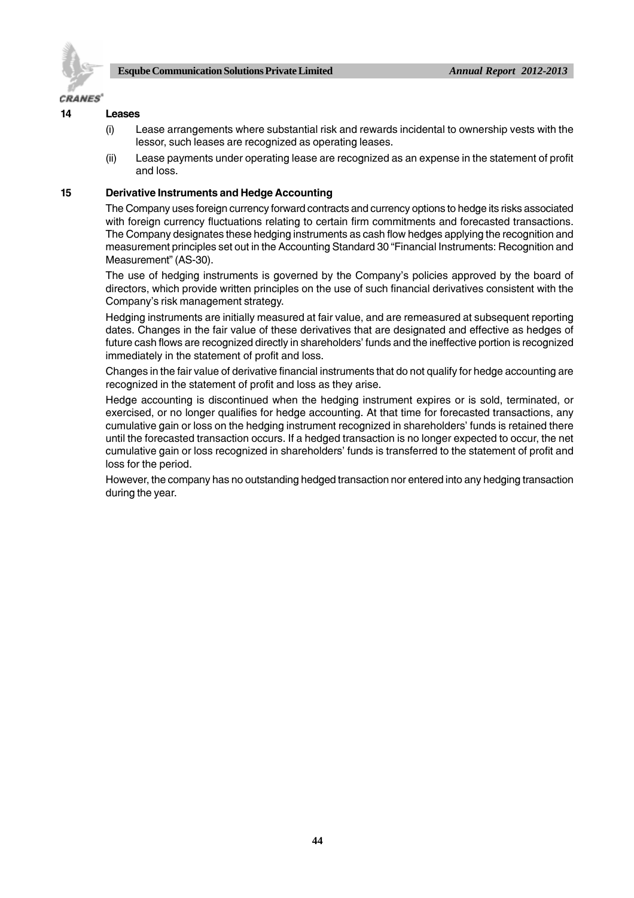## 14 Leases

(i) Lease arrangements where substantial risk and rewards incidental to ownership vests with the lessor, such leases are recognized as operating leases.

(ii) Lease payments under operating lease are recognized as an expense in the statement of profit and loss.

## 15 Derivative Instruments and Hedge Accounting

The Company uses foreign currency forward contracts and currency options to hedge its risks associated with foreign currency fluctuations relating to certain firm commitments and forecasted transactions. The Company designates these hedging instruments as cash flow hedges applying the recognition and measurement principles set out in the Accounting Standard 30 "Financial Instruments: Recognition and Measurement" (AS-30).

The use of hedging instruments is governed by the Company's policies approved by the board of directors, which provide written principles on the use of such financial derivatives consistent with the Company's risk management strategy.

Hedging instruments are initially measured at fair value, and are remeasured at subsequent reporting dates. Changes in the fair value of these derivatives that are designated and effective as hedges of future cash flows are recognized directly in shareholders' funds and the ineffective portion is recognized immediately in the statement of profit and loss.

Changes in the fair value of derivative financial instruments that do not qualify for hedge accounting are recognized in the statement of profit and loss as they arise.

Hedge accounting is discontinued when the hedging instrument expires or is sold, terminated, or exercised, or no longer qualifies for hedge accounting. At that time for forecasted transactions, any cumulative gain or loss on the hedging instrument recognized in shareholders' funds is retained there until the forecasted transaction occurs. If a hedged transaction is no longer expected to occur, the net cumulative gain or loss recognized in shareholders' funds is transferred to the statement of profit and loss for the period.

However, the company has no outstanding hedged transaction nor entered into any hedging transaction during the year.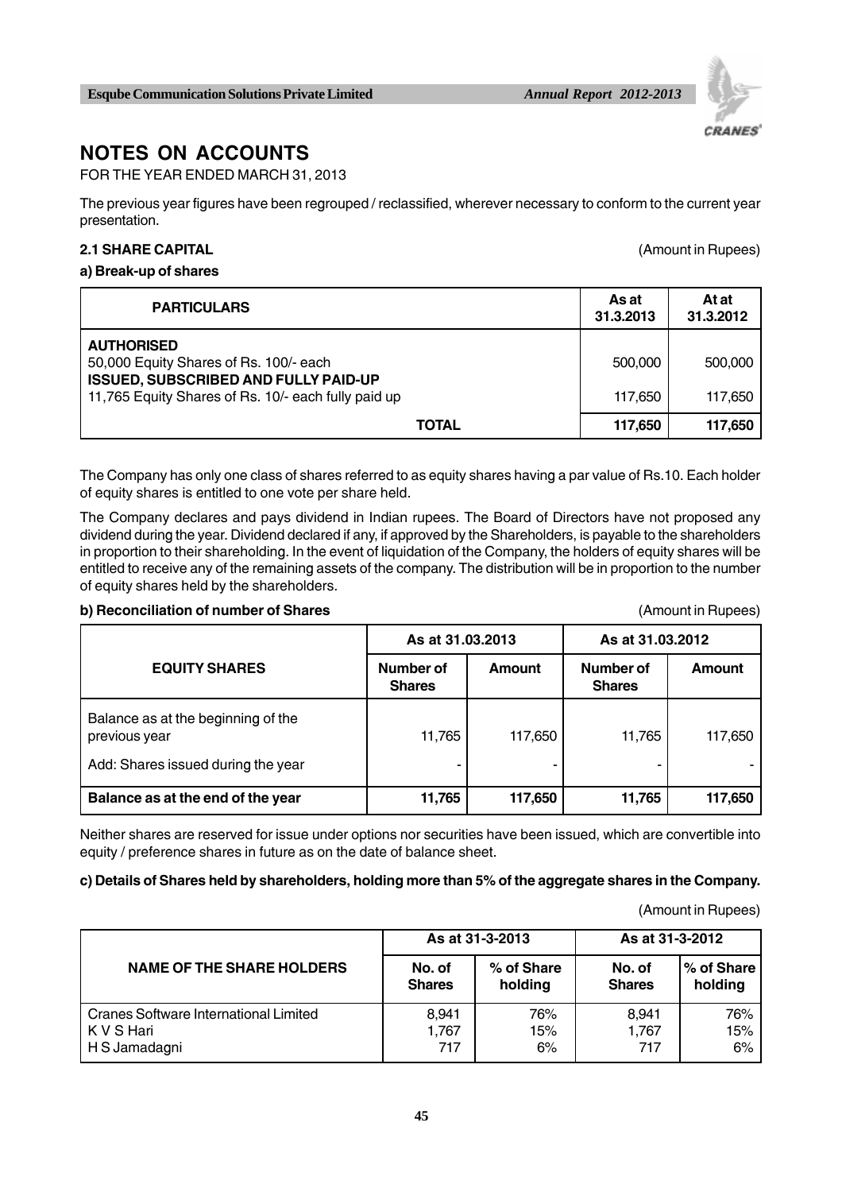# NOTES ON ACCOUNTS

FOR THE YEAR ENDED MARCH 31, 2013

The previous year figures have been regrouped / reclassified, wherever necessary to conform to the current year presentation.

### 2.1 SHARE CAPITAL

(Amount in Rupees)

**a) Break-up of shares**

| PARTICULARS | As at 31.3.2013 | At at 31.3.2012 |
|---|---|---|
| **AUTHORISED** | | |
| 50,000 Equity Shares of Rs. 100/- each | 500,000 | 500,000 |
| **ISSUED, SUBSCRIBED AND FULLY PAID-UP** | | |
| 11,765 Equity Shares of Rs. 10/- each fully paid up | 117,650 | 117,650 |
| **TOTAL** | **117,650** | **117,650** |

The Company has only one class of shares referred to as equity shares having a par value of Rs.10. Each holder of equity shares is entitled to one vote per share held.

The Company declares and pays dividend in Indian rupees. The Board of Directors have not proposed any dividend during the year. Dividend declared if any, if approved by the Shareholders, is payable to the shareholders in proportion to their shareholding. In the event of liquidation of the Company, the holders of equity shares will be entitled to receive any of the remaining assets of the company. The distribution will be in proportion to the number of equity shares held by the shareholders.

**b) Reconciliation of number of Shares**

(Amount in Rupees)

| EQUITY SHARES | As at 31.03.2013 | | As at 31.03.2012 | |
|---|---|---|---|---|
| | Number of Shares | Amount | Number of Shares | Amount |
| Balance as at the beginning of the previous year | 11,765 | 117,650 | 11,765 | 117,650 |
| Add: Shares issued during the year | - | - | - | - |
| **Balance as at the end of the year** | **11,765** | **117,650** | **11,765** | **117,650** |

Neither shares are reserved for issue under options nor securities have been issued, which are convertible into equity / preference shares in future as on the date of balance sheet.

**c) Details of Shares held by shareholders, holding more than 5% of the aggregate shares in the Company.**

(Amount in Rupees)

| NAME OF THE SHARE HOLDERS | As at 31-3-2013 | | As at 31-3-2012 | |
|---|---|---|---|---|
| | No. of Shares | % of Share holding | No. of Shares | % of Share holding |
| Cranes Software International Limited | 8,941 | 76% | 8,941 | 76% |
| K V S Hari | 1,767 | 15% | 1,767 | 15% |
| H S Jamadagni | 717 | 6% | 717 | 6% |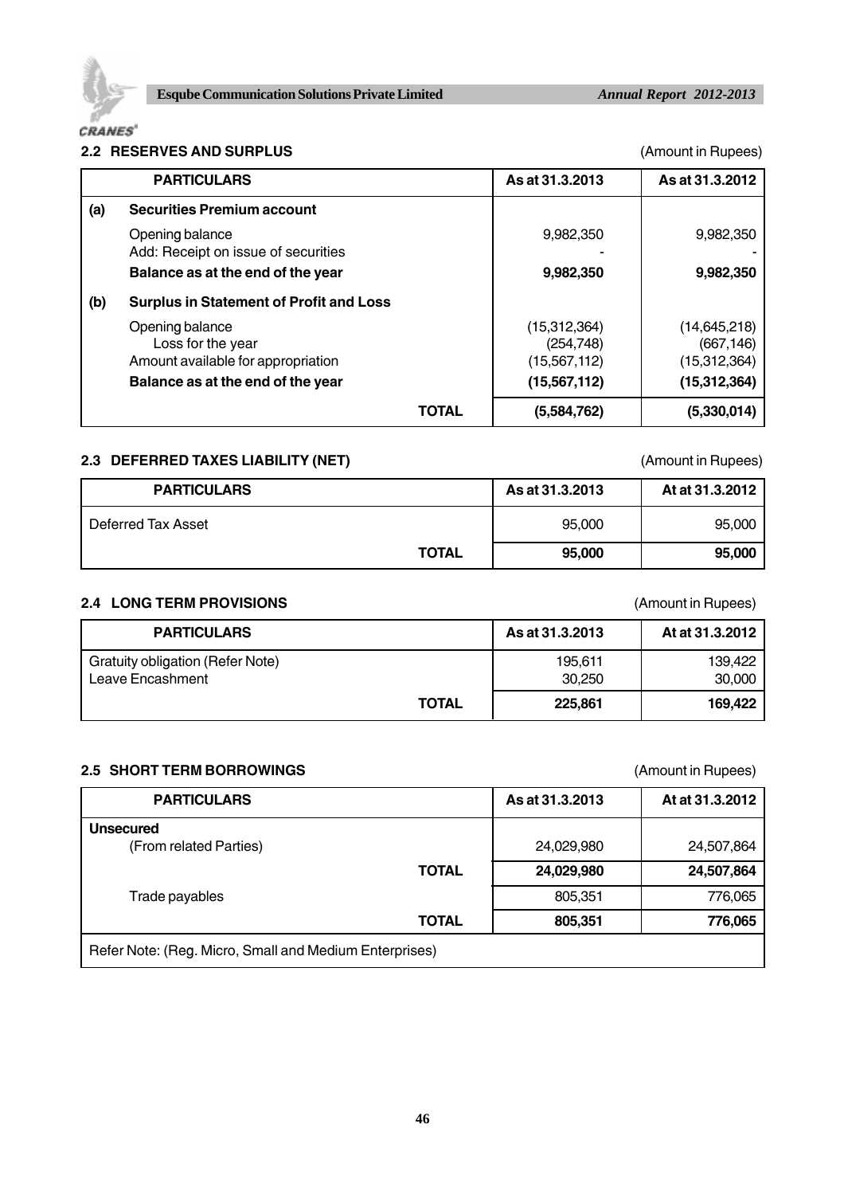## 2.2 RESERVES AND SURPLUS

(Amount in Rupees)

| | PARTICULARS | As at 31.3.2013 | As at 31.3.2012 |
|---|---|---|---|
| **(a)** | **Securities Premium account** | | |
| | Opening balance | 9,982,350 | 9,982,350 |
| | Add: Receipt on issue of securities | - | - |
| | **Balance as at the end of the year** | **9,982,350** | **9,982,350** |
| **(b)** | **Surplus in Statement of Profit and Loss** | | |
| | Opening balance | (15,312,364) | (14,645,218) |
| | Loss for the year | (254,748) | (667,146) |
| | Amount available for appropriation | (15,567,112) | (15,312,364) |
| | **Balance as at the end of the year** | **(15,567,112)** | **(15,312,364)** |
| | **TOTAL** | **(5,584,762)** | **(5,330,014)** |

## 2.3 DEFERRED TAXES LIABILITY (NET)

(Amount in Rupees)

| PARTICULARS | As at 31.3.2013 | At at 31.3.2012 |
|---|---|---|
| Deferred Tax Asset | 95,000 | 95,000 |
| **TOTAL** | **95,000** | **95,000** |

## 2.4 LONG TERM PROVISIONS

(Amount in Rupees)

| PARTICULARS | As at 31.3.2013 | At at 31.3.2012 |
|---|---|---|
| Gratuity obligation (Refer Note) | 195,611 | 139,422 |
| Leave Encashment | 30,250 | 30,000 |
| **TOTAL** | **225,861** | **169,422** |

## 2.5 SHORT TERM BORROWINGS

(Amount in Rupees)

| PARTICULARS | As at 31.3.2013 | At at 31.3.2012 |
|---|---|---|
| **Unsecured** | | |
| (From related Parties) | 24,029,980 | 24,507,864 |
| **TOTAL** | **24,029,980** | **24,507,864** |
| Trade payables | 805,351 | 776,065 |
| **TOTAL** | **805,351** | **776,065** |
| Refer Note: (Reg. Micro, Small and Medium Enterprises) | | |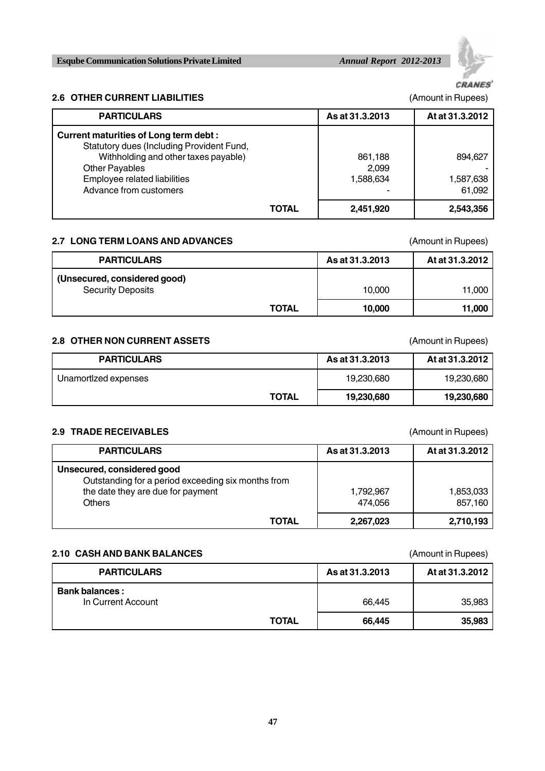### 2.6 OTHER CURRENT LIABILITIES

(Amount in Rupees)

| PARTICULARS | As at 31.3.2013 | At at 31.3.2012 |
|---|---|---|
| **Current maturities of Long term debt :** | | |
| Statutory dues (Including Provident Fund, Withholding and other taxes payable) | 861,188 | 894,627 |
| Other Payables | 2,099 | - |
| Employee related liabilities | 1,588,634 | 1,587,638 |
| Advance from customers | - | 61,092 |
| **TOTAL** | **2,451,920** | **2,543,356** |

### 2.7 LONG TERM LOANS AND ADVANCES

(Amount in Rupees)

| PARTICULARS | As at 31.3.2013 | At at 31.3.2012 |
|---|---|---|
| **(Unsecured, considered good)** | | |
| Security Deposits | 10,000 | 11,000 |
| **TOTAL** | **10,000** | **11,000** |

### 2.8 OTHER NON CURRENT ASSETS

(Amount in Rupees)

| PARTICULARS | As at 31.3.2013 | At at 31.3.2012 |
|---|---|---|
| Unamortlzed expenses | 19,230,680 | 19,230,680 |
| **TOTAL** | **19,230,680** | **19,230,680** |

### 2.9 TRADE RECEIVABLES

(Amount in Rupees)

| PARTICULARS | As at 31.3.2013 | At at 31.3.2012 |
|---|---|---|
| **Unsecured, considered good** | | |
| Outstanding for a period exceeding six months from the date they are due for payment | 1,792,967 | 1,853,033 |
| Others | 474,056 | 857,160 |
| **TOTAL** | **2,267,023** | **2,710,193** |

### 2.10 CASH AND BANK BALANCES

(Amount in Rupees)

| PARTICULARS | As at 31.3.2013 | At at 31.3.2012 |
|---|---|---|
| **Bank balances :** | | |
| In Current Account | 66,445 | 35,983 |
| **TOTAL** | **66,445** | **35,983** |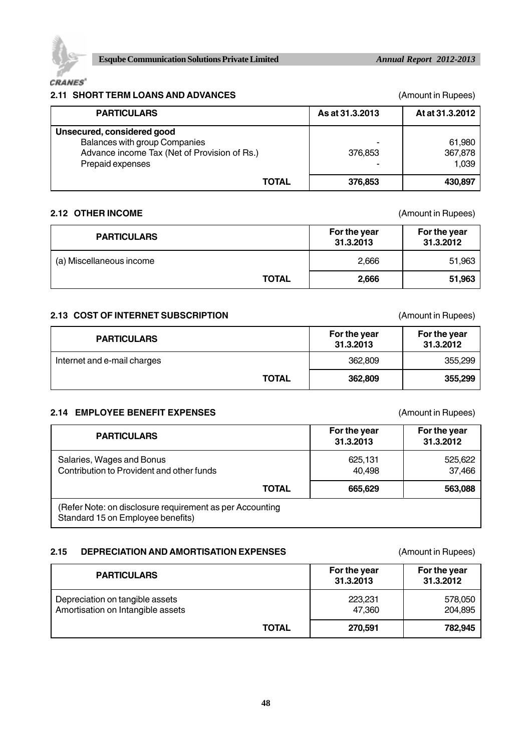## 2.11 SHORT TERM LOANS AND ADVANCES

(Amount in Rupees)

| PARTICULARS | As at 31.3.2013 | At at 31.3.2012 |
|---|---|---|
| **Unsecured, considered good** | | |
| Balances with group Companies | - | 61,980 |
| Advance income Tax (Net of Provision of Rs.) | 376,853 | 367,878 |
| Prepaid expenses | - | 1,039 |
| **TOTAL** | **376,853** | **430,897** |

## 2.12 OTHER INCOME

(Amount in Rupees)

| PARTICULARS | For the year 31.3.2013 | For the year 31.3.2012 |
|---|---|---|
| (a) Miscellaneous income | 2,666 | 51,963 |
| **TOTAL** | **2,666** | **51,963** |

## 2.13 COST OF INTERNET SUBSCRIPTION

(Amount in Rupees)

| PARTICULARS | For the year 31.3.2013 | For the year 31.3.2012 |
|---|---|---|
| Internet and e-mail charges | 362,809 | 355,299 |
| **TOTAL** | **362,809** | **355,299** |

## 2.14 EMPLOYEE BENEFIT EXPENSES

(Amount in Rupees)

| PARTICULARS | For the year 31.3.2013 | For the year 31.3.2012 |
|---|---|---|
| Salaries, Wages and Bonus | 625,131 | 525,622 |
| Contribution to Provident and other funds | 40,498 | 37,466 |
| **TOTAL** | **665,629** | **563,088** |
| (Refer Note: on disclosure requirement as per Accounting Standard 15 on Employee benefits) | | |

## 2.15 DEPRECIATION AND AMORTISATION EXPENSES

(Amount in Rupees)

| PARTICULARS | For the year 31.3.2013 | For the year 31.3.2012 |
|---|---|---|
| Depreciation on tangible assets | 223,231 | 578,050 |
| Amortisation on Intangible assets | 47,360 | 204,895 |
| **TOTAL** | **270,591** | **782,945** |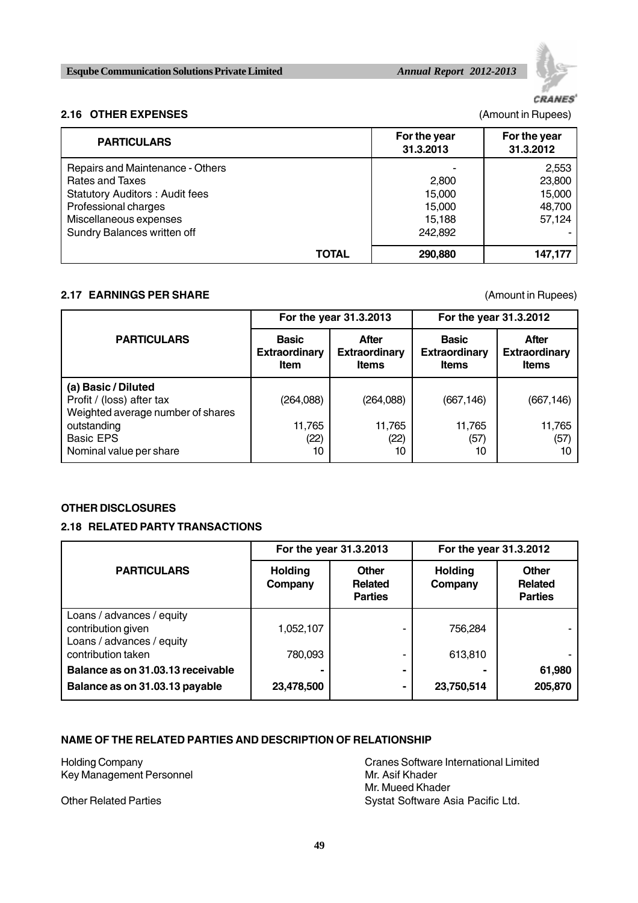## 2.16 OTHER EXPENSES

(Amount in Rupees)

| PARTICULARS | For the year 31.3.2013 | For the year 31.3.2012 |
|---|---|---|
| Repairs and Maintenance - Others | - | 2,553 |
| Rates and Taxes | 2,800 | 23,800 |
| Statutory Auditors : Audit fees | 15,000 | 15,000 |
| Professional charges | 15,000 | 48,700 |
| Miscellaneous expenses | 15,188 | 57,124 |
| Sundry Balances written off | 242,892 | - |
| **TOTAL** | **290,880** | **147,177** |

## 2.17 EARNINGS PER SHARE

(Amount in Rupees)

| PARTICULARS | For the year 31.3.2013 | | For the year 31.3.2012 | |
|---|---|---|---|---|
| | Basic Extraordinary Item | After Extraordinary Items | Basic Extraordinary Items | After Extraordinary Items |
| **(a) Basic / Diluted** | | | | |
| Profit / (loss) after tax | (264,088) | (264,088) | (667,146) | (667,146) |
| Weighted average number of shares outstanding | 11,765 | 11,765 | 11,765 | 11,765 |
| Basic EPS | (22) | (22) | (57) | (57) |
| Nominal value per share | 10 | 10 | 10 | 10 |

### OTHER DISCLOSURES

## 2.18 RELATED PARTY TRANSACTIONS

| PARTICULARS | For the year 31.3.2013 | | For the year 31.3.2012 | |
|---|---|---|---|---|
| | Holding Company | Other Related Parties | Holding Company | Other Related Parties |
| Loans / advances / equity contribution given | 1,052,107 | - | 756,284 | - |
| Loans / advances / equity contribution taken | 780,093 | - | 613,810 | - |
| **Balance as on 31.03.13 receivable** | **-** | **-** | **-** | **61,980** |
| **Balance as on 31.03.13 payable** | **23,478,500** | **-** | **23,750,514** | **205,870** |

### NAME OF THE RELATED PARTIES AND DESCRIPTION OF RELATIONSHIP

| | |
|---|---|
| Holding Company | Cranes Software International Limited |
| Key Management Personnel | Mr. Asif Khader |
| | Mr. Mueed Khader |
| Other Related Parties | Systat Software Asia Pacific Ltd. |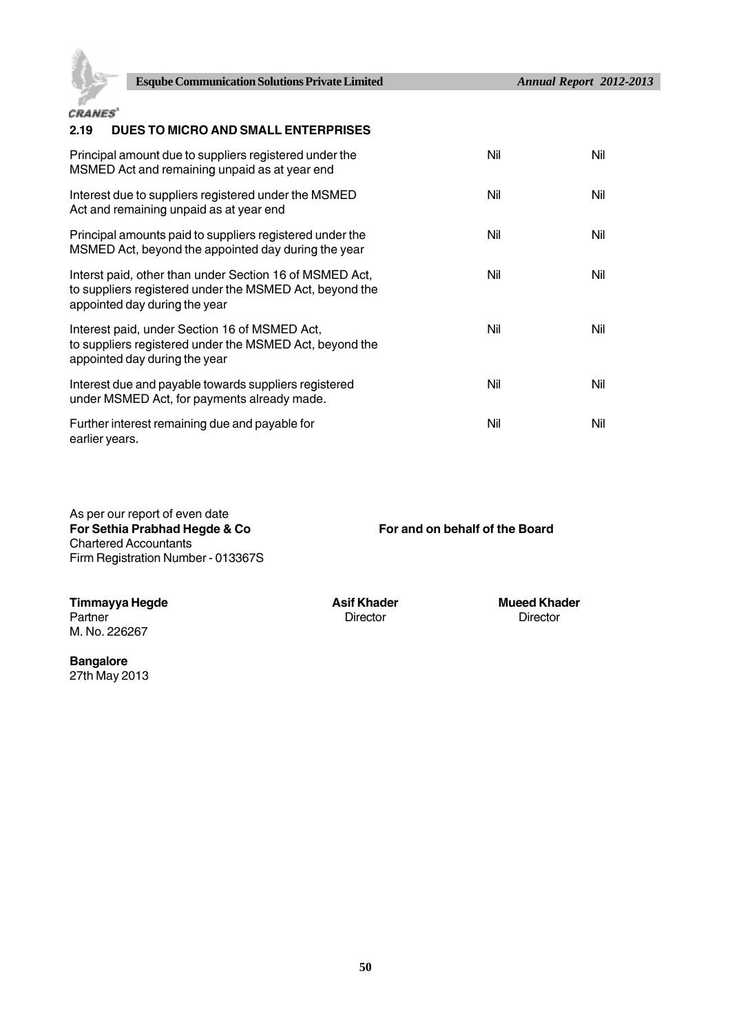## 2.19 DUES TO MICRO AND SMALL ENTERPRISES

| | | |
|---|---|---|
| Principal amount due to suppliers registered under the MSMED Act and remaining unpaid as at year end | Nil | Nil |
| Interest due to suppliers registered under the MSMED Act and remaining unpaid as at year end | Nil | Nil |
| Principal amounts paid to suppliers registered under the MSMED Act, beyond the appointed day during the year | Nil | Nil |
| Interst paid, other than under Section 16 of MSMED Act, to suppliers registered under the MSMED Act, beyond the appointed day during the year | Nil | Nil |
| Interest paid, under Section 16 of MSMED Act, to suppliers registered under the MSMED Act, beyond the appointed day during the year | Nil | Nil |
| Interest due and payable towards suppliers registered under MSMED Act, for payments already made. | Nil | Nil |
| Further interest remaining due and payable for earlier years. | Nil | Nil |

As per our report of even date
**For Sethia Prabhad Hegde & Co**
Chartered Accountants
Firm Registration Number - 013367S

**For and on behalf of the Board**

**Timmayya Hegde**
Partner
M. No. 226267

**Asif Khader**
Director

**Mueed Khader**
Director

**Bangalore**
27th May 2013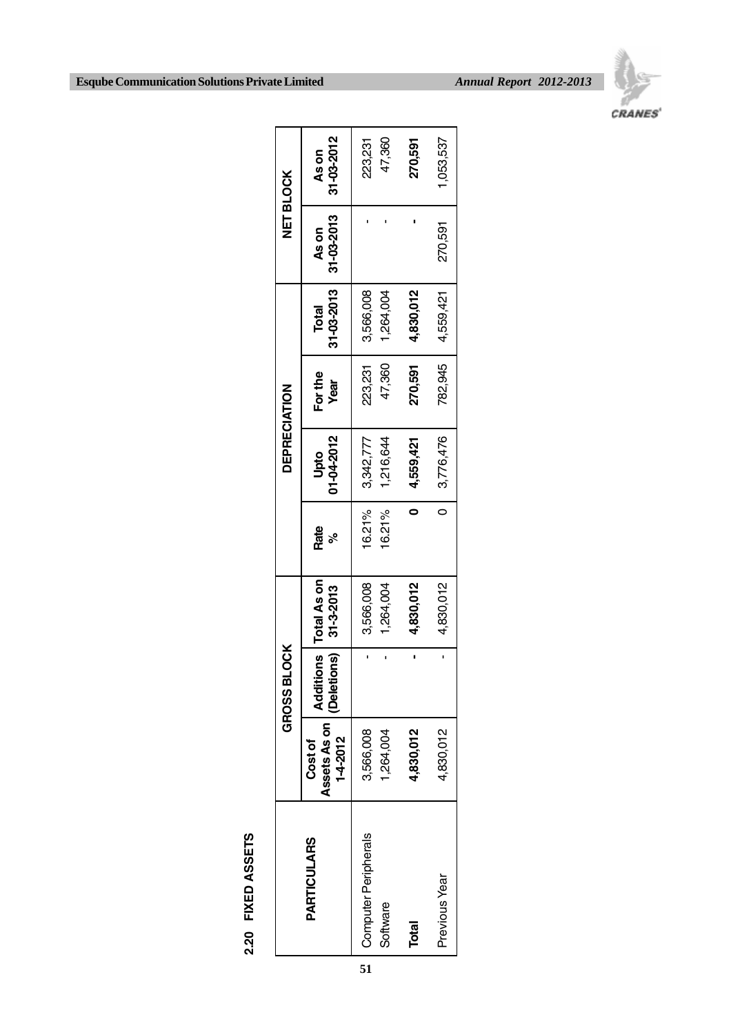## 2.20 FIXED ASSETS

| PARTICULARS | GROSS BLOCK | | | | DEPRECIATION | | | NET BLOCK | |
|---|---|---|---|---|---|---|---|---|---|
| | Cost of Assets As on 1-4-2012 | Additions (Deletions) | Total As on 31-3-2013 | Rate % | Upto 01-04-2012 | For the Year | Total 31-03-2013 | As on 31-03-2013 | As on 31-03-2012 |
| Computer Peripherals | 3,566,008 | - | 3,566,008 | 16.21% | 3,342,777 | 223,231 | 3,566,008 | - | 223,231 |
| Software | 1,264,004 | - | 1,264,004 | 16.21% | 1,216,644 | 47,360 | 1,264,004 | - | 47,360 |
| **Total** | **4,830,012** | **-** | **4,830,012** | **0** | **4,559,421** | **270,591** | **4,830,012** | **-** | **270,591** |
| Previous Year | 4,830,012 | - | 4,830,012 | 0 | 3,776,476 | 782,945 | 4,559,421 | 270,591 | 1,053,537 |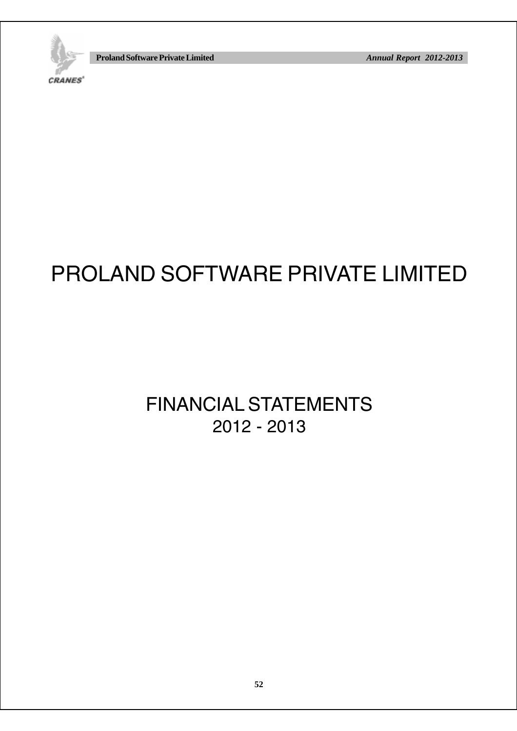# PROLAND SOFTWARE PRIVATE LIMITED

## FINANCIAL STATEMENTS
## 2012 - 2013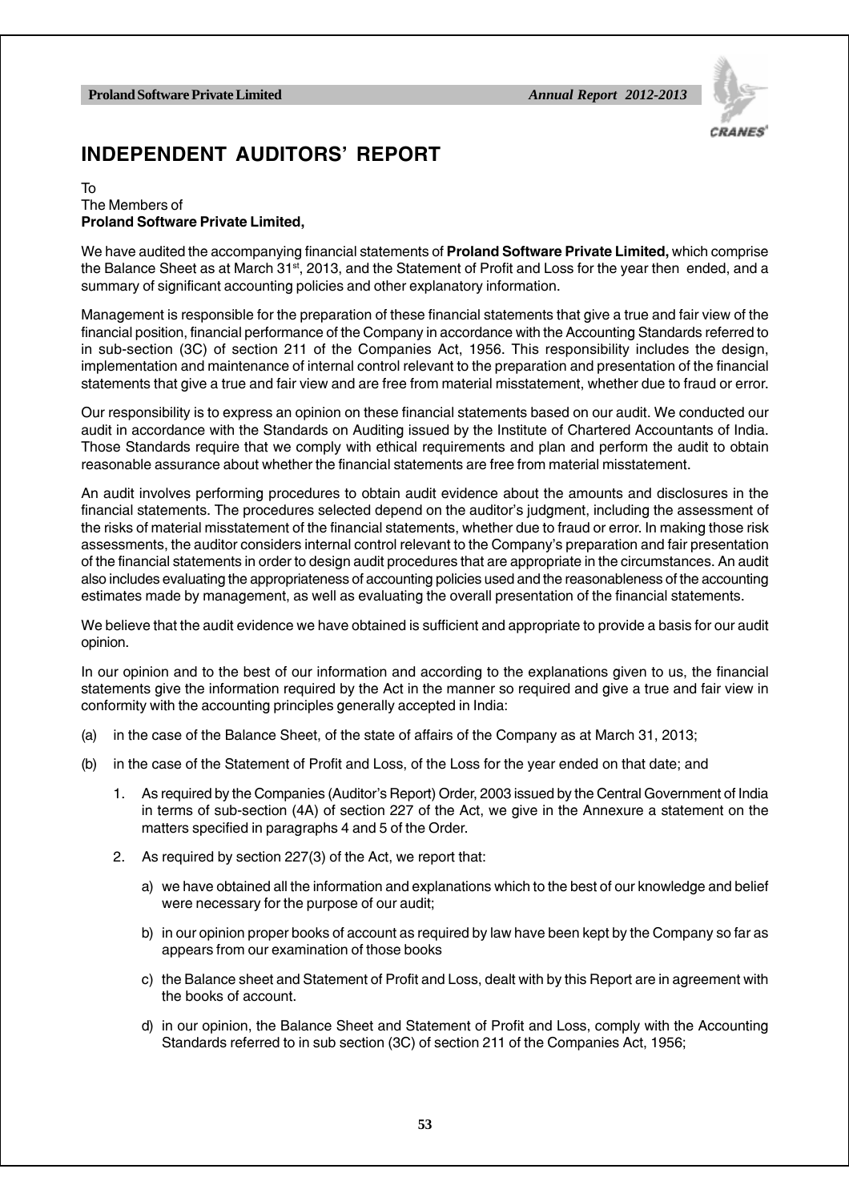# INDEPENDENT AUDITORS' REPORT

To
The Members of
**Proland Software Private Limited,**

We have audited the accompanying financial statements of **Proland Software Private Limited,** which comprise the Balance Sheet as at March 31st, 2013, and the Statement of Profit and Loss for the year then ended, and a summary of significant accounting policies and other explanatory information.

Management is responsible for the preparation of these financial statements that give a true and fair view of the financial position, financial performance of the Company in accordance with the Accounting Standards referred to in sub-section (3C) of section 211 of the Companies Act, 1956. This responsibility includes the design, implementation and maintenance of internal control relevant to the preparation and presentation of the financial statements that give a true and fair view and are free from material misstatement, whether due to fraud or error.

Our responsibility is to express an opinion on these financial statements based on our audit. We conducted our audit in accordance with the Standards on Auditing issued by the Institute of Chartered Accountants of India. Those Standards require that we comply with ethical requirements and plan and perform the audit to obtain reasonable assurance about whether the financial statements are free from material misstatement.

An audit involves performing procedures to obtain audit evidence about the amounts and disclosures in the financial statements. The procedures selected depend on the auditor's judgment, including the assessment of the risks of material misstatement of the financial statements, whether due to fraud or error. In making those risk assessments, the auditor considers internal control relevant to the Company's preparation and fair presentation of the financial statements in order to design audit procedures that are appropriate in the circumstances. An audit also includes evaluating the appropriateness of accounting policies used and the reasonableness of the accounting estimates made by management, as well as evaluating the overall presentation of the financial statements.

We believe that the audit evidence we have obtained is sufficient and appropriate to provide a basis for our audit opinion.

In our opinion and to the best of our information and according to the explanations given to us, the financial statements give the information required by the Act in the manner so required and give a true and fair view in conformity with the accounting principles generally accepted in India:

(a) in the case of the Balance Sheet, of the state of affairs of the Company as at March 31, 2013;

(b) in the case of the Statement of Profit and Loss, of the Loss for the year ended on that date; and

1. As required by the Companies (Auditor's Report) Order, 2003 issued by the Central Government of India in terms of sub-section (4A) of section 227 of the Act, we give in the Annexure a statement on the matters specified in paragraphs 4 and 5 of the Order.

2. As required by section 227(3) of the Act, we report that:

   a) we have obtained all the information and explanations which to the best of our knowledge and belief were necessary for the purpose of our audit;

   b) in our opinion proper books of account as required by law have been kept by the Company so far as appears from our examination of those books

   c) the Balance sheet and Statement of Profit and Loss, dealt with by this Report are in agreement with the books of account.

   d) in our opinion, the Balance Sheet and Statement of Profit and Loss, comply with the Accounting Standards referred to in sub section (3C) of section 211 of the Companies Act, 1956;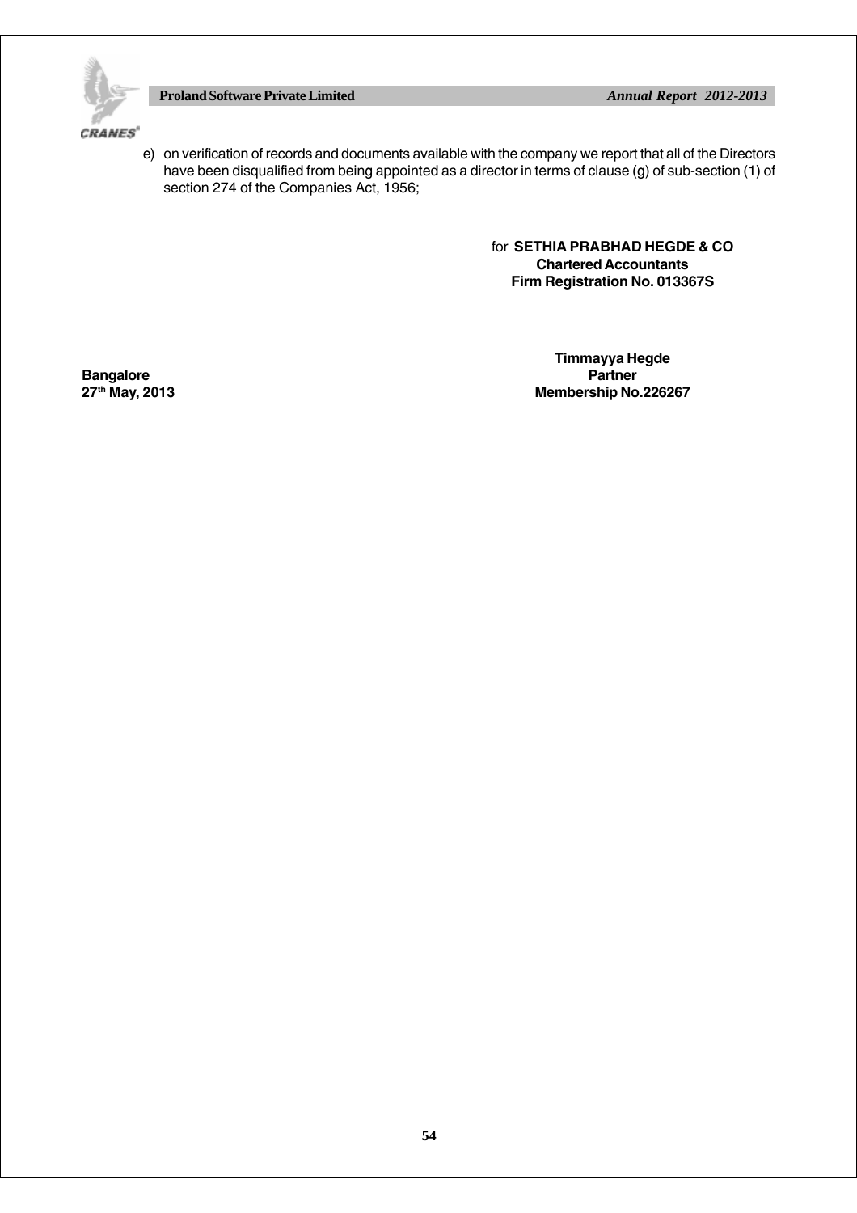e) on verification of records and documents available with the company we report that all of the Directors have been disqualified from being appointed as a director in terms of clause (g) of sub-section (1) of section 274 of the Companies Act, 1956;

for **SETHIA PRABHAD HEGDE & CO**
**Chartered Accountants**
**Firm Registration No. 013367S**

**Timmayya Hegde**
**Partner**
**Membership No.226267**

**Bangalore**
**27th May, 2013**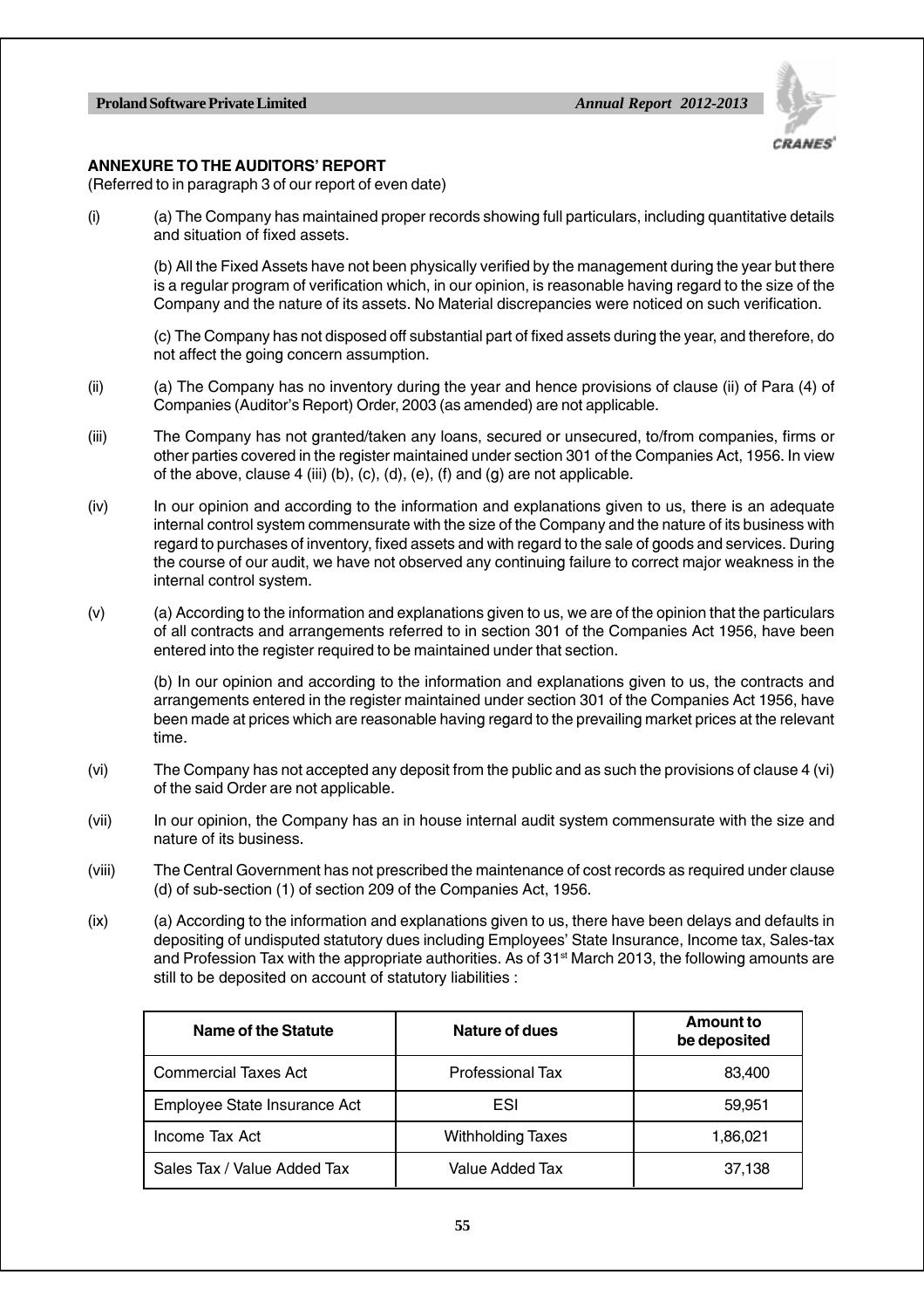## ANNEXURE TO THE AUDITORS' REPORT

(Referred to in paragraph 3 of our report of even date)

(i) (a) The Company has maintained proper records showing full particulars, including quantitative details and situation of fixed assets.

(b) All the Fixed Assets have not been physically verified by the management during the year but there is a regular program of verification which, in our opinion, is reasonable having regard to the size of the Company and the nature of its assets. No Material discrepancies were noticed on such verification.

(c) The Company has not disposed off substantial part of fixed assets during the year, and therefore, do not affect the going concern assumption.

(ii) (a) The Company has no inventory during the year and hence provisions of clause (ii) of Para (4) of Companies (Auditor's Report) Order, 2003 (as amended) are not applicable.

(iii) The Company has not granted/taken any loans, secured or unsecured, to/from companies, firms or other parties covered in the register maintained under section 301 of the Companies Act, 1956. In view of the above, clause 4 (iii) (b), (c), (d), (e), (f) and (g) are not applicable.

(iv) In our opinion and according to the information and explanations given to us, there is an adequate internal control system commensurate with the size of the Company and the nature of its business with regard to purchases of inventory, fixed assets and with regard to the sale of goods and services. During the course of our audit, we have not observed any continuing failure to correct major weakness in the internal control system.

(v) (a) According to the information and explanations given to us, we are of the opinion that the particulars of all contracts and arrangements referred to in section 301 of the Companies Act 1956, have been entered into the register required to be maintained under that section.

(b) In our opinion and according to the information and explanations given to us, the contracts and arrangements entered in the register maintained under section 301 of the Companies Act 1956, have been made at prices which are reasonable having regard to the prevailing market prices at the relevant time.

(vi) The Company has not accepted any deposit from the public and as such the provisions of clause 4 (vi) of the said Order are not applicable.

(vii) In our opinion, the Company has an in house internal audit system commensurate with the size and nature of its business.

(viii) The Central Government has not prescribed the maintenance of cost records as required under clause (d) of sub-section (1) of section 209 of the Companies Act, 1956.

(ix) (a) According to the information and explanations given to us, there have been delays and defaults in depositing of undisputed statutory dues including Employees' State Insurance, Income tax, Sales-tax and Profession Tax with the appropriate authorities. As of 31st March 2013, the following amounts are still to be deposited on account of statutory liabilities :

| Name of the Statute | Nature of dues | Amount to be deposited |
|---|---|---|
| Commercial Taxes Act | Professional Tax | 83,400 |
| Employee State Insurance Act | ESI | 59,951 |
| Income Tax Act | Withholding Taxes | 1,86,021 |
| Sales Tax / Value Added Tax | Value Added Tax | 37,138 |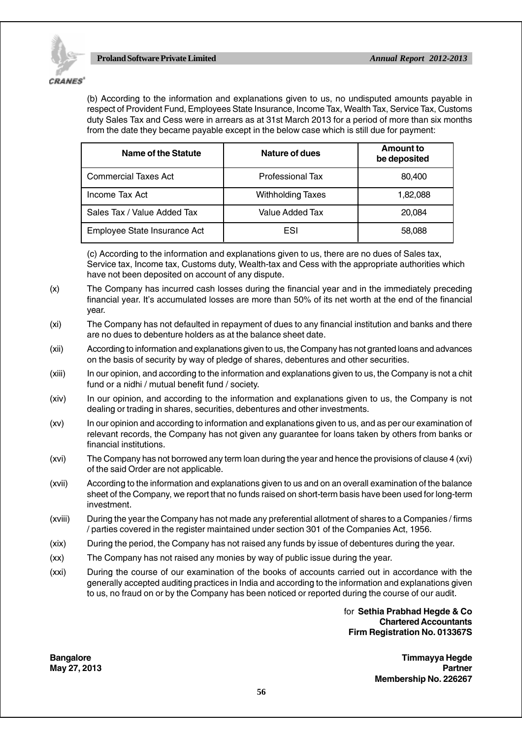(b) According to the information and explanations given to us, no undisputed amounts payable in respect of Provident Fund, Employees State Insurance, Income Tax, Wealth Tax, Service Tax, Customs duty Sales Tax and Cess were in arrears as at 31st March 2013 for a period of more than six months from the date they became payable except in the below case which is still due for payment:

| Name of the Statute | Nature of dues | Amount to be deposited |
|---|---|---|
| Commercial Taxes Act | Professional Tax | 80,400 |
| Income Tax Act | Withholding Taxes | 1,82,088 |
| Sales Tax / Value Added Tax | Value Added Tax | 20,084 |
| Employee State Insurance Act | ESI | 58,088 |

(c) According to the information and explanations given to us, there are no dues of Sales tax, Service tax, Income tax, Customs duty, Wealth-tax and Cess with the appropriate authorities which have not been deposited on account of any dispute.

(x) The Company has incurred cash losses during the financial year and in the immediately preceding financial year. It's accumulated losses are more than 50% of its net worth at the end of the financial year.

(xi) The Company has not defaulted in repayment of dues to any financial institution and banks and there are no dues to debenture holders as at the balance sheet date.

(xii) According to information and explanations given to us, the Company has not granted loans and advances on the basis of security by way of pledge of shares, debentures and other securities.

(xiii) In our opinion, and according to the information and explanations given to us, the Company is not a chit fund or a nidhi / mutual benefit fund / society.

(xiv) In our opinion, and according to the information and explanations given to us, the Company is not dealing or trading in shares, securities, debentures and other investments.

(xv) In our opinion and according to information and explanations given to us, and as per our examination of relevant records, the Company has not given any guarantee for loans taken by others from banks or financial institutions.

(xvi) The Company has not borrowed any term loan during the year and hence the provisions of clause 4 (xvi) of the said Order are not applicable.

(xvii) According to the information and explanations given to us and on an overall examination of the balance sheet of the Company, we report that no funds raised on short-term basis have been used for long-term investment.

(xviii) During the year the Company has not made any preferential allotment of shares to a Companies / firms / parties covered in the register maintained under section 301 of the Companies Act, 1956.

(xix) During the period, the Company has not raised any funds by issue of debentures during the year.

(xx) The Company has not raised any monies by way of public issue during the year.

(xxi) During the course of our examination of the books of accounts carried out in accordance with the generally accepted auditing practices in India and according to the information and explanations given to us, no fraud on or by the Company has been noticed or reported during the course of our audit.

for **Sethia Prabhad Hegde & Co**
**Chartered Accountants**
**Firm Registration No. 013367S**

**Bangalore**
**May 27, 2013**

**Timmayya Hegde**
**Partner**
**Membership No. 226267**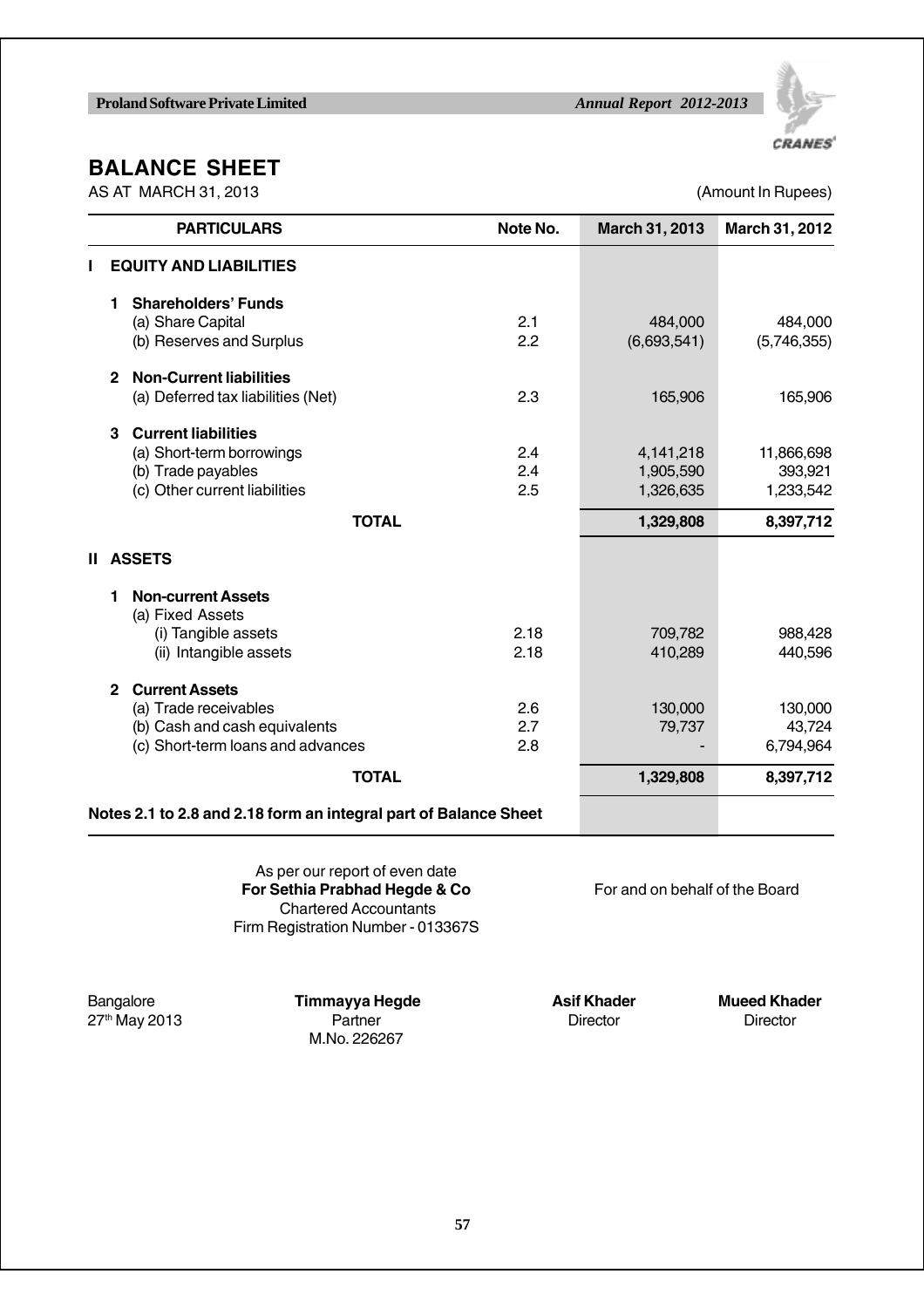# BALANCE SHEET

AS AT MARCH 31, 2013

(Amount In Rupees)

| PARTICULARS | Note No. | March 31, 2013 | March 31, 2012 |
|---|---|---|---|
| **I EQUITY AND LIABILITIES** | | | |
| **1 Shareholders' Funds** | | | |
| (a) Share Capital | 2.1 | 484,000 | 484,000 |
| (b) Reserves and Surplus | 2.2 | (6,693,541) | (5,746,355) |
| **2 Non-Current liabilities** | | | |
| (a) Deferred tax liabilities (Net) | 2.3 | 165,906 | 165,906 |
| **3 Current liabilities** | | | |
| (a) Short-term borrowings | 2.4 | 4,141,218 | 11,866,698 |
| (b) Trade payables | 2.4 | 1,905,590 | 393,921 |
| (c) Other current liabilities | 2.5 | 1,326,635 | 1,233,542 |
| **TOTAL** | | **1,329,808** | **8,397,712** |
| **II ASSETS** | | | |
| **1 Non-current Assets** | | | |
| (a) Fixed Assets | | | |
| (i) Tangible assets | 2.18 | 709,782 | 988,428 |
| (ii) Intangible assets | 2.18 | 410,289 | 440,596 |
| **2 Current Assets** | | | |
| (a) Trade receivables | 2.6 | 130,000 | 130,000 |
| (b) Cash and cash equivalents | 2.7 | 79,737 | 43,724 |
| (c) Short-term loans and advances | 2.8 | - | 6,794,964 |
| **TOTAL** | | **1,329,808** | **8,397,712** |

**Notes 2.1 to 2.8 and 2.18 form an integral part of Balance Sheet**

As per our report of even date
**For Sethia Prabhad Hegde & Co**
Chartered Accountants
Firm Registration Number - 013367S

For and on behalf of the Board

Bangalore
27th May 2013

**Timmayya Hegde**
Partner
M.No. 226267

**Asif Khader**
Director

**Mueed Khader**
Director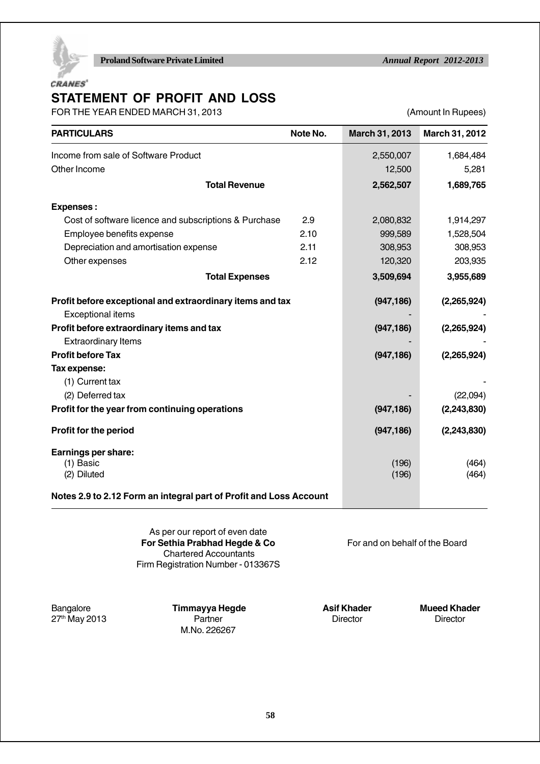# STATEMENT OF PROFIT AND LOSS

FOR THE YEAR ENDED MARCH 31, 2013 (Amount In Rupees)

| PARTICULARS | Note No. | March 31, 2013 | March 31, 2012 |
|---|---|---|---|
| Income from sale of Software Product | | 2,550,007 | 1,684,484 |
| Other Income | | 12,500 | 5,281 |
| **Total Revenue** | | **2,562,507** | **1,689,765** |
| **Expenses :** | | | |
| Cost of software licence and subscriptions & Purchase | 2.9 | 2,080,832 | 1,914,297 |
| Employee benefits expense | 2.10 | 999,589 | 1,528,504 |
| Depreciation and amortisation expense | 2.11 | 308,953 | 308,953 |
| Other expenses | 2.12 | 120,320 | 203,935 |
| **Total Expenses** | | **3,509,694** | **3,955,689** |
| **Profit before exceptional and extraordinary items and tax** | | **(947,186)** | **(2,265,924)** |
| Exceptional items | | - | - |
| **Profit before extraordinary items and tax** | | **(947,186)** | **(2,265,924)** |
| Extraordinary Items | | - | - |
| **Profit before Tax** | | **(947,186)** | **(2,265,924)** |
| **Tax expense:** | | | |
| (1) Current tax | | | - |
| (2) Deferred tax | | - | (22,094) |
| **Profit for the year from continuing operations** | | **(947,186)** | **(2,243,830)** |
| **Profit for the period** | | **(947,186)** | **(2,243,830)** |
| **Earnings per share:** | | | |
| (1) Basic | | (196) | (464) |
| (2) Diluted | | (196) | (464) |

**Notes 2.9 to 2.12 Form an integral part of Profit and Loss Account**

As per our report of even date
**For Sethia Prabhad Hegde & Co**
Chartered Accountants
Firm Registration Number - 013367S

For and on behalf of the Board

Bangalore
27th May 2013

**Timmayya Hegde**
Partner
M.No. 226267

**Asif Khader**
Director

**Mueed Khader**
Director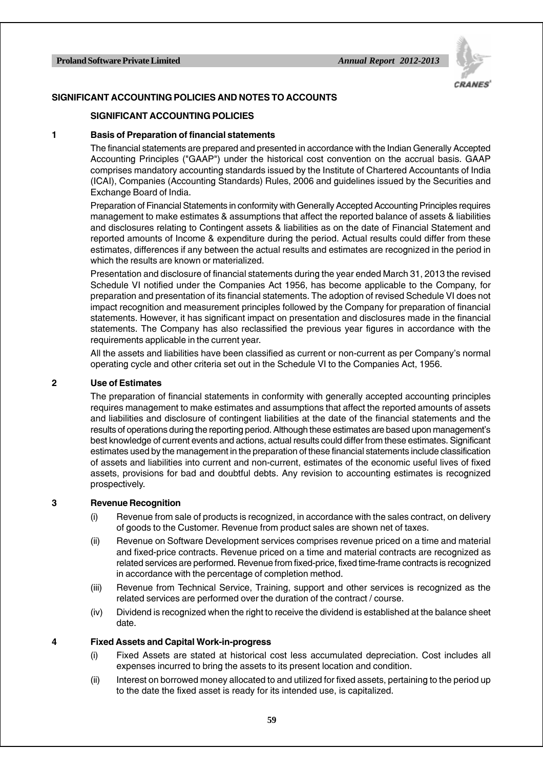## SIGNIFICANT ACCOUNTING POLICIES AND NOTES TO ACCOUNTS

### SIGNIFICANT ACCOUNTING POLICIES

**1 Basis of Preparation of financial statements**

The financial statements are prepared and presented in accordance with the Indian Generally Accepted Accounting Principles ("GAAP") under the historical cost convention on the accrual basis. GAAP comprises mandatory accounting standards issued by the Institute of Chartered Accountants of India (ICAI), Companies (Accounting Standards) Rules, 2006 and guidelines issued by the Securities and Exchange Board of India.

Preparation of Financial Statements in conformity with Generally Accepted Accounting Principles requires management to make estimates & assumptions that affect the reported balance of assets & liabilities and disclosures relating to Contingent assets & liabilities as on the date of Financial Statement and reported amounts of Income & expenditure during the period. Actual results could differ from these estimates, differences if any between the actual results and estimates are recognized in the period in which the results are known or materialized.

Presentation and disclosure of financial statements during the year ended March 31, 2013 the revised Schedule VI notified under the Companies Act 1956, has become applicable to the Company, for preparation and presentation of its financial statements. The adoption of revised Schedule VI does not impact recognition and measurement principles followed by the Company for preparation of financial statements. However, it has significant impact on presentation and disclosures made in the financial statements. The Company has also reclassified the previous year figures in accordance with the requirements applicable in the current year.

All the assets and liabilities have been classified as current or non-current as per Company's normal operating cycle and other criteria set out in the Schedule VI to the Companies Act, 1956.

**2 Use of Estimates**

The preparation of financial statements in conformity with generally accepted accounting principles requires management to make estimates and assumptions that affect the reported amounts of assets and liabilities and disclosure of contingent liabilities at the date of the financial statements and the results of operations during the reporting period. Although these estimates are based upon management's best knowledge of current events and actions, actual results could differ from these estimates. Significant estimates used by the management in the preparation of these financial statements include classification of assets and liabilities into current and non-current, estimates of the economic useful lives of fixed assets, provisions for bad and doubtful debts. Any revision to accounting estimates is recognized prospectively.

**3 Revenue Recognition**

(i) Revenue from sale of products is recognized, in accordance with the sales contract, on delivery of goods to the Customer. Revenue from product sales are shown net of taxes.

(ii) Revenue on Software Development services comprises revenue priced on a time and material and fixed-price contracts. Revenue priced on a time and material contracts are recognized as related services are performed. Revenue from fixed-price, fixed time-frame contracts is recognized in accordance with the percentage of completion method.

(iii) Revenue from Technical Service, Training, support and other services is recognized as the related services are performed over the duration of the contract / course.

(iv) Dividend is recognized when the right to receive the dividend is established at the balance sheet date.

**4 Fixed Assets and Capital Work-in-progress**

(i) Fixed Assets are stated at historical cost less accumulated depreciation. Cost includes all expenses incurred to bring the assets to its present location and condition.

(ii) Interest on borrowed money allocated to and utilized for fixed assets, pertaining to the period up to the date the fixed asset is ready for its intended use, is capitalized.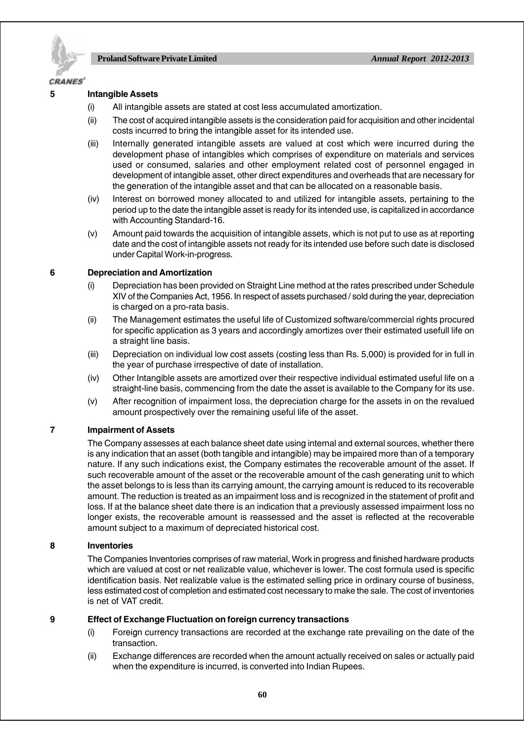**5 Intangible Assets**

(i) All intangible assets are stated at cost less accumulated amortization.

(ii) The cost of acquired intangible assets is the consideration paid for acquisition and other incidental costs incurred to bring the intangible asset for its intended use.

(iii) Internally generated intangible assets are valued at cost which were incurred during the development phase of intangibles which comprises of expenditure on materials and services used or consumed, salaries and other employment related cost of personnel engaged in development of intangible asset, other direct expenditures and overheads that are necessary for the generation of the intangible asset and that can be allocated on a reasonable basis.

(iv) Interest on borrowed money allocated to and utilized for intangible assets, pertaining to the period up to the date the intangible asset is ready for its intended use, is capitalized in accordance with Accounting Standard-16.

(v) Amount paid towards the acquisition of intangible assets, which is not put to use as at reporting date and the cost of intangible assets not ready for its intended use before such date is disclosed under Capital Work-in-progress.

**6 Depreciation and Amortization**

(i) Depreciation has been provided on Straight Line method at the rates prescribed under Schedule XIV of the Companies Act, 1956. In respect of assets purchased / sold during the year, depreciation is charged on a pro-rata basis.

(ii) The Management estimates the useful life of Customized software/commercial rights procured for specific application as 3 years and accordingly amortizes over their estimated usefull life on a straight line basis.

(iii) Depreciation on individual low cost assets (costing less than Rs. 5,000) is provided for in full in the year of purchase irrespective of date of installation.

(iv) Other Intangible assets are amortized over their respective individual estimated useful life on a straight-line basis, commencing from the date the asset is available to the Company for its use.

(v) After recognition of impairment loss, the depreciation charge for the assets in on the revalued amount prospectively over the remaining useful life of the asset.

**7 Impairment of Assets**

The Company assesses at each balance sheet date using internal and external sources, whether there is any indication that an asset (both tangible and intangible) may be impaired more than of a temporary nature. If any such indications exist, the Company estimates the recoverable amount of the asset. If such recoverable amount of the asset or the recoverable amount of the cash generating unit to which the asset belongs to is less than its carrying amount, the carrying amount is reduced to its recoverable amount. The reduction is treated as an impairment loss and is recognized in the statement of profit and loss. If at the balance sheet date there is an indication that a previously assessed impairment loss no longer exists, the recoverable amount is reassessed and the asset is reflected at the recoverable amount subject to a maximum of depreciated historical cost.

**8 Inventories**

The Companies Inventories comprises of raw material, Work in progress and finished hardware products which are valued at cost or net realizable value, whichever is lower. The cost formula used is specific identification basis. Net realizable value is the estimated selling price in ordinary course of business, less estimated cost of completion and estimated cost necessary to make the sale. The cost of inventories is net of VAT credit.

**9 Effect of Exchange Fluctuation on foreign currency transactions**

(i) Foreign currency transactions are recorded at the exchange rate prevailing on the date of the transaction.

(ii) Exchange differences are recorded when the amount actually received on sales or actually paid when the expenditure is incurred, is converted into Indian Rupees.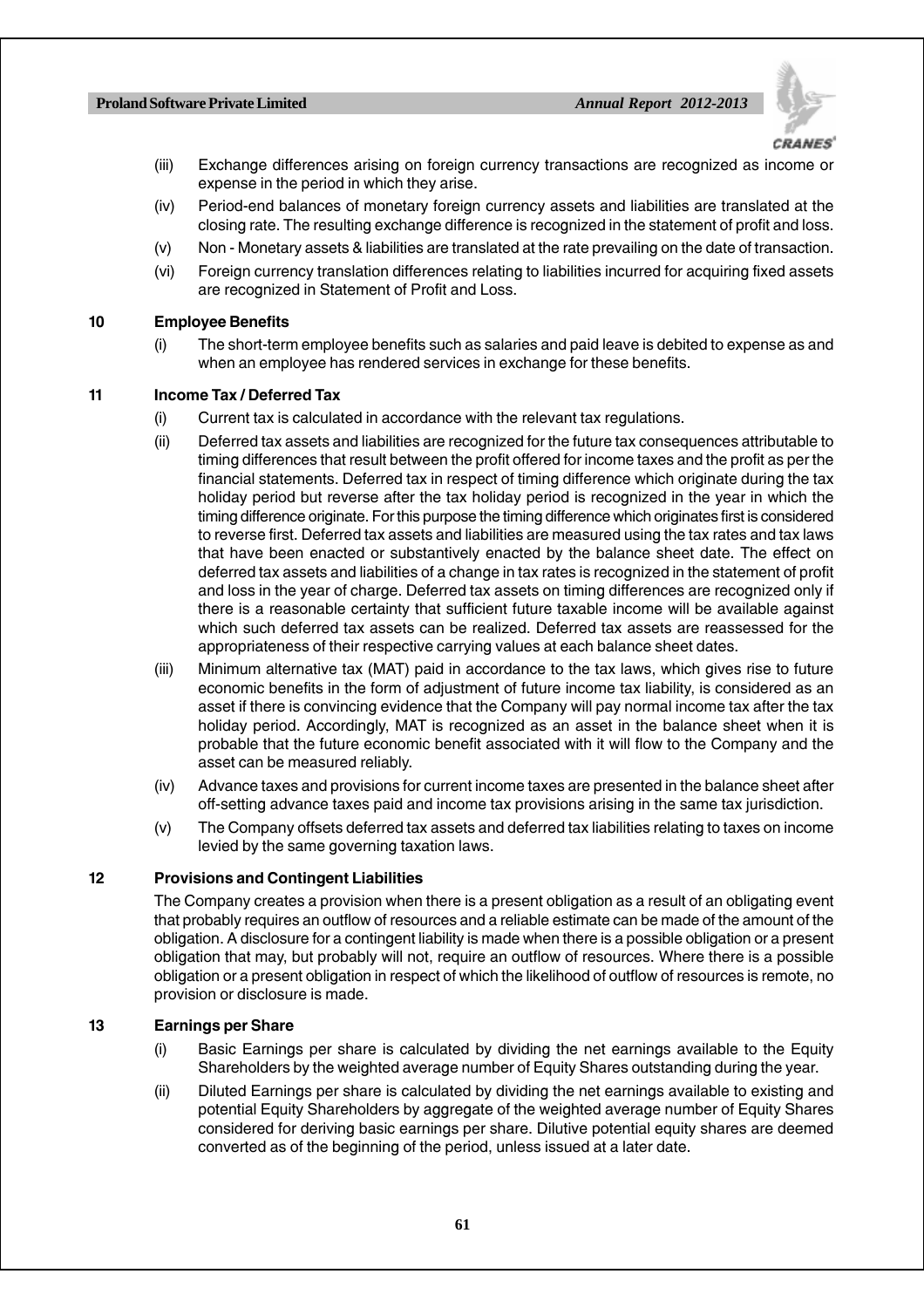(iii) Exchange differences arising on foreign currency transactions are recognized as income or expense in the period in which they arise.

(iv) Period-end balances of monetary foreign currency assets and liabilities are translated at the closing rate. The resulting exchange difference is recognized in the statement of profit and loss.

(v) Non - Monetary assets & liabilities are translated at the rate prevailing on the date of transaction.

(vi) Foreign currency translation differences relating to liabilities incurred for acquiring fixed assets are recognized in Statement of Profit and Loss.

**10 Employee Benefits**

(i) The short-term employee benefits such as salaries and paid leave is debited to expense as and when an employee has rendered services in exchange for these benefits.

**11 Income Tax / Deferred Tax**

(i) Current tax is calculated in accordance with the relevant tax regulations.

(ii) Deferred tax assets and liabilities are recognized for the future tax consequences attributable to timing differences that result between the profit offered for income taxes and the profit as per the financial statements. Deferred tax in respect of timing difference which originate during the tax holiday period but reverse after the tax holiday period is recognized in the year in which the timing difference originate. For this purpose the timing difference which originates first is considered to reverse first. Deferred tax assets and liabilities are measured using the tax rates and tax laws that have been enacted or substantively enacted by the balance sheet date. The effect on deferred tax assets and liabilities of a change in tax rates is recognized in the statement of profit and loss in the year of charge. Deferred tax assets on timing differences are recognized only if there is a reasonable certainty that sufficient future taxable income will be available against which such deferred tax assets can be realized. Deferred tax assets are reassessed for the appropriateness of their respective carrying values at each balance sheet dates.

(iii) Minimum alternative tax (MAT) paid in accordance to the tax laws, which gives rise to future economic benefits in the form of adjustment of future income tax liability, is considered as an asset if there is convincing evidence that the Company will pay normal income tax after the tax holiday period. Accordingly, MAT is recognized as an asset in the balance sheet when it is probable that the future economic benefit associated with it will flow to the Company and the asset can be measured reliably.

(iv) Advance taxes and provisions for current income taxes are presented in the balance sheet after off-setting advance taxes paid and income tax provisions arising in the same tax jurisdiction.

(v) The Company offsets deferred tax assets and deferred tax liabilities relating to taxes on income levied by the same governing taxation laws.

**12 Provisions and Contingent Liabilities**

The Company creates a provision when there is a present obligation as a result of an obligating event that probably requires an outflow of resources and a reliable estimate can be made of the amount of the obligation. A disclosure for a contingent liability is made when there is a possible obligation or a present obligation that may, but probably will not, require an outflow of resources. Where there is a possible obligation or a present obligation in respect of which the likelihood of outflow of resources is remote, no provision or disclosure is made.

**13 Earnings per Share**

(i) Basic Earnings per share is calculated by dividing the net earnings available to the Equity Shareholders by the weighted average number of Equity Shares outstanding during the year.

(ii) Diluted Earnings per share is calculated by dividing the net earnings available to existing and potential Equity Shareholders by aggregate of the weighted average number of Equity Shares considered for deriving basic earnings per share. Dilutive potential equity shares are deemed converted as of the beginning of the period, unless issued at a later date.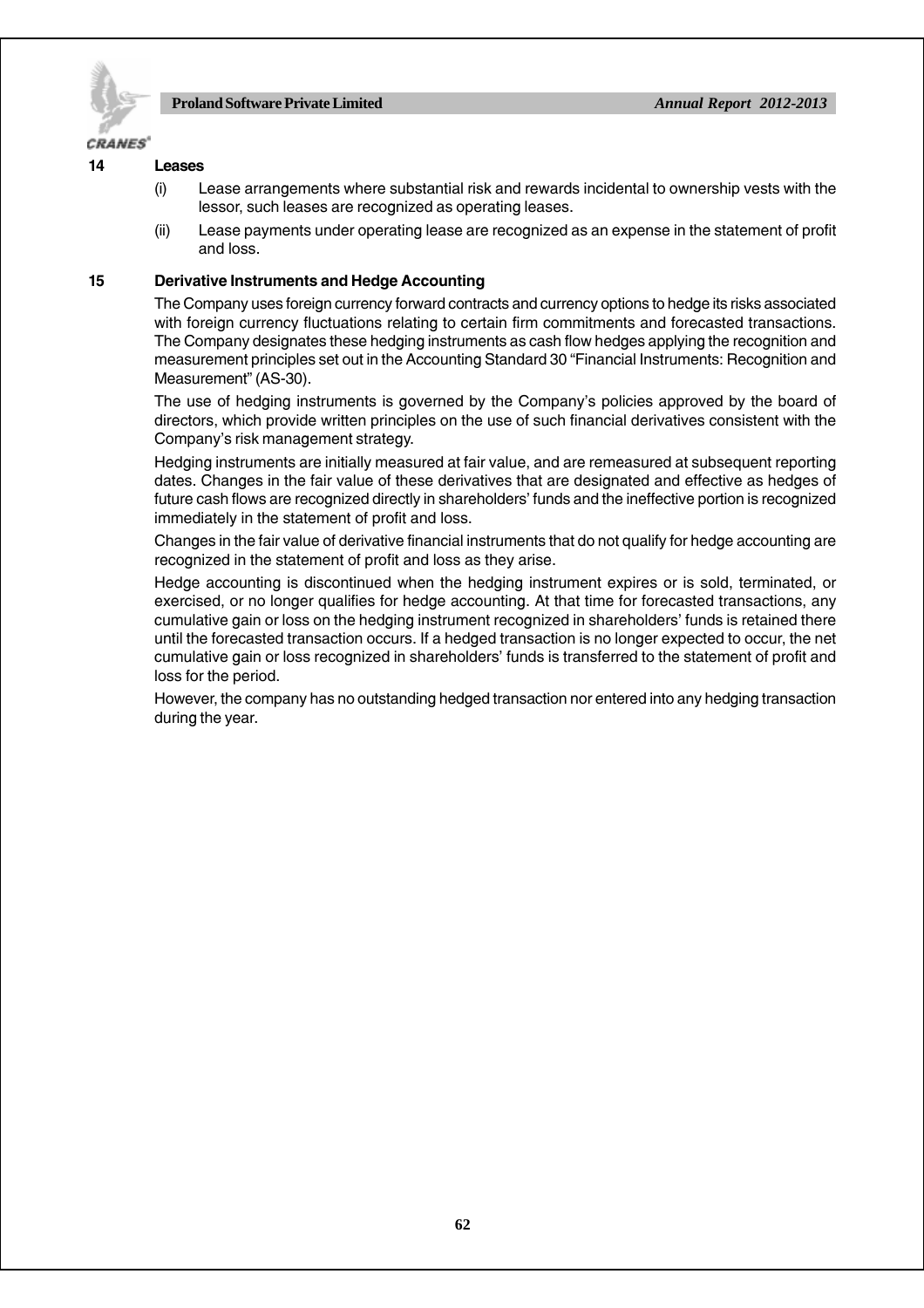## 14 Leases

(i) Lease arrangements where substantial risk and rewards incidental to ownership vests with the lessor, such leases are recognized as operating leases.

(ii) Lease payments under operating lease are recognized as an expense in the statement of profit and loss.

## 15 Derivative Instruments and Hedge Accounting

The Company uses foreign currency forward contracts and currency options to hedge its risks associated with foreign currency fluctuations relating to certain firm commitments and forecasted transactions. The Company designates these hedging instruments as cash flow hedges applying the recognition and measurement principles set out in the Accounting Standard 30 "Financial Instruments: Recognition and Measurement" (AS-30).

The use of hedging instruments is governed by the Company's policies approved by the board of directors, which provide written principles on the use of such financial derivatives consistent with the Company's risk management strategy.

Hedging instruments are initially measured at fair value, and are remeasured at subsequent reporting dates. Changes in the fair value of these derivatives that are designated and effective as hedges of future cash flows are recognized directly in shareholders' funds and the ineffective portion is recognized immediately in the statement of profit and loss.

Changes in the fair value of derivative financial instruments that do not qualify for hedge accounting are recognized in the statement of profit and loss as they arise.

Hedge accounting is discontinued when the hedging instrument expires or is sold, terminated, or exercised, or no longer qualifies for hedge accounting. At that time for forecasted transactions, any cumulative gain or loss on the hedging instrument recognized in shareholders' funds is retained there until the forecasted transaction occurs. If a hedged transaction is no longer expected to occur, the net cumulative gain or loss recognized in shareholders' funds is transferred to the statement of profit and loss for the period.

However, the company has no outstanding hedged transaction nor entered into any hedging transaction during the year.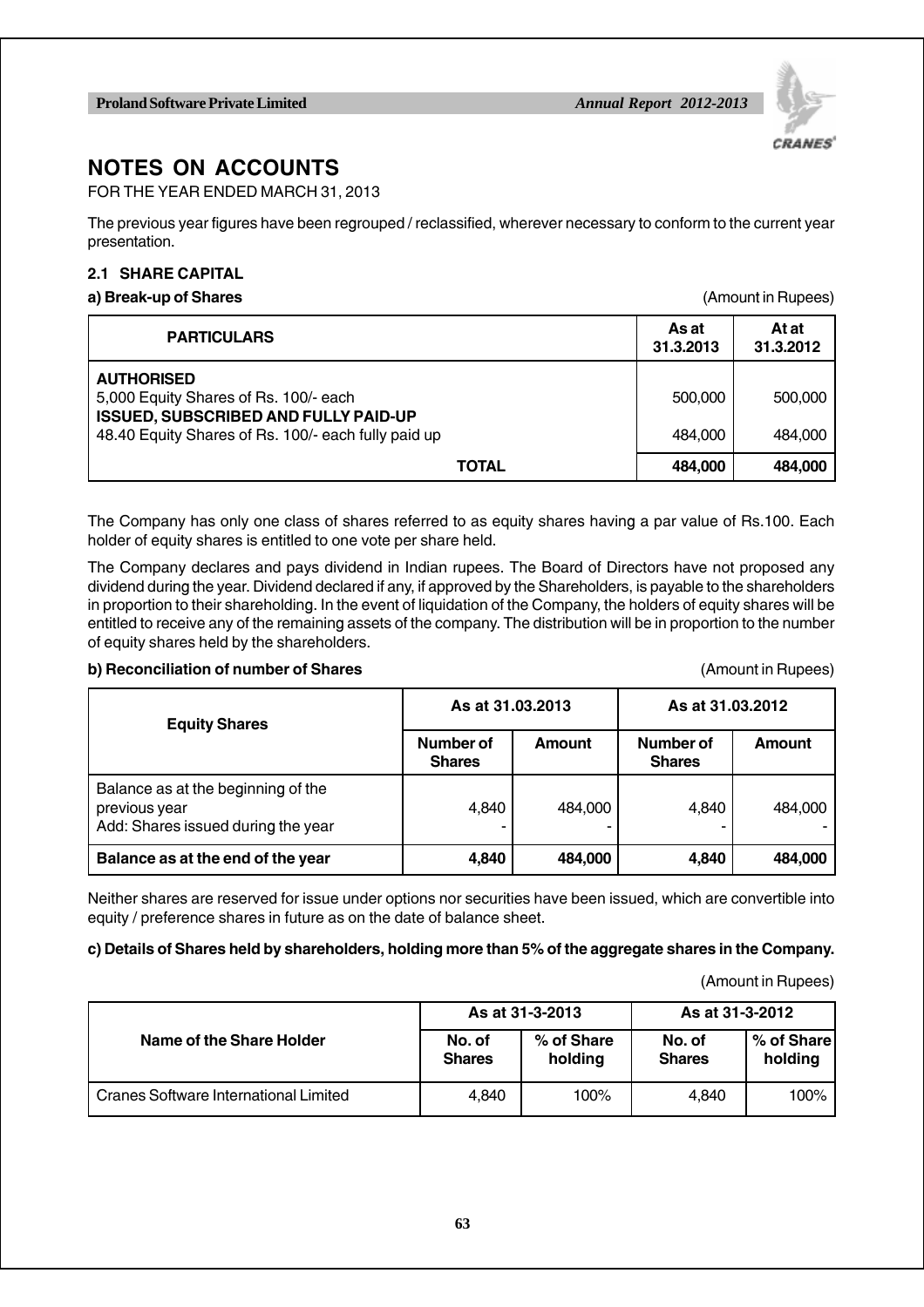# NOTES ON ACCOUNTS

FOR THE YEAR ENDED MARCH 31, 2013

The previous year figures have been regrouped / reclassified, wherever necessary to conform to the current year presentation.

## 2.1 SHARE CAPITAL

**a) Break-up of Shares** (Amount in Rupees)

| PARTICULARS | As at 31.3.2013 | At at 31.3.2012 |
|---|---|---|
| **AUTHORISED** | | |
| 5,000 Equity Shares of Rs. 100/- each | 500,000 | 500,000 |
| **ISSUED, SUBSCRIBED AND FULLY PAID-UP** | | |
| 48.40 Equity Shares of Rs. 100/- each fully paid up | 484,000 | 484,000 |
| **TOTAL** | **484,000** | **484,000** |

The Company has only one class of shares referred to as equity shares having a par value of Rs.100. Each holder of equity shares is entitled to one vote per share held.

The Company declares and pays dividend in Indian rupees. The Board of Directors have not proposed any dividend during the year. Dividend declared if any, if approved by the Shareholders, is payable to the shareholders in proportion to their shareholding. In the event of liquidation of the Company, the holders of equity shares will be entitled to receive any of the remaining assets of the company. The distribution will be in proportion to the number of equity shares held by the shareholders.

**b) Reconciliation of number of Shares** (Amount in Rupees)

| Equity Shares | As at 31.03.2013 | | As at 31.03.2012 | |
|---|---|---|---|---|
| | Number of Shares | Amount | Number of Shares | Amount |
| Balance as at the beginning of the previous year | 4,840 | 484,000 | 4,840 | 484,000 |
| Add: Shares issued during the year | - | - | - | - |
| **Balance as at the end of the year** | **4,840** | **484,000** | **4,840** | **484,000** |

Neither shares are reserved for issue under options nor securities have been issued, which are convertible into equity / preference shares in future as on the date of balance sheet.

**c) Details of Shares held by shareholders, holding more than 5% of the aggregate shares in the Company.**

(Amount in Rupees)

| Name of the Share Holder | As at 31-3-2013 | | As at 31-3-2012 | |
|---|---|---|---|---|
| | No. of Shares | % of Share holding | No. of Shares | % of Share holding |
| Cranes Software International Limited | 4,840 | 100% | 4,840 | 100% |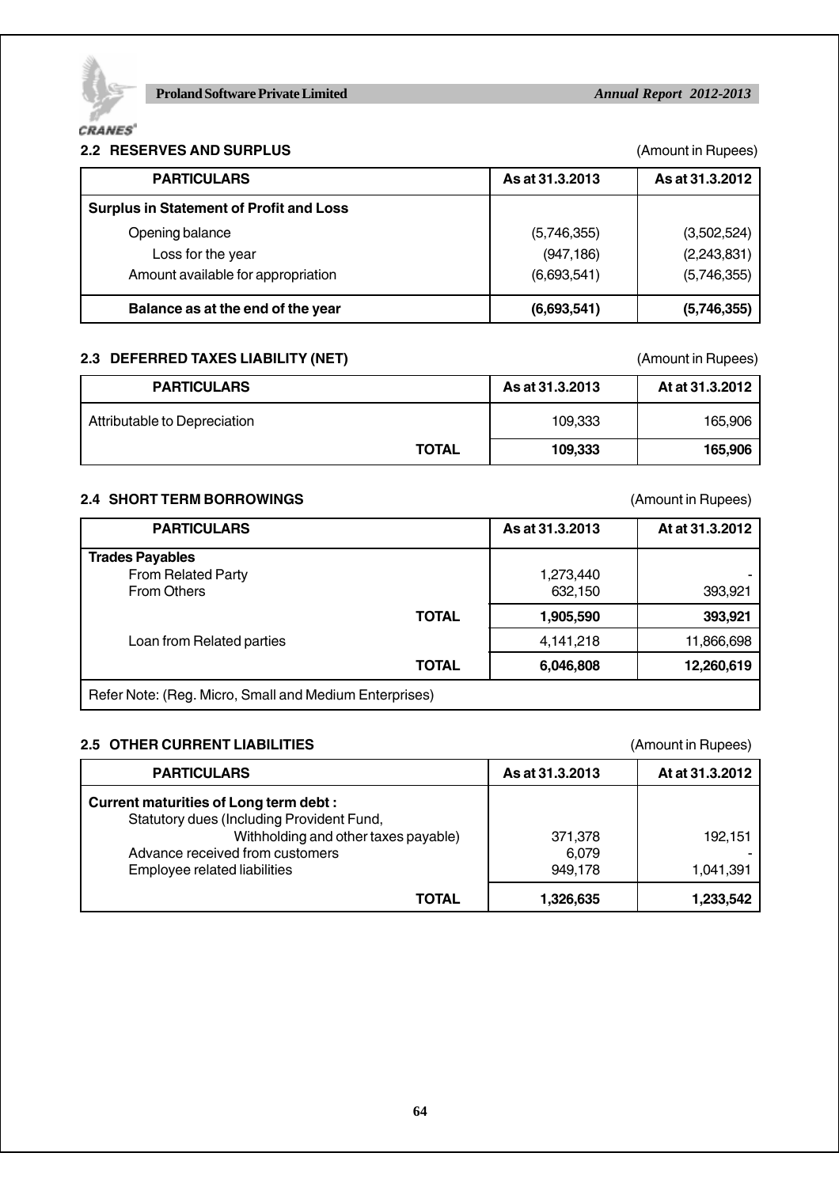### 2.2 RESERVES AND SURPLUS

(Amount in Rupees)

| PARTICULARS | As at 31.3.2013 | As at 31.3.2012 |
|---|---|---|
| **Surplus in Statement of Profit and Loss** | | |
| Opening balance | (5,746,355) | (3,502,524) |
| Loss for the year | (947,186) | (2,243,831) |
| Amount available for appropriation | (6,693,541) | (5,746,355) |
| **Balance as at the end of the year** | **(6,693,541)** | **(5,746,355)** |

### 2.3 DEFERRED TAXES LIABILITY (NET)

(Amount in Rupees)

| PARTICULARS | As at 31.3.2013 | At at 31.3.2012 |
|---|---|---|
| Attributable to Depreciation | 109,333 | 165,906 |
| **TOTAL** | **109,333** | **165,906** |

### 2.4 SHORT TERM BORROWINGS

(Amount in Rupees)

| PARTICULARS | As at 31.3.2013 | At at 31.3.2012 |
|---|---|---|
| **Trades Payables** | | |
| From Related Party | 1,273,440 | - |
| From Others | 632,150 | 393,921 |
| **TOTAL** | **1,905,590** | **393,921** |
| Loan from Related parties | 4,141,218 | 11,866,698 |
| **TOTAL** | **6,046,808** | **12,260,619** |
| Refer Note: (Reg. Micro, Small and Medium Enterprises) | | |

### 2.5 OTHER CURRENT LIABILITIES

(Amount in Rupees)

| PARTICULARS | As at 31.3.2013 | At at 31.3.2012 |
|---|---|---|
| **Current maturities of Long term debt :** | | |
| Statutory dues (Including Provident Fund, Withholding and other taxes payable) | 371,378 | 192,151 |
| Advance received from customers | 6,079 | - |
| Employee related liabilities | 949,178 | 1,041,391 |
| **TOTAL** | **1,326,635** | **1,233,542** |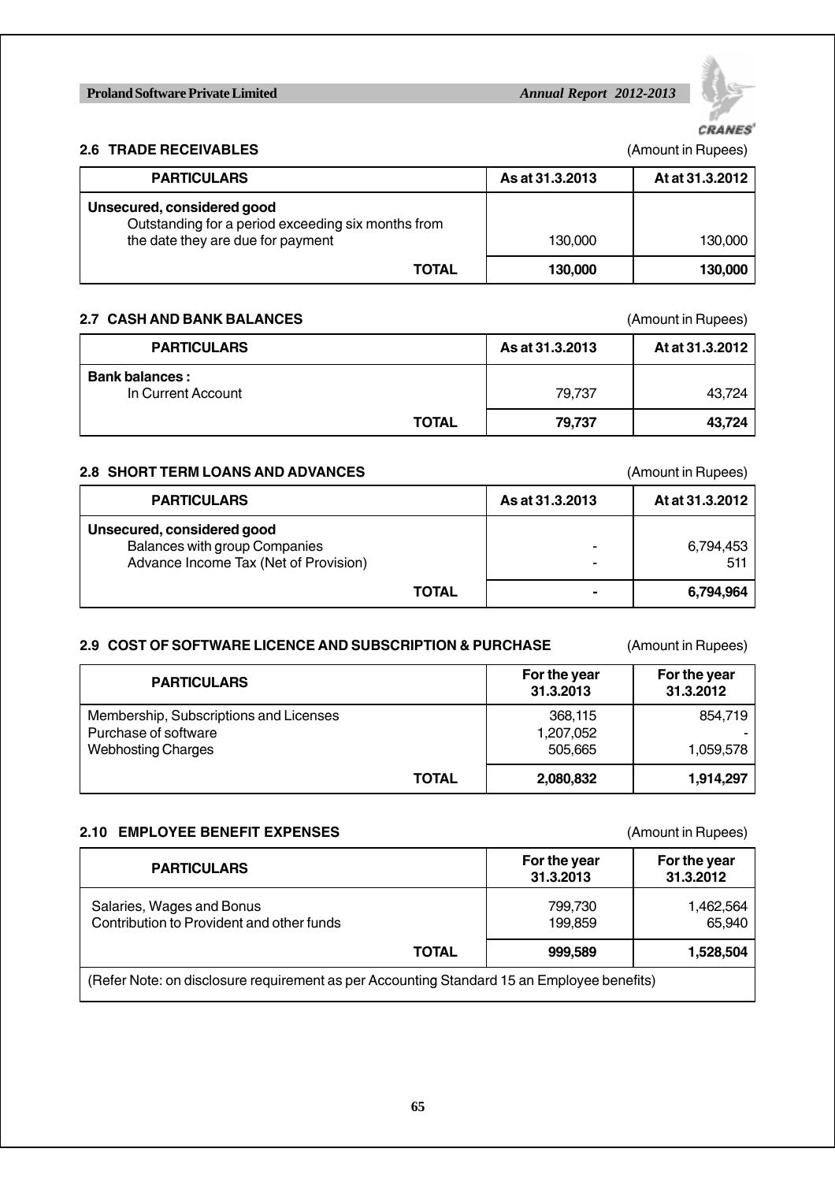### 2.6 TRADE RECEIVABLES

(Amount in Rupees)

| PARTICULARS | As at 31.3.2013 | At at 31.3.2012 |
|---|---|---|
| **Unsecured, considered good** | | |
| Outstanding for a period exceeding six months from the date they are due for payment | 130,000 | 130,000 |
| **TOTAL** | **130,000** | **130,000** |

### 2.7 CASH AND BANK BALANCES

(Amount in Rupees)

| PARTICULARS | As at 31.3.2013 | At at 31.3.2012 |
|---|---|---|
| **Bank balances :** | | |
| In Current Account | 79,737 | 43,724 |
| **TOTAL** | **79,737** | **43,724** |

### 2.8 SHORT TERM LOANS AND ADVANCES

(Amount in Rupees)

| PARTICULARS | As at 31.3.2013 | At at 31.3.2012 |
|---|---|---|
| **Unsecured, considered good** | | |
| Balances with group Companies | - | 6,794,453 |
| Advance Income Tax (Net of Provision) | - | 511 |
| **TOTAL** | **-** | **6,794,964** |

### 2.9 COST OF SOFTWARE LICENCE AND SUBSCRIPTION & PURCHASE

(Amount in Rupees)

| PARTICULARS | For the year 31.3.2013 | For the year 31.3.2012 |
|---|---|---|
| Membership, Subscriptions and Licenses | 368,115 | 854,719 |
| Purchase of software | 1,207,052 | - |
| Webhosting Charges | 505,665 | 1,059,578 |
| **TOTAL** | **2,080,832** | **1,914,297** |

### 2.10 EMPLOYEE BENEFIT EXPENSES

(Amount in Rupees)

| PARTICULARS | For the year 31.3.2013 | For the year 31.3.2012 |
|---|---|---|
| Salaries, Wages and Bonus | 799,730 | 1,462,564 |
| Contribution to Provident and other funds | 199,859 | 65,940 |
| **TOTAL** | **999,589** | **1,528,504** |

(Refer Note: on disclosure requirement as per Accounting Standard 15 an Employee benefits)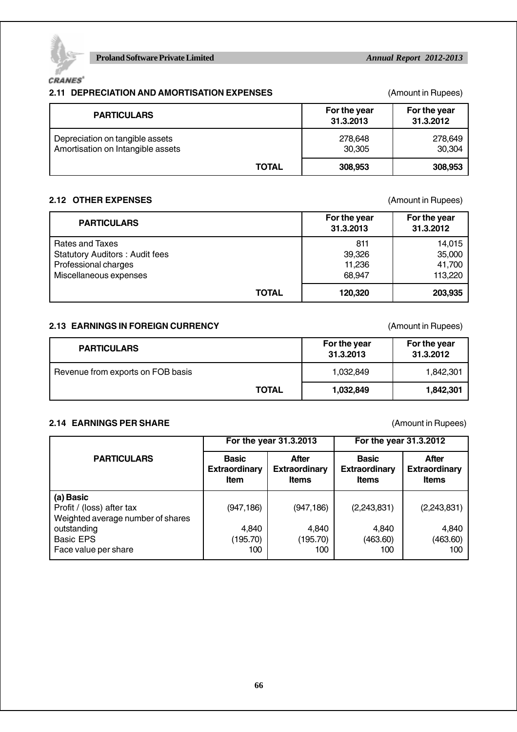## 2.11 DEPRECIATION AND AMORTISATION EXPENSES

(Amount in Rupees)

| PARTICULARS | For the year 31.3.2013 | For the year 31.3.2012 |
|---|---|---|
| Depreciation on tangible assets | 278,648 | 278,649 |
| Amortisation on Intangible assets | 30,305 | 30,304 |
| **TOTAL** | **308,953** | **308,953** |

## 2.12 OTHER EXPENSES

(Amount in Rupees)

| PARTICULARS | For the year 31.3.2013 | For the year 31.3.2012 |
|---|---|---|
| Rates and Taxes | 811 | 14,015 |
| Statutory Auditors : Audit fees | 39,326 | 35,000 |
| Professional charges | 11,236 | 41,700 |
| Miscellaneous expenses | 68,947 | 113,220 |
| **TOTAL** | **120,320** | **203,935** |

## 2.13 EARNINGS IN FOREIGN CURRENCY

(Amount in Rupees)

| PARTICULARS | For the year 31.3.2013 | For the year 31.3.2012 |
|---|---|---|
| Revenue from exports on FOB basis | 1,032,849 | 1,842,301 |
| **TOTAL** | **1,032,849** | **1,842,301** |

## 2.14 EARNINGS PER SHARE

(Amount in Rupees)

| PARTICULARS | For the year 31.3.2013 | | For the year 31.3.2012 | |
|---|---|---|---|---|
| | Basic Extraordinary Item | After Extraordinary Items | Basic Extraordinary Items | After Extraordinary Items |
| **(a) Basic** | | | | |
| Profit / (loss) after tax | (947,186) | (947,186) | (2,243,831) | (2,243,831) |
| Weighted average number of shares outstanding | 4,840 | 4,840 | 4,840 | 4,840 |
| Basic EPS | (195.70) | (195.70) | (463.60) | (463.60) |
| Face value per share | 100 | 100 | 100 | 100 |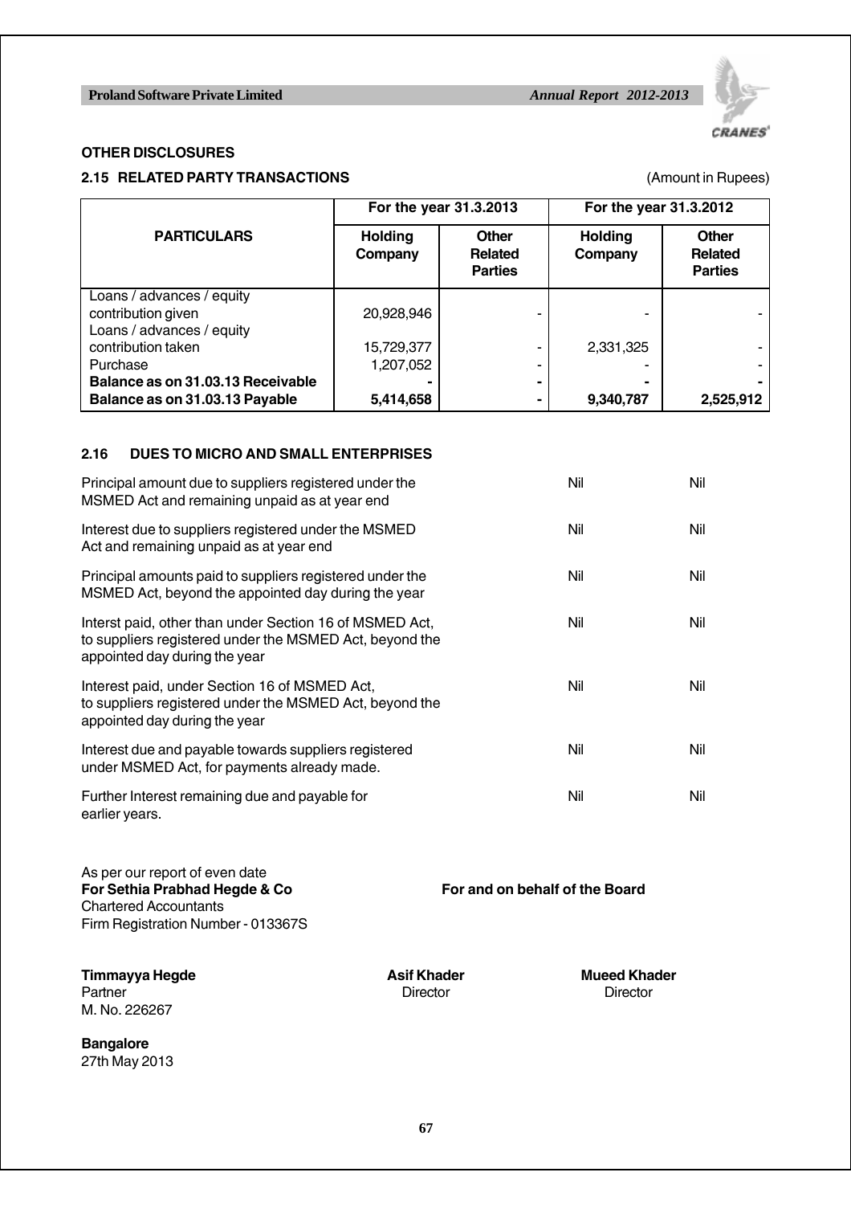## OTHER DISCLOSURES

### 2.15 RELATED PARTY TRANSACTIONS

(Amount in Rupees)

| PARTICULARS | For the year 31.3.2013 | | For the year 31.3.2012 | |
|---|---|---|---|---|
| | Holding Company | Other Related Parties | Holding Company | Other Related Parties |
| Loans / advances / equity contribution given | 20,928,946 | - | - | - |
| Loans / advances / equity contribution taken | 15,729,377 | - | 2,331,325 | - |
| Purchase | 1,207,052 | - | - | - |
| **Balance as on 31.03.13 Receivable** | **-** | **-** | **-** | **-** |
| **Balance as on 31.03.13 Payable** | **5,414,658** | **-** | **9,340,787** | **2,525,912** |

### 2.16 DUES TO MICRO AND SMALL ENTERPRISES

| | | |
|---|---|---|
| Principal amount due to suppliers registered under the MSMED Act and remaining unpaid as at year end | Nil | Nil |
| Interest due to suppliers registered under the MSMED Act and remaining unpaid as at year end | Nil | Nil |
| Principal amounts paid to suppliers registered under the MSMED Act, beyond the appointed day during the year | Nil | Nil |
| Interst paid, other than under Section 16 of MSMED Act, to suppliers registered under the MSMED Act, beyond the appointed day during the year | Nil | Nil |
| Interest paid, under Section 16 of MSMED Act, to suppliers registered under the MSMED Act, beyond the appointed day during the year | Nil | Nil |
| Interest due and payable towards suppliers registered under MSMED Act, for payments already made. | Nil | Nil |
| Further Interest remaining due and payable for earlier years. | Nil | Nil |

As per our report of even date
**For Sethia Prabhad Hegde & Co**
Chartered Accountants
Firm Registration Number - 013367S

**For and on behalf of the Board**

**Timmayya Hegde**
Partner
M. No. 226267

**Asif Khader**
Director

**Mueed Khader**
Director

**Bangalore**
27th May 2013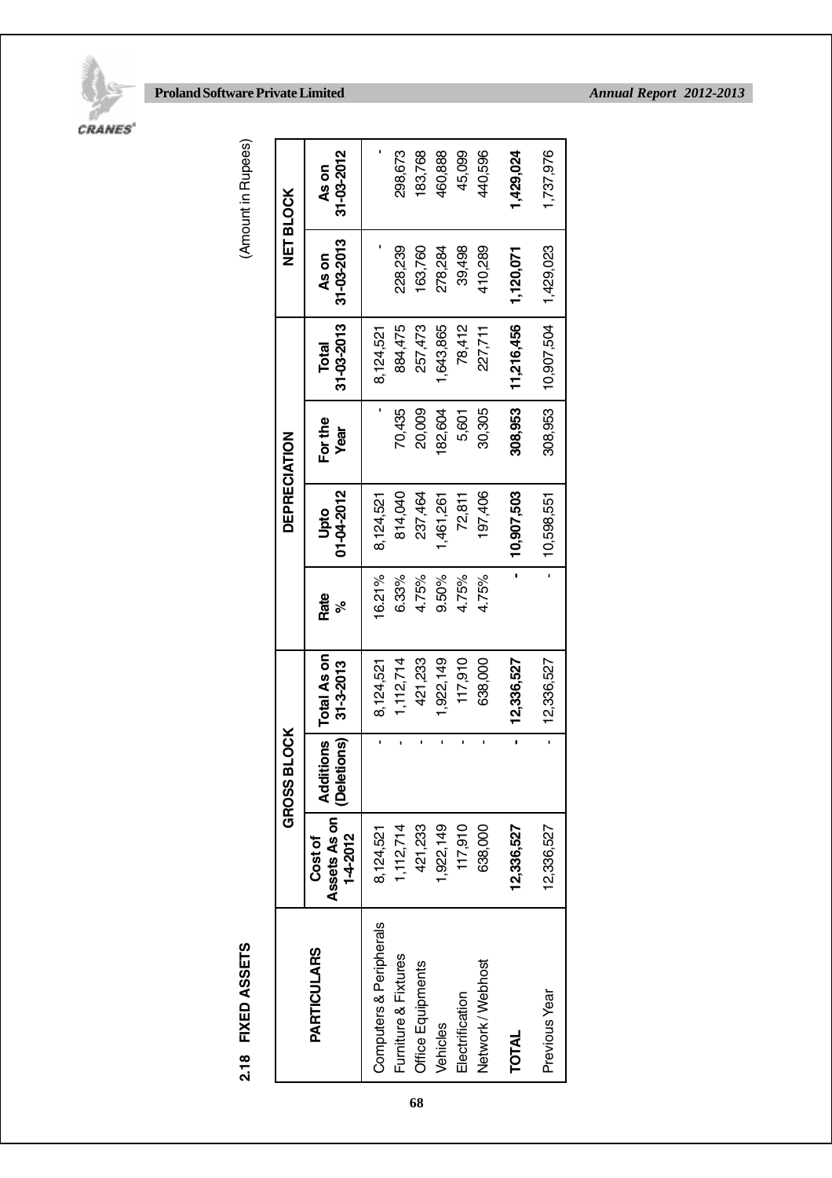## 2.18 FIXED ASSETS

(Amount in Rupees)

| PARTICULARS | GROSS BLOCK | | | | DEPRECIATION | | | NET BLOCK | |
|---|---|---|---|---|---|---|---|---|---|
| | Cost of Assets As on 1-4-2012 | Additions (Deletions) | Total As on 31-3-2013 | Rate % | Upto 01-04-2012 | For the Year | Total 31-03-2013 | As on 31-03-2013 | As on 31-03-2012 |
| Computers & Peripherals | 8,124,521 | - | 8,124,521 | 16.21% | 8,124,521 | - | 8,124,521 | - | - |
| Furniture & Fixtures | 1,112,714 | - | 1,112,714 | 6.33% | 814,040 | 70,435 | 884,475 | 228,239 | 298,673 |
| Office Equipments | 421,233 | - | 421,233 | 4.75% | 237,464 | 20,009 | 257,473 | 163,760 | 183,768 |
| Vehicles | 1,922,149 | - | 1,922,149 | 9.50% | 1,461,261 | 182,604 | 1,643,865 | 278,284 | 460,888 |
| Electrification | 117,910 | - | 117,910 | 4.75% | 72,811 | 5,601 | 78,412 | 39,498 | 45,099 |
| Network / Webhost | 638,000 | - | 638,000 | 4.75% | 197,406 | 30,305 | 227,711 | 410,289 | 440,596 |
| **TOTAL** | **12,336,527** | **-** | **12,336,527** | **-** | **10,907,503** | **308,953** | **11,216,456** | **1,120,071** | **1,429,024** |
| Previous Year | 12,336,527 | - | 12,336,527 | - | 10,598,551 | 308,953 | 10,907,504 | 1,429,023 | 1,737,976 |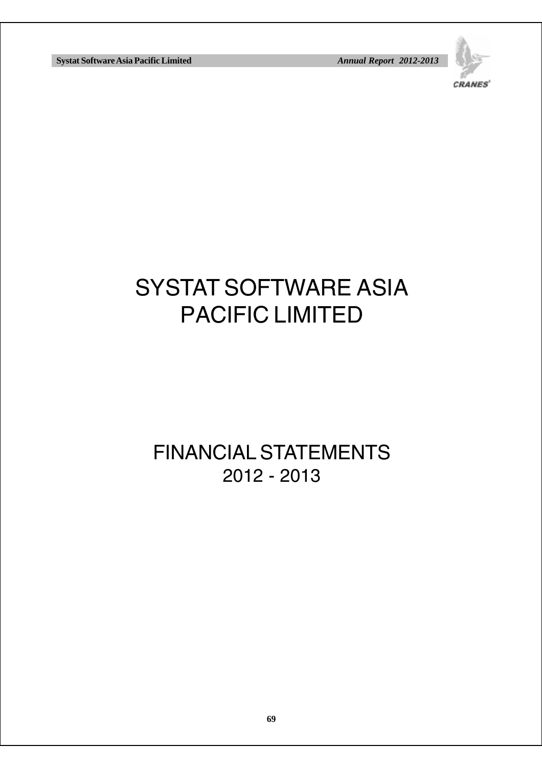# SYSTAT SOFTWARE ASIA PACIFIC LIMITED

## FINANCIAL STATEMENTS 2012 - 2013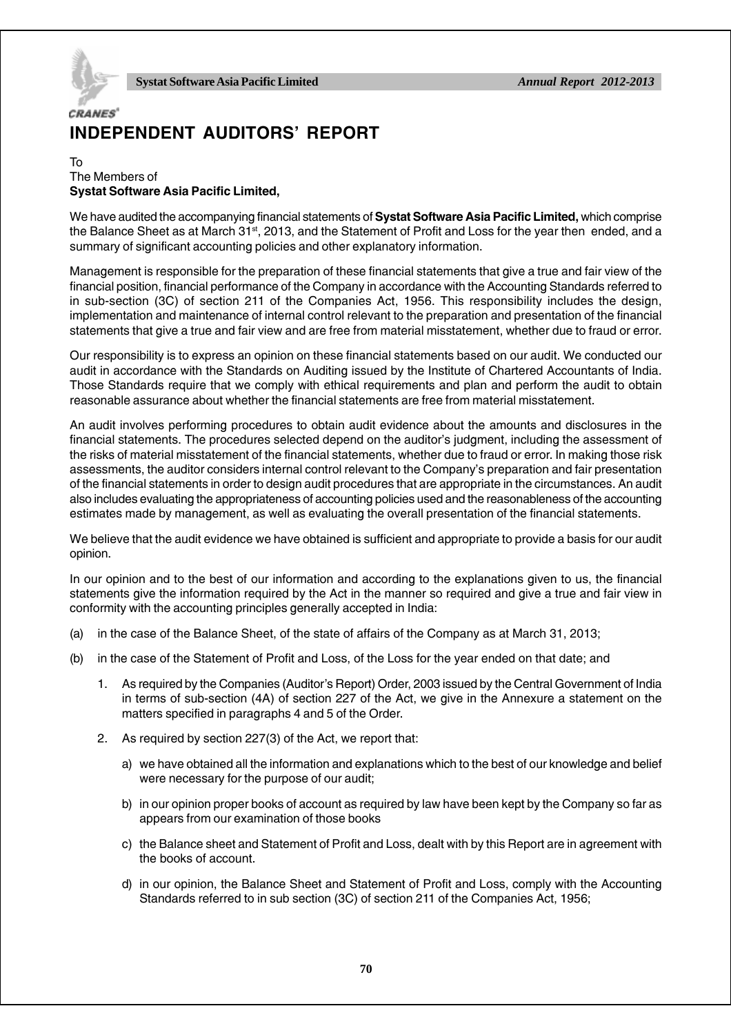# INDEPENDENT AUDITORS' REPORT

To
The Members of
**Systat Software Asia Pacific Limited,**

We have audited the accompanying financial statements of **Systat Software Asia Pacific Limited,** which comprise the Balance Sheet as at March 31st, 2013, and the Statement of Profit and Loss for the year then ended, and a summary of significant accounting policies and other explanatory information.

Management is responsible for the preparation of these financial statements that give a true and fair view of the financial position, financial performance of the Company in accordance with the Accounting Standards referred to in sub-section (3C) of section 211 of the Companies Act, 1956. This responsibility includes the design, implementation and maintenance of internal control relevant to the preparation and presentation of the financial statements that give a true and fair view and are free from material misstatement, whether due to fraud or error.

Our responsibility is to express an opinion on these financial statements based on our audit. We conducted our audit in accordance with the Standards on Auditing issued by the Institute of Chartered Accountants of India. Those Standards require that we comply with ethical requirements and plan and perform the audit to obtain reasonable assurance about whether the financial statements are free from material misstatement.

An audit involves performing procedures to obtain audit evidence about the amounts and disclosures in the financial statements. The procedures selected depend on the auditor's judgment, including the assessment of the risks of material misstatement of the financial statements, whether due to fraud or error. In making those risk assessments, the auditor considers internal control relevant to the Company's preparation and fair presentation of the financial statements in order to design audit procedures that are appropriate in the circumstances. An audit also includes evaluating the appropriateness of accounting policies used and the reasonableness of the accounting estimates made by management, as well as evaluating the overall presentation of the financial statements.

We believe that the audit evidence we have obtained is sufficient and appropriate to provide a basis for our audit opinion.

In our opinion and to the best of our information and according to the explanations given to us, the financial statements give the information required by the Act in the manner so required and give a true and fair view in conformity with the accounting principles generally accepted in India:

(a) in the case of the Balance Sheet, of the state of affairs of the Company as at March 31, 2013;

(b) in the case of the Statement of Profit and Loss, of the Loss for the year ended on that date; and

1. As required by the Companies (Auditor's Report) Order, 2003 issued by the Central Government of India in terms of sub-section (4A) of section 227 of the Act, we give in the Annexure a statement on the matters specified in paragraphs 4 and 5 of the Order.

2. As required by section 227(3) of the Act, we report that:

   a) we have obtained all the information and explanations which to the best of our knowledge and belief were necessary for the purpose of our audit;

   b) in our opinion proper books of account as required by law have been kept by the Company so far as appears from our examination of those books

   c) the Balance sheet and Statement of Profit and Loss, dealt with by this Report are in agreement with the books of account.

   d) in our opinion, the Balance Sheet and Statement of Profit and Loss, comply with the Accounting Standards referred to in sub section (3C) of section 211 of the Companies Act, 1956;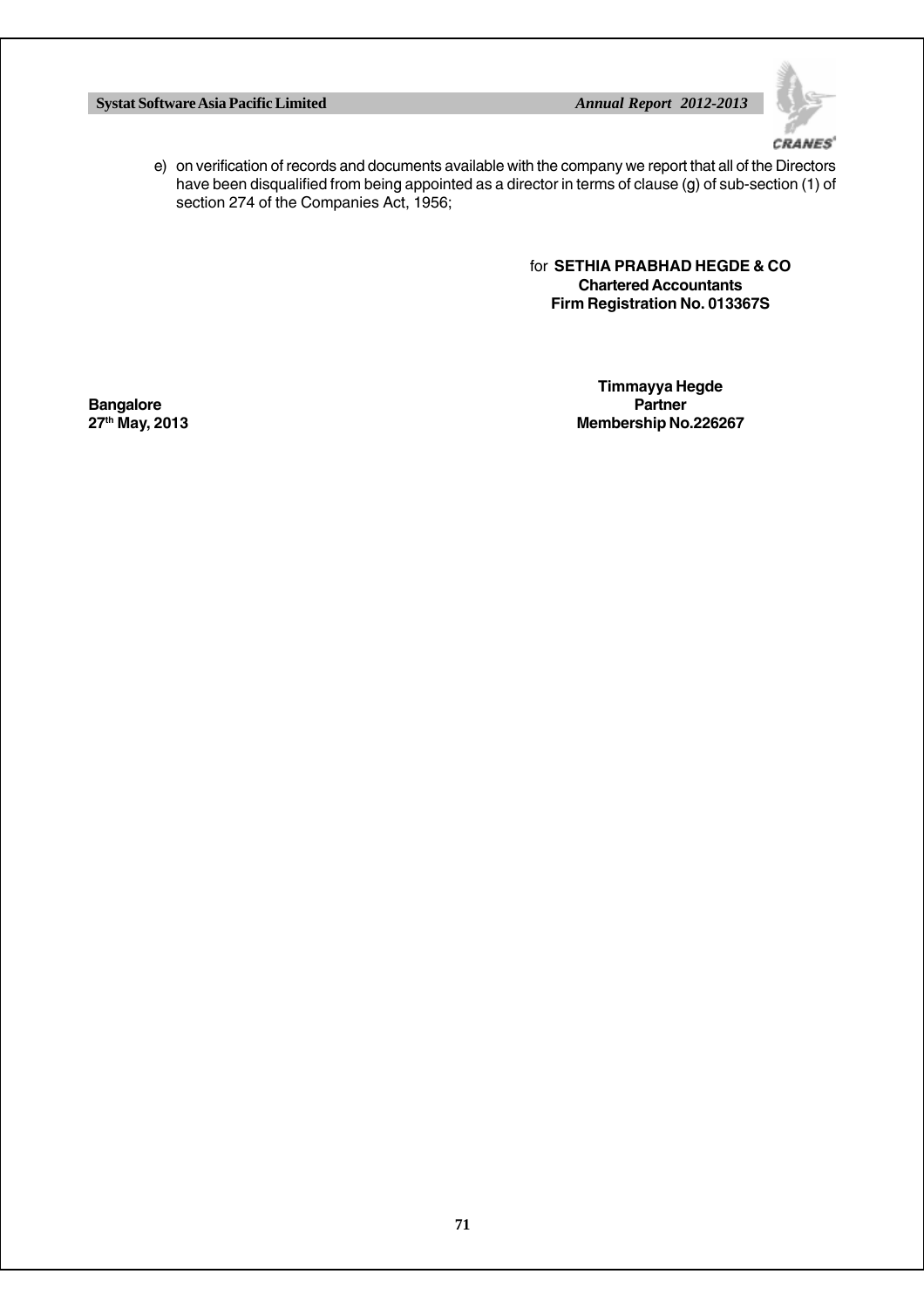e) on verification of records and documents available with the company we report that all of the Directors have been disqualified from being appointed as a director in terms of clause (g) of sub-section (1) of section 274 of the Companies Act, 1956;

for **SETHIA PRABHAD HEGDE & CO**
**Chartered Accountants**
**Firm Registration No. 013367S**

**Timmayya Hegde**
**Partner**
**Membership No.226267**

**Bangalore**
**27th May, 2013**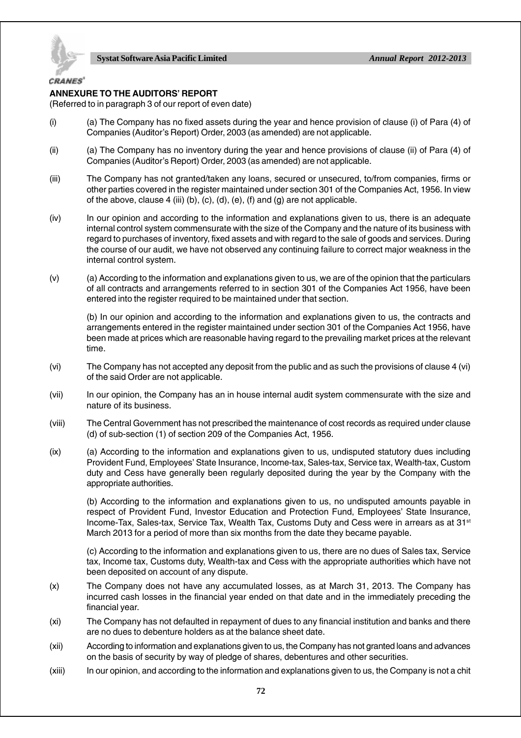## ANNEXURE TO THE AUDITORS' REPORT

(Referred to in paragraph 3 of our report of even date)

(i) (a) The Company has no fixed assets during the year and hence provision of clause (i) of Para (4) of Companies (Auditor's Report) Order, 2003 (as amended) are not applicable.

(ii) (a) The Company has no inventory during the year and hence provisions of clause (ii) of Para (4) of Companies (Auditor's Report) Order, 2003 (as amended) are not applicable.

(iii) The Company has not granted/taken any loans, secured or unsecured, to/from companies, firms or other parties covered in the register maintained under section 301 of the Companies Act, 1956. In view of the above, clause 4 (iii) (b), (c), (d), (e), (f) and (g) are not applicable.

(iv) In our opinion and according to the information and explanations given to us, there is an adequate internal control system commensurate with the size of the Company and the nature of its business with regard to purchases of inventory, fixed assets and with regard to the sale of goods and services. During the course of our audit, we have not observed any continuing failure to correct major weakness in the internal control system.

(v) (a) According to the information and explanations given to us, we are of the opinion that the particulars of all contracts and arrangements referred to in section 301 of the Companies Act 1956, have been entered into the register required to be maintained under that section.

(b) In our opinion and according to the information and explanations given to us, the contracts and arrangements entered in the register maintained under section 301 of the Companies Act 1956, have been made at prices which are reasonable having regard to the prevailing market prices at the relevant time.

(vi) The Company has not accepted any deposit from the public and as such the provisions of clause 4 (vi) of the said Order are not applicable.

(vii) In our opinion, the Company has an in house internal audit system commensurate with the size and nature of its business.

(viii) The Central Government has not prescribed the maintenance of cost records as required under clause (d) of sub-section (1) of section 209 of the Companies Act, 1956.

(ix) (a) According to the information and explanations given to us, undisputed statutory dues including Provident Fund, Employees' State Insurance, Income-tax, Sales-tax, Service tax, Wealth-tax, Custom duty and Cess have generally been regularly deposited during the year by the Company with the appropriate authorities.

(b) According to the information and explanations given to us, no undisputed amounts payable in respect of Provident Fund, Investor Education and Protection Fund, Employees' State Insurance, Income-Tax, Sales-tax, Service Tax, Wealth Tax, Customs Duty and Cess were in arrears as at 31st March 2013 for a period of more than six months from the date they became payable.

(c) According to the information and explanations given to us, there are no dues of Sales tax, Service tax, Income tax, Customs duty, Wealth-tax and Cess with the appropriate authorities which have not been deposited on account of any dispute.

(x) The Company does not have any accumulated losses, as at March 31, 2013. The Company has incurred cash losses in the financial year ended on that date and in the immediately preceding the financial year.

(xi) The Company has not defaulted in repayment of dues to any financial institution and banks and there are no dues to debenture holders as at the balance sheet date.

(xii) According to information and explanations given to us, the Company has not granted loans and advances on the basis of security by way of pledge of shares, debentures and other securities.

(xiii) In our opinion, and according to the information and explanations given to us, the Company is not a chit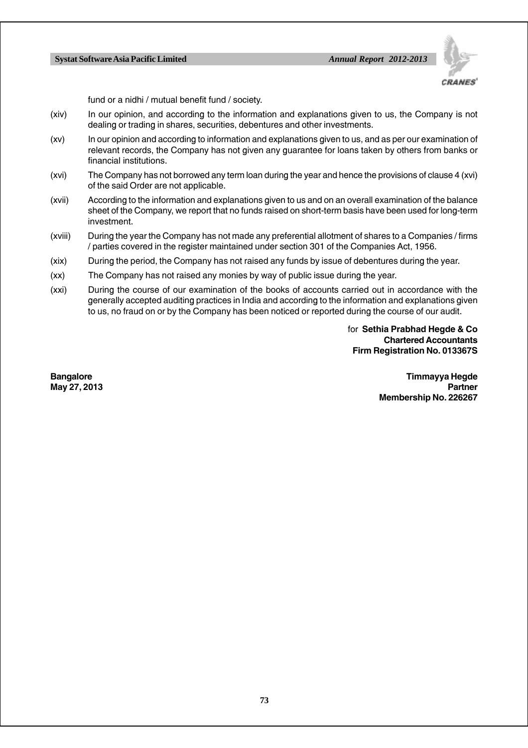fund or a nidhi / mutual benefit fund / society.

(xiv) In our opinion, and according to the information and explanations given to us, the Company is not dealing or trading in shares, securities, debentures and other investments.

(xv) In our opinion and according to information and explanations given to us, and as per our examination of relevant records, the Company has not given any guarantee for loans taken by others from banks or financial institutions.

(xvi) The Company has not borrowed any term loan during the year and hence the provisions of clause 4 (xvi) of the said Order are not applicable.

(xvii) According to the information and explanations given to us and on an overall examination of the balance sheet of the Company, we report that no funds raised on short-term basis have been used for long-term investment.

(xviii) During the year the Company has not made any preferential allotment of shares to a Companies / firms / parties covered in the register maintained under section 301 of the Companies Act, 1956.

(xix) During the period, the Company has not raised any funds by issue of debentures during the year.

(xx) The Company has not raised any monies by way of public issue during the year.

(xxi) During the course of our examination of the books of accounts carried out in accordance with the generally accepted auditing practices in India and according to the information and explanations given to us, no fraud on or by the Company has been noticed or reported during the course of our audit.

for **Sethia Prabhad Hegde & Co**
**Chartered Accountants**
**Firm Registration No. 013367S**

**Bangalore**
**May 27, 2013**

**Timmayya Hegde**
**Partner**
**Membership No. 226267**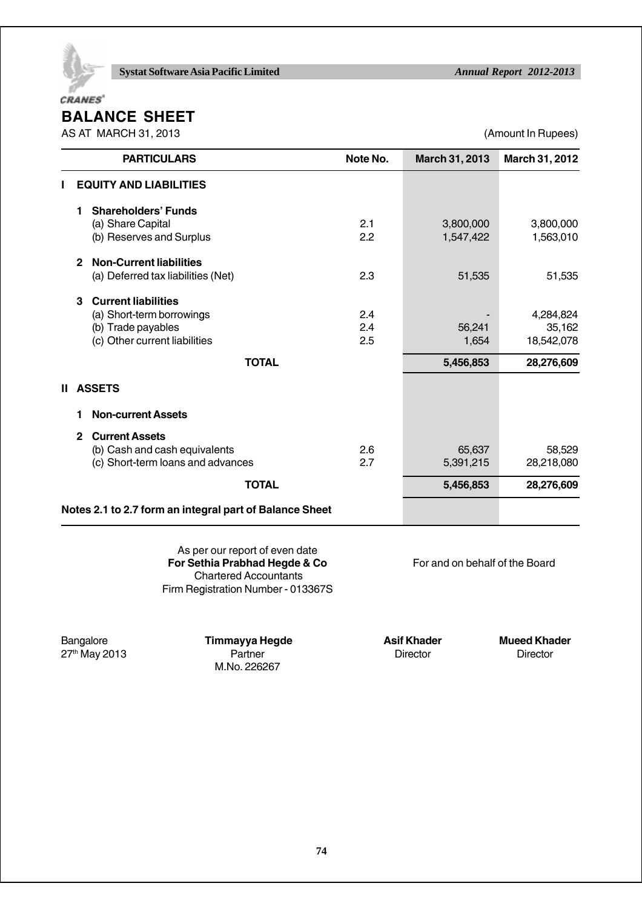# BALANCE SHEET

AS AT MARCH 31, 2013 (Amount In Rupees)

| PARTICULARS | Note No. | March 31, 2013 | March 31, 2012 |
|---|---|---|---|
| **I EQUITY AND LIABILITIES** | | | |
| **1 Shareholders' Funds** | | | |
| (a) Share Capital | 2.1 | 3,800,000 | 3,800,000 |
| (b) Reserves and Surplus | 2.2 | 1,547,422 | 1,563,010 |
| **2 Non-Current liabilities** | | | |
| (a) Deferred tax liabilities (Net) | 2.3 | 51,535 | 51,535 |
| **3 Current liabilities** | | | |
| (a) Short-term borrowings | 2.4 | - | 4,284,824 |
| (b) Trade payables | 2.4 | 56,241 | 35,162 |
| (c) Other current liabilities | 2.5 | 1,654 | 18,542,078 |
| **TOTAL** | | **5,456,853** | **28,276,609** |
| **II ASSETS** | | | |
| **1 Non-current Assets** | | | |
| **2 Current Assets** | | | |
| (b) Cash and cash equivalents | 2.6 | 65,637 | 58,529 |
| (c) Short-term loans and advances | 2.7 | 5,391,215 | 28,218,080 |
| **TOTAL** | | **5,456,853** | **28,276,609** |

**Notes 2.1 to 2.7 form an integral part of Balance Sheet**

As per our report of even date
**For Sethia Prabhad Hegde & Co**
Chartered Accountants
Firm Registration Number - 013367S

For and on behalf of the Board

Bangalore
27th May 2013

**Timmayya Hegde**
Partner
M.No. 226267

**Asif Khader**
Director

**Mueed Khader**
Director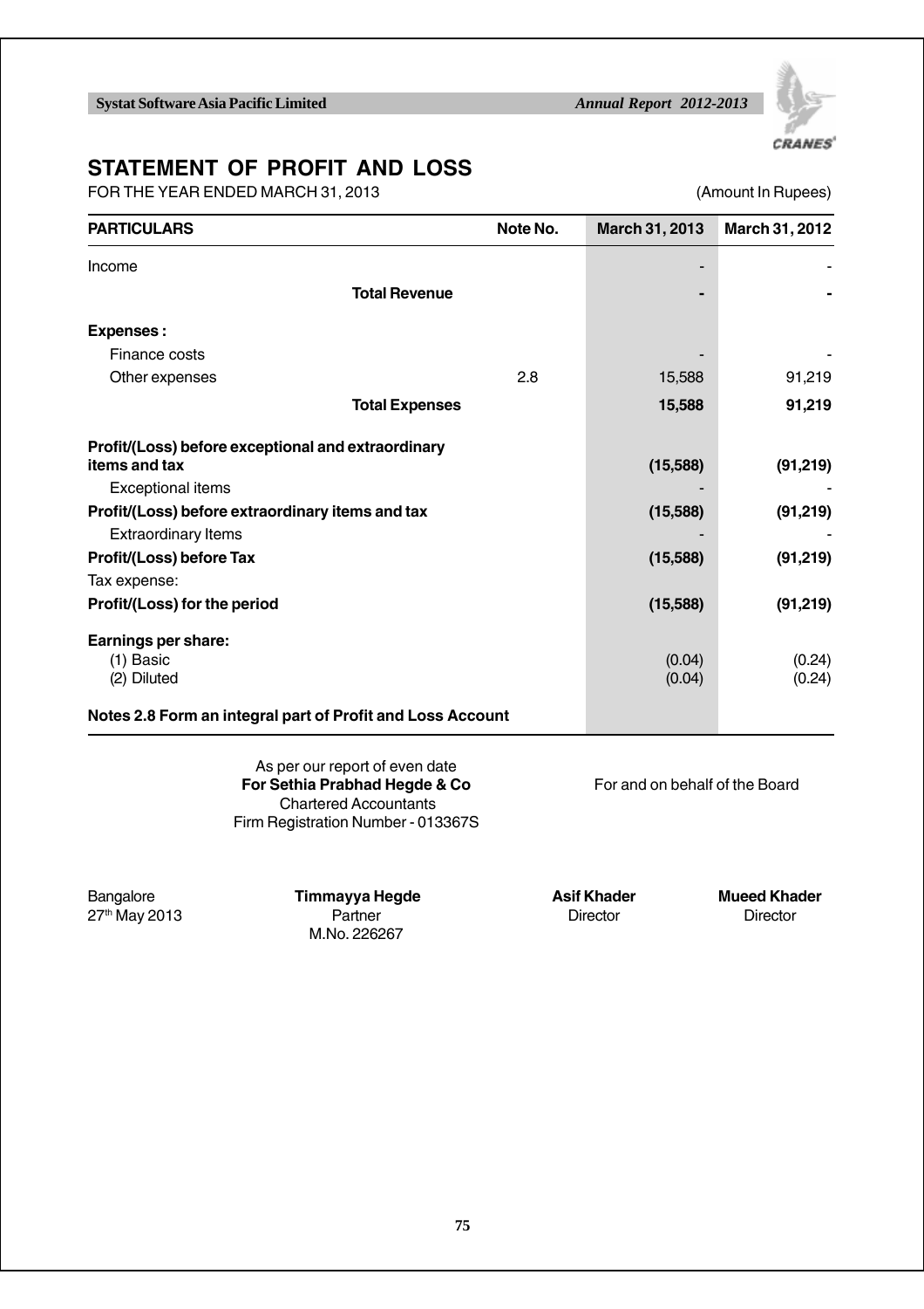# STATEMENT OF PROFIT AND LOSS

FOR THE YEAR ENDED MARCH 31, 2013 (Amount In Rupees)

| PARTICULARS | Note No. | March 31, 2013 | March 31, 2012 |
|---|---|---|---|
| Income | | - | - |
| **Total Revenue** | | **-** | **-** |
| **Expenses :** | | | |
| Finance costs | | - | - |
| Other expenses | 2.8 | 15,588 | 91,219 |
| **Total Expenses** | | **15,588** | **91,219** |
| **Profit/(Loss) before exceptional and extraordinary items and tax** | | **(15,588)** | **(91,219)** |
| Exceptional items | | - | - |
| **Profit/(Loss) before extraordinary items and tax** | | **(15,588)** | **(91,219)** |
| Extraordinary Items | | - | - |
| **Profit/(Loss) before Tax** | | **(15,588)** | **(91,219)** |
| Tax expense: | | | |
| **Profit/(Loss) for the period** | | **(15,588)** | **(91,219)** |
| **Earnings per share:** | | | |
| (1) Basic | | (0.04) | (0.24) |
| (2) Diluted | | (0.04) | (0.24) |

**Notes 2.8 Form an integral part of Profit and Loss Account**

As per our report of even date
**For Sethia Prabhad Hegde & Co**
Chartered Accountants
Firm Registration Number - 013367S

For and on behalf of the Board

Bangalore
27th May 2013

**Timmayya Hegde**
Partner
M.No. 226267

**Asif Khader**
Director

**Mueed Khader**
Director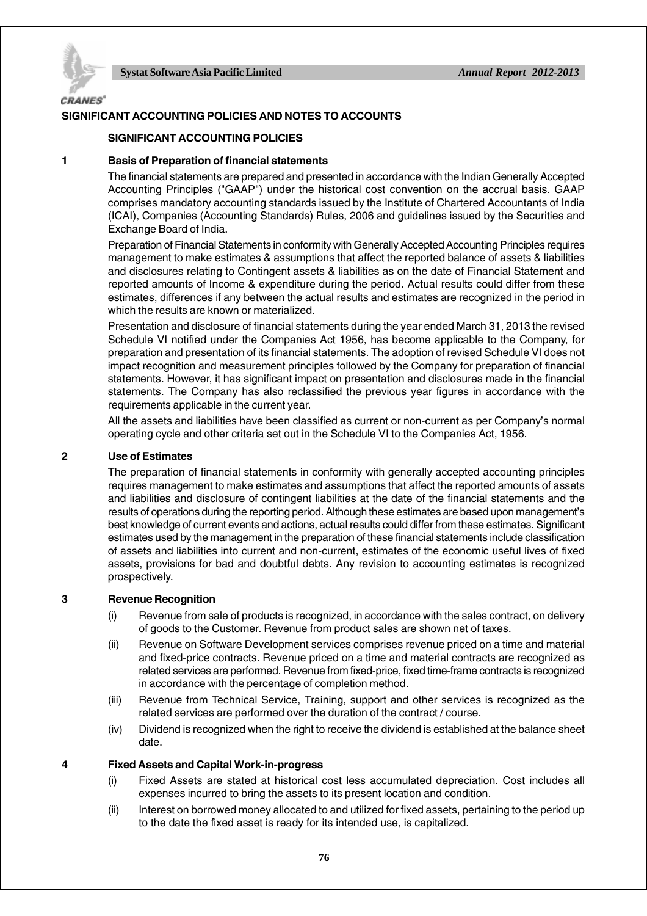# SIGNIFICANT ACCOUNTING POLICIES AND NOTES TO ACCOUNTS

## SIGNIFICANT ACCOUNTING POLICIES

### 1 Basis of Preparation of financial statements

The financial statements are prepared and presented in accordance with the Indian Generally Accepted Accounting Principles ("GAAP") under the historical cost convention on the accrual basis. GAAP comprises mandatory accounting standards issued by the Institute of Chartered Accountants of India (ICAI), Companies (Accounting Standards) Rules, 2006 and guidelines issued by the Securities and Exchange Board of India.

Preparation of Financial Statements in conformity with Generally Accepted Accounting Principles requires management to make estimates & assumptions that affect the reported balance of assets & liabilities and disclosures relating to Contingent assets & liabilities as on the date of Financial Statement and reported amounts of Income & expenditure during the period. Actual results could differ from these estimates, differences if any between the actual results and estimates are recognized in the period in which the results are known or materialized.

Presentation and disclosure of financial statements during the year ended March 31, 2013 the revised Schedule VI notified under the Companies Act 1956, has become applicable to the Company, for preparation and presentation of its financial statements. The adoption of revised Schedule VI does not impact recognition and measurement principles followed by the Company for preparation of financial statements. However, it has significant impact on presentation and disclosures made in the financial statements. The Company has also reclassified the previous year figures in accordance with the requirements applicable in the current year.

All the assets and liabilities have been classified as current or non-current as per Company's normal operating cycle and other criteria set out in the Schedule VI to the Companies Act, 1956.

### 2 Use of Estimates

The preparation of financial statements in conformity with generally accepted accounting principles requires management to make estimates and assumptions that affect the reported amounts of assets and liabilities and disclosure of contingent liabilities at the date of the financial statements and the results of operations during the reporting period. Although these estimates are based upon management's best knowledge of current events and actions, actual results could differ from these estimates. Significant estimates used by the management in the preparation of these financial statements include classification of assets and liabilities into current and non-current, estimates of the economic useful lives of fixed assets, provisions for bad and doubtful debts. Any revision to accounting estimates is recognized prospectively.

### 3 Revenue Recognition

(i) Revenue from sale of products is recognized, in accordance with the sales contract, on delivery of goods to the Customer. Revenue from product sales are shown net of taxes.

(ii) Revenue on Software Development services comprises revenue priced on a time and material and fixed-price contracts. Revenue priced on a time and material contracts are recognized as related services are performed. Revenue from fixed-price, fixed time-frame contracts is recognized in accordance with the percentage of completion method.

(iii) Revenue from Technical Service, Training, support and other services is recognized as the related services are performed over the duration of the contract / course.

(iv) Dividend is recognized when the right to receive the dividend is established at the balance sheet date.

### 4 Fixed Assets and Capital Work-in-progress

(i) Fixed Assets are stated at historical cost less accumulated depreciation. Cost includes all expenses incurred to bring the assets to its present location and condition.

(ii) Interest on borrowed money allocated to and utilized for fixed assets, pertaining to the period up to the date the fixed asset is ready for its intended use, is capitalized.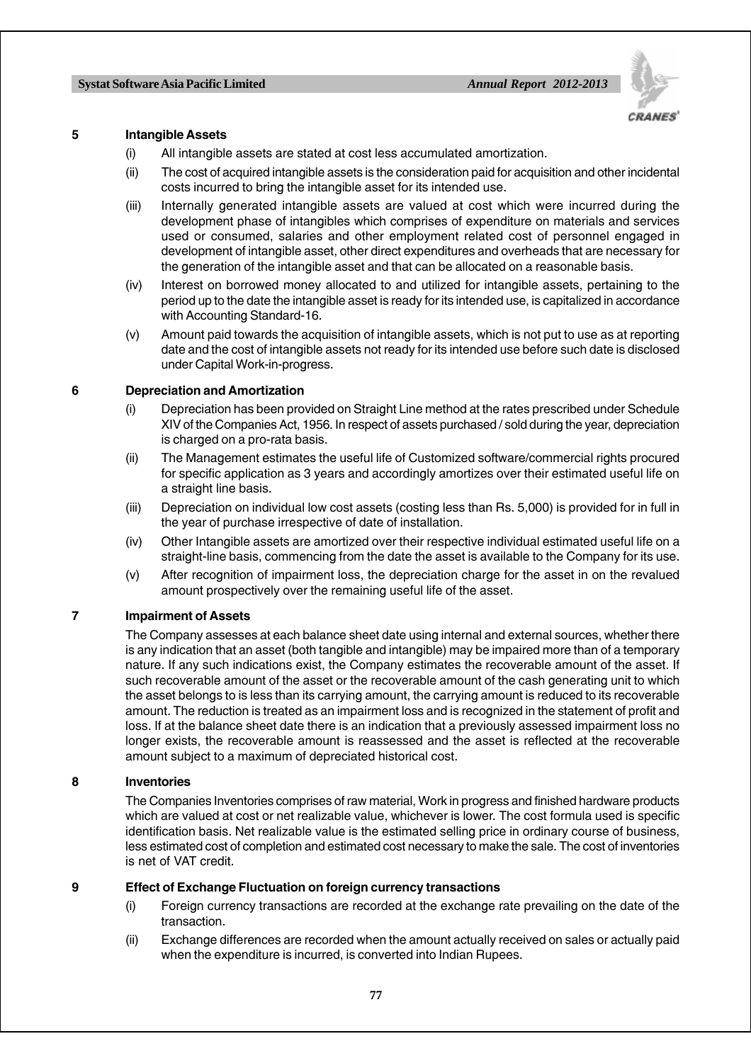## 5 Intangible Assets

(i) All intangible assets are stated at cost less accumulated amortization.

(ii) The cost of acquired intangible assets is the consideration paid for acquisition and other incidental costs incurred to bring the intangible asset for its intended use.

(iii) Internally generated intangible assets are valued at cost which were incurred during the development phase of intangibles which comprises of expenditure on materials and services used or consumed, salaries and other employment related cost of personnel engaged in development of intangible asset, other direct expenditures and overheads that are necessary for the generation of the intangible asset and that can be allocated on a reasonable basis.

(iv) Interest on borrowed money allocated to and utilized for intangible assets, pertaining to the period up to the date the intangible asset is ready for its intended use, is capitalized in accordance with Accounting Standard-16.

(v) Amount paid towards the acquisition of intangible assets, which is not put to use as at reporting date and the cost of intangible assets not ready for its intended use before such date is disclosed under Capital Work-in-progress.

## 6 Depreciation and Amortization

(i) Depreciation has been provided on Straight Line method at the rates prescribed under Schedule XIV of the Companies Act, 1956. In respect of assets purchased / sold during the year, depreciation is charged on a pro-rata basis.

(ii) The Management estimates the useful life of Customized software/commercial rights procured for specific application as 3 years and accordingly amortizes over their estimated useful life on a straight line basis.

(iii) Depreciation on individual low cost assets (costing less than Rs. 5,000) is provided for in full in the year of purchase irrespective of date of installation.

(iv) Other Intangible assets are amortized over their respective individual estimated useful life on a straight-line basis, commencing from the date the asset is available to the Company for its use.

(v) After recognition of impairment loss, the depreciation charge for the asset in on the revalued amount prospectively over the remaining useful life of the asset.

## 7 Impairment of Assets

The Company assesses at each balance sheet date using internal and external sources, whether there is any indication that an asset (both tangible and intangible) may be impaired more than of a temporary nature. If any such indications exist, the Company estimates the recoverable amount of the asset. If such recoverable amount of the asset or the recoverable amount of the cash generating unit to which the asset belongs to is less than its carrying amount, the carrying amount is reduced to its recoverable amount. The reduction is treated as an impairment loss and is recognized in the statement of profit and loss. If at the balance sheet date there is an indication that a previously assessed impairment loss no longer exists, the recoverable amount is reassessed and the asset is reflected at the recoverable amount subject to a maximum of depreciated historical cost.

## 8 Inventories

The Companies Inventories comprises of raw material, Work in progress and finished hardware products which are valued at cost or net realizable value, whichever is lower. The cost formula used is specific identification basis. Net realizable value is the estimated selling price in ordinary course of business, less estimated cost of completion and estimated cost necessary to make the sale. The cost of inventories is net of VAT credit.

## 9 Effect of Exchange Fluctuation on foreign currency transactions

(i) Foreign currency transactions are recorded at the exchange rate prevailing on the date of the transaction.

(ii) Exchange differences are recorded when the amount actually received on sales or actually paid when the expenditure is incurred, is converted into Indian Rupees.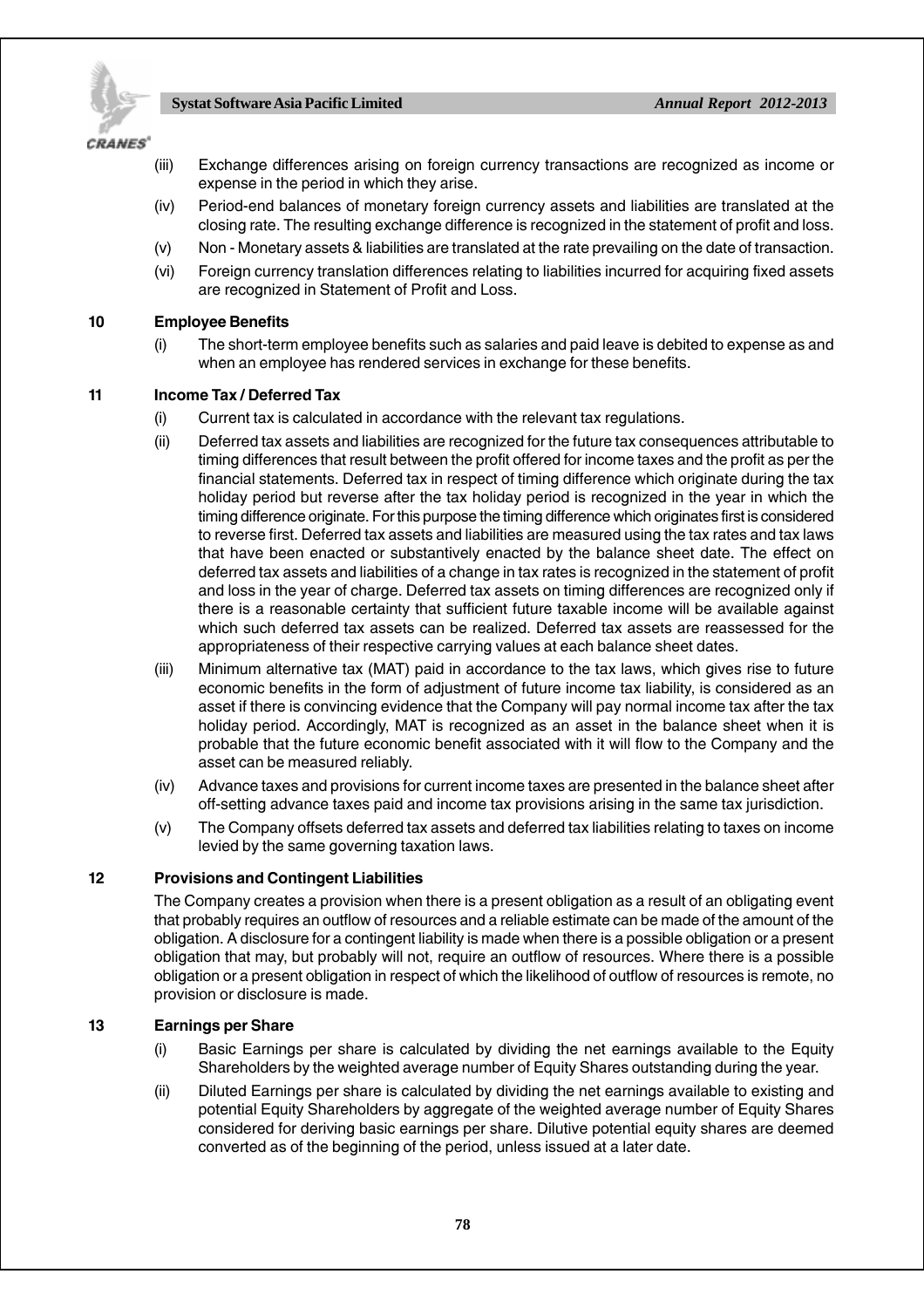(iii) Exchange differences arising on foreign currency transactions are recognized as income or expense in the period in which they arise.

(iv) Period-end balances of monetary foreign currency assets and liabilities are translated at the closing rate. The resulting exchange difference is recognized in the statement of profit and loss.

(v) Non - Monetary assets & liabilities are translated at the rate prevailing on the date of transaction.

(vi) Foreign currency translation differences relating to liabilities incurred for acquiring fixed assets are recognized in Statement of Profit and Loss.

**10 Employee Benefits**

(i) The short-term employee benefits such as salaries and paid leave is debited to expense as and when an employee has rendered services in exchange for these benefits.

**11 Income Tax / Deferred Tax**

(i) Current tax is calculated in accordance with the relevant tax regulations.

(ii) Deferred tax assets and liabilities are recognized for the future tax consequences attributable to timing differences that result between the profit offered for income taxes and the profit as per the financial statements. Deferred tax in respect of timing difference which originate during the tax holiday period but reverse after the tax holiday period is recognized in the year in which the timing difference originate. For this purpose the timing difference which originates first is considered to reverse first. Deferred tax assets and liabilities are measured using the tax rates and tax laws that have been enacted or substantively enacted by the balance sheet date. The effect on deferred tax assets and liabilities of a change in tax rates is recognized in the statement of profit and loss in the year of charge. Deferred tax assets on timing differences are recognized only if there is a reasonable certainty that sufficient future taxable income will be available against which such deferred tax assets can be realized. Deferred tax assets are reassessed for the appropriateness of their respective carrying values at each balance sheet dates.

(iii) Minimum alternative tax (MAT) paid in accordance to the tax laws, which gives rise to future economic benefits in the form of adjustment of future income tax liability, is considered as an asset if there is convincing evidence that the Company will pay normal income tax after the tax holiday period. Accordingly, MAT is recognized as an asset in the balance sheet when it is probable that the future economic benefit associated with it will flow to the Company and the asset can be measured reliably.

(iv) Advance taxes and provisions for current income taxes are presented in the balance sheet after off-setting advance taxes paid and income tax provisions arising in the same tax jurisdiction.

(v) The Company offsets deferred tax assets and deferred tax liabilities relating to taxes on income levied by the same governing taxation laws.

**12 Provisions and Contingent Liabilities**

The Company creates a provision when there is a present obligation as a result of an obligating event that probably requires an outflow of resources and a reliable estimate can be made of the amount of the obligation. A disclosure for a contingent liability is made when there is a possible obligation or a present obligation that may, but probably will not, require an outflow of resources. Where there is a possible obligation or a present obligation in respect of which the likelihood of outflow of resources is remote, no provision or disclosure is made.

**13 Earnings per Share**

(i) Basic Earnings per share is calculated by dividing the net earnings available to the Equity Shareholders by the weighted average number of Equity Shares outstanding during the year.

(ii) Diluted Earnings per share is calculated by dividing the net earnings available to existing and potential Equity Shareholders by aggregate of the weighted average number of Equity Shares considered for deriving basic earnings per share. Dilutive potential equity shares are deemed converted as of the beginning of the period, unless issued at a later date.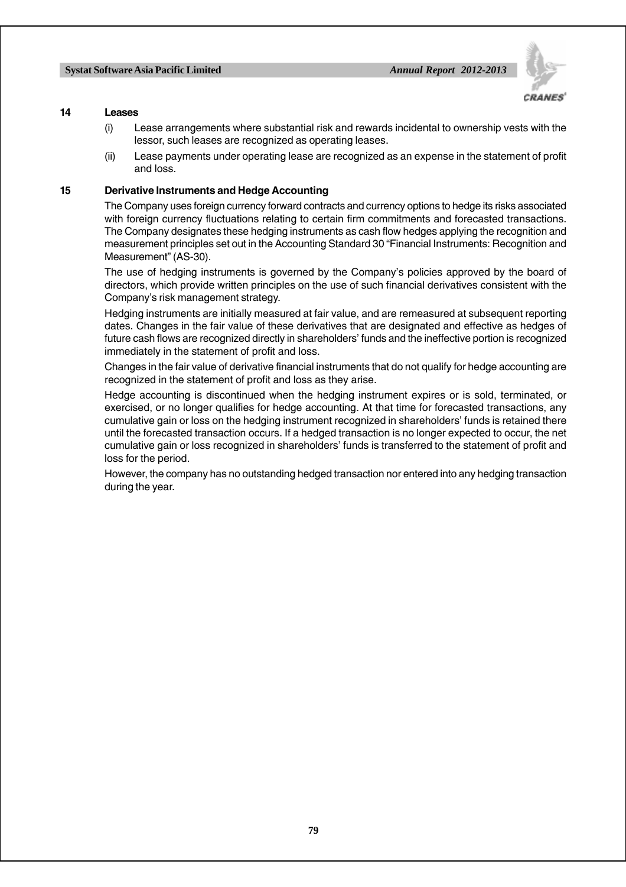**14 Leases**

(i) Lease arrangements where substantial risk and rewards incidental to ownership vests with the lessor, such leases are recognized as operating leases.

(ii) Lease payments under operating lease are recognized as an expense in the statement of profit and loss.

**15 Derivative Instruments and Hedge Accounting**

The Company uses foreign currency forward contracts and currency options to hedge its risks associated with foreign currency fluctuations relating to certain firm commitments and forecasted transactions. The Company designates these hedging instruments as cash flow hedges applying the recognition and measurement principles set out in the Accounting Standard 30 "Financial Instruments: Recognition and Measurement" (AS-30).

The use of hedging instruments is governed by the Company's policies approved by the board of directors, which provide written principles on the use of such financial derivatives consistent with the Company's risk management strategy.

Hedging instruments are initially measured at fair value, and are remeasured at subsequent reporting dates. Changes in the fair value of these derivatives that are designated and effective as hedges of future cash flows are recognized directly in shareholders' funds and the ineffective portion is recognized immediately in the statement of profit and loss.

Changes in the fair value of derivative financial instruments that do not qualify for hedge accounting are recognized in the statement of profit and loss as they arise.

Hedge accounting is discontinued when the hedging instrument expires or is sold, terminated, or exercised, or no longer qualifies for hedge accounting. At that time for forecasted transactions, any cumulative gain or loss on the hedging instrument recognized in shareholders' funds is retained there until the forecasted transaction occurs. If a hedged transaction is no longer expected to occur, the net cumulative gain or loss recognized in shareholders' funds is transferred to the statement of profit and loss for the period.

However, the company has no outstanding hedged transaction nor entered into any hedging transaction during the year.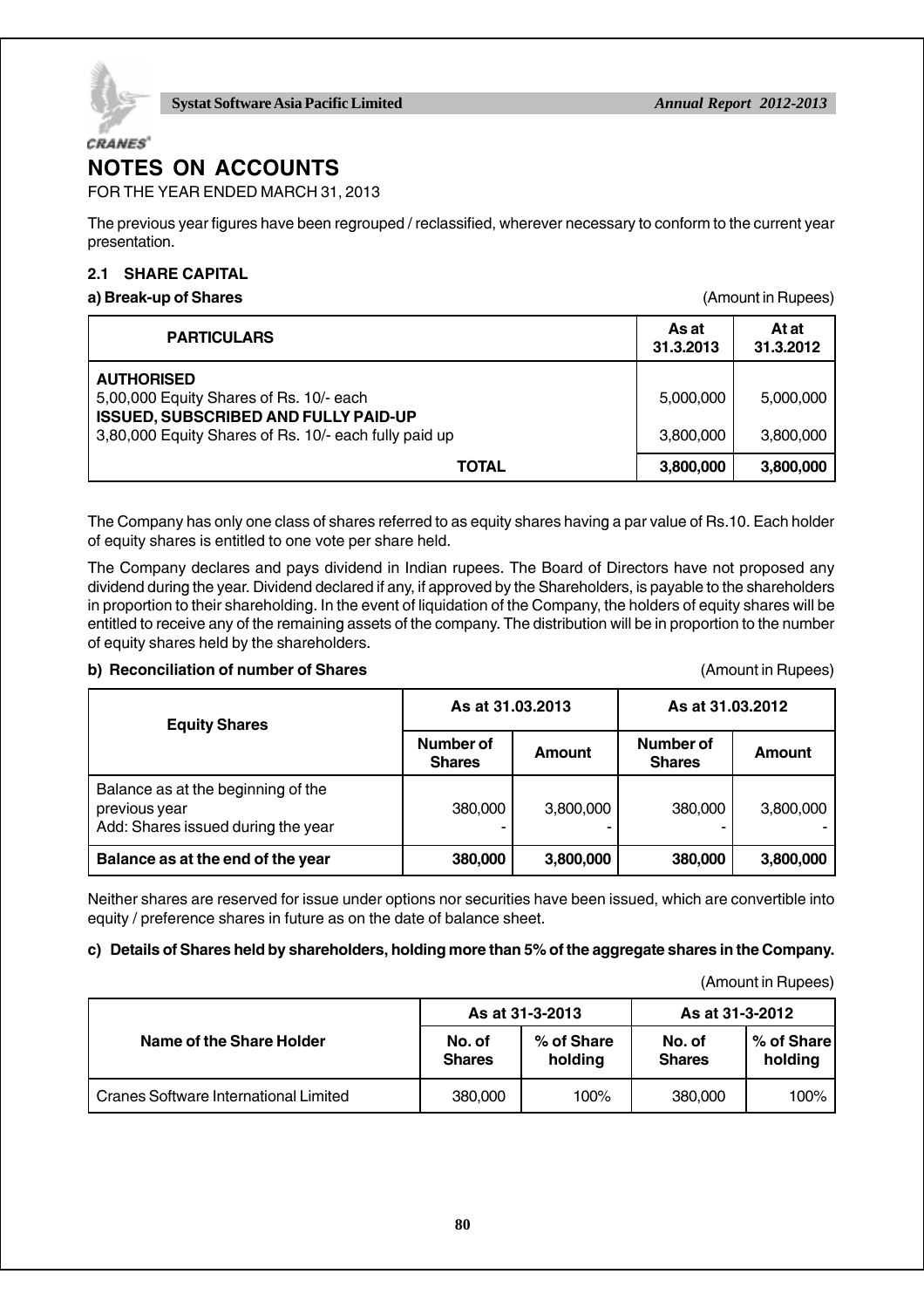# NOTES ON ACCOUNTS

FOR THE YEAR ENDED MARCH 31, 2013

The previous year figures have been regrouped / reclassified, wherever necessary to conform to the current year presentation.

## 2.1 SHARE CAPITAL

### a) Break-up of Shares

(Amount in Rupees)

| PARTICULARS | As at 31.3.2013 | At at 31.3.2012 |
|---|---|---|
| **AUTHORISED** | | |
| 5,00,000 Equity Shares of Rs. 10/- each | 5,000,000 | 5,000,000 |
| **ISSUED, SUBSCRIBED AND FULLY PAID-UP** | | |
| 3,80,000 Equity Shares of Rs. 10/- each fully paid up | 3,800,000 | 3,800,000 |
| **TOTAL** | **3,800,000** | **3,800,000** |

The Company has only one class of shares referred to as equity shares having a par value of Rs.10. Each holder of equity shares is entitled to one vote per share held.

The Company declares and pays dividend in Indian rupees. The Board of Directors have not proposed any dividend during the year. Dividend declared if any, if approved by the Shareholders, is payable to the shareholders in proportion to their shareholding. In the event of liquidation of the Company, the holders of equity shares will be entitled to receive any of the remaining assets of the company. The distribution will be in proportion to the number of equity shares held by the shareholders.

### b) Reconciliation of number of Shares

(Amount in Rupees)

| Equity Shares | As at 31.03.2013 | | As at 31.03.2012 | |
|---|---|---|---|---|
| | Number of Shares | Amount | Number of Shares | Amount |
| Balance as at the beginning of the previous year | 380,000 | 3,800,000 | 380,000 | 3,800,000 |
| Add: Shares issued during the year | - | - | - | - |
| **Balance as at the end of the year** | **380,000** | **3,800,000** | **380,000** | **3,800,000** |

Neither shares are reserved for issue under options nor securities have been issued, which are convertible into equity / preference shares in future as on the date of balance sheet.

### c) Details of Shares held by shareholders, holding more than 5% of the aggregate shares in the Company.

(Amount in Rupees)

| Name of the Share Holder | As at 31-3-2013 | | As at 31-3-2012 | |
|---|---|---|---|---|
| | No. of Shares | % of Share holding | No. of Shares | % of Share holding |
| Cranes Software International Limited | 380,000 | 100% | 380,000 | 100% |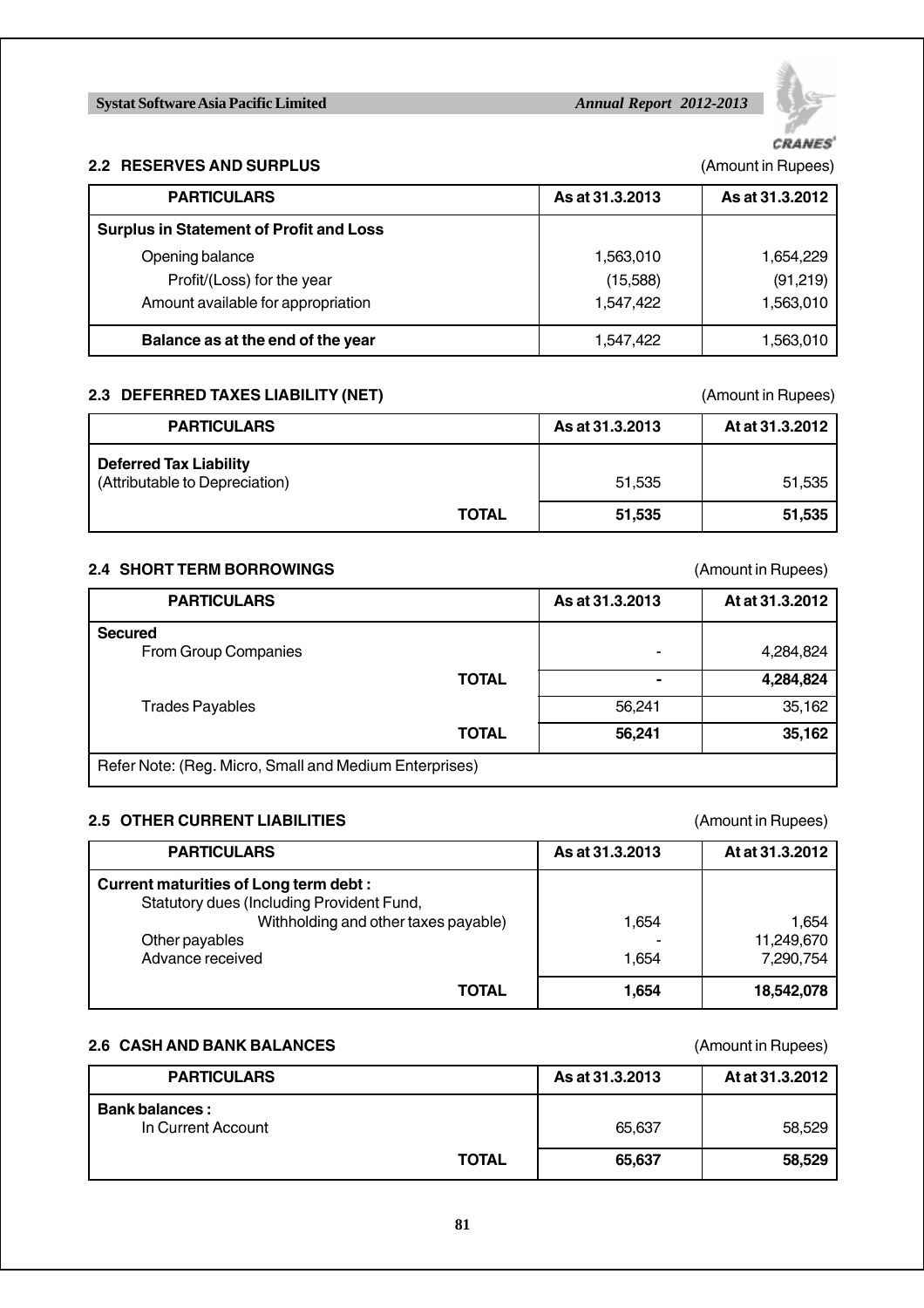## 2.2 RESERVES AND SURPLUS

(Amount in Rupees)

| PARTICULARS | As at 31.3.2013 | As at 31.3.2012 |
|---|---|---|
| **Surplus in Statement of Profit and Loss** | | |
| Opening balance | 1,563,010 | 1,654,229 |
| Profit/(Loss) for the year | (15,588) | (91,219) |
| Amount available for appropriation | 1,547,422 | 1,563,010 |
| **Balance as at the end of the year** | 1,547,422 | 1,563,010 |

## 2.3 DEFERRED TAXES LIABILITY (NET)

(Amount in Rupees)

| PARTICULARS | As at 31.3.2013 | At at 31.3.2012 |
|---|---|---|
| **Deferred Tax Liability** (Attributable to Depreciation) | 51,535 | 51,535 |
| **TOTAL** | **51,535** | **51,535** |

## 2.4 SHORT TERM BORROWINGS

(Amount in Rupees)

| PARTICULARS | As at 31.3.2013 | At at 31.3.2012 |
|---|---|---|
| **Secured** | | |
| From Group Companies | - | 4,284,824 |
| **TOTAL** | **-** | **4,284,824** |
| Trades Payables | 56,241 | 35,162 |
| **TOTAL** | **56,241** | **35,162** |
| Refer Note: (Reg. Micro, Small and Medium Enterprises) | | |

## 2.5 OTHER CURRENT LIABILITIES

(Amount in Rupees)

| PARTICULARS | As at 31.3.2013 | At at 31.3.2012 |
|---|---|---|
| **Current maturities of Long term debt :** | | |
| Statutory dues (Including Provident Fund, Withholding and other taxes payable) | 1,654 | 1,654 |
| Other payables | - | 11,249,670 |
| Advance received | 1,654 | 7,290,754 |
| **TOTAL** | **1,654** | **18,542,078** |

## 2.6 CASH AND BANK BALANCES

(Amount in Rupees)

| PARTICULARS | As at 31.3.2013 | At at 31.3.2012 |
|---|---|---|
| **Bank balances :** | | |
| In Current Account | 65,637 | 58,529 |
| **TOTAL** | **65,637** | **58,529** |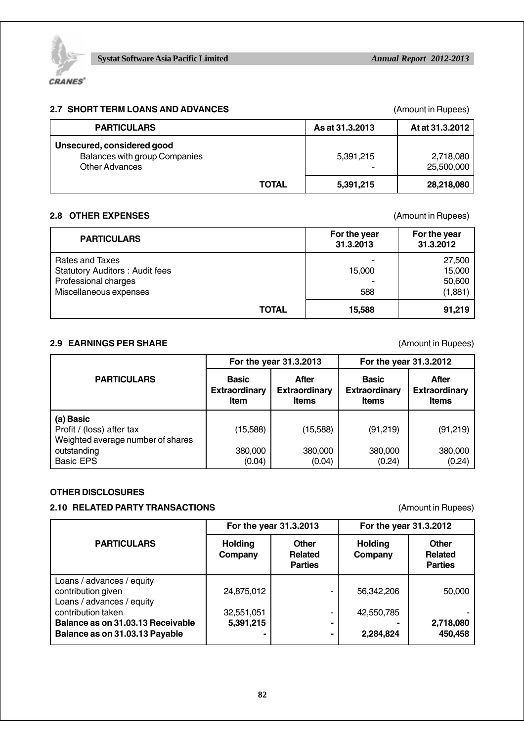### 2.7 SHORT TERM LOANS AND ADVANCES

(Amount in Rupees)

| PARTICULARS | As at 31.3.2013 | At at 31.3.2012 |
|---|---|---|
| **Unsecured, considered good** | | |
| Balances with group Companies | 5,391,215 | 2,718,080 |
| Other Advances | - | 25,500,000 |
| **TOTAL** | **5,391,215** | **28,218,080** |

### 2.8 OTHER EXPENSES

(Amount in Rupees)

| PARTICULARS | For the year 31.3.2013 | For the year 31.3.2012 |
|---|---|---|
| Rates and Taxes | - | 27,500 |
| Statutory Auditors : Audit fees | 15,000 | 15,000 |
| Professional charges | - | 50,600 |
| Miscellaneous expenses | 588 | (1,881) |
| **TOTAL** | **15,588** | **91,219** |

### 2.9 EARNINGS PER SHARE

(Amount in Rupees)

| PARTICULARS | For the year 31.3.2013 | | For the year 31.3.2012 | |
|---|---|---|---|---|
| | Basic Extraordinary Item | After Extraordinary Items | Basic Extraordinary Items | After Extraordinary Items |
| **(a) Basic** | | | | |
| Profit / (loss) after tax | (15,588) | (15,588) | (91,219) | (91,219) |
| Weighted average number of shares outstanding | 380,000 | 380,000 | 380,000 | 380,000 |
| Basic EPS | (0.04) | (0.04) | (0.24) | (0.24) |

### OTHER DISCLOSURES

### 2.10 RELATED PARTY TRANSACTIONS

(Amount in Rupees)

| PARTICULARS | For the year 31.3.2013 | | For the year 31.3.2012 | |
|---|---|---|---|---|
| | Holding Company | Other Related Parties | Holding Company | Other Related Parties |
| Loans / advances / equity contribution given | 24,875,012 | - | 56,342,206 | 50,000 |
| Loans / advances / equity contribution taken | 32,551,051 | - | 42,550,785 | - |
| **Balance as on 31.03.13 Receivable** | **5,391,215** | **-** | **-** | **2,718,080** |
| **Balance as on 31.03.13 Payable** | **-** | **-** | **2,284,824** | **450,458** |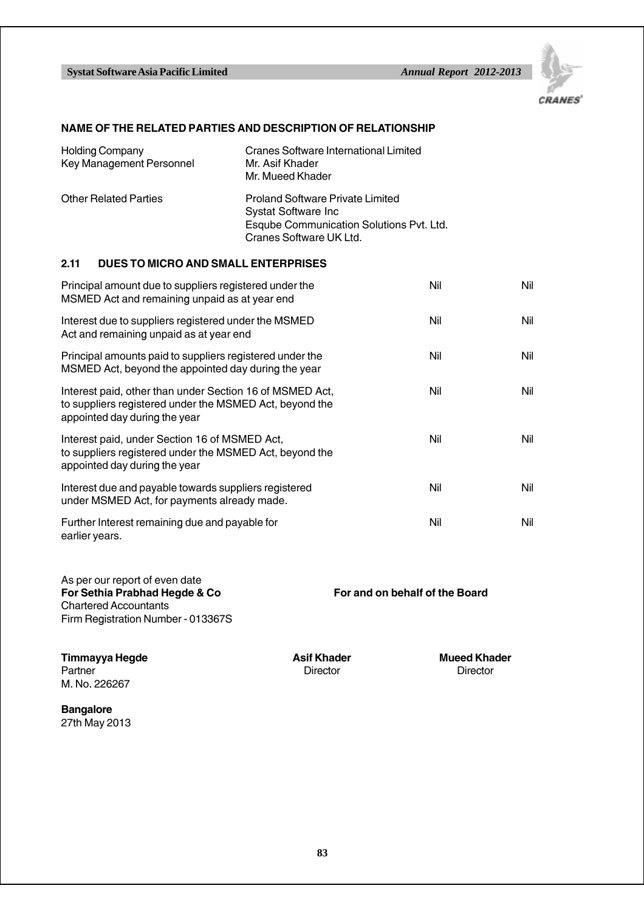### NAME OF THE RELATED PARTIES AND DESCRIPTION OF RELATIONSHIP

| | |
|---|---|
| Holding Company | Cranes Software International Limited |
| Key Management Personnel | Mr. Asif Khader<br>Mr. Mueed Khader |
| Other Related Parties | Proland Software Private Limited<br>Systat Software Inc<br>Esqube Communication Solutions Pvt. Ltd.<br>Cranes Software UK Ltd. |

### 2.11 DUES TO MICRO AND SMALL ENTERPRISES

| | | |
|---|---|---|
| Principal amount due to suppliers registered under the MSMED Act and remaining unpaid as at year end | Nil | Nil |
| Interest due to suppliers registered under the MSMED Act and remaining unpaid as at year end | Nil | Nil |
| Principal amounts paid to suppliers registered under the MSMED Act, beyond the appointed day during the year | Nil | Nil |
| Interest paid, other than under Section 16 of MSMED Act, to suppliers registered under the MSMED Act, beyond the appointed day during the year | Nil | Nil |
| Interest paid, under Section 16 of MSMED Act, to suppliers registered under the MSMED Act, beyond the appointed day during the year | Nil | Nil |
| Interest due and payable towards suppliers registered under MSMED Act, for payments already made. | Nil | Nil |
| Further Interest remaining due and payable for earlier years. | Nil | Nil |

As per our report of even date
**For Sethia Prabhad Hegde & Co**
Chartered Accountants
Firm Registration Number - 013367S

**For and on behalf of the Board**

**Timmayya Hegde**
Partner
M. No. 226267

**Asif Khader**
Director

**Mueed Khader**
Director

**Bangalore**
27th May 2013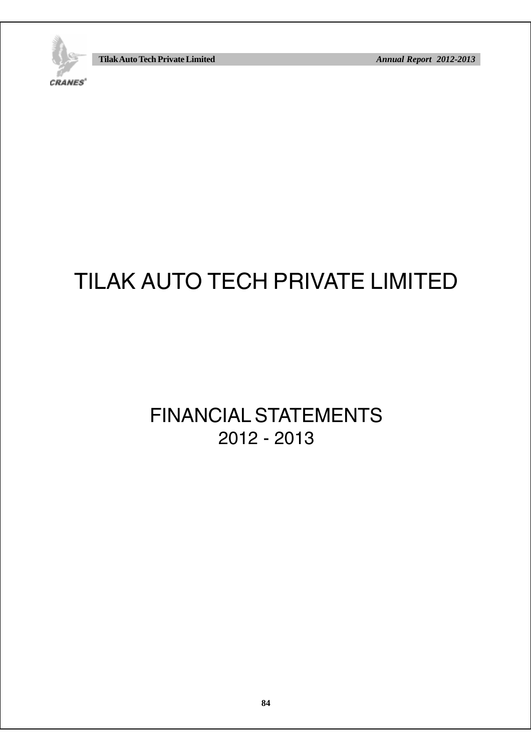# TILAK AUTO TECH PRIVATE LIMITED

## FINANCIAL STATEMENTS
## 2012 - 2013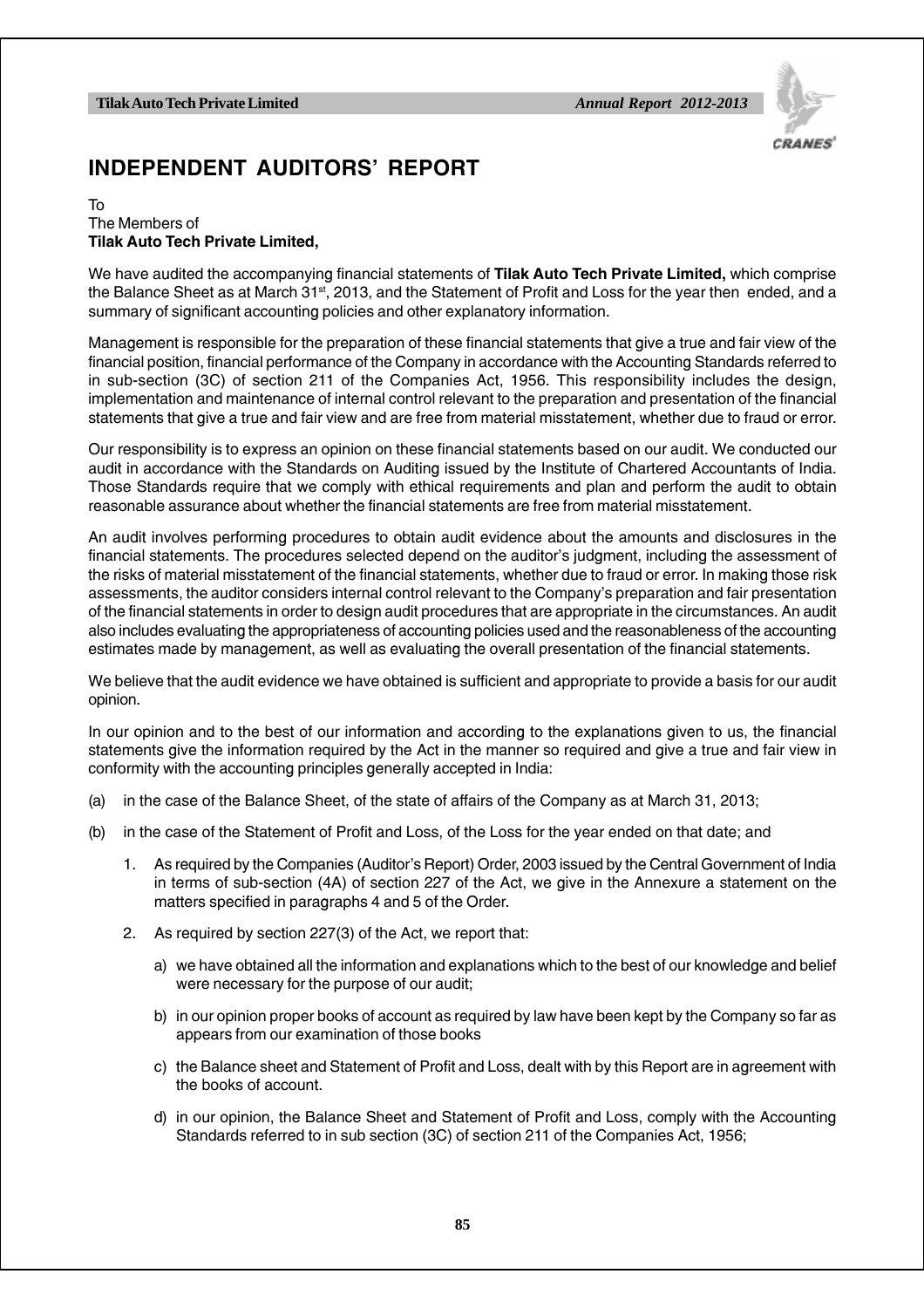# INDEPENDENT AUDITORS' REPORT

To
The Members of
**Tilak Auto Tech Private Limited,**

We have audited the accompanying financial statements of **Tilak Auto Tech Private Limited,** which comprise the Balance Sheet as at March 31st, 2013, and the Statement of Profit and Loss for the year then ended, and a summary of significant accounting policies and other explanatory information.

Management is responsible for the preparation of these financial statements that give a true and fair view of the financial position, financial performance of the Company in accordance with the Accounting Standards referred to in sub-section (3C) of section 211 of the Companies Act, 1956. This responsibility includes the design, implementation and maintenance of internal control relevant to the preparation and presentation of the financial statements that give a true and fair view and are free from material misstatement, whether due to fraud or error.

Our responsibility is to express an opinion on these financial statements based on our audit. We conducted our audit in accordance with the Standards on Auditing issued by the Institute of Chartered Accountants of India. Those Standards require that we comply with ethical requirements and plan and perform the audit to obtain reasonable assurance about whether the financial statements are free from material misstatement.

An audit involves performing procedures to obtain audit evidence about the amounts and disclosures in the financial statements. The procedures selected depend on the auditor's judgment, including the assessment of the risks of material misstatement of the financial statements, whether due to fraud or error. In making those risk assessments, the auditor considers internal control relevant to the Company's preparation and fair presentation of the financial statements in order to design audit procedures that are appropriate in the circumstances. An audit also includes evaluating the appropriateness of accounting policies used and the reasonableness of the accounting estimates made by management, as well as evaluating the overall presentation of the financial statements.

We believe that the audit evidence we have obtained is sufficient and appropriate to provide a basis for our audit opinion.

In our opinion and to the best of our information and according to the explanations given to us, the financial statements give the information required by the Act in the manner so required and give a true and fair view in conformity with the accounting principles generally accepted in India:

(a) in the case of the Balance Sheet, of the state of affairs of the Company as at March 31, 2013;

(b) in the case of the Statement of Profit and Loss, of the Loss for the year ended on that date; and

1. As required by the Companies (Auditor's Report) Order, 2003 issued by the Central Government of India in terms of sub-section (4A) of section 227 of the Act, we give in the Annexure a statement on the matters specified in paragraphs 4 and 5 of the Order.

2. As required by section 227(3) of the Act, we report that:

   a) we have obtained all the information and explanations which to the best of our knowledge and belief were necessary for the purpose of our audit;

   b) in our opinion proper books of account as required by law have been kept by the Company so far as appears from our examination of those books

   c) the Balance sheet and Statement of Profit and Loss, dealt with by this Report are in agreement with the books of account.

   d) in our opinion, the Balance Sheet and Statement of Profit and Loss, comply with the Accounting Standards referred to in sub section (3C) of section 211 of the Companies Act, 1956;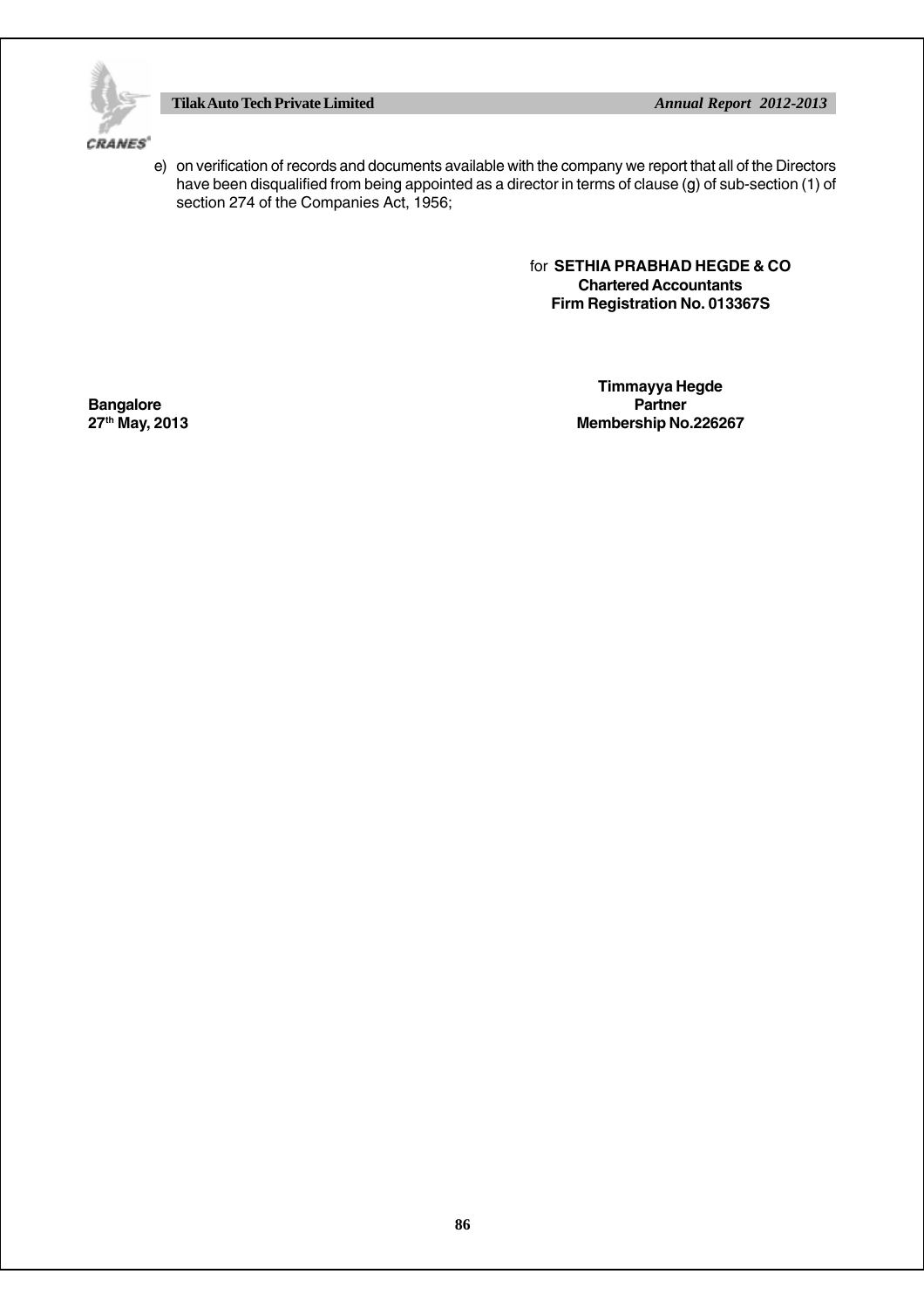e) on verification of records and documents available with the company we report that all of the Directors have been disqualified from being appointed as a director in terms of clause (g) of sub-section (1) of section 274 of the Companies Act, 1956;

for **SETHIA PRABHAD HEGDE & CO**
**Chartered Accountants**
**Firm Registration No. 013367S**

**Timmayya Hegde**
**Partner**
**Membership No.226267**

**Bangalore**
**27th May, 2013**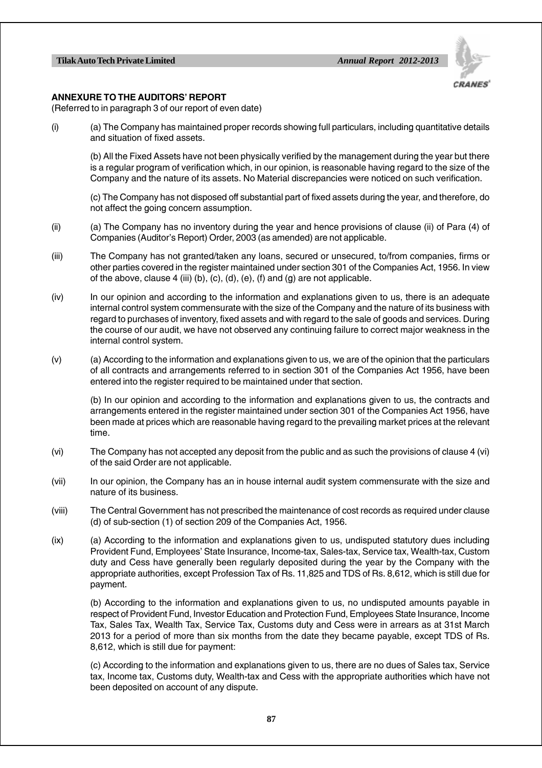## ANNEXURE TO THE AUDITORS' REPORT

(Referred to in paragraph 3 of our report of even date)

(i) (a) The Company has maintained proper records showing full particulars, including quantitative details and situation of fixed assets.

(b) All the Fixed Assets have not been physically verified by the management during the year but there is a regular program of verification which, in our opinion, is reasonable having regard to the size of the Company and the nature of its assets. No Material discrepancies were noticed on such verification.

(c) The Company has not disposed off substantial part of fixed assets during the year, and therefore, do not affect the going concern assumption.

(ii) (a) The Company has no inventory during the year and hence provisions of clause (ii) of Para (4) of Companies (Auditor's Report) Order, 2003 (as amended) are not applicable.

(iii) The Company has not granted/taken any loans, secured or unsecured, to/from companies, firms or other parties covered in the register maintained under section 301 of the Companies Act, 1956. In view of the above, clause 4 (iii) (b), (c), (d), (e), (f) and (g) are not applicable.

(iv) In our opinion and according to the information and explanations given to us, there is an adequate internal control system commensurate with the size of the Company and the nature of its business with regard to purchases of inventory, fixed assets and with regard to the sale of goods and services. During the course of our audit, we have not observed any continuing failure to correct major weakness in the internal control system.

(v) (a) According to the information and explanations given to us, we are of the opinion that the particulars of all contracts and arrangements referred to in section 301 of the Companies Act 1956, have been entered into the register required to be maintained under that section.

(b) In our opinion and according to the information and explanations given to us, the contracts and arrangements entered in the register maintained under section 301 of the Companies Act 1956, have been made at prices which are reasonable having regard to the prevailing market prices at the relevant time.

(vi) The Company has not accepted any deposit from the public and as such the provisions of clause 4 (vi) of the said Order are not applicable.

(vii) In our opinion, the Company has an in house internal audit system commensurate with the size and nature of its business.

(viii) The Central Government has not prescribed the maintenance of cost records as required under clause (d) of sub-section (1) of section 209 of the Companies Act, 1956.

(ix) (a) According to the information and explanations given to us, undisputed statutory dues including Provident Fund, Employees' State Insurance, Income-tax, Sales-tax, Service tax, Wealth-tax, Custom duty and Cess have generally been regularly deposited during the year by the Company with the appropriate authorities, except Profession Tax of Rs. 11,825 and TDS of Rs. 8,612, which is still due for payment.

(b) According to the information and explanations given to us, no undisputed amounts payable in respect of Provident Fund, Investor Education and Protection Fund, Employees State Insurance, Income Tax, Sales Tax, Wealth Tax, Service Tax, Customs duty and Cess were in arrears as at 31st March 2013 for a period of more than six months from the date they became payable, except TDS of Rs. 8,612, which is still due for payment:

(c) According to the information and explanations given to us, there are no dues of Sales tax, Service tax, Income tax, Customs duty, Wealth-tax and Cess with the appropriate authorities which have not been deposited on account of any dispute.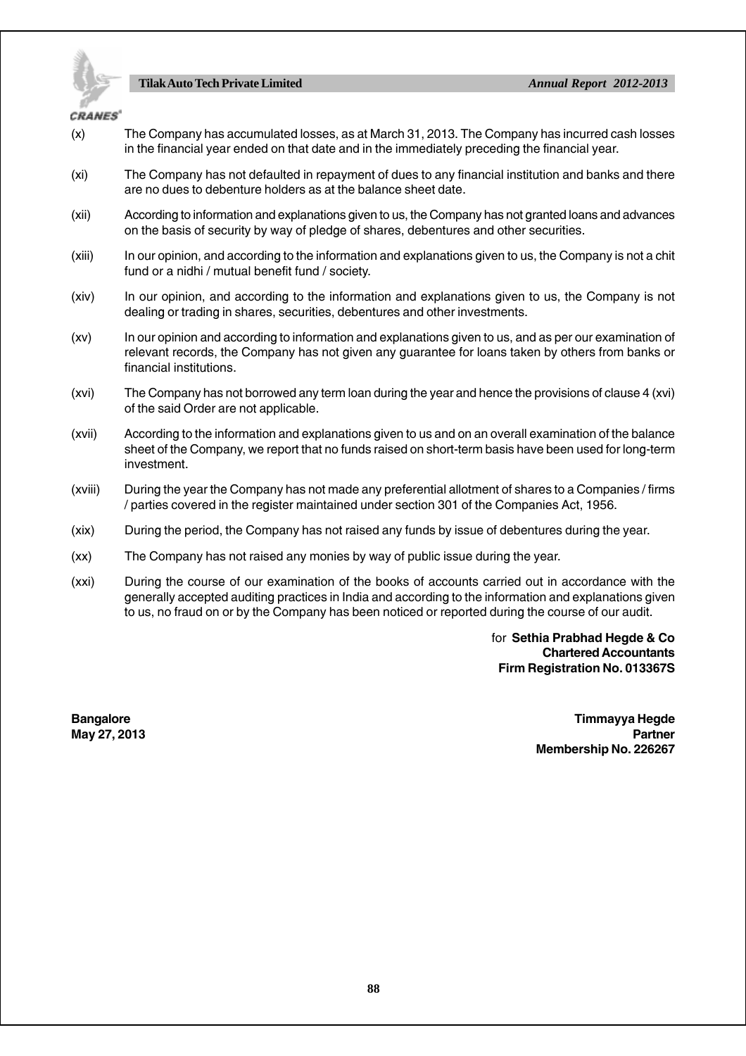(x) The Company has accumulated losses, as at March 31, 2013. The Company has incurred cash losses in the financial year ended on that date and in the immediately preceding the financial year.

(xi) The Company has not defaulted in repayment of dues to any financial institution and banks and there are no dues to debenture holders as at the balance sheet date.

(xii) According to information and explanations given to us, the Company has not granted loans and advances on the basis of security by way of pledge of shares, debentures and other securities.

(xiii) In our opinion, and according to the information and explanations given to us, the Company is not a chit fund or a nidhi / mutual benefit fund / society.

(xiv) In our opinion, and according to the information and explanations given to us, the Company is not dealing or trading in shares, securities, debentures and other investments.

(xv) In our opinion and according to information and explanations given to us, and as per our examination of relevant records, the Company has not given any guarantee for loans taken by others from banks or financial institutions.

(xvi) The Company has not borrowed any term loan during the year and hence the provisions of clause 4 (xvi) of the said Order are not applicable.

(xvii) According to the information and explanations given to us and on an overall examination of the balance sheet of the Company, we report that no funds raised on short-term basis have been used for long-term investment.

(xviii) During the year the Company has not made any preferential allotment of shares to a Companies / firms / parties covered in the register maintained under section 301 of the Companies Act, 1956.

(xix) During the period, the Company has not raised any funds by issue of debentures during the year.

(xx) The Company has not raised any monies by way of public issue during the year.

(xxi) During the course of our examination of the books of accounts carried out in accordance with the generally accepted auditing practices in India and according to the information and explanations given to us, no fraud on or by the Company has been noticed or reported during the course of our audit.

for **Sethia Prabhad Hegde & Co**
**Chartered Accountants**
**Firm Registration No. 013367S**

**Bangalore**
**May 27, 2013**

**Timmayya Hegde**
**Partner**
**Membership No. 226267**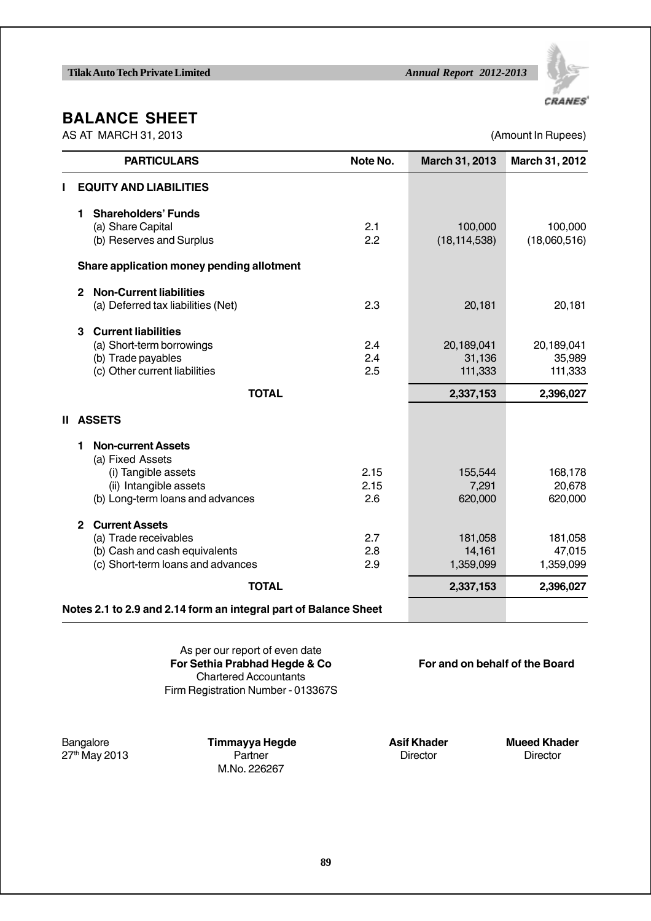# BALANCE SHEET

AS AT MARCH 31, 2013

(Amount In Rupees)

| PARTICULARS | Note No. | March 31, 2013 | March 31, 2012 |
|---|---|---|---|
| **I EQUITY AND LIABILITIES** | | | |
| **1 Shareholders' Funds** | | | |
| (a) Share Capital | 2.1 | 100,000 | 100,000 |
| (b) Reserves and Surplus | 2.2 | (18,114,538) | (18,060,516) |
| **Share application money pending allotment** | | | |
| **2 Non-Current liabilities** | | | |
| (a) Deferred tax liabilities (Net) | 2.3 | 20,181 | 20,181 |
| **3 Current liabilities** | | | |
| (a) Short-term borrowings | 2.4 | 20,189,041 | 20,189,041 |
| (b) Trade payables | 2.4 | 31,136 | 35,989 |
| (c) Other current liabilities | 2.5 | 111,333 | 111,333 |
| **TOTAL** | | **2,337,153** | **2,396,027** |
| **II ASSETS** | | | |
| **1 Non-current Assets** | | | |
| (a) Fixed Assets | | | |
| (i) Tangible assets | 2.15 | 155,544 | 168,178 |
| (ii) Intangible assets | 2.15 | 7,291 | 20,678 |
| (b) Long-term loans and advances | 2.6 | 620,000 | 620,000 |
| **2 Current Assets** | | | |
| (a) Trade receivables | 2.7 | 181,058 | 181,058 |
| (b) Cash and cash equivalents | 2.8 | 14,161 | 47,015 |
| (c) Short-term loans and advances | 2.9 | 1,359,099 | 1,359,099 |
| **TOTAL** | | **2,337,153** | **2,396,027** |

**Notes 2.1 to 2.9 and 2.14 form an integral part of Balance Sheet**

As per our report of even date
**For Sethia Prabhad Hegde & Co**
Chartered Accountants
Firm Registration Number - 013367S

**For and on behalf of the Board**

Bangalore
27th May 2013

**Timmayya Hegde**
Partner
M.No. 226267

**Asif Khader**
Director

**Mueed Khader**
Director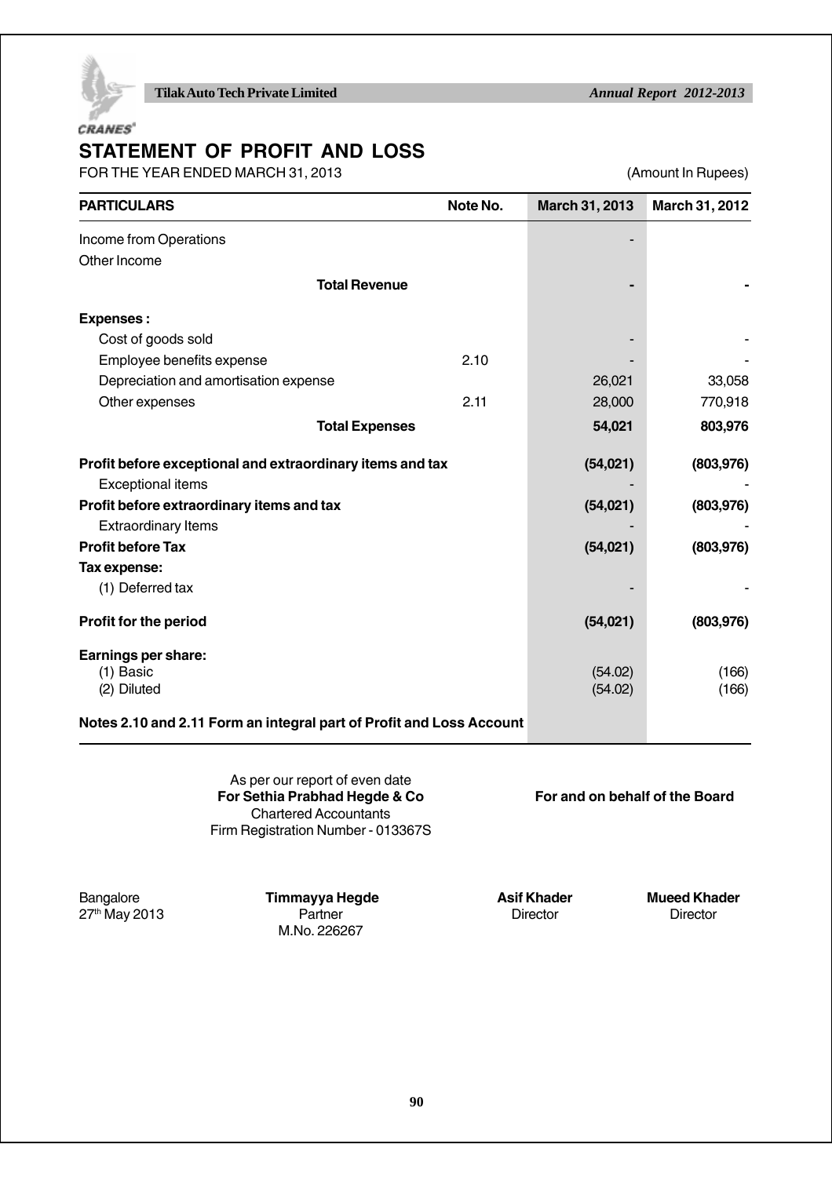## STATEMENT OF PROFIT AND LOSS

FOR THE YEAR ENDED MARCH 31, 2013 (Amount In Rupees)

| PARTICULARS | Note No. | March 31, 2013 | March 31, 2012 |
|---|---|---|---|
| Income from Operations | | - | |
| Other Income | | | |
| **Total Revenue** | | **-** | **-** |
| **Expenses :** | | | |
| Cost of goods sold | | - | - |
| Employee benefits expense | 2.10 | - | - |
| Depreciation and amortisation expense | | 26,021 | 33,058 |
| Other expenses | 2.11 | 28,000 | 770,918 |
| **Total Expenses** | | **54,021** | **803,976** |
| **Profit before exceptional and extraordinary items and tax** | | **(54,021)** | **(803,976)** |
| Exceptional items | | - | - |
| **Profit before extraordinary items and tax** | | **(54,021)** | **(803,976)** |
| Extraordinary Items | | - | - |
| **Profit before Tax** | | **(54,021)** | **(803,976)** |
| **Tax expense:** | | | |
| (1) Deferred tax | | - | - |
| **Profit for the period** | | **(54,021)** | **(803,976)** |
| **Earnings per share:** | | | |
| (1) Basic | | (54.02) | (166) |
| (2) Diluted | | (54.02) | (166) |

**Notes 2.10 and 2.11 Form an integral part of Profit and Loss Account**

As per our report of even date
**For Sethia Prabhad Hegde & Co**
Chartered Accountants
Firm Registration Number - 013367S

**For and on behalf of the Board**

Bangalore
27th May 2013

**Timmayya Hegde**
Partner
M.No. 226267

**Asif Khader**
Director

**Mueed Khader**
Director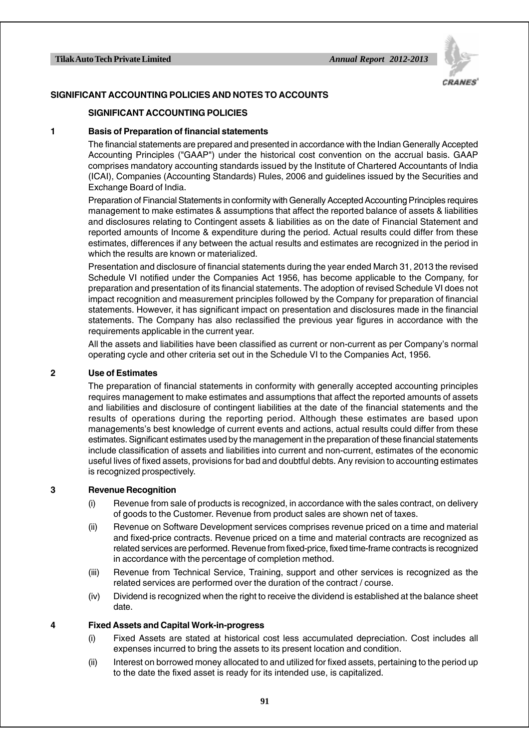## SIGNIFICANT ACCOUNTING POLICIES AND NOTES TO ACCOUNTS

### SIGNIFICANT ACCOUNTING POLICIES

**1 Basis of Preparation of financial statements**

The financial statements are prepared and presented in accordance with the Indian Generally Accepted Accounting Principles ("GAAP") under the historical cost convention on the accrual basis. GAAP comprises mandatory accounting standards issued by the Institute of Chartered Accountants of India (ICAI), Companies (Accounting Standards) Rules, 2006 and guidelines issued by the Securities and Exchange Board of India.

Preparation of Financial Statements in conformity with Generally Accepted Accounting Principles requires management to make estimates & assumptions that affect the reported balance of assets & liabilities and disclosures relating to Contingent assets & liabilities as on the date of Financial Statement and reported amounts of Income & expenditure during the period. Actual results could differ from these estimates, differences if any between the actual results and estimates are recognized in the period in which the results are known or materialized.

Presentation and disclosure of financial statements during the year ended March 31, 2013 the revised Schedule VI notified under the Companies Act 1956, has become applicable to the Company, for preparation and presentation of its financial statements. The adoption of revised Schedule VI does not impact recognition and measurement principles followed by the Company for preparation of financial statements. However, it has significant impact on presentation and disclosures made in the financial statements. The Company has also reclassified the previous year figures in accordance with the requirements applicable in the current year.

All the assets and liabilities have been classified as current or non-current as per Company's normal operating cycle and other criteria set out in the Schedule VI to the Companies Act, 1956.

**2 Use of Estimates**

The preparation of financial statements in conformity with generally accepted accounting principles requires management to make estimates and assumptions that affect the reported amounts of assets and liabilities and disclosure of contingent liabilities at the date of the financial statements and the results of operations during the reporting period. Although these estimates are based upon managements's best knowledge of current events and actions, actual results could differ from these estimates. Significant estimates used by the management in the preparation of these financial statements include classification of assets and liabilities into current and non-current, estimates of the economic useful lives of fixed assets, provisions for bad and doubtful debts. Any revision to accounting estimates is recognized prospectively.

**3 Revenue Recognition**

(i) Revenue from sale of products is recognized, in accordance with the sales contract, on delivery of goods to the Customer. Revenue from product sales are shown net of taxes.

(ii) Revenue on Software Development services comprises revenue priced on a time and material and fixed-price contracts. Revenue priced on a time and material contracts are recognized as related services are performed. Revenue from fixed-price, fixed time-frame contracts is recognized in accordance with the percentage of completion method.

(iii) Revenue from Technical Service, Training, support and other services is recognized as the related services are performed over the duration of the contract / course.

(iv) Dividend is recognized when the right to receive the dividend is established at the balance sheet date.

**4 Fixed Assets and Capital Work-in-progress**

(i) Fixed Assets are stated at historical cost less accumulated depreciation. Cost includes all expenses incurred to bring the assets to its present location and condition.

(ii) Interest on borrowed money allocated to and utilized for fixed assets, pertaining to the period up to the date the fixed asset is ready for its intended use, is capitalized.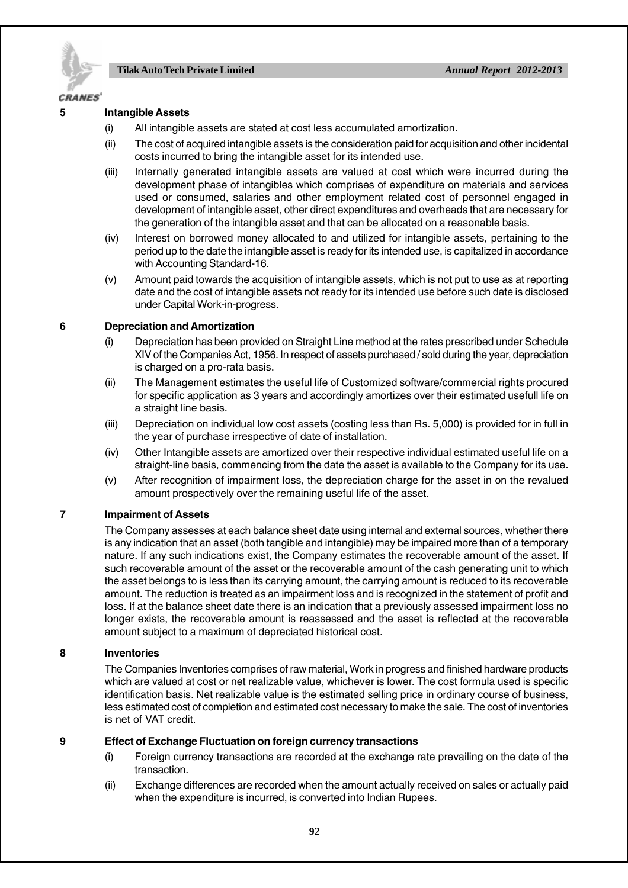## 5 Intangible Assets

(i) All intangible assets are stated at cost less accumulated amortization.

(ii) The cost of acquired intangible assets is the consideration paid for acquisition and other incidental costs incurred to bring the intangible asset for its intended use.

(iii) Internally generated intangible assets are valued at cost which were incurred during the development phase of intangibles which comprises of expenditure on materials and services used or consumed, salaries and other employment related cost of personnel engaged in development of intangible asset, other direct expenditures and overheads that are necessary for the generation of the intangible asset and that can be allocated on a reasonable basis.

(iv) Interest on borrowed money allocated to and utilized for intangible assets, pertaining to the period up to the date the intangible asset is ready for its intended use, is capitalized in accordance with Accounting Standard-16.

(v) Amount paid towards the acquisition of intangible assets, which is not put to use as at reporting date and the cost of intangible assets not ready for its intended use before such date is disclosed under Capital Work-in-progress.

## 6 Depreciation and Amortization

(i) Depreciation has been provided on Straight Line method at the rates prescribed under Schedule XIV of the Companies Act, 1956. In respect of assets purchased / sold during the year, depreciation is charged on a pro-rata basis.

(ii) The Management estimates the useful life of Customized software/commercial rights procured for specific application as 3 years and accordingly amortizes over their estimated usefull life on a straight line basis.

(iii) Depreciation on individual low cost assets (costing less than Rs. 5,000) is provided for in full in the year of purchase irrespective of date of installation.

(iv) Other Intangible assets are amortized over their respective individual estimated useful life on a straight-line basis, commencing from the date the asset is available to the Company for its use.

(v) After recognition of impairment loss, the depreciation charge for the asset in on the revalued amount prospectively over the remaining useful life of the asset.

## 7 Impairment of Assets

The Company assesses at each balance sheet date using internal and external sources, whether there is any indication that an asset (both tangible and intangible) may be impaired more than of a temporary nature. If any such indications exist, the Company estimates the recoverable amount of the asset. If such recoverable amount of the asset or the recoverable amount of the cash generating unit to which the asset belongs to is less than its carrying amount, the carrying amount is reduced to its recoverable amount. The reduction is treated as an impairment loss and is recognized in the statement of profit and loss. If at the balance sheet date there is an indication that a previously assessed impairment loss no longer exists, the recoverable amount is reassessed and the asset is reflected at the recoverable amount subject to a maximum of depreciated historical cost.

## 8 Inventories

The Companies Inventories comprises of raw material, Work in progress and finished hardware products which are valued at cost or net realizable value, whichever is lower. The cost formula used is specific identification basis. Net realizable value is the estimated selling price in ordinary course of business, less estimated cost of completion and estimated cost necessary to make the sale. The cost of inventories is net of VAT credit.

## 9 Effect of Exchange Fluctuation on foreign currency transactions

(i) Foreign currency transactions are recorded at the exchange rate prevailing on the date of the transaction.

(ii) Exchange differences are recorded when the amount actually received on sales or actually paid when the expenditure is incurred, is converted into Indian Rupees.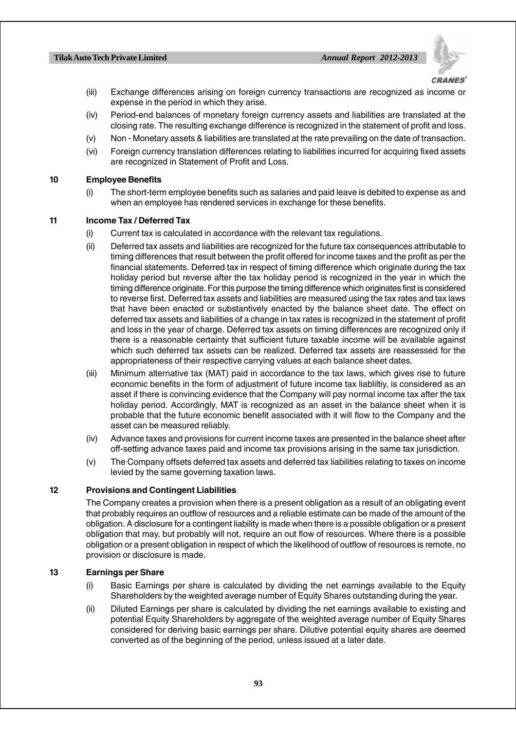(iii) Exchange differences arising on foreign currency transactions are recognized as income or expense in the period in which they arise.

(iv) Period-end balances of monetary foreign currency assets and liabilities are translated at the closing rate. The resulting exchange difference is recognized in the statement of profit and loss.

(v) Non - Monetary assets & liabilities are translated at the rate prevailing on the date of transaction.

(vi) Foreign currency translation differences relating to liabilities incurred for acquiring fixed assets are recognized in Statement of Profit and Loss.

**10 Employee Benefits**

(i) The short-term employee benefits such as salaries and paid leave is debited to expense as and when an employee has rendered services in exchange for these benefits.

**11 Income Tax / Deferred Tax**

(i) Current tax is calculated in accordance with the relevant tax regulations.

(ii) Deferred tax assets and liabilities are recognized for the future tax consequences attributable to timing differences that result between the profit offered for income taxes and the profit as per the financial statements. Deferred tax in respect of timing difference which originate during the tax holiday period but reverse after the tax holiday period is recognized in the year in which the timing difference originate. For this purpose the timing difference which originates first is considered to reverse first. Deferred tax assets and liabilities are measured using the tax rates and tax laws that have been enacted or substantively enacted by the balance sheet date. The effect on deferred tax assets and liabilities of a change in tax rates is recognized in the statement of profit and loss in the year of charge. Deferred tax assets on timing differences are recognized only if there is a reasonable certainty that sufficient future taxable income will be available against which such deferred tax assets can be realized. Deferred tax assets are reassessed for the appropriateness of their respective carrying values at each balance sheet dates.

(iii) Minimum alternative tax (MAT) paid in accordance to the tax laws, which gives rise to future economic benefits in the form of adjustment of future income tax liabliltiy, is considered as an asset if there is convincing evidence that the Company will pay normal income tax after the tax holiday period. Accordingly, MAT is recognized as an asset in the balance sheet when it is probable that the future economic benefit associated with it will flow to the Company and the asset can be measured reliably.

(iv) Advance taxes and provisions for current income taxes are presented in the balance sheet after off-setting advance taxes paid and income tax provisions arising in the same tax jurisdiction.

(v) The Company offsets deferred tax assets and deferred tax liabilities relating to taxes on income levied by the same governing taxation laws.

**12 Provisions and Contingent Liabilities**

The Company creates a provision when there is a present obligation as a result of an obligating event that probably requires an outflow of resources and a reliable estimate can be made of the amount of the obligation. A disclosure for a contingent liability is made when there is a possible obligation or a present obligation that may, but probably will not, require an out flow of resources. Where there is a possible obligation or a present obligation in respect of which the likelihood of outflow of resources is remote, no provision or disclosure is made.

**13 Earnings per Share**

(i) Basic Earnings per share is calculated by dividing the net earnings available to the Equity Shareholders by the weighted average number of Equity Shares outstanding during the year.

(ii) Diluted Earnings per share is calculated by dividing the net earnings available to existing and potential Equity Shareholders by aggregate of the weighted average number of Equity Shares considered for deriving basic earnings per share. Dilutive potential equity shares are deemed converted as of the beginning of the period, unless issued at a later date.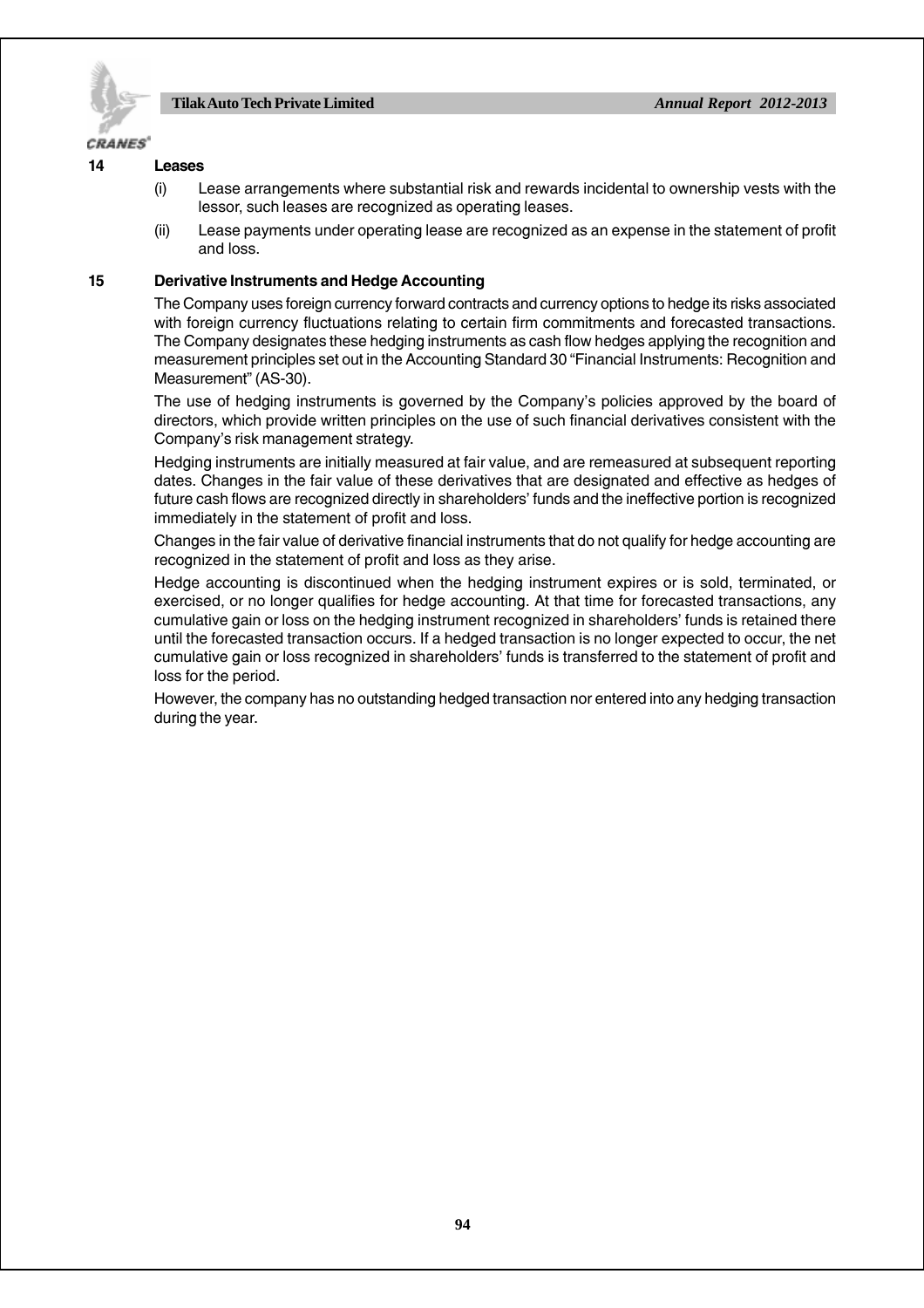## 14 Leases

(i) Lease arrangements where substantial risk and rewards incidental to ownership vests with the lessor, such leases are recognized as operating leases.

(ii) Lease payments under operating lease are recognized as an expense in the statement of profit and loss.

## 15 Derivative Instruments and Hedge Accounting

The Company uses foreign currency forward contracts and currency options to hedge its risks associated with foreign currency fluctuations relating to certain firm commitments and forecasted transactions. The Company designates these hedging instruments as cash flow hedges applying the recognition and measurement principles set out in the Accounting Standard 30 "Financial Instruments: Recognition and Measurement" (AS-30).

The use of hedging instruments is governed by the Company's policies approved by the board of directors, which provide written principles on the use of such financial derivatives consistent with the Company's risk management strategy.

Hedging instruments are initially measured at fair value, and are remeasured at subsequent reporting dates. Changes in the fair value of these derivatives that are designated and effective as hedges of future cash flows are recognized directly in shareholders' funds and the ineffective portion is recognized immediately in the statement of profit and loss.

Changes in the fair value of derivative financial instruments that do not qualify for hedge accounting are recognized in the statement of profit and loss as they arise.

Hedge accounting is discontinued when the hedging instrument expires or is sold, terminated, or exercised, or no longer qualifies for hedge accounting. At that time for forecasted transactions, any cumulative gain or loss on the hedging instrument recognized in shareholders' funds is retained there until the forecasted transaction occurs. If a hedged transaction is no longer expected to occur, the net cumulative gain or loss recognized in shareholders' funds is transferred to the statement of profit and loss for the period.

However, the company has no outstanding hedged transaction nor entered into any hedging transaction during the year.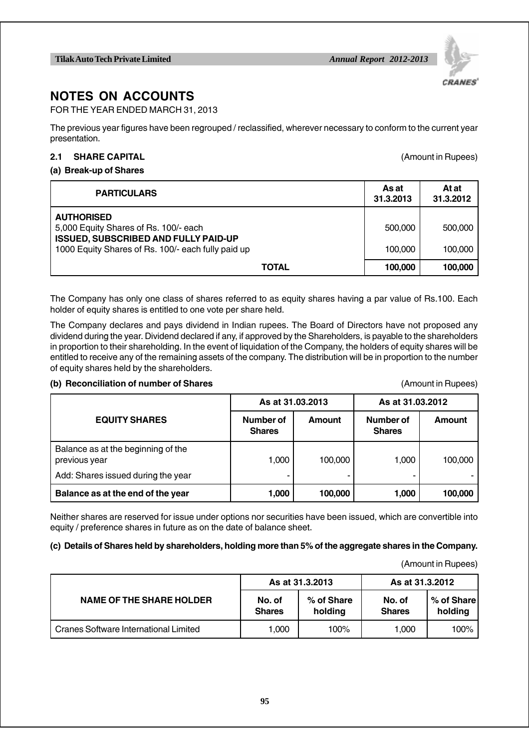# NOTES ON ACCOUNTS

FOR THE YEAR ENDED MARCH 31, 2013

The previous year figures have been regrouped / reclassified, wherever necessary to conform to the current year presentation.

## 2.1 SHARE CAPITAL

(Amount in Rupees)

### (a) Break-up of Shares

| PARTICULARS | As at 31.3.2013 | At at 31.3.2012 |
|---|---|---|
| **AUTHORISED** | | |
| 5,000 Equity Shares of Rs. 100/- each | 500,000 | 500,000 |
| **ISSUED, SUBSCRIBED AND FULLY PAID-UP** | | |
| 1000 Equity Shares of Rs. 100/- each fully paid up | 100,000 | 100,000 |
| **TOTAL** | **100,000** | **100,000** |

The Company has only one class of shares referred to as equity shares having a par value of Rs.100. Each holder of equity shares is entitled to one vote per share held.

The Company declares and pays dividend in Indian rupees. The Board of Directors have not proposed any dividend during the year. Dividend declared if any, if approved by the Shareholders, is payable to the shareholders in proportion to their shareholding. In the event of liquidation of the Company, the holders of equity shares will be entitled to receive any of the remaining assets of the company. The distribution will be in proportion to the number of equity shares held by the shareholders.

### (b) Reconciliation of number of Shares

(Amount in Rupees)

| EQUITY SHARES | As at 31.03.2013 | | As at 31.03.2012 | |
|---|---|---|---|---|
| | Number of Shares | Amount | Number of Shares | Amount |
| Balance as at the beginning of the previous year | 1,000 | 100,000 | 1,000 | 100,000 |
| Add: Shares issued during the year | - | - | - | - |
| **Balance as at the end of the year** | **1,000** | **100,000** | **1,000** | **100,000** |

Neither shares are reserved for issue under options nor securities have been issued, which are convertible into equity / preference shares in future as on the date of balance sheet.

### (c) Details of Shares held by shareholders, holding more than 5% of the aggregate shares in the Company.

(Amount in Rupees)

| NAME OF THE SHARE HOLDER | As at 31.3.2013 | | As at 31.3.2012 | |
|---|---|---|---|---|
| | No. of Shares | % of Share holding | No. of Shares | % of Share holding |
| Cranes Software International Limited | 1,000 | 100% | 1,000 | 100% |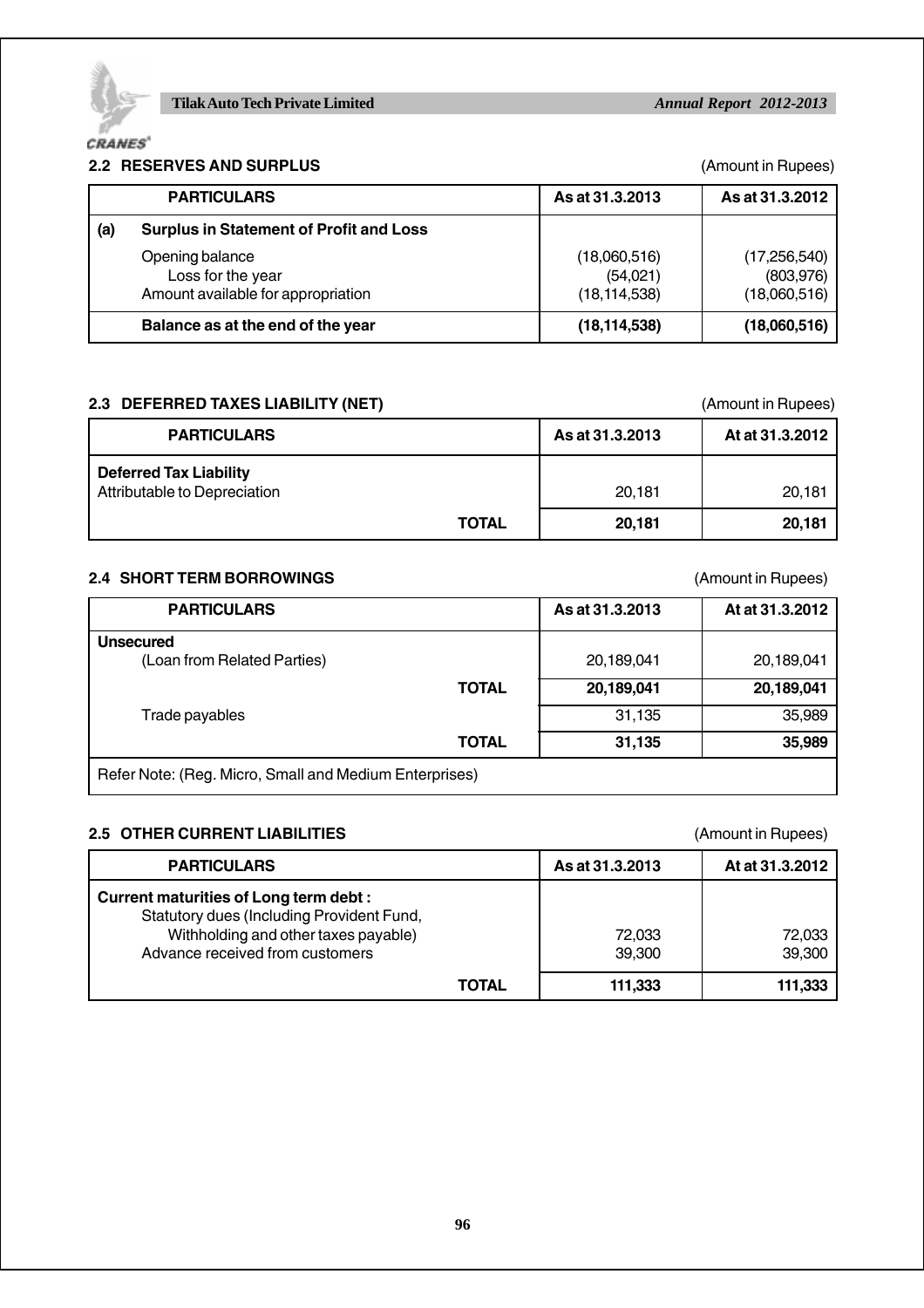## 2.2 RESERVES AND SURPLUS

(Amount in Rupees)

| | PARTICULARS | As at 31.3.2013 | As at 31.3.2012 |
|---|---|---|---|
| **(a)** | **Surplus in Statement of Profit and Loss** | | |
| | Opening balance | (18,060,516) | (17,256,540) |
| | Loss for the year | (54,021) | (803,976) |
| | Amount available for appropriation | (18,114,538) | (18,060,516) |
| | **Balance as at the end of the year** | **(18,114,538)** | **(18,060,516)** |

## 2.3 DEFERRED TAXES LIABILITY (NET)

(Amount in Rupees)

| PARTICULARS | As at 31.3.2013 | At at 31.3.2012 |
|---|---|---|
| **Deferred Tax Liability** | | |
| Attributable to Depreciation | 20,181 | 20,181 |
| **TOTAL** | **20,181** | **20,181** |

## 2.4 SHORT TERM BORROWINGS

(Amount in Rupees)

| PARTICULARS | As at 31.3.2013 | At at 31.3.2012 |
|---|---|---|
| **Unsecured** | | |
| (Loan from Related Parties) | 20,189,041 | 20,189,041 |
| **TOTAL** | **20,189,041** | **20,189,041** |
| Trade payables | 31,135 | 35,989 |
| **TOTAL** | **31,135** | **35,989** |
| Refer Note: (Reg. Micro, Small and Medium Enterprises) | | |

## 2.5 OTHER CURRENT LIABILITIES

(Amount in Rupees)

| PARTICULARS | As at 31.3.2013 | At at 31.3.2012 |
|---|---|---|
| **Current maturities of Long term debt :** | | |
| Statutory dues (Including Provident Fund, Withholding and other taxes payable) | 72,033 | 72,033 |
| Advance received from customers | 39,300 | 39,300 |
| **TOTAL** | **111,333** | **111,333** |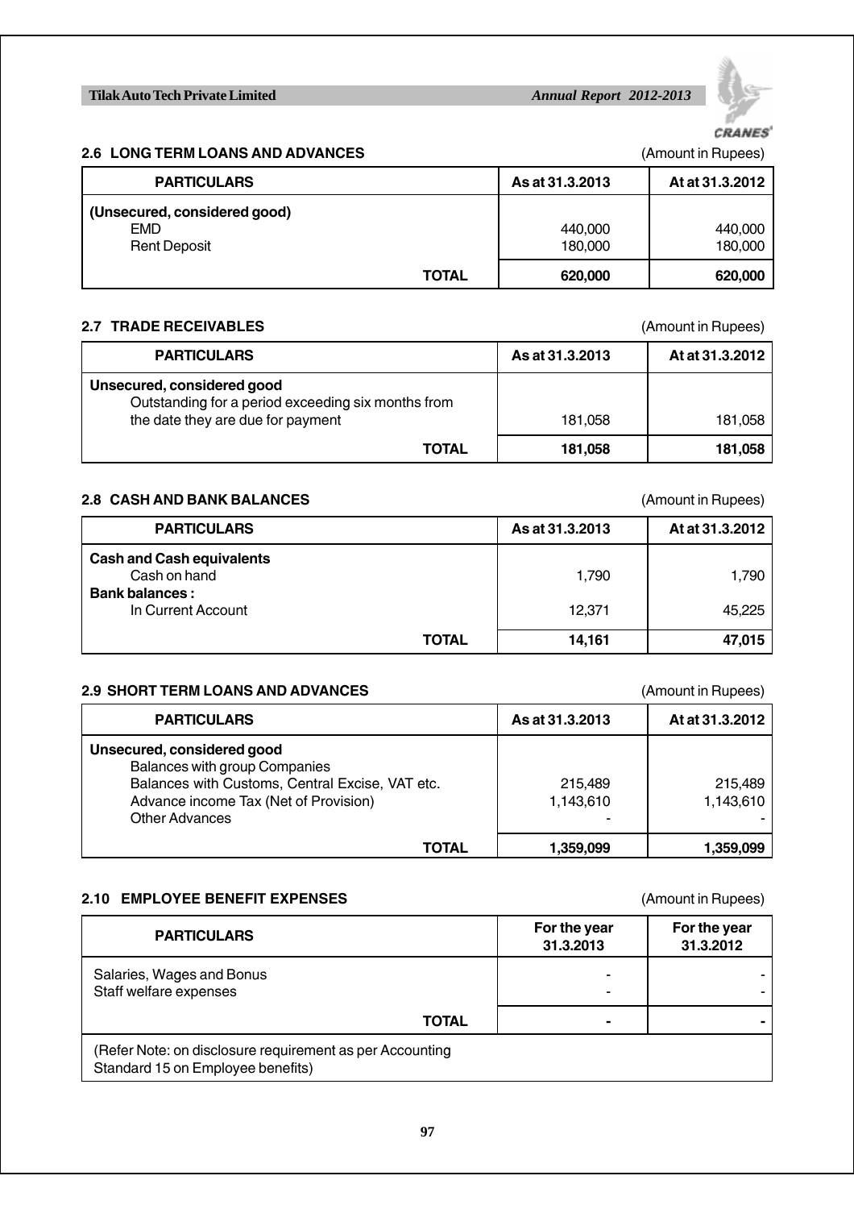### 2.6 LONG TERM LOANS AND ADVANCES

(Amount in Rupees)

| PARTICULARS | As at 31.3.2013 | At at 31.3.2012 |
|---|---|---|
| **(Unsecured, considered good)** | | |
| EMD | 440,000 | 440,000 |
| Rent Deposit | 180,000 | 180,000 |
| **TOTAL** | **620,000** | **620,000** |

### 2.7 TRADE RECEIVABLES

(Amount in Rupees)

| PARTICULARS | As at 31.3.2013 | At at 31.3.2012 |
|---|---|---|
| **Unsecured, considered good** | | |
| Outstanding for a period exceeding six months from the date they are due for payment | 181,058 | 181,058 |
| **TOTAL** | **181,058** | **181,058** |

### 2.8 CASH AND BANK BALANCES

(Amount in Rupees)

| PARTICULARS | As at 31.3.2013 | At at 31.3.2012 |
|---|---|---|
| **Cash and Cash equivalents** | | |
| Cash on hand | 1,790 | 1,790 |
| **Bank balances :** | | |
| In Current Account | 12,371 | 45,225 |
| **TOTAL** | **14,161** | **47,015** |

### 2.9 SHORT TERM LOANS AND ADVANCES

(Amount in Rupees)

| PARTICULARS | As at 31.3.2013 | At at 31.3.2012 |
|---|---|---|
| **Unsecured, considered good** | | |
| Balances with group Companies | | |
| Balances with Customs, Central Excise, VAT etc. | 215,489 | 215,489 |
| Advance income Tax (Net of Provision) | 1,143,610 | 1,143,610 |
| Other Advances | - | - |
| **TOTAL** | **1,359,099** | **1,359,099** |

### 2.10 EMPLOYEE BENEFIT EXPENSES

(Amount in Rupees)

| PARTICULARS | For the year 31.3.2013 | For the year 31.3.2012 |
|---|---|---|
| Salaries, Wages and Bonus | - | - |
| Staff welfare expenses | - | - |
| **TOTAL** | **-** | **-** |
| (Refer Note: on disclosure requirement as per Accounting Standard 15 on Employee benefits) | | |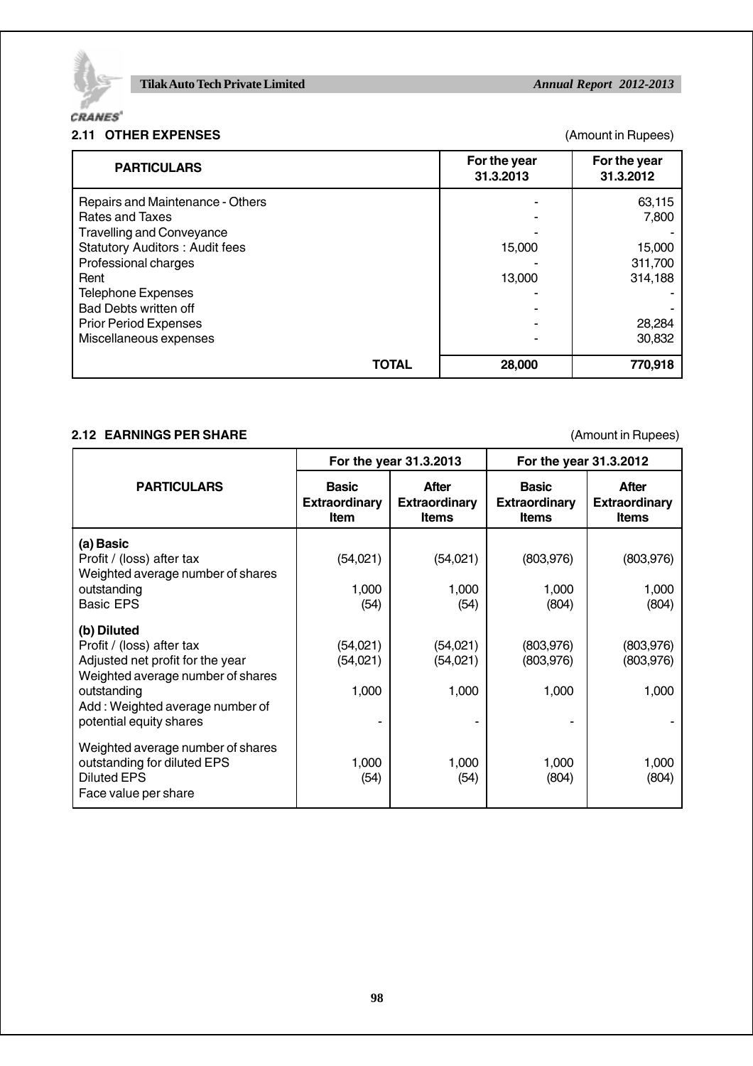## 2.11 OTHER EXPENSES

(Amount in Rupees)

| PARTICULARS | For the year 31.3.2013 | For the year 31.3.2012 |
|---|---|---|
| Repairs and Maintenance - Others | - | 63,115 |
| Rates and Taxes | - | 7,800 |
| Travelling and Conveyance | - | - |
| Statutory Auditors : Audit fees | 15,000 | 15,000 |
| Professional charges | - | 311,700 |
| Rent | 13,000 | 314,188 |
| Telephone Expenses | - | - |
| Bad Debts written off | - | - |
| Prior Period Expenses | - | 28,284 |
| Miscellaneous expenses | - | 30,832 |
| **TOTAL** | **28,000** | **770,918** |

## 2.12 EARNINGS PER SHARE

(Amount in Rupees)

| PARTICULARS | For the year 31.3.2013 | | For the year 31.3.2012 | |
|---|---|---|---|---|
| | **Basic Extraordinary Item** | **After Extraordinary Items** | **Basic Extraordinary Items** | **After Extraordinary Items** |
| **(a) Basic** | | | | |
| Profit / (loss) after tax | (54,021) | (54,021) | (803,976) | (803,976) |
| Weighted average number of shares outstanding | 1,000 | 1,000 | 1,000 | 1,000 |
| Basic EPS | (54) | (54) | (804) | (804) |
| **(b) Diluted** | | | | |
| Profit / (loss) after tax | (54,021) | (54,021) | (803,976) | (803,976) |
| Adjusted net profit for the year | (54,021) | (54,021) | (803,976) | (803,976) |
| Weighted average number of shares outstanding | 1,000 | 1,000 | 1,000 | 1,000 |
| Add : Weighted average number of potential equity shares | - | - | - | - |
| Weighted average number of shares outstanding for diluted EPS | 1,000 | 1,000 | 1,000 | 1,000 |
| Diluted EPS | (54) | (54) | (804) | (804) |
| Face value per share | | | | |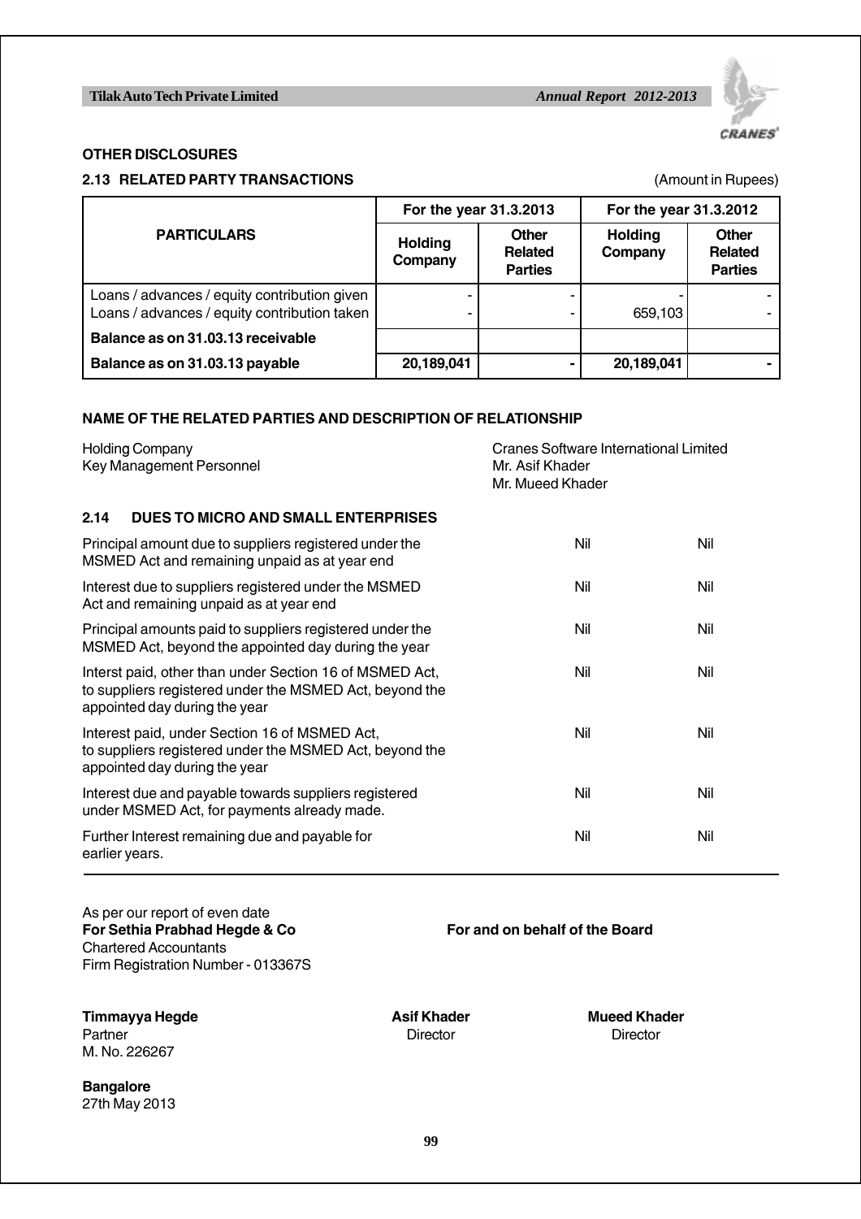## OTHER DISCLOSURES

### 2.13 RELATED PARTY TRANSACTIONS

(Amount in Rupees)

| PARTICULARS | For the year 31.3.2013 | | For the year 31.3.2012 | |
|---|---|---|---|---|
| | **Holding Company** | **Other Related Parties** | **Holding Company** | **Other Related Parties** |
| Loans / advances / equity contribution given | - | - | - | - |
| Loans / advances / equity contribution taken | - | - | 659,103 | - |
| **Balance as on 31.03.13 receivable** | | | | |
| **Balance as on 31.03.13 payable** | **20,189,041** | **-** | **20,189,041** | **-** |

### NAME OF THE RELATED PARTIES AND DESCRIPTION OF RELATIONSHIP

| | |
|---|---|
| Holding Company | Cranes Software International Limited |
| Key Management Personnel | Mr. Asif Khader<br>Mr. Mueed Khader |

### 2.14 DUES TO MICRO AND SMALL ENTERPRISES

| | | |
|---|---|---|
| Principal amount due to suppliers registered under the MSMED Act and remaining unpaid as at year end | Nil | Nil |
| Interest due to suppliers registered under the MSMED Act and remaining unpaid as at year end | Nil | Nil |
| Principal amounts paid to suppliers registered under the MSMED Act, beyond the appointed day during the year | Nil | Nil |
| Interst paid, other than under Section 16 of MSMED Act, to suppliers registered under the MSMED Act, beyond the appointed day during the year | Nil | Nil |
| Interest paid, under Section 16 of MSMED Act, to suppliers registered under the MSMED Act, beyond the appointed day during the year | Nil | Nil |
| Interest due and payable towards suppliers registered under MSMED Act, for payments already made. | Nil | Nil |
| Further Interest remaining due and payable for earlier years. | Nil | Nil |

As per our report of even date
**For Sethia Prabhad Hegde & Co**
Chartered Accountants
Firm Registration Number - 013367S

**For and on behalf of the Board**

**Timmayya Hegde**
Partner
M. No. 226267

**Asif Khader**
Director

**Mueed Khader**
Director

**Bangalore**
27th May 2013